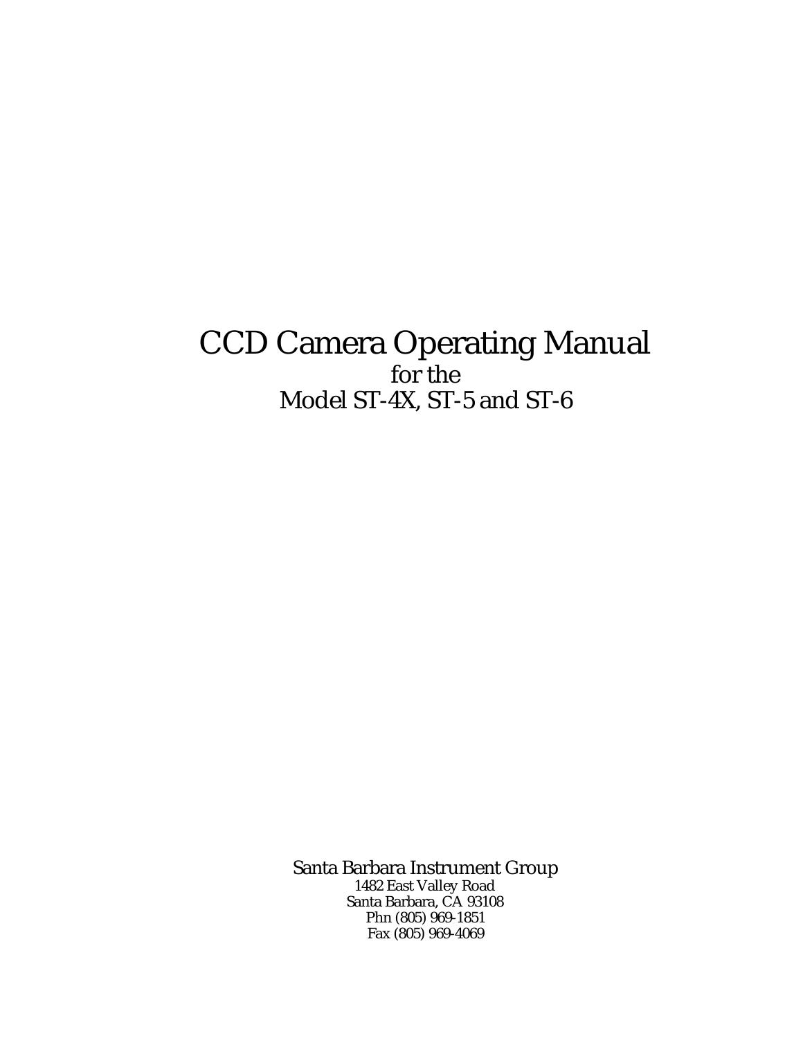# CCD Camera Operating Manual

for the

Model ST-4X, ST-5 and ST-6

Santa Barbara Instrument Group

1482 East Valley Road

Santa Barbara, CA 93108

Phn (805) 969-1851

Fax (805) 969-4069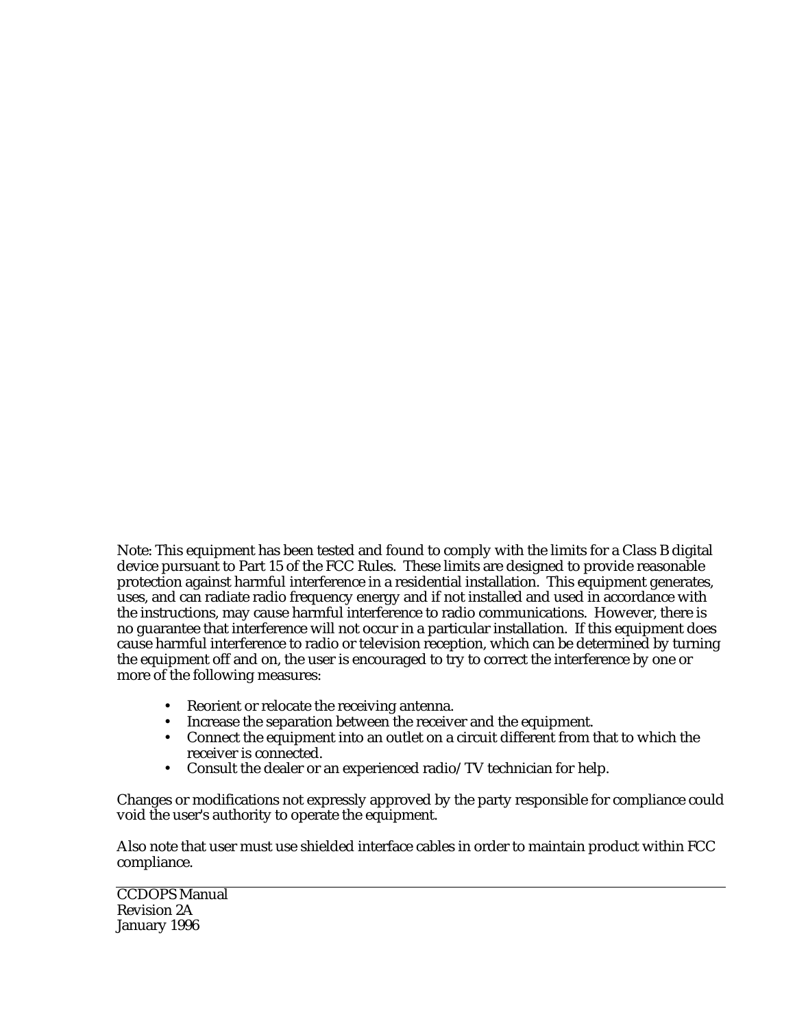Note: This equipment has been tested and found to comply with the limits for a Class B digital device pursuant to Part 15 of the FCC Rules. These limits are designed to provide reasonable protection against harmful interference in a residential installation. This equipment generates, uses, and can radiate radio frequency energy and if not installed and used in accordance with the instructions, may cause harmful interference to radio communications. However, there is no guarantee that interference will not occur in a particular installation. If this equipment does cause harmful interference to radio or television reception, which can be determined by turning the equipment off and on, the user is encouraged to try to correct the interference by one or more of the following measures:

- Reorient or relocate the receiving antenna.
- Increase the separation between the receiver and the equipment.
- Connect the equipment into an outlet on a circuit different from that to which the receiver is connected.
- Consult the dealer or an experienced radio/TV technician for help.

Changes or modifications not expressly approved by the party responsible for compliance could void the user's authority to operate the equipment.

Also note that user must use shielded interface cables in order to maintain product within FCC compliance.

---

CCDOPS Manual
Revision 2A
January 1996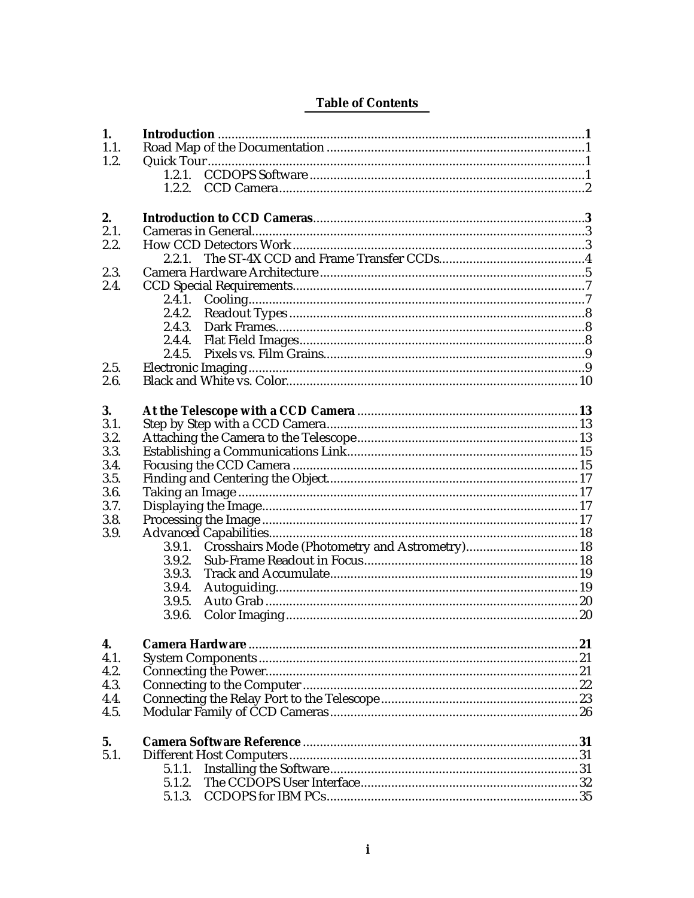## Table of Contents

**1. Introduction** .......... **1**
1.1. Road Map of the Documentation .......... 1
1.2. Quick Tour .......... 1
  1.2.1. CCDOPS Software .......... 1
  1.2.2. CCD Camera .......... 2

**2. Introduction to CCD Cameras** .......... **3**
2.1. Cameras in General .......... 3
2.2. How CCD Detectors Work .......... 3
  2.2.1. The ST-4X CCD and Frame Transfer CCDs .......... 4
2.3. Camera Hardware Architecture .......... 5
2.4. CCD Special Requirements .......... 7
  2.4.1. Cooling .......... 7
  2.4.2. Readout Types .......... 8
  2.4.3. Dark Frames .......... 8
  2.4.4. Flat Field Images .......... 8
  2.4.5. Pixels vs. Film Grains .......... 9
2.5. Electronic Imaging .......... 9
2.6. Black and White vs. Color .......... 10

**3. At the Telescope with a CCD Camera** .......... **13**
3.1. Step by Step with a CCD Camera .......... 13
3.2. Attaching the Camera to the Telescope .......... 13
3.3. Establishing a Communications Link .......... 15
3.4. Focusing the CCD Camera .......... 15
3.5. Finding and Centering the Object .......... 17
3.6. Taking an Image .......... 17
3.7. Displaying the Image .......... 17
3.8. Processing the Image .......... 17
3.9. Advanced Capabilities .......... 18
  3.9.1. Crosshairs Mode (Photometry and Astrometry) .......... 18
  3.9.2. Sub-Frame Readout in Focus .......... 18
  3.9.3. Track and Accumulate .......... 19
  3.9.4. Autoguiding .......... 19
  3.9.5. Auto Grab .......... 20
  3.9.6. Color Imaging .......... 20

**4. Camera Hardware** .......... **21**
4.1. System Components .......... 21
4.2. Connecting the Power .......... 21
4.3. Connecting to the Computer .......... 22
4.4. Connecting the Relay Port to the Telescope .......... 23
4.5. Modular Family of CCD Cameras .......... 26

**5. Camera Software Reference** .......... **31**
5.1. Different Host Computers .......... 31
  5.1.1. Installing the Software .......... 31
  5.1.2. The CCDOPS User Interface .......... 32
  5.1.3. CCDOPS for IBM PCs .......... 35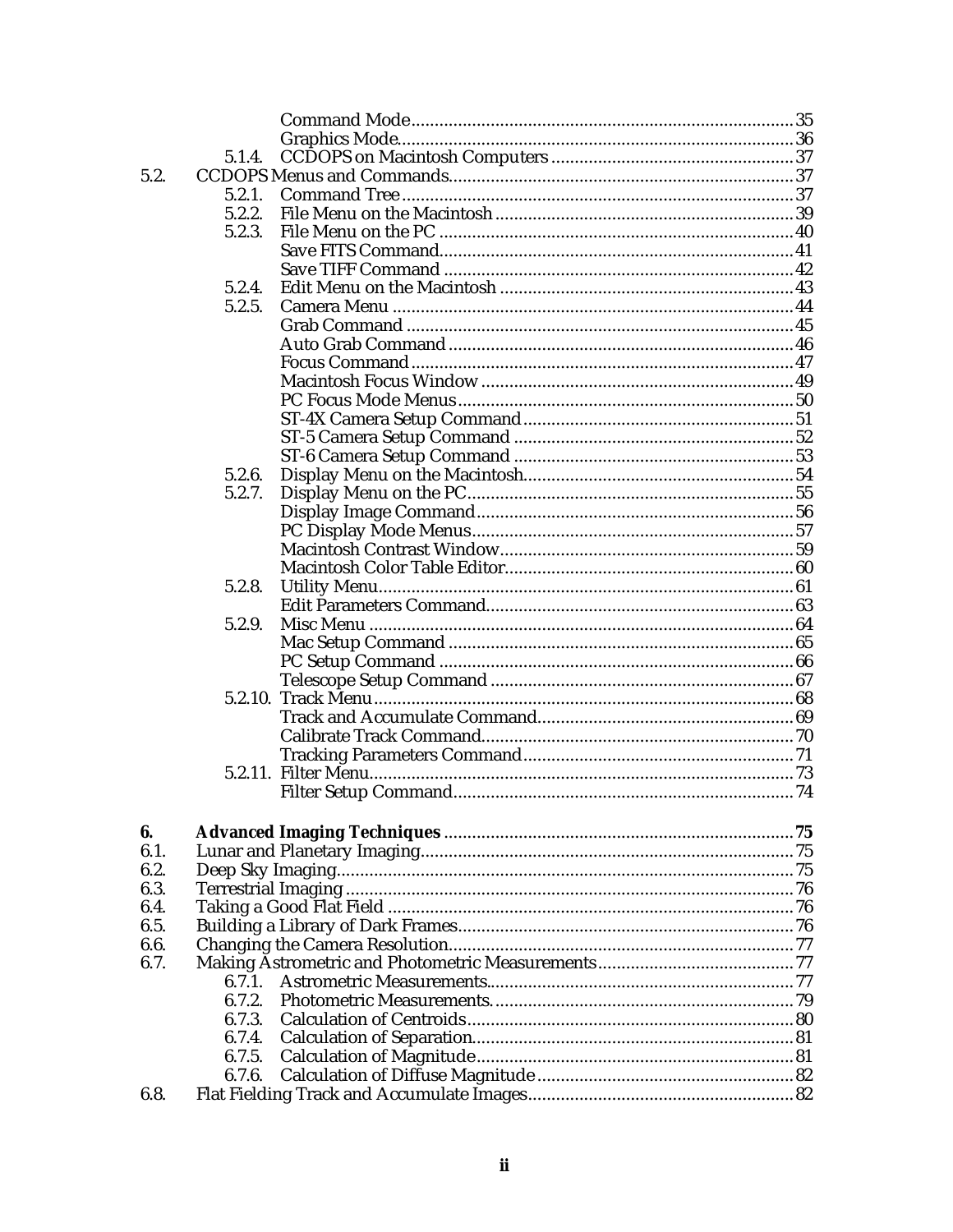| | | | |
|---|---|---|---|
| | | Command Mode | 35 |
| | | Graphics Mode | 36 |
| | 5.1.4. | CCDOPS on Macintosh Computers | 37 |
| 5.2. | CCDOPS Menus and Commands | | 37 |
| | 5.2.1. | Command Tree | 37 |
| | 5.2.2. | File Menu on the Macintosh | 39 |
| | 5.2.3. | File Menu on the PC | 40 |
| | | Save FITS Command | 41 |
| | | Save TIFF Command | 42 |
| | 5.2.4. | Edit Menu on the Macintosh | 43 |
| | 5.2.5. | Camera Menu | 44 |
| | | Grab Command | 45 |
| | | Auto Grab Command | 46 |
| | | Focus Command | 47 |
| | | Macintosh Focus Window | 49 |
| | | PC Focus Mode Menus | 50 |
| | | ST-4X Camera Setup Command | 51 |
| | | ST-5 Camera Setup Command | 52 |
| | | ST-6 Camera Setup Command | 53 |
| | 5.2.6. | Display Menu on the Macintosh | 54 |
| | 5.2.7. | Display Menu on the PC | 55 |
| | | Display Image Command | 56 |
| | | PC Display Mode Menus | 57 |
| | | Macintosh Contrast Window | 59 |
| | | Macintosh Color Table Editor | 60 |
| | 5.2.8. | Utility Menu | 61 |
| | | Edit Parameters Command | 63 |
| | 5.2.9. | Misc Menu | 64 |
| | | Mac Setup Command | 65 |
| | | PC Setup Command | 66 |
| | | Telescope Setup Command | 67 |
| | 5.2.10. | Track Menu | 68 |
| | | Track and Accumulate Command | 69 |
| | | Calibrate Track Command | 70 |
| | | Tracking Parameters Command | 71 |
| | 5.2.11. | Filter Menu | 73 |
| | | Filter Setup Command | 74 |
| **6.** | **Advanced Imaging Techniques** | | **75** |
| 6.1. | Lunar and Planetary Imaging | | 75 |
| 6.2. | Deep Sky Imaging | | 75 |
| 6.3. | Terrestrial Imaging | | 76 |
| 6.4. | Taking a Good Flat Field | | 76 |
| 6.5. | Building a Library of Dark Frames | | 76 |
| 6.6. | Changing the Camera Resolution | | 77 |
| 6.7. | Making Astrometric and Photometric Measurements | | 77 |
| | 6.7.1. | Astrometric Measurements | 77 |
| | 6.7.2. | Photometric Measurements | 79 |
| | 6.7.3. | Calculation of Centroids | 80 |
| | 6.7.4. | Calculation of Separation | 81 |
| | 6.7.5. | Calculation of Magnitude | 81 |
| | 6.7.6. | Calculation of Diffuse Magnitude | 82 |
| 6.8. | Flat Fielding Track and Accumulate Images | | 82 |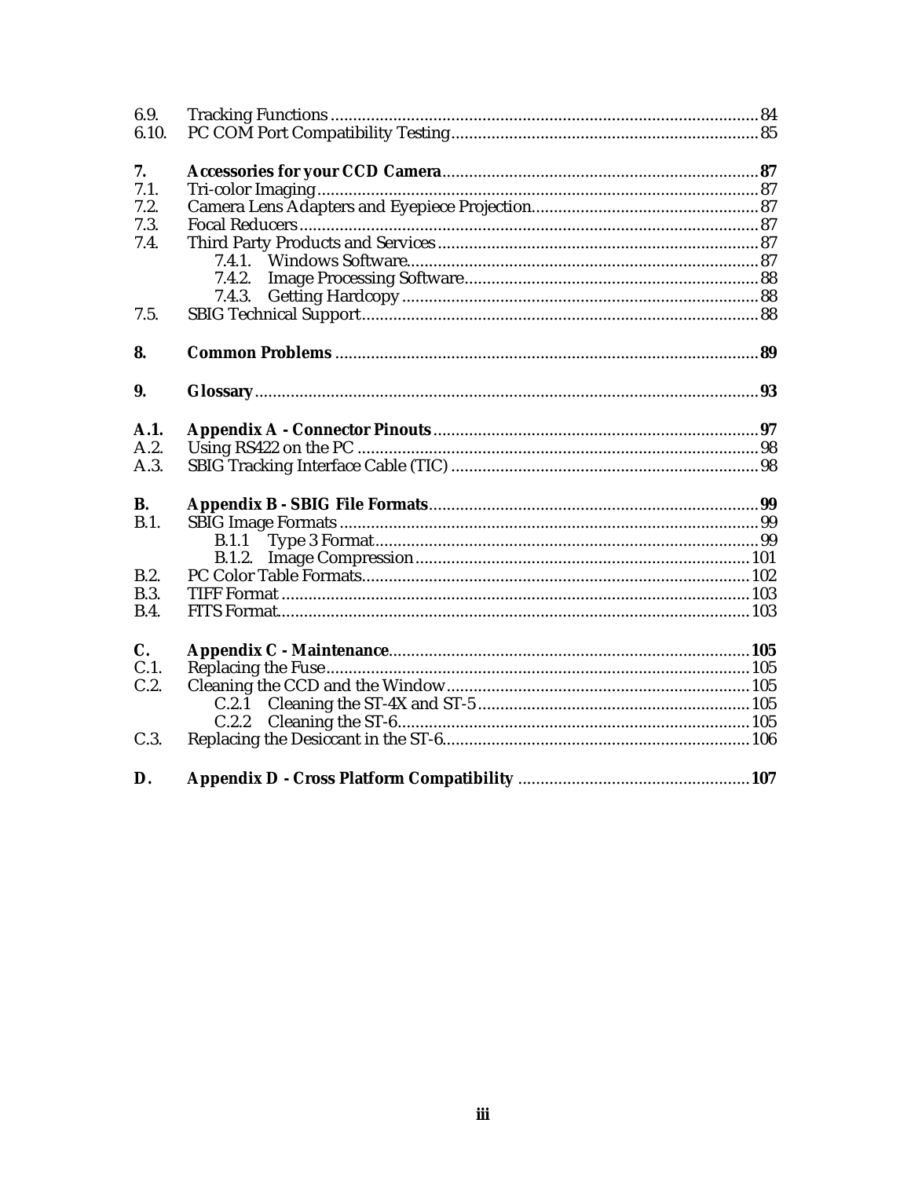| | | |
|---|---|---|
| 6.9. | Tracking Functions | 84 |
| 6.10. | PC COM Port Compatibility Testing | 85 |
| | | |
| **7.** | **Accessories for your CCD Camera** | **87** |
| 7.1. | Tri-color Imaging | 87 |
| 7.2. | Camera Lens Adapters and Eyepiece Projection | 87 |
| 7.3. | Focal Reducers | 87 |
| 7.4. | Third Party Products and Services | 87 |
| | 7.4.1. Windows Software | 87 |
| | 7.4.2. Image Processing Software | 88 |
| | 7.4.3. Getting Hardcopy | 88 |
| 7.5. | SBIG Technical Support | 88 |
| | | |
| **8.** | **Common Problems** | **89** |
| | | |
| **9.** | **Glossary** | **93** |
| | | |
| **A.1.** | **Appendix A - Connector Pinouts** | **97** |
| A.2. | Using RS422 on the PC | 98 |
| A.3. | SBIG Tracking Interface Cable (TIC) | 98 |
| | | |
| **B.** | **Appendix B - SBIG File Formats** | **99** |
| B.1. | SBIG Image Formats | 99 |
| | B.1.1 Type 3 Format | 99 |
| | B.1.2. Image Compression | 101 |
| B.2. | PC Color Table Formats | 102 |
| B.3. | TIFF Format | 103 |
| B.4. | FITS Format | 103 |
| | | |
| **C.** | **Appendix C - Maintenance** | **105** |
| C.1. | Replacing the Fuse | 105 |
| C.2. | Cleaning the CCD and the Window | 105 |
| | C.2.1 Cleaning the ST-4X and ST-5 | 105 |
| | C.2.2 Cleaning the ST-6 | 105 |
| C.3. | Replacing the Desiccant in the ST-6 | 106 |
| | | |
| **D.** | **Appendix D - Cross Platform Compatibility** | **107** |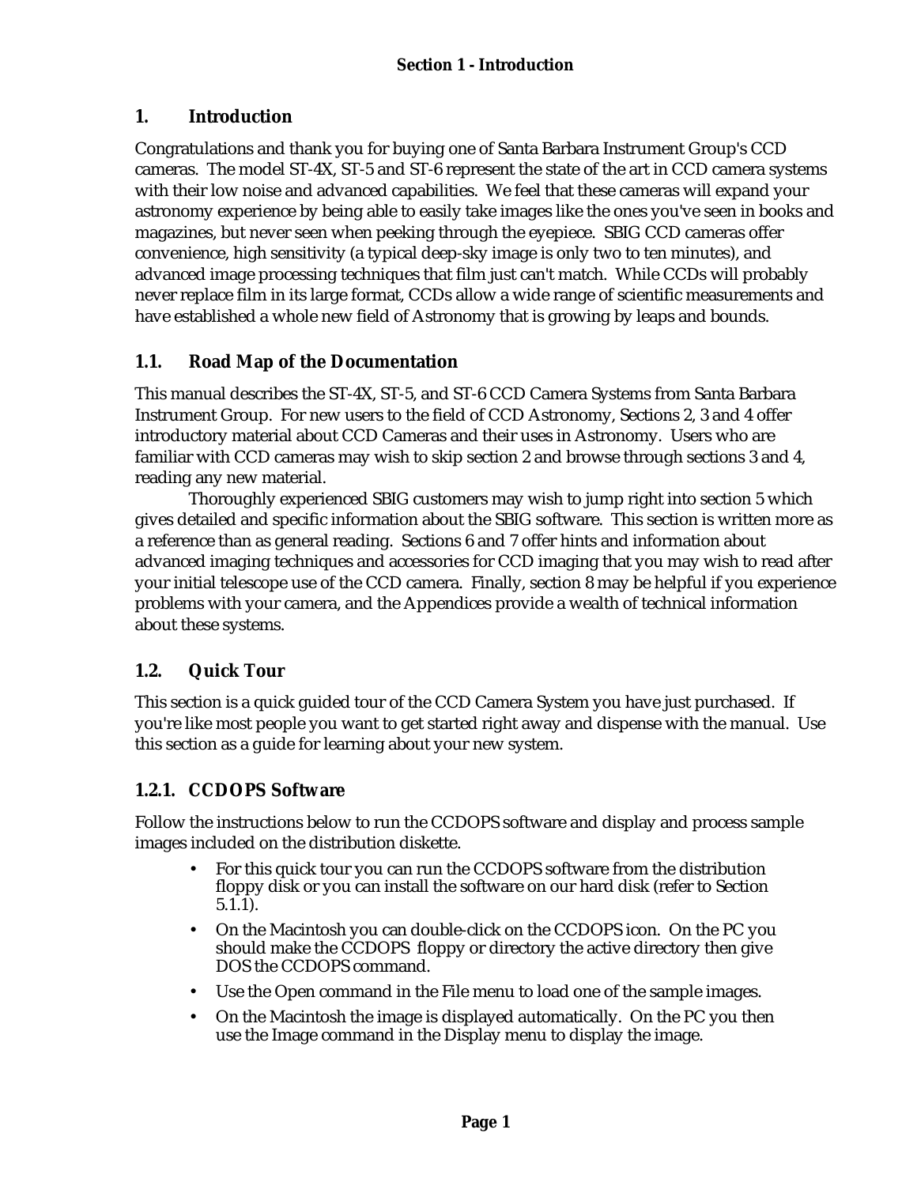# 1. Introduction

Congratulations and thank you for buying one of Santa Barbara Instrument Group's CCD cameras. The model ST-4X, ST-5 and ST-6 represent the state of the art in CCD camera systems with their low noise and advanced capabilities. We feel that these cameras will expand your astronomy experience by being able to easily take images like the ones you've seen in books and magazines, but never seen when peeking through the eyepiece. SBIG CCD cameras offer convenience, high sensitivity (a typical deep-sky image is only two to ten minutes), and advanced image processing techniques that film just can't match. While CCDs will probably never replace film in its large format, CCDs allow a wide range of scientific measurements and have established a whole new field of Astronomy that is growing by leaps and bounds.

## 1.1. Road Map of the Documentation

This manual describes the ST-4X, ST-5, and ST-6 CCD Camera Systems from Santa Barbara Instrument Group. For new users to the field of CCD Astronomy, Sections 2, 3 and 4 offer introductory material about CCD Cameras and their uses in Astronomy. Users who are familiar with CCD cameras may wish to skip section 2 and browse through sections 3 and 4, reading any new material.

Thoroughly experienced SBIG customers may wish to jump right into section 5 which gives detailed and specific information about the SBIG software. This section is written more as a reference than as general reading. Sections 6 and 7 offer hints and information about advanced imaging techniques and accessories for CCD imaging that you may wish to read after your initial telescope use of the CCD camera. Finally, section 8 may be helpful if you experience problems with your camera, and the Appendices provide a wealth of technical information about these systems.

## 1.2. Quick Tour

This section is a quick guided tour of the CCD Camera System you have just purchased. If you're like most people you want to get started right away and dispense with the manual. Use this section as a guide for learning about your new system.

### 1.2.1. CCDOPS Software

Follow the instructions below to run the CCDOPS software and display and process sample images included on the distribution diskette.

- For this quick tour you can run the CCDOPS software from the distribution floppy disk or you can install the software on our hard disk (refer to Section 5.1.1).
- On the Macintosh you can double-click on the CCDOPS icon. On the PC you should make the CCDOPS floppy or directory the active directory then give DOS the CCDOPS command.
- Use the Open command in the File menu to load one of the sample images.
- On the Macintosh the image is displayed automatically. On the PC you then use the Image command in the Display menu to display the image.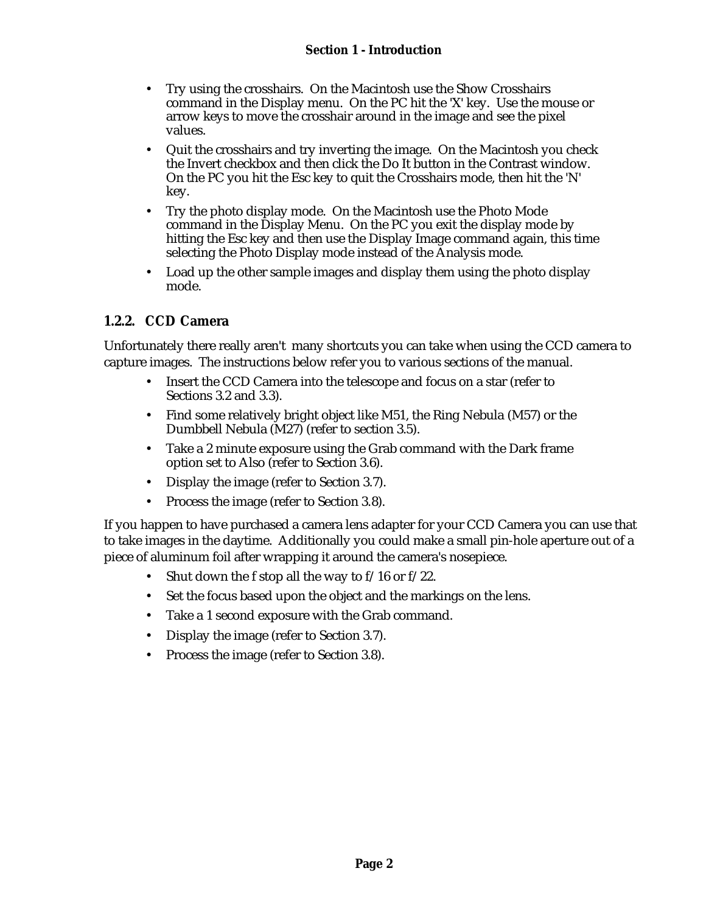- Try using the crosshairs. On the Macintosh use the Show Crosshairs command in the Display menu. On the PC hit the 'X' key. Use the mouse or arrow keys to move the crosshair around in the image and see the pixel values.
- Quit the crosshairs and try inverting the image. On the Macintosh you check the Invert checkbox and then click the Do It button in the Contrast window. On the PC you hit the Esc key to quit the Crosshairs mode, then hit the 'N' key.
- Try the photo display mode. On the Macintosh use the Photo Mode command in the Display Menu. On the PC you exit the display mode by hitting the Esc key and then use the Display Image command again, this time selecting the Photo Display mode instead of the Analysis mode.
- Load up the other sample images and display them using the photo display mode.

### 1.2.2. CCD Camera

Unfortunately there really aren't many shortcuts you can take when using the CCD camera to capture images. The instructions below refer you to various sections of the manual.

- Insert the CCD Camera into the telescope and focus on a star (refer to Sections 3.2 and 3.3).
- Find some relatively bright object like M51, the Ring Nebula (M57) or the Dumbbell Nebula (M27) (refer to section 3.5).
- Take a 2 minute exposure using the Grab command with the Dark frame option set to Also (refer to Section 3.6).
- Display the image (refer to Section 3.7).
- Process the image (refer to Section 3.8).

If you happen to have purchased a camera lens adapter for your CCD Camera you can use that to take images in the daytime. Additionally you could make a small pin-hole aperture out of a piece of aluminum foil after wrapping it around the camera's nosepiece.

- Shut down the f stop all the way to f/16 or f/22.
- Set the focus based upon the object and the markings on the lens.
- Take a 1 second exposure with the Grab command.
- Display the image (refer to Section 3.7).
- Process the image (refer to Section 3.8).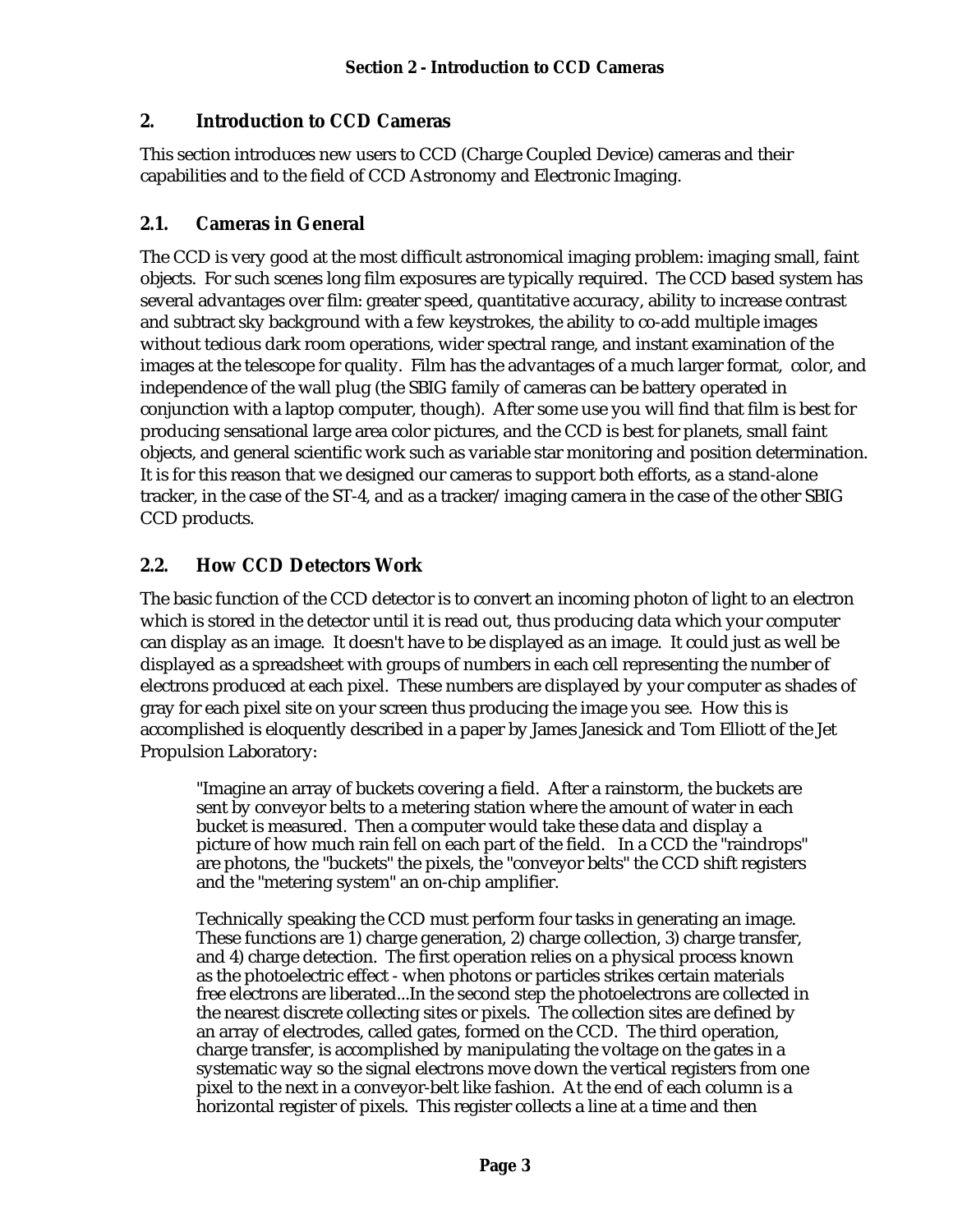## 2. Introduction to CCD Cameras

This section introduces new users to CCD (Charge Coupled Device) cameras and their capabilities and to the field of CCD Astronomy and Electronic Imaging.

### 2.1. Cameras in General

The CCD is very good at the most difficult astronomical imaging problem: imaging small, faint objects. For such scenes long film exposures are typically required. The CCD based system has several advantages over film: greater speed, quantitative accuracy, ability to increase contrast and subtract sky background with a few keystrokes, the ability to co-add multiple images without tedious dark room operations, wider spectral range, and instant examination of the images at the telescope for quality. Film has the advantages of a much larger format, color, and independence of the wall plug (the SBIG family of cameras can be battery operated in conjunction with a laptop computer, though). After some use you will find that film is best for producing sensational large area color pictures, and the CCD is best for planets, small faint objects, and general scientific work such as variable star monitoring and position determination. It is for this reason that we designed our cameras to support both efforts, as a stand-alone tracker, in the case of the ST-4, and as a tracker/imaging camera in the case of the other SBIG CCD products.

### 2.2. How CCD Detectors Work

The basic function of the CCD detector is to convert an incoming photon of light to an electron which is stored in the detector until it is read out, thus producing data which your computer can display as an image. It doesn't have to be displayed as an image. It could just as well be displayed as a spreadsheet with groups of numbers in each cell representing the number of electrons produced at each pixel. These numbers are displayed by your computer as shades of gray for each pixel site on your screen thus producing the image you see. How this is accomplished is eloquently described in a paper by James Janesick and Tom Elliott of the Jet Propulsion Laboratory:

> "Imagine an array of buckets covering a field. After a rainstorm, the buckets are sent by conveyor belts to a metering station where the amount of water in each bucket is measured. Then a computer would take these data and display a picture of how much rain fell on each part of the field. In a CCD the "raindrops" are photons, the "buckets" the pixels, the "conveyor belts" the CCD shift registers and the "metering system" an on-chip amplifier.
>
> Technically speaking the CCD must perform four tasks in generating an image. These functions are 1) charge generation, 2) charge collection, 3) charge transfer, and 4) charge detection. The first operation relies on a physical process known as the photoelectric effect - when photons or particles strikes certain materials free electrons are liberated...In the second step the photoelectrons are collected in the nearest discrete collecting sites or pixels. The collection sites are defined by an array of electrodes, called gates, formed on the CCD. The third operation, charge transfer, is accomplished by manipulating the voltage on the gates in a systematic way so the signal electrons move down the vertical registers from one pixel to the next in a conveyor-belt like fashion. At the end of each column is a horizontal register of pixels. This register collects a line at a time and then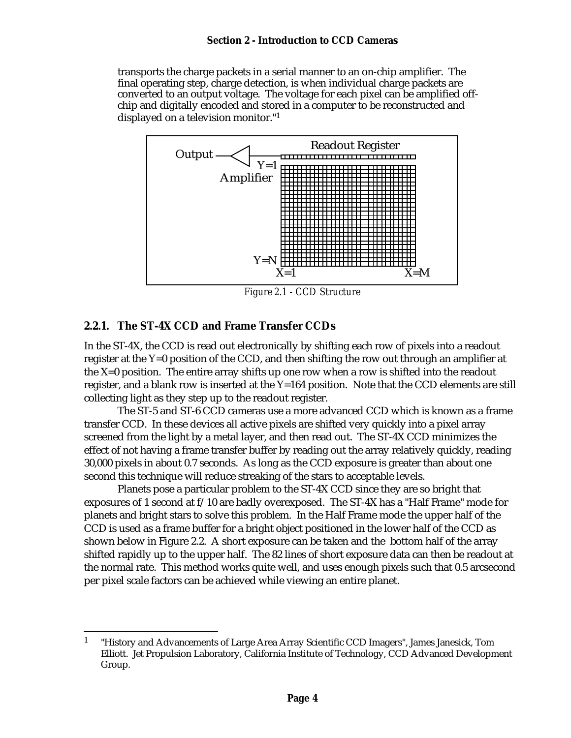transports the charge packets in a serial manner to an on-chip amplifier. The final operating step, charge detection, is when individual charge packets are converted to an output voltage. The voltage for each pixel can be amplified off-chip and digitally encoded and stored in a computer to be reconstructed and displayed on a television monitor."[1]

*Figure 2.1 - CCD Structure*

### 2.2.1. The ST-4X CCD and Frame Transfer CCDs

In the ST-4X, the CCD is read out electronically by shifting each row of pixels into a readout register at the Y=0 position of the CCD, and then shifting the row out through an amplifier at the X=0 position. The entire array shifts up one row when a row is shifted into the readout register, and a blank row is inserted at the Y=164 position. Note that the CCD elements are still collecting light as they step up to the readout register.

The ST-5 and ST-6 CCD cameras use a more advanced CCD which is known as a frame transfer CCD. In these devices all active pixels are shifted very quickly into a pixel array screened from the light by a metal layer, and then read out. The ST-4X CCD minimizes the effect of not having a frame transfer buffer by reading out the array relatively quickly, reading 30,000 pixels in about 0.7 seconds. As long as the CCD exposure is greater than about one second this technique will reduce streaking of the stars to acceptable levels.

Planets pose a particular problem to the ST-4X CCD since they are so bright that exposures of 1 second at f/10 are badly overexposed. The ST-4X has a "Half Frame" mode for planets and bright stars to solve this problem. In the Half Frame mode the upper half of the CCD is used as a frame buffer for a bright object positioned in the lower half of the CCD as shown below in Figure 2.2. A short exposure can be taken and the bottom half of the array shifted rapidly up to the upper half. The 82 lines of short exposure data can then be readout at the normal rate. This method works quite well, and uses enough pixels such that 0.5 arcsecond per pixel scale factors can be achieved while viewing an entire planet.

---

[1] "History and Advancements of Large Area Array Scientific CCD Imagers", James Janesick, Tom Elliott. Jet Propulsion Laboratory, California Institute of Technology, CCD Advanced Development Group.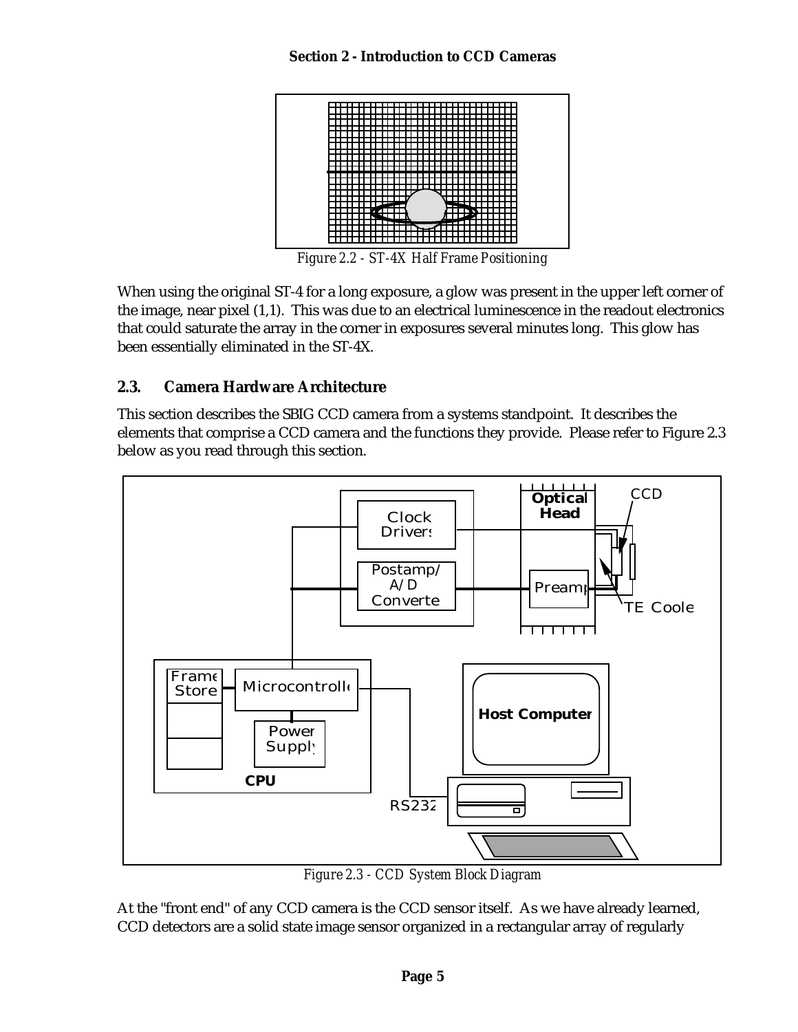Figure 2.2 - ST-4X Half Frame Positioning

When using the original ST-4 for a long exposure, a glow was present in the upper left corner of the image, near pixel (1,1). This was due to an electrical luminescence in the readout electronics that could saturate the array in the corner in exposures several minutes long. This glow has been essentially eliminated in the ST-4X.

## 2.3. Camera Hardware Architecture

This section describes the SBIG CCD camera from a systems standpoint. It describes the elements that comprise a CCD camera and the functions they provide. Please refer to Figure 2.3 below as you read through this section.

Figure 2.3 - CCD System Block Diagram

At the "front end" of any CCD camera is the CCD sensor itself. As we have already learned, CCD detectors are a solid state image sensor organized in a rectangular array of regularly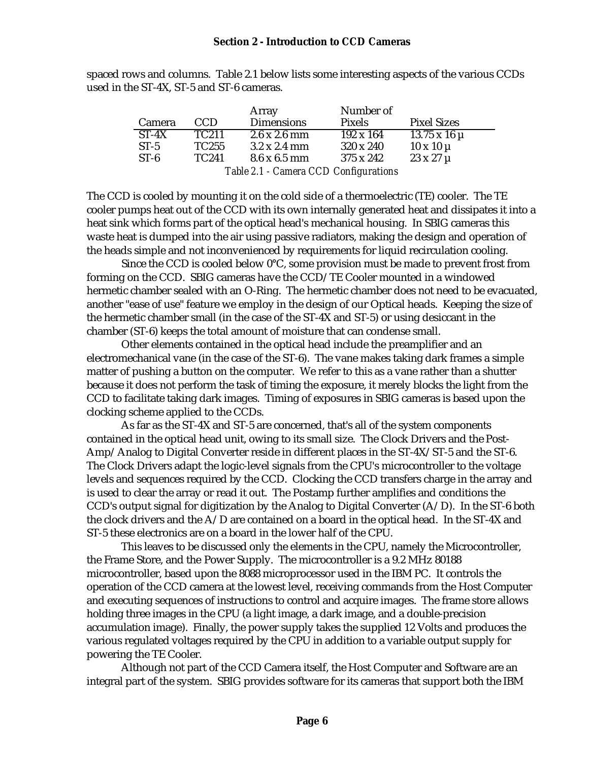spaced rows and columns. Table 2.1 below lists some interesting aspects of the various CCDs used in the ST-4X, ST-5 and ST-6 cameras.

| Camera | CCD | Array Dimensions | Number of Pixels | Pixel Sizes |
|---|---|---|---|---|
| ST-4X | TC211 | 2.6 x 2.6 mm | 192 x 164 | 13.75 x 16 µ |
| ST-5 | TC255 | 3.2 x 2.4 mm | 320 x 240 | 10 x 10 µ |
| ST-6 | TC241 | 8.6 x 6.5 mm | 375 x 242 | 23 x 27 µ |

*Table 2.1 - Camera CCD Configurations*

The CCD is cooled by mounting it on the cold side of a thermoelectric (TE) cooler. The TE cooler pumps heat out of the CCD with its own internally generated heat and dissipates it into a heat sink which forms part of the optical head's mechanical housing. In SBIG cameras this waste heat is dumped into the air using passive radiators, making the design and operation of the heads simple and not inconvenienced by requirements for liquid recirculation cooling.

Since the CCD is cooled below 0°C, some provision must be made to prevent frost from forming on the CCD. SBIG cameras have the CCD/TE Cooler mounted in a windowed hermetic chamber sealed with an O-Ring. The hermetic chamber does not need to be evacuated, another "ease of use" feature we employ in the design of our Optical heads. Keeping the size of the hermetic chamber small (in the case of the ST-4X and ST-5) or using desiccant in the chamber (ST-6) keeps the total amount of moisture that can condense small.

Other elements contained in the optical head include the preamplifier and an electromechanical vane (in the case of the ST-6). The vane makes taking dark frames a simple matter of pushing a button on the computer. We refer to this as a vane rather than a shutter because it does not perform the task of timing the exposure, it merely blocks the light from the CCD to facilitate taking dark images. Timing of exposures in SBIG cameras is based upon the clocking scheme applied to the CCDs.

As far as the ST-4X and ST-5 are concerned, that's all of the system components contained in the optical head unit, owing to its small size. The Clock Drivers and the Post-Amp/Analog to Digital Converter reside in different places in the ST-4X/ST-5 and the ST-6. The Clock Drivers adapt the logic-level signals from the CPU's microcontroller to the voltage levels and sequences required by the CCD. Clocking the CCD transfers charge in the array and is used to clear the array or read it out. The Postamp further amplifies and conditions the CCD's output signal for digitization by the Analog to Digital Converter (A/D). In the ST-6 both the clock drivers and the A/D are contained on a board in the optical head. In the ST-4X and ST-5 these electronics are on a board in the lower half of the CPU.

This leaves to be discussed only the elements in the CPU, namely the Microcontroller, the Frame Store, and the Power Supply. The microcontroller is a 9.2 MHz 80188 microcontroller, based upon the 8088 microprocessor used in the IBM PC. It controls the operation of the CCD camera at the lowest level, receiving commands from the Host Computer and executing sequences of instructions to control and acquire images. The frame store allows holding three images in the CPU (a light image, a dark image, and a double-precision accumulation image). Finally, the power supply takes the supplied 12 Volts and produces the various regulated voltages required by the CPU in addition to a variable output supply for powering the TE Cooler.

Although not part of the CCD Camera itself, the Host Computer and Software are an integral part of the system. SBIG provides software for its cameras that support both the IBM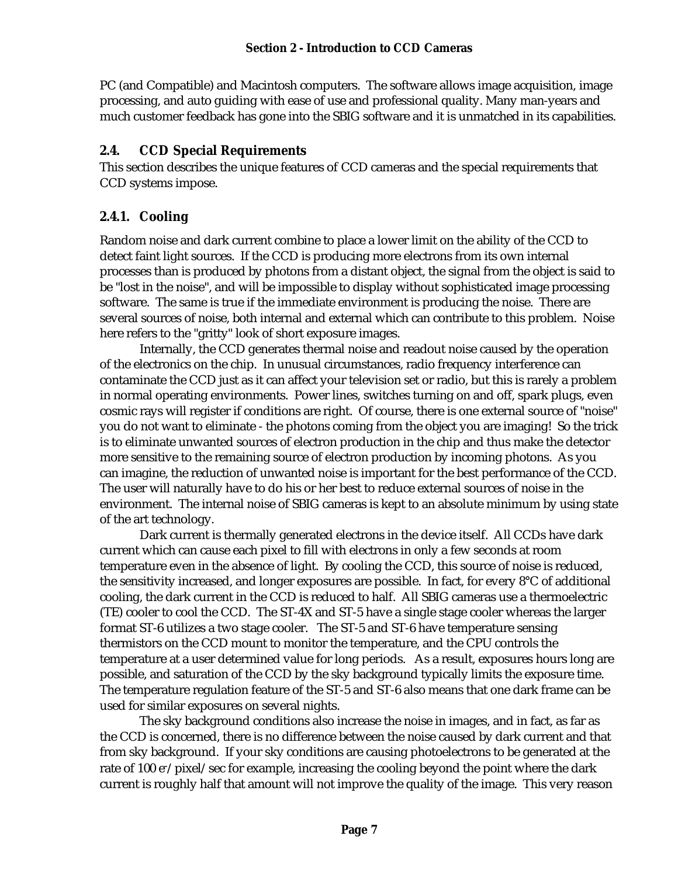PC (and Compatible) and Macintosh computers. The software allows image acquisition, image processing, and auto guiding with ease of use and professional quality. Many man-years and much customer feedback has gone into the SBIG software and it is unmatched in its capabilities.

## 2.4. CCD Special Requirements

This section describes the unique features of CCD cameras and the special requirements that CCD systems impose.

### 2.4.1. Cooling

Random noise and dark current combine to place a lower limit on the ability of the CCD to detect faint light sources. If the CCD is producing more electrons from its own internal processes than is produced by photons from a distant object, the signal from the object is said to be "lost in the noise", and will be impossible to display without sophisticated image processing software. The same is true if the immediate environment is producing the noise. There are several sources of noise, both internal and external which can contribute to this problem. Noise here refers to the "gritty" look of short exposure images.

Internally, the CCD generates thermal noise and readout noise caused by the operation of the electronics on the chip. In unusual circumstances, radio frequency interference can contaminate the CCD just as it can affect your television set or radio, but this is rarely a problem in normal operating environments. Power lines, switches turning on and off, spark plugs, even cosmic rays will register if conditions are right. Of course, there is one external source of "noise" you do not want to eliminate - the photons coming from the object you are imaging! So the trick is to eliminate unwanted sources of electron production in the chip and thus make the detector more sensitive to the remaining source of electron production by incoming photons. As you can imagine, the reduction of unwanted noise is important for the best performance of the CCD. The user will naturally have to do his or her best to reduce external sources of noise in the environment. The internal noise of SBIG cameras is kept to an absolute minimum by using state of the art technology.

Dark current is thermally generated electrons in the device itself. All CCDs have dark current which can cause each pixel to fill with electrons in only a few seconds at room temperature even in the absence of light. By cooling the CCD, this source of noise is reduced, the sensitivity increased, and longer exposures are possible. In fact, for every 8°C of additional cooling, the dark current in the CCD is reduced to half. All SBIG cameras use a thermoelectric (TE) cooler to cool the CCD. The ST-4X and ST-5 have a single stage cooler whereas the larger format ST-6 utilizes a two stage cooler. The ST-5 and ST-6 have temperature sensing thermistors on the CCD mount to monitor the temperature, and the CPU controls the temperature at a user determined value for long periods. As a result, exposures hours long are possible, and saturation of the CCD by the sky background typically limits the exposure time. The temperature regulation feature of the ST-5 and ST-6 also means that one dark frame can be used for similar exposures on several nights.

The sky background conditions also increase the noise in images, and in fact, as far as the CCD is concerned, there is no difference between the noise caused by dark current and that from sky background. If your sky conditions are causing photoelectrons to be generated at the rate of 100 $e^-$/pixel/sec for example, increasing the cooling beyond the point where the dark current is roughly half that amount will not improve the quality of the image. This very reason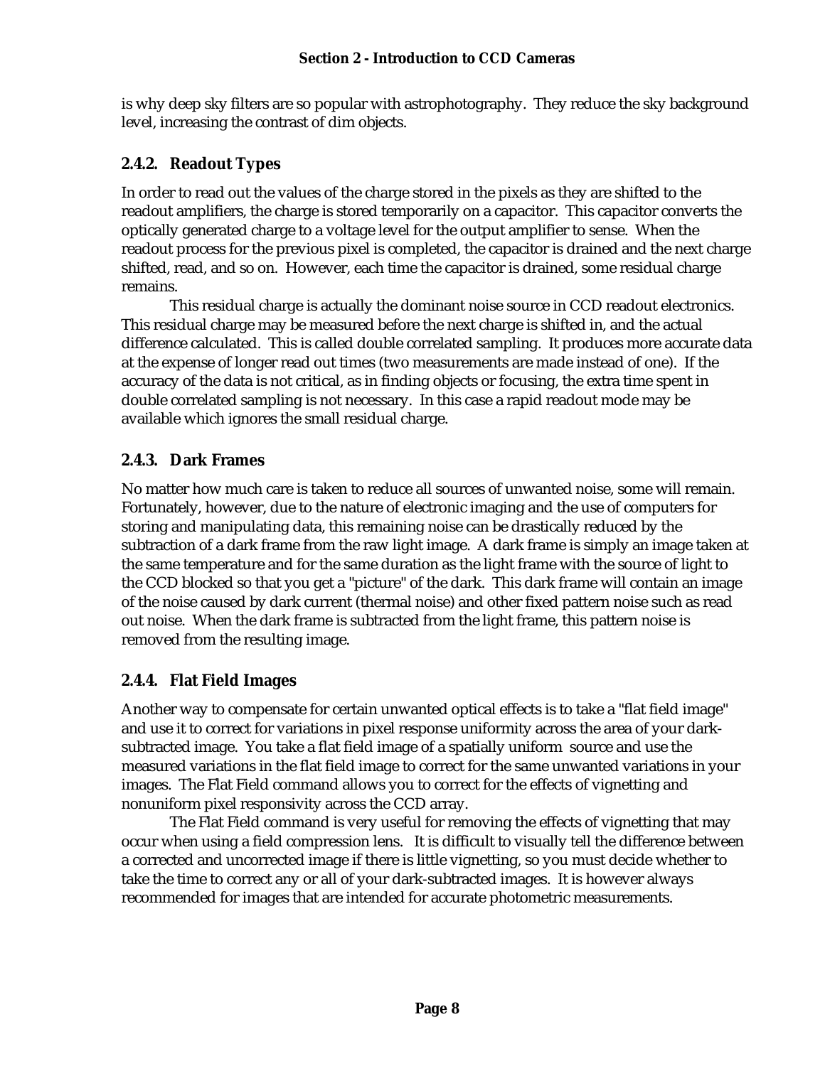is why deep sky filters are so popular with astrophotography. They reduce the sky background level, increasing the contrast of dim objects.

### 2.4.2. Readout Types

In order to read out the values of the charge stored in the pixels as they are shifted to the readout amplifiers, the charge is stored temporarily on a capacitor. This capacitor converts the optically generated charge to a voltage level for the output amplifier to sense. When the readout process for the previous pixel is completed, the capacitor is drained and the next charge shifted, read, and so on. However, each time the capacitor is drained, some residual charge remains.

This residual charge is actually the dominant noise source in CCD readout electronics. This residual charge may be measured before the next charge is shifted in, and the actual difference calculated. This is called double correlated sampling. It produces more accurate data at the expense of longer read out times (two measurements are made instead of one). If the accuracy of the data is not critical, as in finding objects or focusing, the extra time spent in double correlated sampling is not necessary. In this case a rapid readout mode may be available which ignores the small residual charge.

### 2.4.3. Dark Frames

No matter how much care is taken to reduce all sources of unwanted noise, some will remain. Fortunately, however, due to the nature of electronic imaging and the use of computers for storing and manipulating data, this remaining noise can be drastically reduced by the subtraction of a dark frame from the raw light image. A dark frame is simply an image taken at the same temperature and for the same duration as the light frame with the source of light to the CCD blocked so that you get a "picture" of the dark. This dark frame will contain an image of the noise caused by dark current (thermal noise) and other fixed pattern noise such as read out noise. When the dark frame is subtracted from the light frame, this pattern noise is removed from the resulting image.

### 2.4.4. Flat Field Images

Another way to compensate for certain unwanted optical effects is to take a "flat field image" and use it to correct for variations in pixel response uniformity across the area of your dark-subtracted image. You take a flat field image of a spatially uniform source and use the measured variations in the flat field image to correct for the same unwanted variations in your images. The Flat Field command allows you to correct for the effects of vignetting and nonuniform pixel responsivity across the CCD array.

The Flat Field command is very useful for removing the effects of vignetting that may occur when using a field compression lens. It is difficult to visually tell the difference between a corrected and uncorrected image if there is little vignetting, so you must decide whether to take the time to correct any or all of your dark-subtracted images. It is however always recommended for images that are intended for accurate photometric measurements.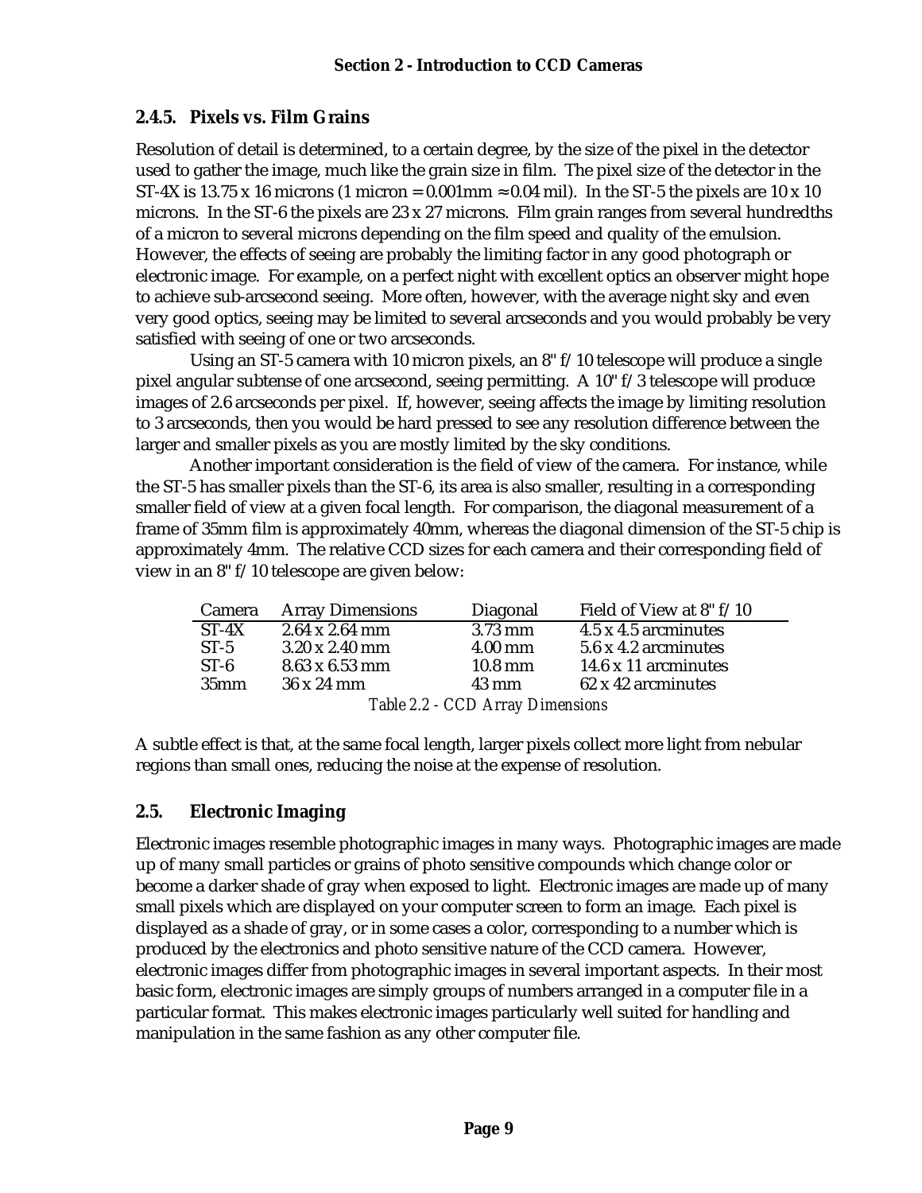### 2.4.5. Pixels vs. Film Grains

Resolution of detail is determined, to a certain degree, by the size of the pixel in the detector used to gather the image, much like the grain size in film. The pixel size of the detector in the ST-4X is 13.75 x 16 microns (1 micron = 0.001mm ≈ 0.04 mil). In the ST-5 the pixels are 10 x 10 microns. In the ST-6 the pixels are 23 x 27 microns. Film grain ranges from several hundredths of a micron to several microns depending on the film speed and quality of the emulsion. However, the effects of seeing are probably the limiting factor in any good photograph or electronic image. For example, on a perfect night with excellent optics an observer might hope to achieve sub-arcsecond seeing. More often, however, with the average night sky and even very good optics, seeing may be limited to several arcseconds and you would probably be very satisfied with seeing of one or two arcseconds.

Using an ST-5 camera with 10 micron pixels, an 8" f/10 telescope will produce a single pixel angular subtense of one arcsecond, seeing permitting. A 10" f/3 telescope will produce images of 2.6 arcseconds per pixel. If, however, seeing affects the image by limiting resolution to 3 arcseconds, then you would be hard pressed to see any resolution difference between the larger and smaller pixels as you are mostly limited by the sky conditions.

Another important consideration is the field of view of the camera. For instance, while the ST-5 has smaller pixels than the ST-6, its area is also smaller, resulting in a corresponding smaller field of view at a given focal length. For comparison, the diagonal measurement of a frame of 35mm film is approximately 40mm, whereas the diagonal dimension of the ST-5 chip is approximately 4mm. The relative CCD sizes for each camera and their corresponding field of view in an 8" f/10 telescope are given below:

| Camera | Array Dimensions | Diagonal | Field of View at 8" f/10 |
|---|---|---|---|
| ST-4X | 2.64 x 2.64 mm | 3.73 mm | 4.5 x 4.5 arcminutes |
| ST-5 | 3.20 x 2.40 mm | 4.00 mm | 5.6 x 4.2 arcminutes |
| ST-6 | 8.63 x 6.53 mm | 10.8 mm | 14.6 x 11 arcminutes |
| 35mm | 36 x 24 mm | 43 mm | 62 x 42 arcminutes |

*Table 2.2 - CCD Array Dimensions*

A subtle effect is that, at the same focal length, larger pixels collect more light from nebular regions than small ones, reducing the noise at the expense of resolution.

## 2.5. Electronic Imaging

Electronic images resemble photographic images in many ways. Photographic images are made up of many small particles or grains of photo sensitive compounds which change color or become a darker shade of gray when exposed to light. Electronic images are made up of many small pixels which are displayed on your computer screen to form an image. Each pixel is displayed as a shade of gray, or in some cases a color, corresponding to a number which is produced by the electronics and photo sensitive nature of the CCD camera. However, electronic images differ from photographic images in several important aspects. In their most basic form, electronic images are simply groups of numbers arranged in a computer file in a particular format. This makes electronic images particularly well suited for handling and manipulation in the same fashion as any other computer file.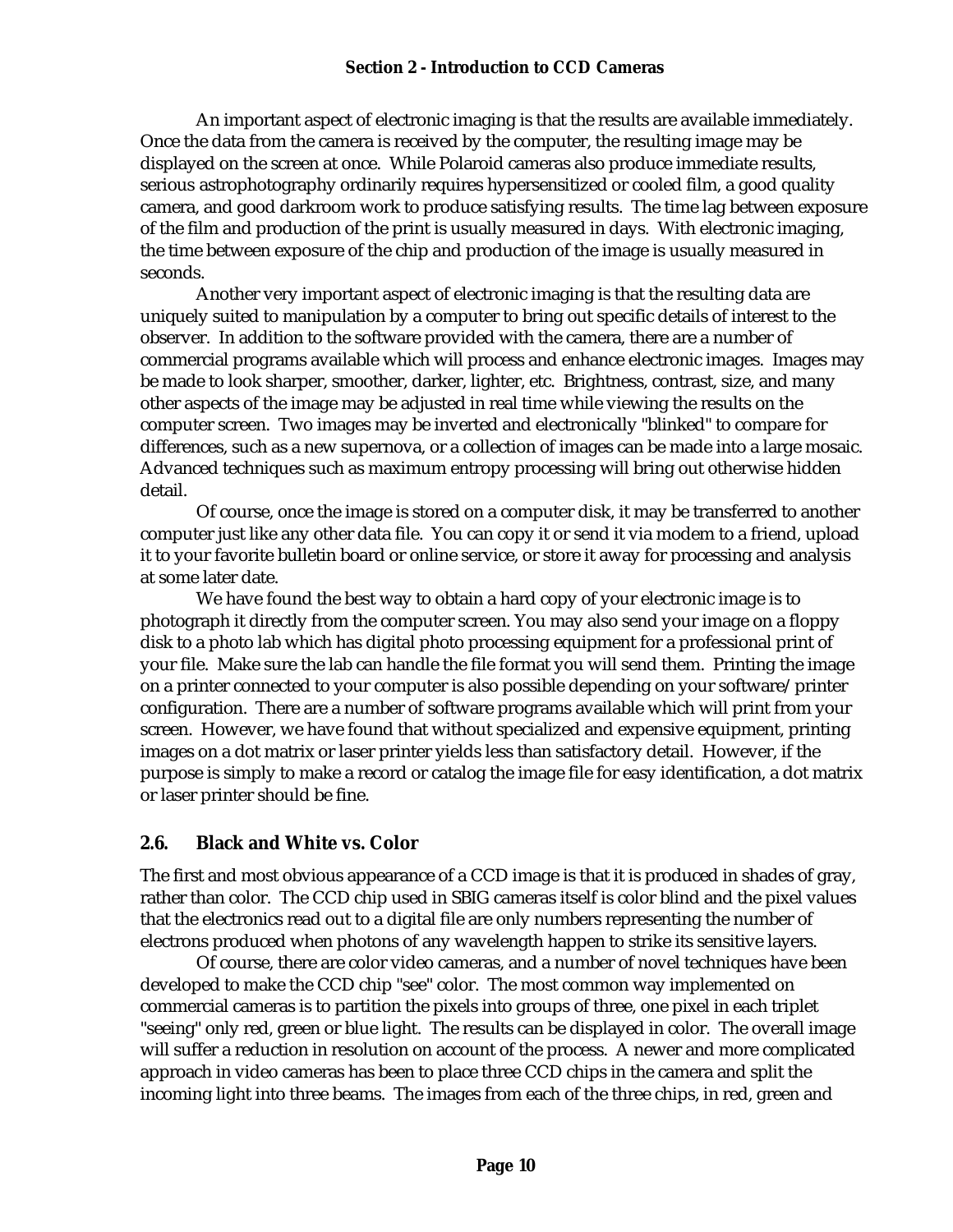An important aspect of electronic imaging is that the results are available immediately. Once the data from the camera is received by the computer, the resulting image may be displayed on the screen at once. While Polaroid cameras also produce immediate results, serious astrophotography ordinarily requires hypersensitized or cooled film, a good quality camera, and good darkroom work to produce satisfying results. The time lag between exposure of the film and production of the print is usually measured in days. With electronic imaging, the time between exposure of the chip and production of the image is usually measured in seconds.

Another very important aspect of electronic imaging is that the resulting data are uniquely suited to manipulation by a computer to bring out specific details of interest to the observer. In addition to the software provided with the camera, there are a number of commercial programs available which will process and enhance electronic images. Images may be made to look sharper, smoother, darker, lighter, etc. Brightness, contrast, size, and many other aspects of the image may be adjusted in real time while viewing the results on the computer screen. Two images may be inverted and electronically "blinked" to compare for differences, such as a new supernova, or a collection of images can be made into a large mosaic. Advanced techniques such as maximum entropy processing will bring out otherwise hidden detail.

Of course, once the image is stored on a computer disk, it may be transferred to another computer just like any other data file. You can copy it or send it via modem to a friend, upload it to your favorite bulletin board or online service, or store it away for processing and analysis at some later date.

We have found the best way to obtain a hard copy of your electronic image is to photograph it directly from the computer screen. You may also send your image on a floppy disk to a photo lab which has digital photo processing equipment for a professional print of your file. Make sure the lab can handle the file format you will send them. Printing the image on a printer connected to your computer is also possible depending on your software/printer configuration. There are a number of software programs available which will print from your screen. However, we have found that without specialized and expensive equipment, printing images on a dot matrix or laser printer yields less than satisfactory detail. However, if the purpose is simply to make a record or catalog the image file for easy identification, a dot matrix or laser printer should be fine.

## 2.6. Black and White vs. Color

The first and most obvious appearance of a CCD image is that it is produced in shades of gray, rather than color. The CCD chip used in SBIG cameras itself is color blind and the pixel values that the electronics read out to a digital file are only numbers representing the number of electrons produced when photons of any wavelength happen to strike its sensitive layers.

Of course, there are color video cameras, and a number of novel techniques have been developed to make the CCD chip "see" color. The most common way implemented on commercial cameras is to partition the pixels into groups of three, one pixel in each triplet "seeing" only red, green or blue light. The results can be displayed in color. The overall image will suffer a reduction in resolution on account of the process. A newer and more complicated approach in video cameras has been to place three CCD chips in the camera and split the incoming light into three beams. The images from each of the three chips, in red, green and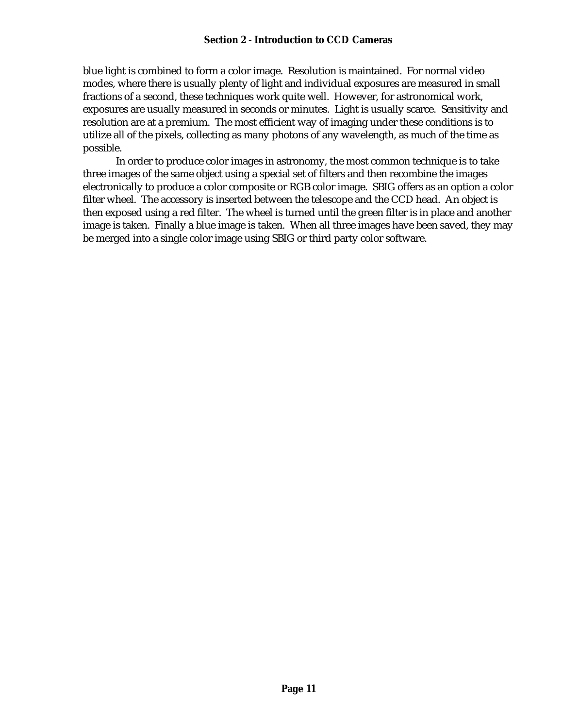blue light is combined to form a color image. Resolution is maintained. For normal video modes, where there is usually plenty of light and individual exposures are measured in small fractions of a second, these techniques work quite well. However, for astronomical work, exposures are usually measured in seconds or minutes. Light is usually scarce. Sensitivity and resolution are at a premium. The most efficient way of imaging under these conditions is to utilize all of the pixels, collecting as many photons of any wavelength, as much of the time as possible.

In order to produce color images in astronomy, the most common technique is to take three images of the same object using a special set of filters and then recombine the images electronically to produce a color composite or RGB color image. SBIG offers as an option a color filter wheel. The accessory is inserted between the telescope and the CCD head. An object is then exposed using a red filter. The wheel is turned until the green filter is in place and another image is taken. Finally a blue image is taken. When all three images have been saved, they may be merged into a single color image using SBIG or third party color software.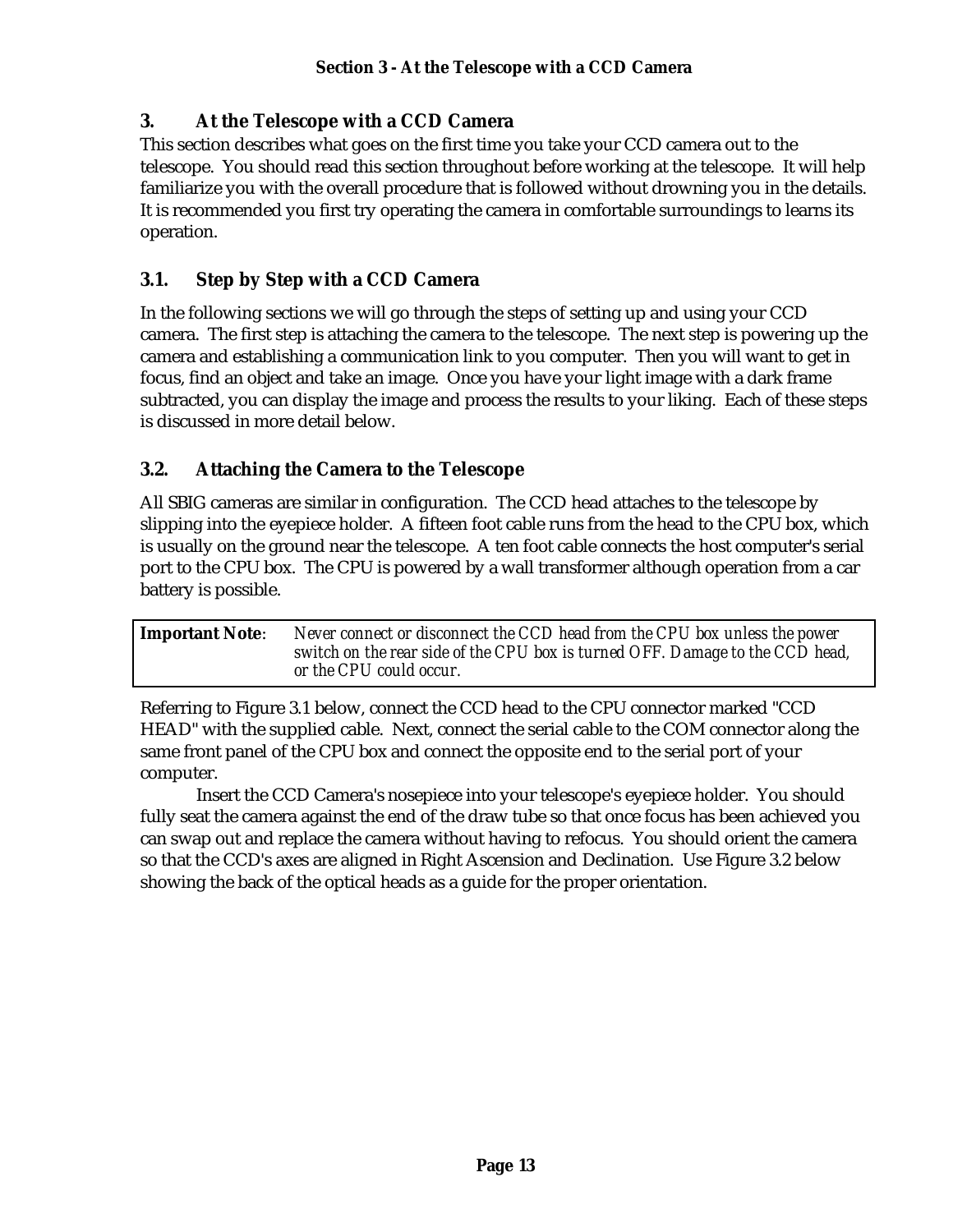## 3. At the Telescope with a CCD Camera

This section describes what goes on the first time you take your CCD camera out to the telescope. You should read this section throughout before working at the telescope. It will help familiarize you with the overall procedure that is followed without drowning you in the details. It is recommended you first try operating the camera in comfortable surroundings to learns its operation.

### 3.1. Step by Step with a CCD Camera

In the following sections we will go through the steps of setting up and using your CCD camera. The first step is attaching the camera to the telescope. The next step is powering up the camera and establishing a communication link to you computer. Then you will want to get in focus, find an object and take an image. Once you have your light image with a dark frame subtracted, you can display the image and process the results to your liking. Each of these steps is discussed in more detail below.

### 3.2. Attaching the Camera to the Telescope

All SBIG cameras are similar in configuration. The CCD head attaches to the telescope by slipping into the eyepiece holder. A fifteen foot cable runs from the head to the CPU box, which is usually on the ground near the telescope. A ten foot cable connects the host computer's serial port to the CPU box. The CPU is powered by a wall transformer although operation from a car battery is possible.

> **Important Note**: *Never connect or disconnect the CCD head from the CPU box unless the power switch on the rear side of the CPU box is turned OFF. Damage to the CCD head, or the CPU could occur.*

Referring to Figure 3.1 below, connect the CCD head to the CPU connector marked "CCD HEAD" with the supplied cable. Next, connect the serial cable to the COM connector along the same front panel of the CPU box and connect the opposite end to the serial port of your computer.

Insert the CCD Camera's nosepiece into your telescope's eyepiece holder. You should fully seat the camera against the end of the draw tube so that once focus has been achieved you can swap out and replace the camera without having to refocus. You should orient the camera so that the CCD's axes are aligned in Right Ascension and Declination. Use Figure 3.2 below showing the back of the optical heads as a guide for the proper orientation.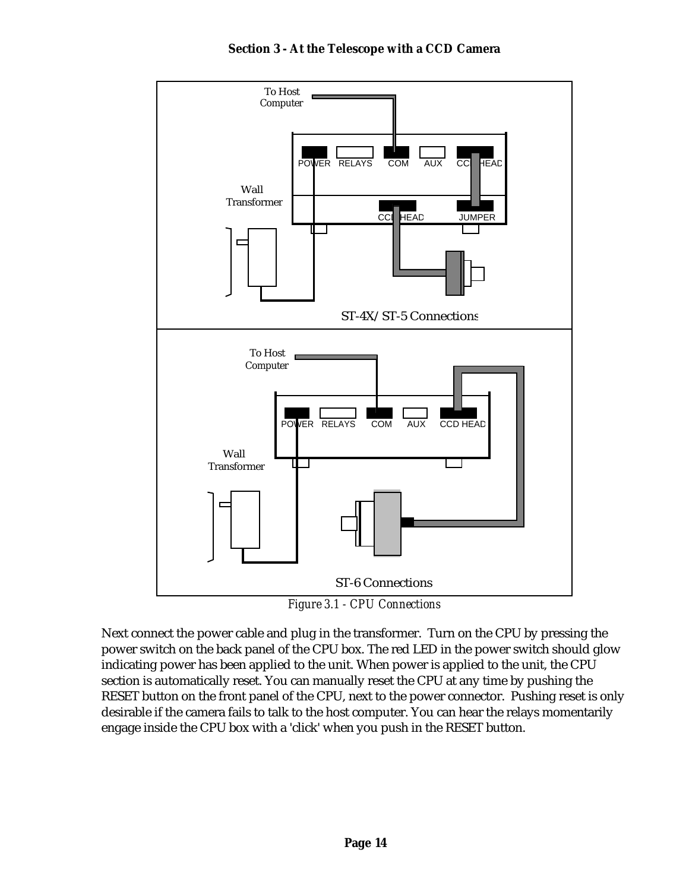Figure 3.1 - CPU Connections

Next connect the power cable and plug in the transformer. Turn on the CPU by pressing the power switch on the back panel of the CPU box. The red LED in the power switch should glow indicating power has been applied to the unit. When power is applied to the unit, the CPU section is automatically reset. You can manually reset the CPU at any time by pushing the RESET button on the front panel of the CPU, next to the power connector. Pushing reset is only desirable if the camera fails to talk to the host computer. You can hear the relays momentarily engage inside the CPU box with a 'click' when you push in the RESET button.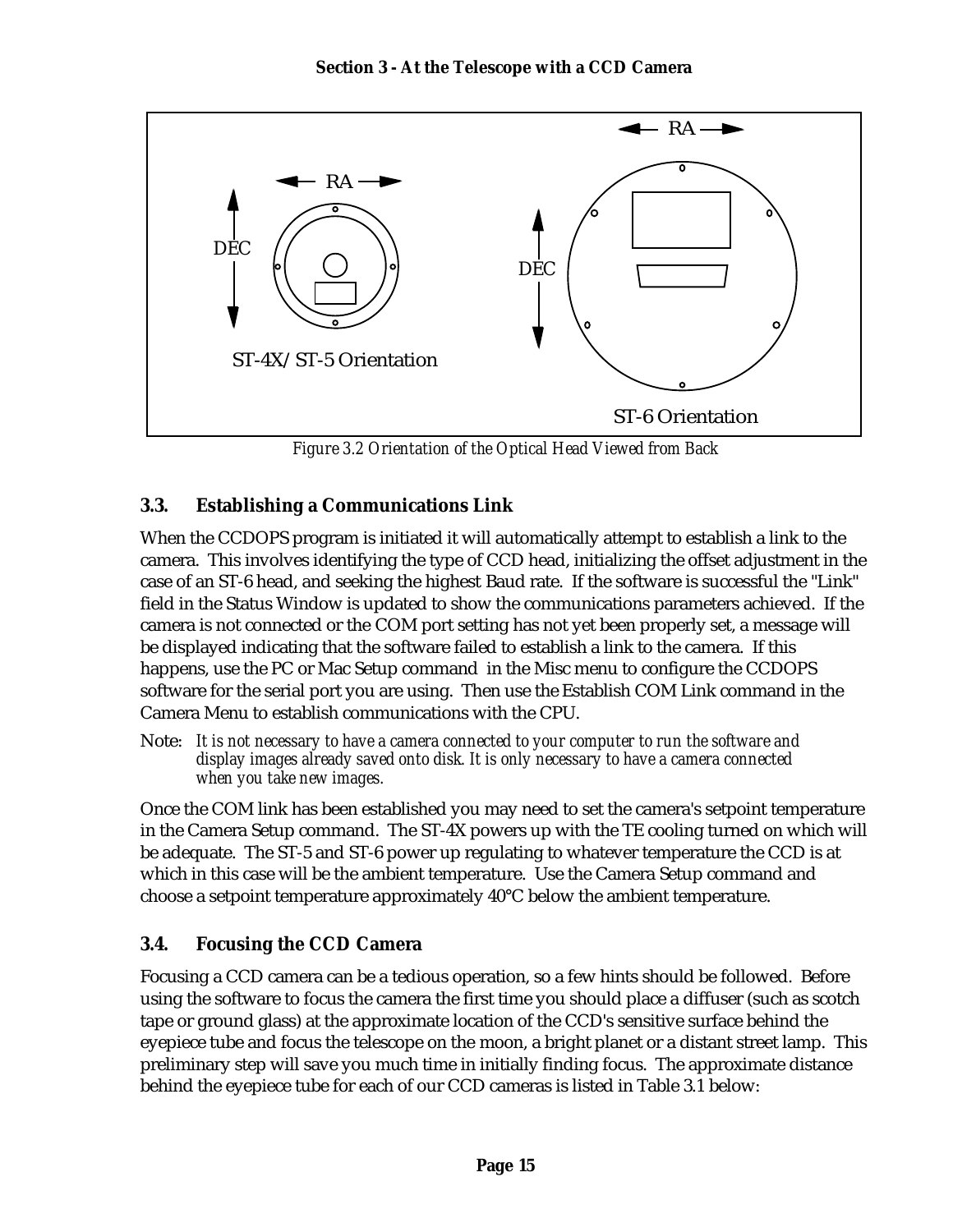*Figure 3.2 Orientation of the Optical Head Viewed from Back*

## 3.3. Establishing a Communications Link

When the CCDOPS program is initiated it will automatically attempt to establish a link to the camera. This involves identifying the type of CCD head, initializing the offset adjustment in the case of an ST-6 head, and seeking the highest Baud rate. If the software is successful the "Link" field in the Status Window is updated to show the communications parameters achieved. If the camera is not connected or the COM port setting has not yet been properly set, a message will be displayed indicating that the software failed to establish a link to the camera. If this happens, use the PC or Mac Setup command in the Misc menu to configure the CCDOPS software for the serial port you are using. Then use the Establish COM Link command in the Camera Menu to establish communications with the CPU.

Note: *It is not necessary to have a camera connected to your computer to run the software and display images already saved onto disk. It is only necessary to have a camera connected when you take new images.*

Once the COM link has been established you may need to set the camera's setpoint temperature in the Camera Setup command. The ST-4X powers up with the TE cooling turned on which will be adequate. The ST-5 and ST-6 power up regulating to whatever temperature the CCD is at which in this case will be the ambient temperature. Use the Camera Setup command and choose a setpoint temperature approximately 40°C below the ambient temperature.

## 3.4. Focusing the CCD Camera

Focusing a CCD camera can be a tedious operation, so a few hints should be followed. Before using the software to focus the camera the first time you should place a diffuser (such as scotch tape or ground glass) at the approximate location of the CCD's sensitive surface behind the eyepiece tube and focus the telescope on the moon, a bright planet or a distant street lamp. This preliminary step will save you much time in initially finding focus. The approximate distance behind the eyepiece tube for each of our CCD cameras is listed in Table 3.1 below: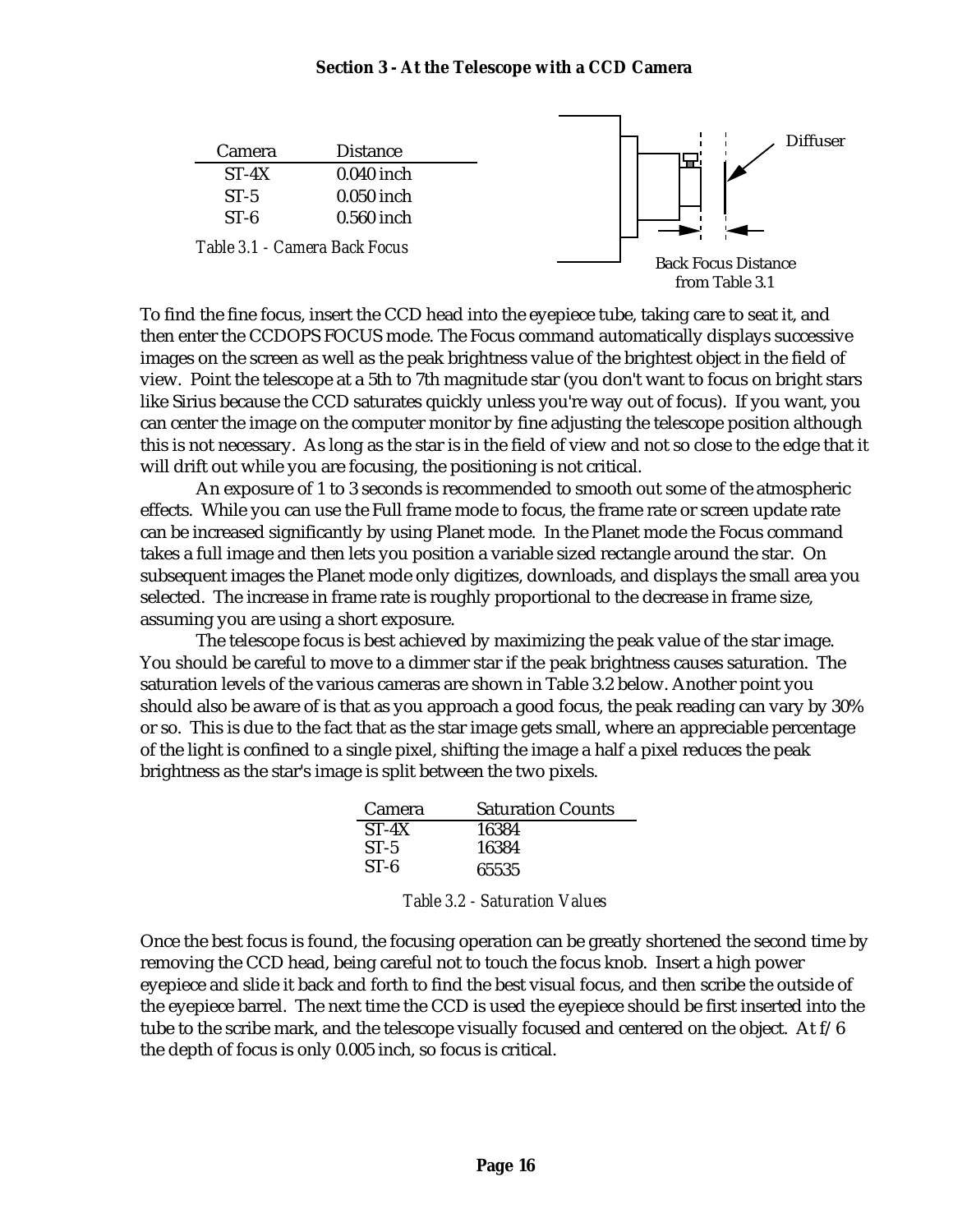| Camera | Distance |
| --- | --- |
| ST-4X | 0.040 inch |
| ST-5 | 0.050 inch |
| ST-6 | 0.560 inch |

*Table 3.1 - Camera Back Focus*

Diffuser

Back Focus Distance from Table 3.1

To find the fine focus, insert the CCD head into the eyepiece tube, taking care to seat it, and then enter the CCDOPS FOCUS mode. The Focus command automatically displays successive images on the screen as well as the peak brightness value of the brightest object in the field of view. Point the telescope at a 5th to 7th magnitude star (you don't want to focus on bright stars like Sirius because the CCD saturates quickly unless you're way out of focus). If you want, you can center the image on the computer monitor by fine adjusting the telescope position although this is not necessary. As long as the star is in the field of view and not so close to the edge that it will drift out while you are focusing, the positioning is not critical.

An exposure of 1 to 3 seconds is recommended to smooth out some of the atmospheric effects. While you can use the Full frame mode to focus, the frame rate or screen update rate can be increased significantly by using Planet mode. In the Planet mode the Focus command takes a full image and then lets you position a variable sized rectangle around the star. On subsequent images the Planet mode only digitizes, downloads, and displays the small area you selected. The increase in frame rate is roughly proportional to the decrease in frame size, assuming you are using a short exposure.

The telescope focus is best achieved by maximizing the peak value of the star image. You should be careful to move to a dimmer star if the peak brightness causes saturation. The saturation levels of the various cameras are shown in Table 3.2 below. Another point you should also be aware of is that as you approach a good focus, the peak reading can vary by 30% or so. This is due to the fact that as the star image gets small, where an appreciable percentage of the light is confined to a single pixel, shifting the image a half a pixel reduces the peak brightness as the star's image is split between the two pixels.

| Camera | Saturation Counts |
| --- | --- |
| ST-4X | 16384 |
| ST-5 | 16384 |
| ST-6 | 65535 |

*Table 3.2 - Saturation Values*

Once the best focus is found, the focusing operation can be greatly shortened the second time by removing the CCD head, being careful not to touch the focus knob. Insert a high power eyepiece and slide it back and forth to find the best visual focus, and then scribe the outside of the eyepiece barrel. The next time the CCD is used the eyepiece should be first inserted into the tube to the scribe mark, and the telescope visually focused and centered on the object. At f/6 the depth of focus is only 0.005 inch, so focus is critical.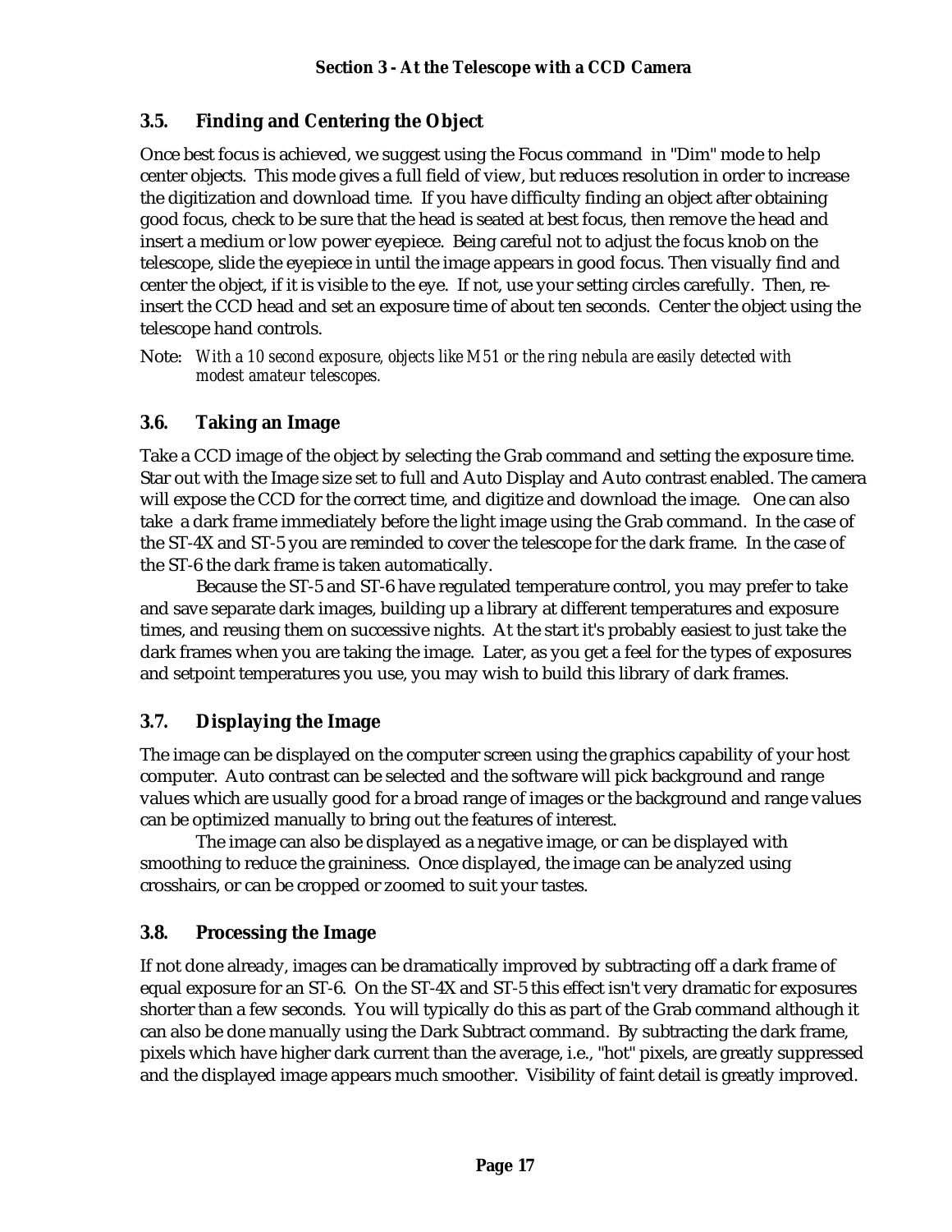## 3.5. Finding and Centering the Object

Once best focus is achieved, we suggest using the Focus command in "Dim" mode to help center objects. This mode gives a full field of view, but reduces resolution in order to increase the digitization and download time. If you have difficulty finding an object after obtaining good focus, check to be sure that the head is seated at best focus, then remove the head and insert a medium or low power eyepiece. Being careful not to adjust the focus knob on the telescope, slide the eyepiece in until the image appears in good focus. Then visually find and center the object, if it is visible to the eye. If not, use your setting circles carefully. Then, re-insert the CCD head and set an exposure time of about ten seconds. Center the object using the telescope hand controls.

Note: *With a 10 second exposure, objects like M51 or the ring nebula are easily detected with modest amateur telescopes.*

## 3.6. Taking an Image

Take a CCD image of the object by selecting the Grab command and setting the exposure time. Star out with the Image size set to full and Auto Display and Auto contrast enabled. The camera will expose the CCD for the correct time, and digitize and download the image. One can also take a dark frame immediately before the light image using the Grab command. In the case of the ST-4X and ST-5 you are reminded to cover the telescope for the dark frame. In the case of the ST-6 the dark frame is taken automatically.

Because the ST-5 and ST-6 have regulated temperature control, you may prefer to take and save separate dark images, building up a library at different temperatures and exposure times, and reusing them on successive nights. At the start it's probably easiest to just take the dark frames when you are taking the image. Later, as you get a feel for the types of exposures and setpoint temperatures you use, you may wish to build this library of dark frames.

## 3.7. Displaying the Image

The image can be displayed on the computer screen using the graphics capability of your host computer. Auto contrast can be selected and the software will pick background and range values which are usually good for a broad range of images or the background and range values can be optimized manually to bring out the features of interest.

The image can also be displayed as a negative image, or can be displayed with smoothing to reduce the graininess. Once displayed, the image can be analyzed using crosshairs, or can be cropped or zoomed to suit your tastes.

## 3.8. Processing the Image

If not done already, images can be dramatically improved by subtracting off a dark frame of equal exposure for an ST-6. On the ST-4X and ST-5 this effect isn't very dramatic for exposures shorter than a few seconds. You will typically do this as part of the Grab command although it can also be done manually using the Dark Subtract command. By subtracting the dark frame, pixels which have higher dark current than the average, i.e., "hot" pixels, are greatly suppressed and the displayed image appears much smoother. Visibility of faint detail is greatly improved.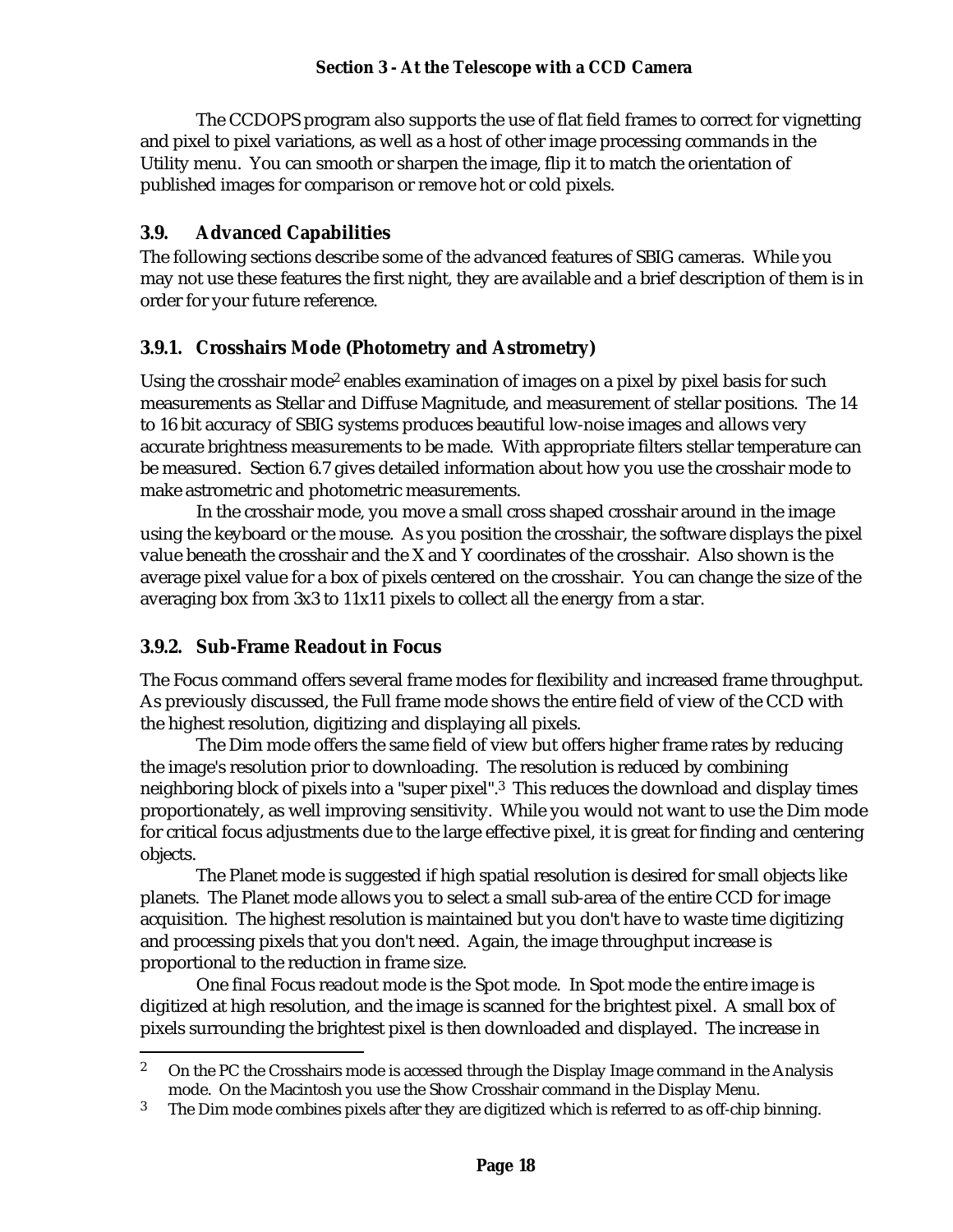The CCDOPS program also supports the use of flat field frames to correct for vignetting and pixel to pixel variations, as well as a host of other image processing commands in the Utility menu. You can smooth or sharpen the image, flip it to match the orientation of published images for comparison or remove hot or cold pixels.

## 3.9. Advanced Capabilities

The following sections describe some of the advanced features of SBIG cameras. While you may not use these features the first night, they are available and a brief description of them is in order for your future reference.

### 3.9.1. Crosshairs Mode (Photometry and Astrometry)

Using the crosshair mode[2] enables examination of images on a pixel by pixel basis for such measurements as Stellar and Diffuse Magnitude, and measurement of stellar positions. The 14 to 16 bit accuracy of SBIG systems produces beautiful low-noise images and allows very accurate brightness measurements to be made. With appropriate filters stellar temperature can be measured. Section 6.7 gives detailed information about how you use the crosshair mode to make astrometric and photometric measurements.

In the crosshair mode, you move a small cross shaped crosshair around in the image using the keyboard or the mouse. As you position the crosshair, the software displays the pixel value beneath the crosshair and the X and Y coordinates of the crosshair. Also shown is the average pixel value for a box of pixels centered on the crosshair. You can change the size of the averaging box from 3x3 to 11x11 pixels to collect all the energy from a star.

### 3.9.2. Sub-Frame Readout in Focus

The Focus command offers several frame modes for flexibility and increased frame throughput. As previously discussed, the Full frame mode shows the entire field of view of the CCD with the highest resolution, digitizing and displaying all pixels.

The Dim mode offers the same field of view but offers higher frame rates by reducing the image's resolution prior to downloading. The resolution is reduced by combining neighboring block of pixels into a "super pixel".[3] This reduces the download and display times proportionately, as well improving sensitivity. While you would not want to use the Dim mode for critical focus adjustments due to the large effective pixel, it is great for finding and centering objects.

The Planet mode is suggested if high spatial resolution is desired for small objects like planets. The Planet mode allows you to select a small sub-area of the entire CCD for image acquisition. The highest resolution is maintained but you don't have to waste time digitizing and processing pixels that you don't need. Again, the image throughput increase is proportional to the reduction in frame size.

One final Focus readout mode is the Spot mode. In Spot mode the entire image is digitized at high resolution, and the image is scanned for the brightest pixel. A small box of pixels surrounding the brightest pixel is then downloaded and displayed. The increase in

---

[2] On the PC the Crosshairs mode is accessed through the Display Image command in the Analysis mode. On the Macintosh you use the Show Crosshair command in the Display Menu.

[3] The Dim mode combines pixels after they are digitized which is referred to as off-chip binning.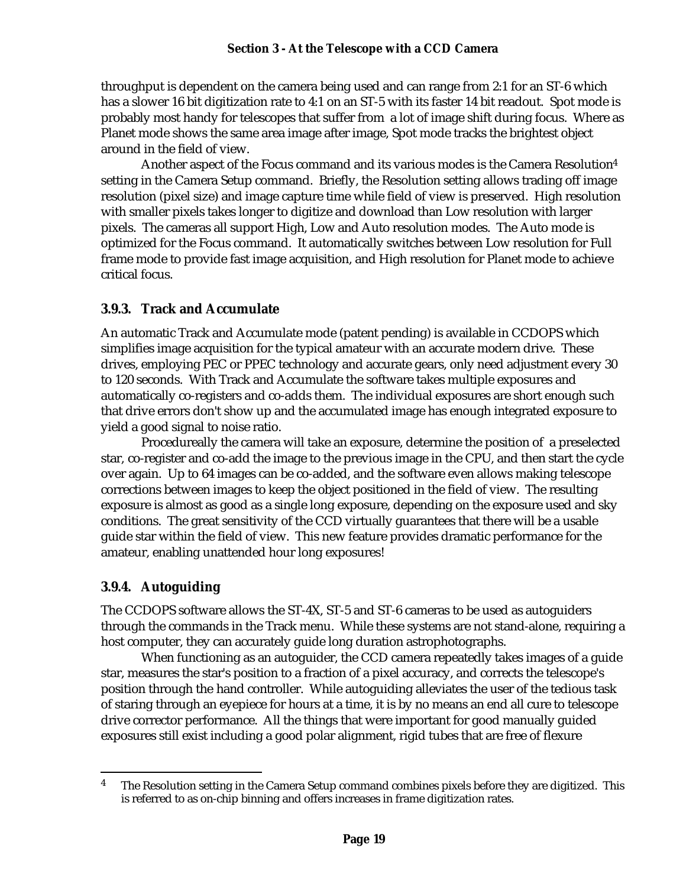throughput is dependent on the camera being used and can range from 2:1 for an ST-6 which has a slower 16 bit digitization rate to 4:1 on an ST-5 with its faster 14 bit readout. Spot mode is probably most handy for telescopes that suffer from a lot of image shift during focus. Where as Planet mode shows the same area image after image, Spot mode tracks the brightest object around in the field of view.

Another aspect of the Focus command and its various modes is the Camera Resolution[4] setting in the Camera Setup command. Briefly, the Resolution setting allows trading off image resolution (pixel size) and image capture time while field of view is preserved. High resolution with smaller pixels takes longer to digitize and download than Low resolution with larger pixels. The cameras all support High, Low and Auto resolution modes. The Auto mode is optimized for the Focus command. It automatically switches between Low resolution for Full frame mode to provide fast image acquisition, and High resolution for Planet mode to achieve critical focus.

### 3.9.3. Track and Accumulate

An automatic Track and Accumulate mode (patent pending) is available in CCDOPS which simplifies image acquisition for the typical amateur with an accurate modern drive. These drives, employing PEC or PPEC technology and accurate gears, only need adjustment every 30 to 120 seconds. With Track and Accumulate the software takes multiple exposures and automatically co-registers and co-adds them. The individual exposures are short enough such that drive errors don't show up and the accumulated image has enough integrated exposure to yield a good signal to noise ratio.

Procedureally the camera will take an exposure, determine the position of a preselected star, co-register and co-add the image to the previous image in the CPU, and then start the cycle over again. Up to 64 images can be co-added, and the software even allows making telescope corrections between images to keep the object positioned in the field of view. The resulting exposure is almost as good as a single long exposure, depending on the exposure used and sky conditions. The great sensitivity of the CCD virtually guarantees that there will be a usable guide star within the field of view. This new feature provides dramatic performance for the amateur, enabling unattended hour long exposures!

### 3.9.4. Autoguiding

The CCDOPS software allows the ST-4X, ST-5 and ST-6 cameras to be used as autoguiders through the commands in the Track menu. While these systems are not stand-alone, requiring a host computer, they can accurately guide long duration astrophotographs.

When functioning as an autoguider, the CCD camera repeatedly takes images of a guide star, measures the star's position to a fraction of a pixel accuracy, and corrects the telescope's position through the hand controller. While autoguiding alleviates the user of the tedious task of staring through an eyepiece for hours at a time, it is by no means an end all cure to telescope drive corrector performance. All the things that were important for good manually guided exposures still exist including a good polar alignment, rigid tubes that are free of flexure

---

[4] The Resolution setting in the Camera Setup command combines pixels before they are digitized. This is referred to as on-chip binning and offers increases in frame digitization rates.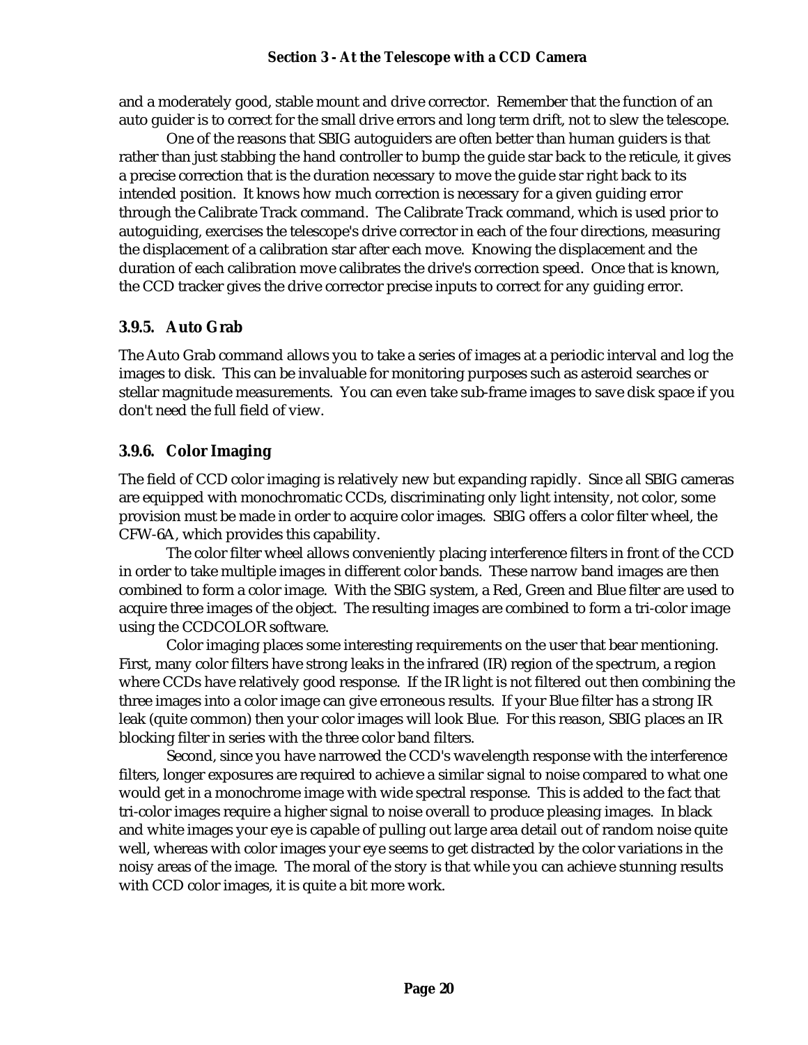and a moderately good, stable mount and drive corrector. Remember that the function of an auto guider is to correct for the small drive errors and long term drift, not to slew the telescope.

One of the reasons that SBIG autoguiders are often better than human guiders is that rather than just stabbing the hand controller to bump the guide star back to the reticule, it gives a precise correction that is the duration necessary to move the guide star right back to its intended position. It knows how much correction is necessary for a given guiding error through the Calibrate Track command. The Calibrate Track command, which is used prior to autoguiding, exercises the telescope's drive corrector in each of the four directions, measuring the displacement of a calibration star after each move. Knowing the displacement and the duration of each calibration move calibrates the drive's correction speed. Once that is known, the CCD tracker gives the drive corrector precise inputs to correct for any guiding error.

### 3.9.5. Auto Grab

The Auto Grab command allows you to take a series of images at a periodic interval and log the images to disk. This can be invaluable for monitoring purposes such as asteroid searches or stellar magnitude measurements. You can even take sub-frame images to save disk space if you don't need the full field of view.

### 3.9.6. Color Imaging

The field of CCD color imaging is relatively new but expanding rapidly. Since all SBIG cameras are equipped with monochromatic CCDs, discriminating only light intensity, not color, some provision must be made in order to acquire color images. SBIG offers a color filter wheel, the CFW-6A, which provides this capability.

The color filter wheel allows conveniently placing interference filters in front of the CCD in order to take multiple images in different color bands. These narrow band images are then combined to form a color image. With the SBIG system, a Red, Green and Blue filter are used to acquire three images of the object. The resulting images are combined to form a tri-color image using the CCDCOLOR software.

Color imaging places some interesting requirements on the user that bear mentioning. First, many color filters have strong leaks in the infrared (IR) region of the spectrum, a region where CCDs have relatively good response. If the IR light is not filtered out then combining the three images into a color image can give erroneous results. If your Blue filter has a strong IR leak (quite common) then your color images will look Blue. For this reason, SBIG places an IR blocking filter in series with the three color band filters.

Second, since you have narrowed the CCD's wavelength response with the interference filters, longer exposures are required to achieve a similar signal to noise compared to what one would get in a monochrome image with wide spectral response. This is added to the fact that tri-color images require a higher signal to noise overall to produce pleasing images. In black and white images your eye is capable of pulling out large area detail out of random noise quite well, whereas with color images your eye seems to get distracted by the color variations in the noisy areas of the image. The moral of the story is that while you can achieve stunning results with CCD color images, it is quite a bit more work.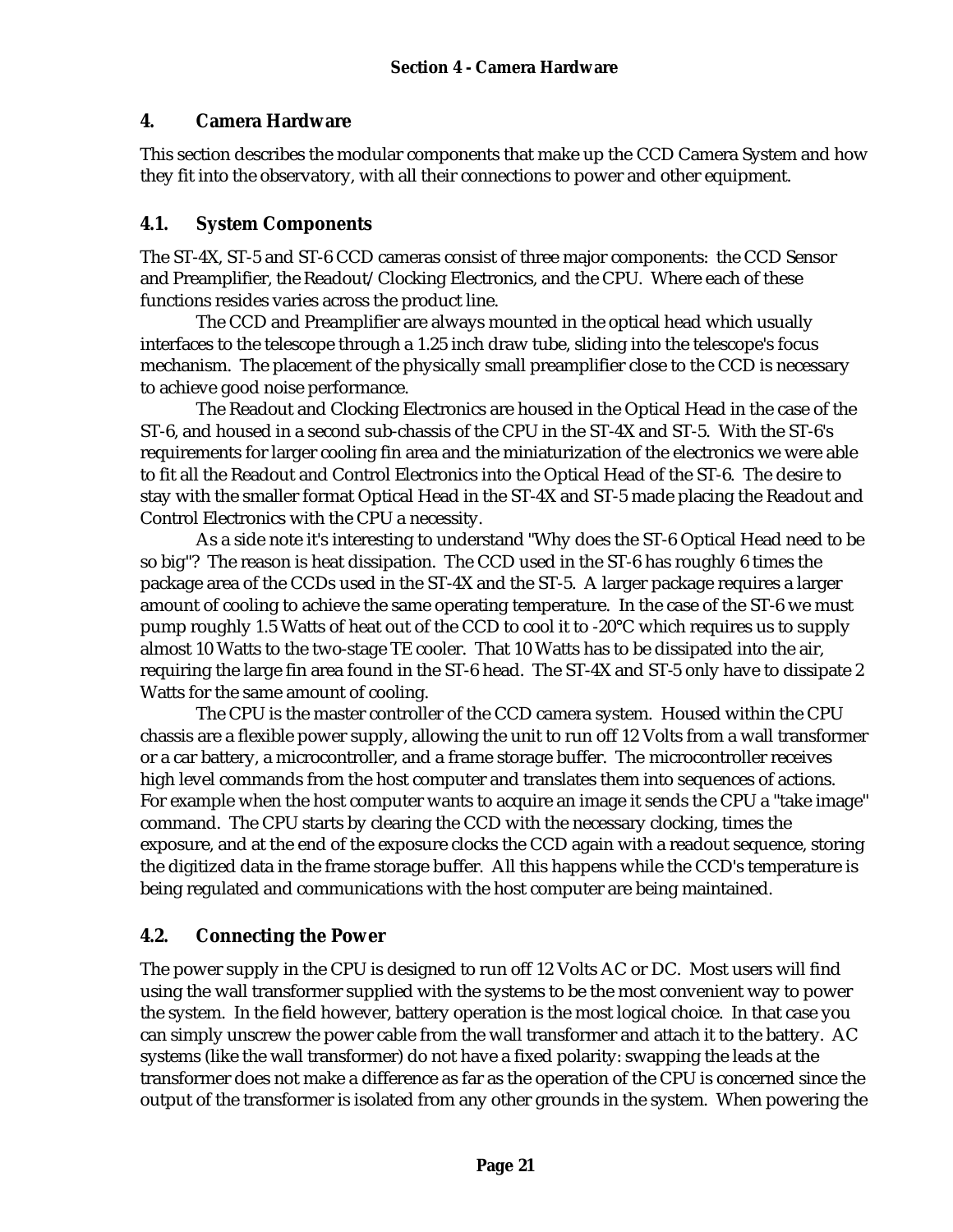# 4. Camera Hardware

This section describes the modular components that make up the CCD Camera System and how they fit into the observatory, with all their connections to power and other equipment.

## 4.1. System Components

The ST-4X, ST-5 and ST-6 CCD cameras consist of three major components: the CCD Sensor and Preamplifier, the Readout/Clocking Electronics, and the CPU. Where each of these functions resides varies across the product line.

The CCD and Preamplifier are always mounted in the optical head which usually interfaces to the telescope through a 1.25 inch draw tube, sliding into the telescope's focus mechanism. The placement of the physically small preamplifier close to the CCD is necessary to achieve good noise performance.

The Readout and Clocking Electronics are housed in the Optical Head in the case of the ST-6, and housed in a second sub-chassis of the CPU in the ST-4X and ST-5. With the ST-6's requirements for larger cooling fin area and the miniaturization of the electronics we were able to fit all the Readout and Control Electronics into the Optical Head of the ST-6. The desire to stay with the smaller format Optical Head in the ST-4X and ST-5 made placing the Readout and Control Electronics with the CPU a necessity.

As a side note it's interesting to understand "Why does the ST-6 Optical Head need to be so big"? The reason is heat dissipation. The CCD used in the ST-6 has roughly 6 times the package area of the CCDs used in the ST-4X and the ST-5. A larger package requires a larger amount of cooling to achieve the same operating temperature. In the case of the ST-6 we must pump roughly 1.5 Watts of heat out of the CCD to cool it to -20°C which requires us to supply almost 10 Watts to the two-stage TE cooler. That 10 Watts has to be dissipated into the air, requiring the large fin area found in the ST-6 head. The ST-4X and ST-5 only have to dissipate 2 Watts for the same amount of cooling.

The CPU is the master controller of the CCD camera system. Housed within the CPU chassis are a flexible power supply, allowing the unit to run off 12 Volts from a wall transformer or a car battery, a microcontroller, and a frame storage buffer. The microcontroller receives high level commands from the host computer and translates them into sequences of actions. For example when the host computer wants to acquire an image it sends the CPU a "take image" command. The CPU starts by clearing the CCD with the necessary clocking, times the exposure, and at the end of the exposure clocks the CCD again with a readout sequence, storing the digitized data in the frame storage buffer. All this happens while the CCD's temperature is being regulated and communications with the host computer are being maintained.

## 4.2. Connecting the Power

The power supply in the CPU is designed to run off 12 Volts AC or DC. Most users will find using the wall transformer supplied with the systems to be the most convenient way to power the system. In the field however, battery operation is the most logical choice. In that case you can simply unscrew the power cable from the wall transformer and attach it to the battery. AC systems (like the wall transformer) do not have a fixed polarity: swapping the leads at the transformer does not make a difference as far as the operation of the CPU is concerned since the output of the transformer is isolated from any other grounds in the system. When powering the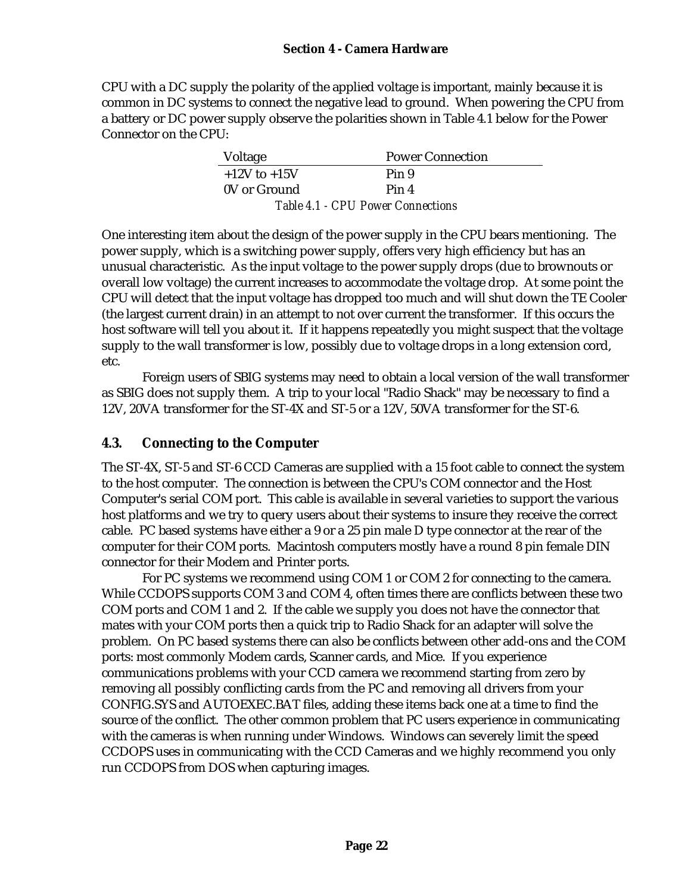CPU with a DC supply the polarity of the applied voltage is important, mainly because it is common in DC systems to connect the negative lead to ground. When powering the CPU from a battery or DC power supply observe the polarities shown in Table 4.1 below for the Power Connector on the CPU:

| Voltage | Power Connection |
|---|---|
| +12V to +15V | Pin 9 |
| 0V or Ground | Pin 4 |

*Table 4.1 - CPU Power Connections*

One interesting item about the design of the power supply in the CPU bears mentioning. The power supply, which is a switching power supply, offers very high efficiency but has an unusual characteristic. As the input voltage to the power supply drops (due to brownouts or overall low voltage) the current increases to accommodate the voltage drop. At some point the CPU will detect that the input voltage has dropped too much and will shut down the TE Cooler (the largest current drain) in an attempt to not over current the transformer. If this occurs the host software will tell you about it. If it happens repeatedly you might suspect that the voltage supply to the wall transformer is low, possibly due to voltage drops in a long extension cord, etc.

Foreign users of SBIG systems may need to obtain a local version of the wall transformer as SBIG does not supply them. A trip to your local "Radio Shack" may be necessary to find a 12V, 20VA transformer for the ST-4X and ST-5 or a 12V, 50VA transformer for the ST-6.

## 4.3. Connecting to the Computer

The ST-4X, ST-5 and ST-6 CCD Cameras are supplied with a 15 foot cable to connect the system to the host computer. The connection is between the CPU's COM connector and the Host Computer's serial COM port. This cable is available in several varieties to support the various host platforms and we try to query users about their systems to insure they receive the correct cable. PC based systems have either a 9 or a 25 pin male D type connector at the rear of the computer for their COM ports. Macintosh computers mostly have a round 8 pin female DIN connector for their Modem and Printer ports.

For PC systems we recommend using COM 1 or COM 2 for connecting to the camera. While CCDOPS supports COM 3 and COM 4, often times there are conflicts between these two COM ports and COM 1 and 2. If the cable we supply you does not have the connector that mates with your COM ports then a quick trip to Radio Shack for an adapter will solve the problem. On PC based systems there can also be conflicts between other add-ons and the COM ports: most commonly Modem cards, Scanner cards, and Mice. If you experience communications problems with your CCD camera we recommend starting from zero by removing all possibly conflicting cards from the PC and removing all drivers from your CONFIG.SYS and AUTOEXEC.BAT files, adding these items back one at a time to find the source of the conflict. The other common problem that PC users experience in communicating with the cameras is when running under Windows. Windows can severely limit the speed CCDOPS uses in communicating with the CCD Cameras and we highly recommend you only run CCDOPS from DOS when capturing images.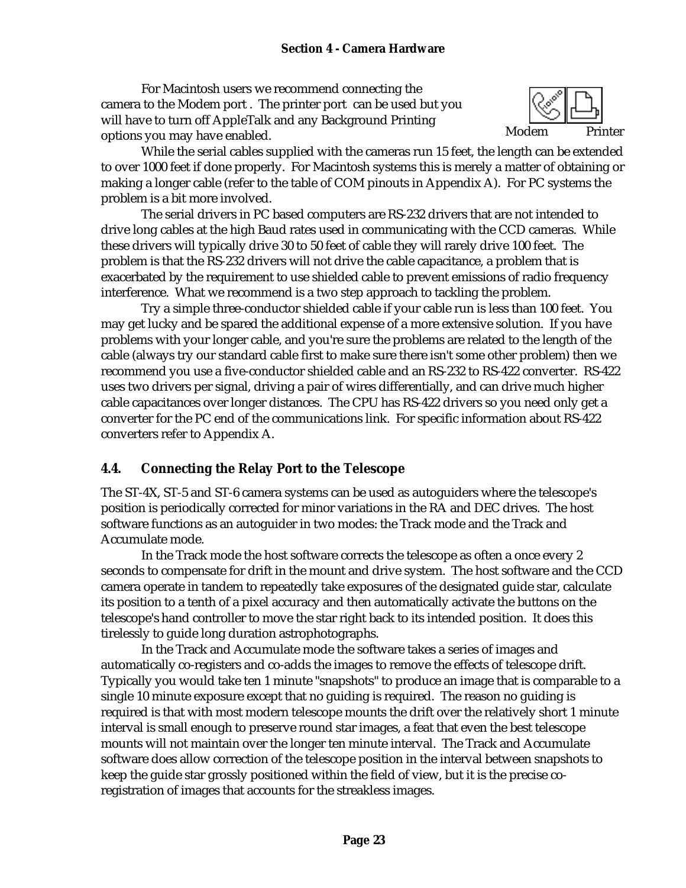For Macintosh users we recommend connecting the camera to the Modem port . The printer port can be used but you will have to turn off AppleTalk and any Background Printing options you may have enabled.

Modem Printer

While the serial cables supplied with the cameras run 15 feet, the length can be extended to over 1000 feet if done properly. For Macintosh systems this is merely a matter of obtaining or making a longer cable (refer to the table of COM pinouts in Appendix A). For PC systems the problem is a bit more involved.

The serial drivers in PC based computers are RS-232 drivers that are not intended to drive long cables at the high Baud rates used in communicating with the CCD cameras. While these drivers will typically drive 30 to 50 feet of cable they will rarely drive 100 feet. The problem is that the RS-232 drivers will not drive the cable capacitance, a problem that is exacerbated by the requirement to use shielded cable to prevent emissions of radio frequency interference. What we recommend is a two step approach to tackling the problem.

Try a simple three-conductor shielded cable if your cable run is less than 100 feet. You may get lucky and be spared the additional expense of a more extensive solution. If you have problems with your longer cable, and you're sure the problems are related to the length of the cable (always try our standard cable first to make sure there isn't some other problem) then we recommend you use a five-conductor shielded cable and an RS-232 to RS-422 converter. RS-422 uses two drivers per signal, driving a pair of wires differentially, and can drive much higher cable capacitances over longer distances. The CPU has RS-422 drivers so you need only get a converter for the PC end of the communications link. For specific information about RS-422 converters refer to Appendix A.

## 4.4. Connecting the Relay Port to the Telescope

The ST-4X, ST-5 and ST-6 camera systems can be used as autoguiders where the telescope's position is periodically corrected for minor variations in the RA and DEC drives. The host software functions as an autoguider in two modes: the Track mode and the Track and Accumulate mode.

In the Track mode the host software corrects the telescope as often a once every 2 seconds to compensate for drift in the mount and drive system. The host software and the CCD camera operate in tandem to repeatedly take exposures of the designated guide star, calculate its position to a tenth of a pixel accuracy and then automatically activate the buttons on the telescope's hand controller to move the star right back to its intended position. It does this tirelessly to guide long duration astrophotographs.

In the Track and Accumulate mode the software takes a series of images and automatically co-registers and co-adds the images to remove the effects of telescope drift. Typically you would take ten 1 minute "snapshots" to produce an image that is comparable to a single 10 minute exposure except that no guiding is required. The reason no guiding is required is that with most modern telescope mounts the drift over the relatively short 1 minute interval is small enough to preserve round star images, a feat that even the best telescope mounts will not maintain over the longer ten minute interval. The Track and Accumulate software does allow correction of the telescope position in the interval between snapshots to keep the guide star grossly positioned within the field of view, but it is the precise co-registration of images that accounts for the streakless images.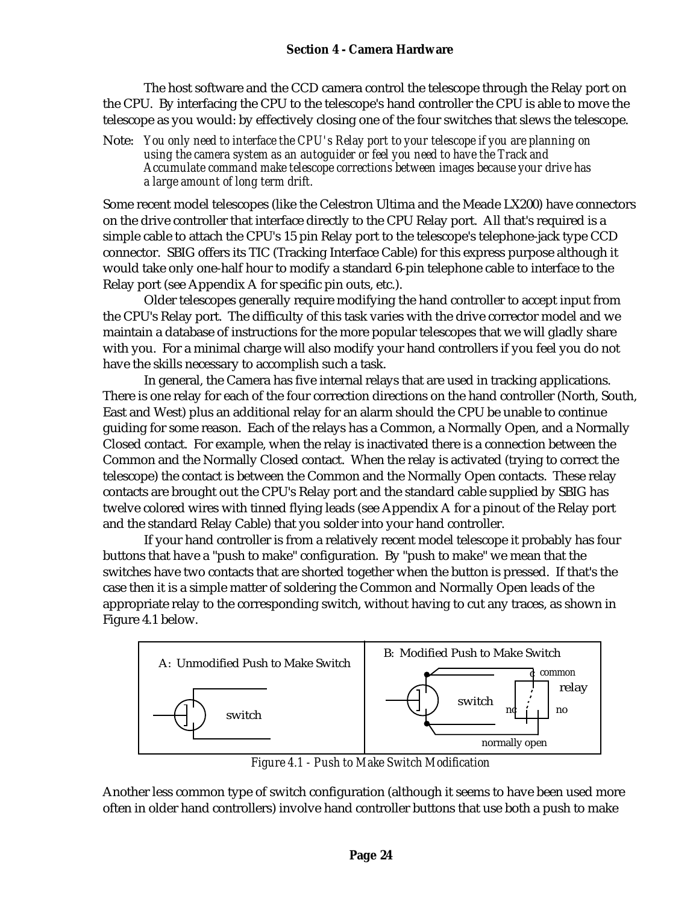The host software and the CCD camera control the telescope through the Relay port on the CPU. By interfacing the CPU to the telescope's hand controller the CPU is able to move the telescope as you would: by effectively closing one of the four switches that slews the telescope.

Note: *You only need to interface the CPU's Relay port to your telescope if you are planning on using the camera system as an autoguider or feel you need to have the Track and Accumulate command make telescope corrections between images because your drive has a large amount of long term drift.*

Some recent model telescopes (like the Celestron Ultima and the Meade LX200) have connectors on the drive controller that interface directly to the CPU Relay port. All that's required is a simple cable to attach the CPU's 15 pin Relay port to the telescope's telephone-jack type CCD connector. SBIG offers its TIC (Tracking Interface Cable) for this express purpose although it would take only one-half hour to modify a standard 6-pin telephone cable to interface to the Relay port (see Appendix A for specific pin outs, etc.).

Older telescopes generally require modifying the hand controller to accept input from the CPU's Relay port. The difficulty of this task varies with the drive corrector model and we maintain a database of instructions for the more popular telescopes that we will gladly share with you. For a minimal charge will also modify your hand controllers if you feel you do not have the skills necessary to accomplish such a task.

In general, the Camera has five internal relays that are used in tracking applications. There is one relay for each of the four correction directions on the hand controller (North, South, East and West) plus an additional relay for an alarm should the CPU be unable to continue guiding for some reason. Each of the relays has a Common, a Normally Open, and a Normally Closed contact. For example, when the relay is inactivated there is a connection between the Common and the Normally Closed contact. When the relay is activated (trying to correct the telescope) the contact is between the Common and the Normally Open contacts. These relay contacts are brought out the CPU's Relay port and the standard cable supplied by SBIG has twelve colored wires with tinned flying leads (see Appendix A for a pinout of the Relay port and the standard Relay Cable) that you solder into your hand controller.

If your hand controller is from a relatively recent model telescope it probably has four buttons that have a "push to make" configuration. By "push to make" we mean that the switches have two contacts that are shorted together when the button is pressed. If that's the case then it is a simple matter of soldering the Common and Normally Open leads of the appropriate relay to the corresponding switch, without having to cut any traces, as shown in Figure 4.1 below.

A: Unmodified Push to Make Switch — switch

B: Modified Push to Make Switch — switch, c common, relay, nc, no, normally open

*Figure 4.1 - Push to Make Switch Modification*

Another less common type of switch configuration (although it seems to have been used more often in older hand controllers) involve hand controller buttons that use both a push to make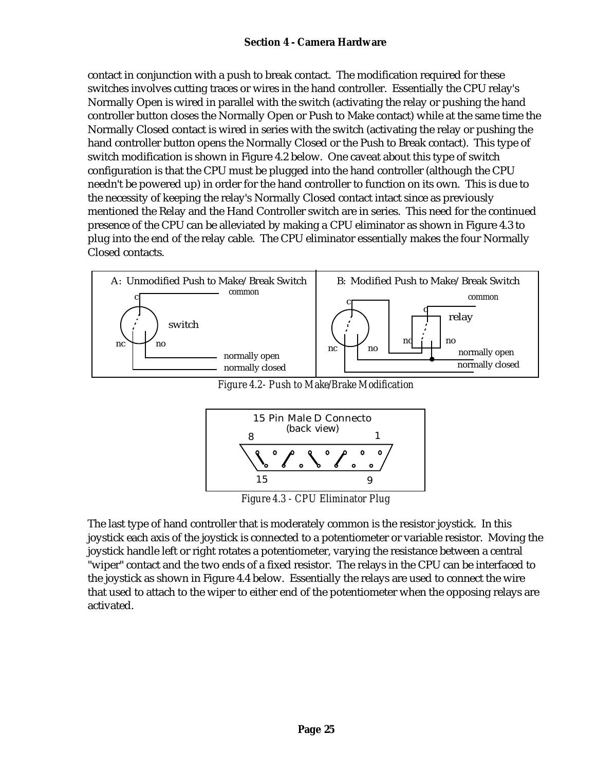contact in conjunction with a push to break contact. The modification required for these switches involves cutting traces or wires in the hand controller. Essentially the CPU relay's Normally Open is wired in parallel with the switch (activating the relay or pushing the hand controller button closes the Normally Open or Push to Make contact) while at the same time the Normally Closed contact is wired in series with the switch (activating the relay or pushing the hand controller button opens the Normally Closed or the Push to Break contact). This type of switch modification is shown in Figure 4.2 below. One caveat about this type of switch configuration is that the CPU must be plugged into the hand controller (although the CPU needn't be powered up) in order for the hand controller to function on its own. This is due to the necessity of keeping the relay's Normally Closed contact intact since as previously mentioned the Relay and the Hand Controller switch are in series. This need for the continued presence of the CPU can be alleviated by making a CPU eliminator as shown in Figure 4.3 to plug into the end of the relay cable. The CPU eliminator essentially makes the four Normally Closed contacts.

A: Unmodified Push to Make/Break Switch — common, c, switch, nc, no, normally open, normally closed

B: Modified Push to Make/Break Switch — common, c, relay, nc, no, normally open, normally closed

*Figure 4.2- Push to Make/Brake Modification*

15 Pin Male D Connecto (back view) — 8, 1, 15, 9

*Figure 4.3 - CPU Eliminator Plug*

The last type of hand controller that is moderately common is the resistor joystick. In this joystick each axis of the joystick is connected to a potentiometer or variable resistor. Moving the joystick handle left or right rotates a potentiometer, varying the resistance between a central "wiper" contact and the two ends of a fixed resistor. The relays in the CPU can be interfaced to the joystick as shown in Figure 4.4 below. Essentially the relays are used to connect the wire that used to attach to the wiper to either end of the potentiometer when the opposing relays are activated.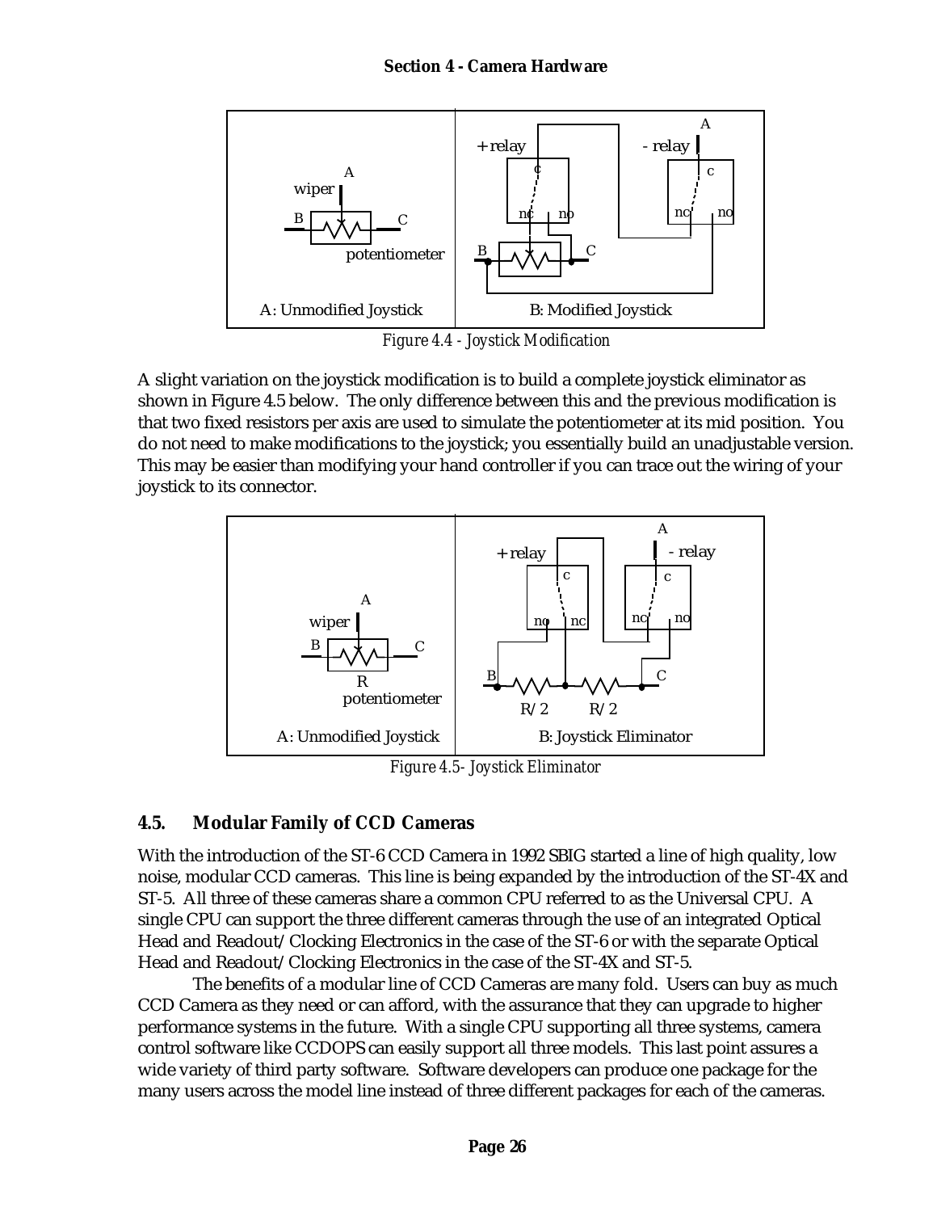*Figure 4.4 - Joystick Modification*

A slight variation on the joystick modification is to build a complete joystick eliminator as shown in Figure 4.5 below. The only difference between this and the previous modification is that two fixed resistors per axis are used to simulate the potentiometer at its mid position. You do not need to make modifications to the joystick; you essentially build an unadjustable version. This may be easier than modifying your hand controller if you can trace out the wiring of your joystick to its connector.

*Figure 4.5- Joystick Eliminator*

## 4.5. Modular Family of CCD Cameras

With the introduction of the ST-6 CCD Camera in 1992 SBIG started a line of high quality, low noise, modular CCD cameras. This line is being expanded by the introduction of the ST-4X and ST-5. All three of these cameras share a common CPU referred to as the Universal CPU. A single CPU can support the three different cameras through the use of an integrated Optical Head and Readout/Clocking Electronics in the case of the ST-6 or with the separate Optical Head and Readout/Clocking Electronics in the case of the ST-4X and ST-5.

The benefits of a modular line of CCD Cameras are many fold. Users can buy as much CCD Camera as they need or can afford, with the assurance that they can upgrade to higher performance systems in the future. With a single CPU supporting all three systems, camera control software like CCDOPS can easily support all three models. This last point assures a wide variety of third party software. Software developers can produce one package for the many users across the model line instead of three different packages for each of the cameras.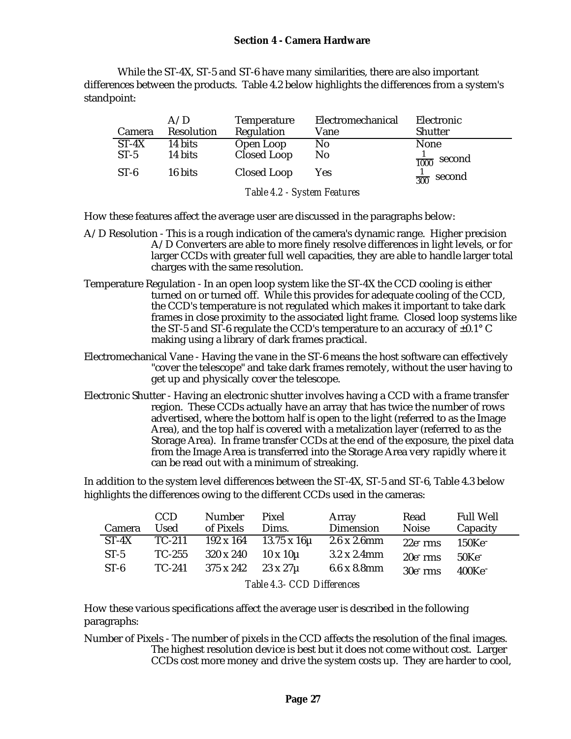While the ST-4X, ST-5 and ST-6 have many similarities, there are also important differences between the products. Table 4.2 below highlights the differences from a system's standpoint:

| Camera | A/D Resolution | Temperature Regulation | Electromechanical Vane | Electronic Shutter |
|---|---|---|---|---|
| ST-4X | 14 bits | Open Loop | No | None |
| ST-5 | 14 bits | Closed Loop | No | $\frac{1}{1000}$ second |
| ST-6 | 16 bits | Closed Loop | Yes | $\frac{1}{300}$ second |

*Table 4.2 - System Features*

How these features affect the average user are discussed in the paragraphs below:

A/D Resolution - This is a rough indication of the camera's dynamic range. Higher precision A/D Converters are able to more finely resolve differences in light levels, or for larger CCDs with greater full well capacities, they are able to handle larger total charges with the same resolution.

Temperature Regulation - In an open loop system like the ST-4X the CCD cooling is either turned on or turned off. While this provides for adequate cooling of the CCD, the CCD's temperature is not regulated which makes it important to take dark frames in close proximity to the associated light frame. Closed loop systems like the ST-5 and ST-6 regulate the CCD's temperature to an accuracy of ±0.1° C making using a library of dark frames practical.

Electromechanical Vane - Having the vane in the ST-6 means the host software can effectively "cover the telescope" and take dark frames remotely, without the user having to get up and physically cover the telescope.

Electronic Shutter - Having an electronic shutter involves having a CCD with a frame transfer region. These CCDs actually have an array that has twice the number of rows advertised, where the bottom half is open to the light (referred to as the Image Area), and the top half is covered with a metalization layer (referred to as the Storage Area). In frame transfer CCDs at the end of the exposure, the pixel data from the Image Area is transferred into the Storage Area very rapidly where it can be read out with a minimum of streaking.

In addition to the system level differences between the ST-4X, ST-5 and ST-6, Table 4.3 below highlights the differences owing to the different CCDs used in the cameras:

| Camera | CCD Used | Number of Pixels | Pixel Dims. | Array Dimension | Read Noise | Full Well Capacity |
|---|---|---|---|---|---|---|
| ST-4X | TC-211 | 192 x 164 | 13.75 x 16µ | 2.6 x 2.6mm | 22e⁻ rms | 150Ke⁻ |
| ST-5 | TC-255 | 320 x 240 | 10 x 10µ | 3.2 x 2.4mm | 20e⁻ rms | 50Ke⁻ |
| ST-6 | TC-241 | 375 x 242 | 23 x 27µ | 6.6 x 8.8mm | 30e⁻ rms | 400Ke⁻ |

*Table 4.3- CCD Differences*

How these various specifications affect the average user is described in the following paragraphs:

Number of Pixels - The number of pixels in the CCD affects the resolution of the final images. The highest resolution device is best but it does not come without cost. Larger CCDs cost more money and drive the system costs up. They are harder to cool,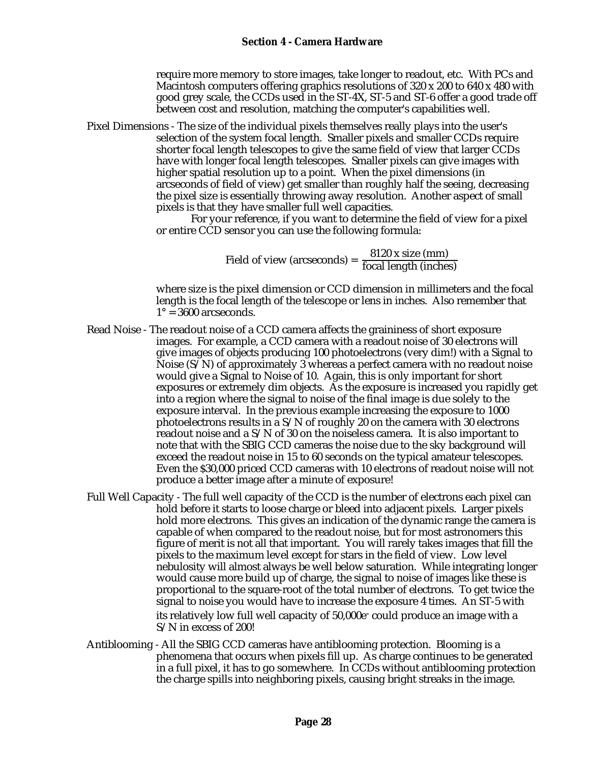require more memory to store images, take longer to readout, etc. With PCs and Macintosh computers offering graphics resolutions of 320 x 200 to 640 x 480 with good grey scale, the CCDs used in the ST-4X, ST-5 and ST-6 offer a good trade off between cost and resolution, matching the computer's capabilities well.

Pixel Dimensions - The size of the individual pixels themselves really plays into the user's selection of the system focal length. Smaller pixels and smaller CCDs require shorter focal length telescopes to give the same field of view that larger CCDs have with longer focal length telescopes. Smaller pixels can give images with higher spatial resolution up to a point. When the pixel dimensions (in arcseconds of field of view) get smaller than roughly half the seeing, decreasing the pixel size is essentially throwing away resolution. Another aspect of small pixels is that they have smaller full well capacities.

For your reference, if you want to determine the field of view for a pixel or entire CCD sensor you can use the following formula:

$$\text{Field of view (arcseconds)} = \frac{8120 \text{ x size (mm)}}{\text{focal length (inches)}}$$

where size is the pixel dimension or CCD dimension in millimeters and the focal length is the focal length of the telescope or lens in inches. Also remember that $1° = 3600$ arcseconds.

Read Noise - The readout noise of a CCD camera affects the graininess of short exposure images. For example, a CCD camera with a readout noise of 30 electrons will give images of objects producing 100 photoelectrons (very dim!) with a Signal to Noise (S/N) of approximately 3 whereas a perfect camera with no readout noise would give a Signal to Noise of 10. Again, this is only important for short exposures or extremely dim objects. As the exposure is increased you rapidly get into a region where the signal to noise of the final image is due solely to the exposure interval. In the previous example increasing the exposure to 1000 photoelectrons results in a S/N of roughly 20 on the camera with 30 electrons readout noise and a S/N of 30 on the noiseless camera. It is also important to note that with the SBIG CCD cameras the noise due to the sky background will exceed the readout noise in 15 to 60 seconds on the typical amateur telescopes. Even the $30,000 priced CCD cameras with 10 electrons of readout noise will not produce a better image after a minute of exposure!

Full Well Capacity - The full well capacity of the CCD is the number of electrons each pixel can hold before it starts to loose charge or bleed into adjacent pixels. Larger pixels hold more electrons. This gives an indication of the dynamic range the camera is capable of when compared to the readout noise, but for most astronomers this figure of merit is not all that important. You will rarely takes images that fill the pixels to the maximum level except for stars in the field of view. Low level nebulosity will almost always be well below saturation. While integrating longer would cause more build up of charge, the signal to noise of images like these is proportional to the square-root of the total number of electrons. To get twice the signal to noise you would have to increase the exposure 4 times. An ST-5 with its relatively low full well capacity of $50{,}000e^-$ could produce an image with a S/N in excess of 200!

Antiblooming - All the SBIG CCD cameras have antiblooming protection. Blooming is a phenomena that occurs when pixels fill up. As charge continues to be generated in a full pixel, it has to go somewhere. In CCDs without antiblooming protection the charge spills into neighboring pixels, causing bright streaks in the image.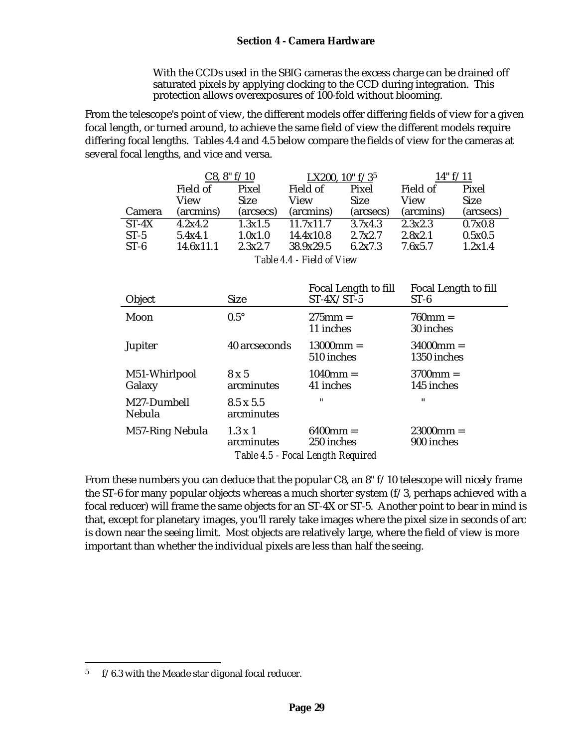With the CCDs used in the SBIG cameras the excess charge can be drained off saturated pixels by applying clocking to the CCD during integration. This protection allows overexposures of 100-fold without blooming.

From the telescope's point of view, the different models offer differing fields of view for a given focal length, or turned around, to achieve the same field of view the different models require differing focal lengths. Tables 4.4 and 4.5 below compare the fields of view for the cameras at several focal lengths, and vice and versa.

| | C8, 8" f/10 | | LX200, 10" f/3[5] | | 14" f/11 | |
|---|---|---|---|---|---|---|
| Camera | Field of View (arcmins) | Pixel Size (arcsecs) | Field of View (arcmins) | Pixel Size (arcsecs) | Field of View (arcmins) | Pixel Size (arcsecs) |
| ST-4X | 4.2x4.2 | 1.3x1.5 | 11.7x11.7 | 3.7x4.3 | 2.3x2.3 | 0.7x0.8 |
| ST-5 | 5.4x4.1 | 1.0x1.0 | 14.4x10.8 | 2.7x2.7 | 2.8x2.1 | 0.5x0.5 |
| ST-6 | 14.6x11.1 | 2.3x2.7 | 38.9x29.5 | 6.2x7.3 | 7.6x5.7 | 1.2x1.4 |

*Table 4.4 - Field of View*

| Object | Size | Focal Length to fill ST-4X/ST-5 | Focal Length to fill ST-6 |
|---|---|---|---|
| Moon | 0.5° | 275mm = 11 inches | 760mm = 30 inches |
| Jupiter | 40 arcseconds | 13000mm = 510 inches | 34000mm = 1350 inches |
| M51-Whirlpool Galaxy | 8 x 5 arcminutes | 1040mm = 41 inches | 3700mm = 145 inches |
| M27-Dumbell Nebula | 8.5 x 5.5 arcminutes | " | " |
| M57-Ring Nebula | 1.3 x 1 arcminutes | 6400mm = 250 inches | 23000mm = 900 inches |

*Table 4.5 - Focal Length Required*

From these numbers you can deduce that the popular C8, an 8" f/10 telescope will nicely frame the ST-6 for many popular objects whereas a much shorter system (f/3, perhaps achieved with a focal reducer) will frame the same objects for an ST-4X or ST-5. Another point to bear in mind is that, except for planetary images, you'll rarely take images where the pixel size in seconds of arc is down near the seeing limit. Most objects are relatively large, where the field of view is more important than whether the individual pixels are less than half the seeing.

---

[5] f/6.3 with the Meade star digonal focal reducer.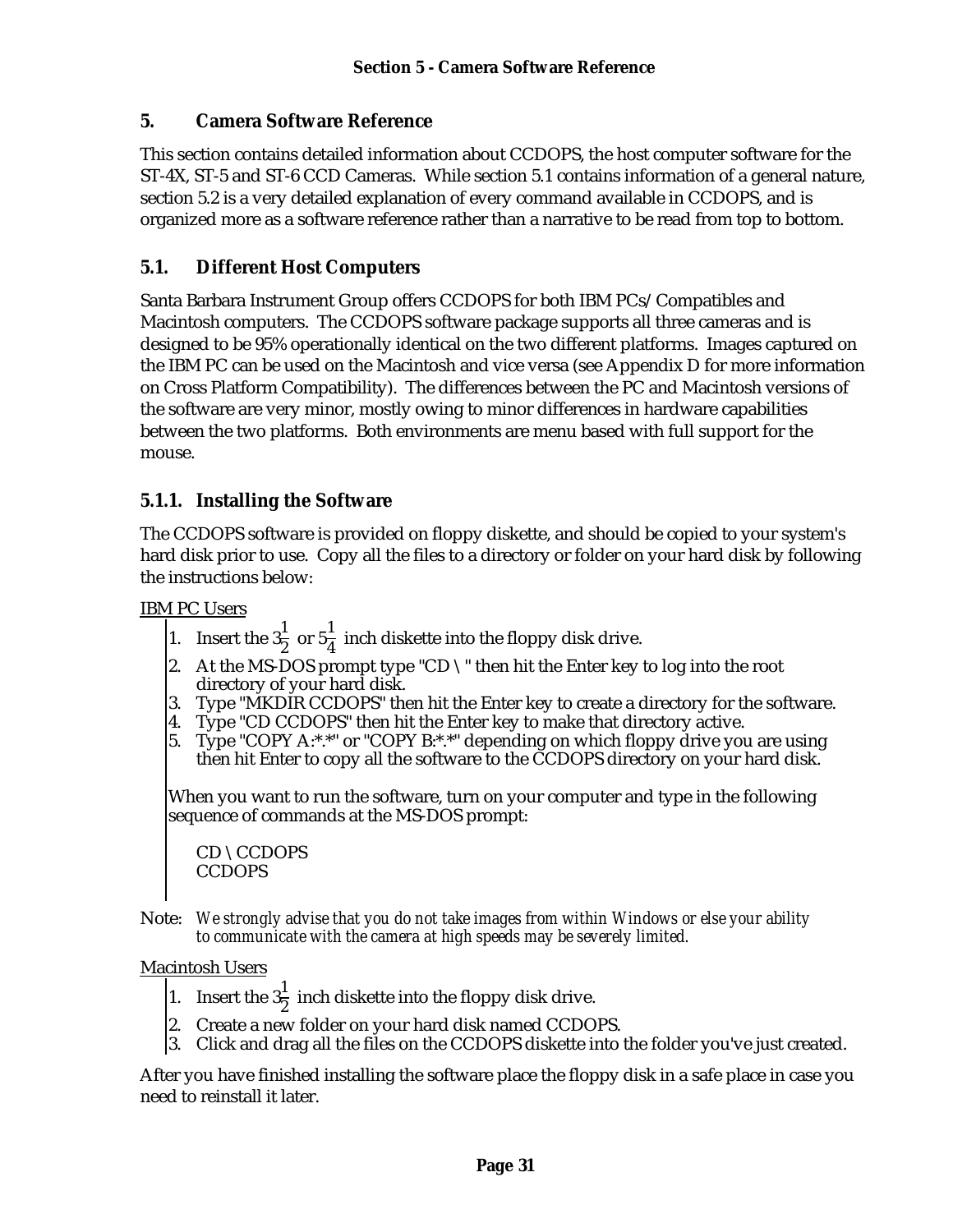# 5. Camera Software Reference

This section contains detailed information about CCDOPS, the host computer software for the ST-4X, ST-5 and ST-6 CCD Cameras. While section 5.1 contains information of a general nature, section 5.2 is a very detailed explanation of every command available in CCDOPS, and is organized more as a software reference rather than a narrative to be read from top to bottom.

## 5.1. Different Host Computers

Santa Barbara Instrument Group offers CCDOPS for both IBM PCs/Compatibles and Macintosh computers. The CCDOPS software package supports all three cameras and is designed to be 95% operationally identical on the two different platforms. Images captured on the IBM PC can be used on the Macintosh and vice versa (see Appendix D for more information on Cross Platform Compatibility). The differences between the PC and Macintosh versions of the software are very minor, mostly owing to minor differences in hardware capabilities between the two platforms. Both environments are menu based with full support for the mouse.

### 5.1.1. Installing the Software

The CCDOPS software is provided on floppy diskette, and should be copied to your system's hard disk prior to use. Copy all the files to a directory or folder on your hard disk by following the instructions below:

IBM PC Users

1. Insert the $3\frac{1}{2}$ or $5\frac{1}{4}$ inch diskette into the floppy disk drive.
2. At the MS-DOS prompt type "CD \ " then hit the Enter key to log into the root directory of your hard disk.
3. Type "MKDIR CCDOPS" then hit the Enter key to create a directory for the software.
4. Type "CD CCDOPS" then hit the Enter key to make that directory active.
5. Type "COPY A:*.*" or "COPY B:*.*" depending on which floppy drive you are using then hit Enter to copy all the software to the CCDOPS directory on your hard disk.

When you want to run the software, turn on your computer and type in the following sequence of commands at the MS-DOS prompt:

```
CD \ CCDOPS
CCDOPS
```

Note: *We strongly advise that you do not take images from within Windows or else your ability to communicate with the camera at high speeds may be severely limited.*

Macintosh Users

1. Insert the $3\frac{1}{2}$ inch diskette into the floppy disk drive.
2. Create a new folder on your hard disk named CCDOPS.
3. Click and drag all the files on the CCDOPS diskette into the folder you've just created.

After you have finished installing the software place the floppy disk in a safe place in case you need to reinstall it later.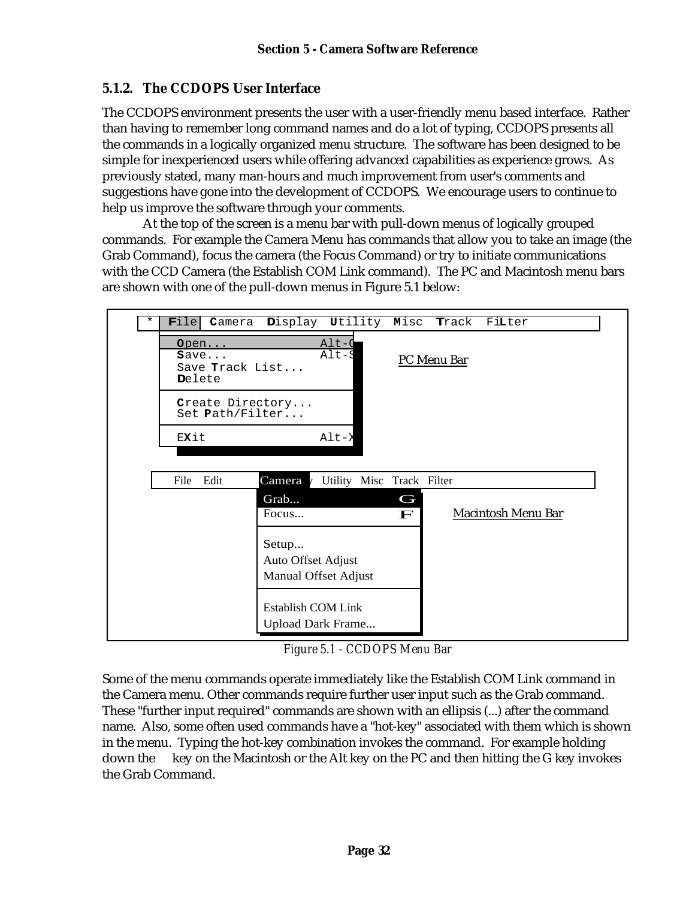### 5.1.2. The CCDOPS User Interface

The CCDOPS environment presents the user with a user-friendly menu based interface. Rather than having to remember long command names and do a lot of typing, CCDOPS presents all the commands in a logically organized menu structure. The software has been designed to be simple for inexperienced users while offering advanced capabilities as experience grows. As previously stated, many man-hours and much improvement from user's comments and suggestions have gone into the development of CCDOPS. We encourage users to continue to help us improve the software through your comments.

At the top of the screen is a menu bar with pull-down menus of logically grouped commands. For example the Camera Menu has commands that allow you to take an image (the Grab Command), focus the camera (the Focus Command) or try to initiate communications with the CCD Camera (the Establish COM Link command). The PC and Macintosh menu bars are shown with one of the pull-down menus in Figure 5.1 below:

```
 * | File  Camera  Display  Utility  Misc  Track  FiLter
   ----------------------------
   | Open...            Alt-O |
   | Save...            Alt-S |        PC Menu Bar
   | Save Track List...       |
   | Delete                   |
   |--------------------------|
   | Create Directory...      |
   | Set Path/Filter...       |
   |--------------------------|
   | EXit               Alt-X |
   ----------------------------

   File  Edit   Camera  Utility  Misc  Track  Filter
                ------------------------
                | Grab...            G |
                | Focus...           F |     Macintosh Menu Bar
                |----------------------|
                | Setup...             |
                | Auto Offset Adjust   |
                | Manual Offset Adjust |
                |----------------------|
                | Establish COM Link   |
                | Upload Dark Frame... |
                ------------------------
```

*Figure 5.1 - CCDOPS Menu Bar*

Some of the menu commands operate immediately like the Establish COM Link command in the Camera menu. Other commands require further user input such as the Grab command. These "further input required" commands are shown with an ellipsis (...) after the command name. Also, some often used commands have a "hot-key" associated with them which is shown in the menu. Typing the hot-key combination invokes the command. For example holding down the key on the Macintosh or the Alt key on the PC and then hitting the G key invokes the Grab Command.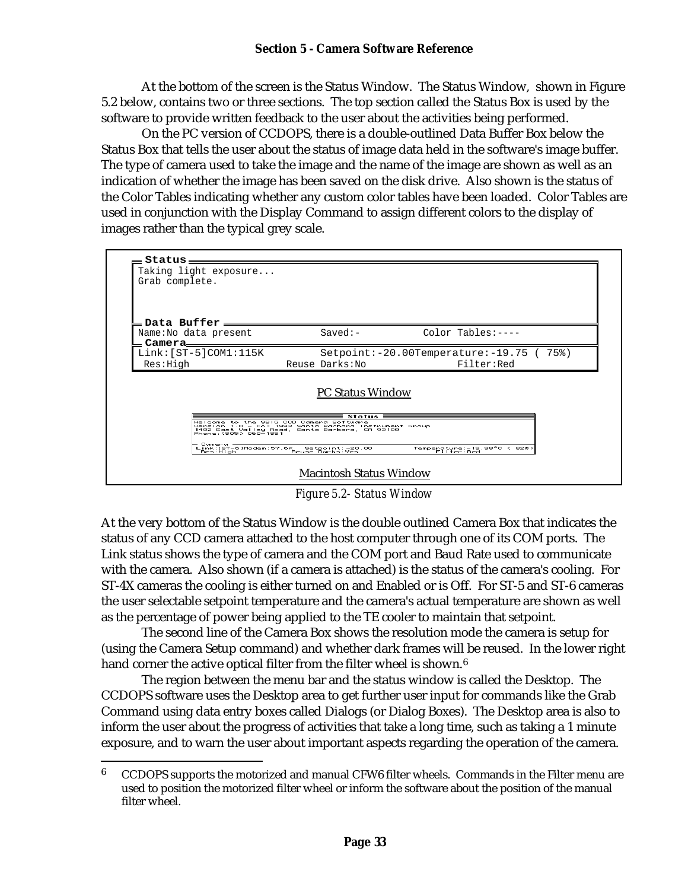At the bottom of the screen is the Status Window. The Status Window, shown in Figure 5.2 below, contains two or three sections. The top section called the Status Box is used by the software to provide written feedback to the user about the activities being performed.

On the PC version of CCDOPS, there is a double-outlined Data Buffer Box below the Status Box that tells the user about the status of image data held in the software's image buffer. The type of camera used to take the image and the name of the image are shown as well as an indication of whether the image has been saved on the disk drive. Also shown is the status of the Color Tables indicating whether any custom color tables have been loaded. Color Tables are used in conjunction with the Display Command to assign different colors to the display of images rather than the typical grey scale.

```
Status
Taking light exposure...
Grab complete.

Data Buffer
Name:No data present          Saved:-          Color Tables:----
Camera
Link:[ST-5]COM1:115K          Setpoint:-20.00Temperature:-19.75 ( 75%)
 Res:High              Reuse Darks:No                Filter:Red
```

PC Status Window

```
Status
Welcome to the SBIG CCD Camera Software
Version 1.0 - (c) 1993 Santa Barbara Instrument Group
1482 East Valley Road, Santa Barbara, CA 93108
Phone:(805) 969-1851

Camera
Link:[ST-6]Modem:57.6K   Setpoint:-20.00        Temperature:-19.98°C ( 82%)
 Res:High               Reuse Darks:Yes                  Filter:Red
```

Macintosh Status Window

*Figure 5.2- Status Window*

At the very bottom of the Status Window is the double outlined Camera Box that indicates the status of any CCD camera attached to the host computer through one of its COM ports. The Link status shows the type of camera and the COM port and Baud Rate used to communicate with the camera. Also shown (if a camera is attached) is the status of the camera's cooling. For ST-4X cameras the cooling is either turned on and Enabled or is Off. For ST-5 and ST-6 cameras the user selectable setpoint temperature and the camera's actual temperature are shown as well as the percentage of power being applied to the TE cooler to maintain that setpoint.

The second line of the Camera Box shows the resolution mode the camera is setup for (using the Camera Setup command) and whether dark frames will be reused. In the lower right hand corner the active optical filter from the filter wheel is shown.[6]

The region between the menu bar and the status window is called the Desktop. The CCDOPS software uses the Desktop area to get further user input for commands like the Grab Command using data entry boxes called Dialogs (or Dialog Boxes). The Desktop area is also to inform the user about the progress of activities that take a long time, such as taking a 1 minute exposure, and to warn the user about important aspects regarding the operation of the camera.

---

[6] CCDOPS supports the motorized and manual CFW6 filter wheels. Commands in the Filter menu are used to position the motorized filter wheel or inform the software about the position of the manual filter wheel.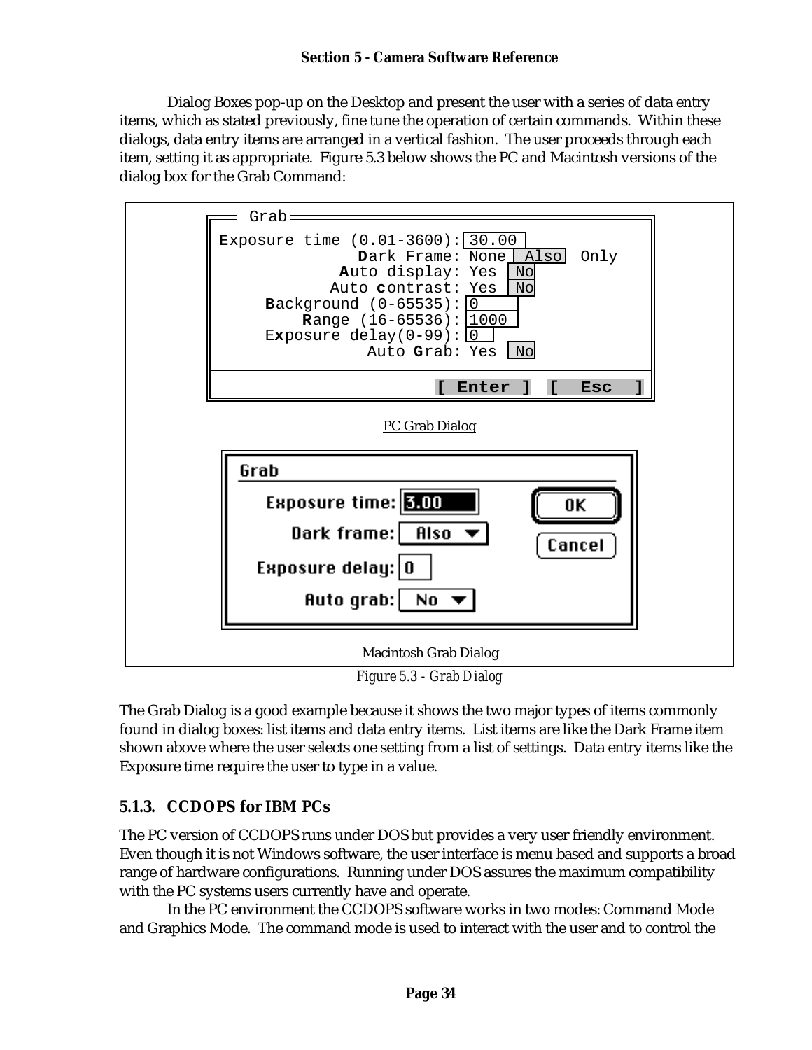Dialog Boxes pop-up on the Desktop and present the user with a series of data entry items, which as stated previously, fine tune the operation of certain commands. Within these dialogs, data entry items are arranged in a vertical fashion. The user proceeds through each item, setting it as appropriate. Figure 5.3 below shows the PC and Macintosh versions of the dialog box for the Grab Command:

```
Grab
Exposure time (0.01-3600): 30.00
              Dark Frame: None  Also  Only
            Auto display: Yes  No
           Auto contrast: Yes  No
     Background (0-65535): 0
        Range (16-65536): 1000
     Exposure delay(0-99): 0
               Auto Grab: Yes  No

                    [ Enter ]  [  Esc  ]
```

PC Grab Dialog

```
Grab
   Exposure time: 3.00          OK
      Dark frame: Also ▼      Cancel
  Exposure delay: 0
       Auto grab: No ▼
```

Macintosh Grab Dialog

*Figure 5.3 - Grab Dialog*

The Grab Dialog is a good example because it shows the two major types of items commonly found in dialog boxes: list items and data entry items. List items are like the Dark Frame item shown above where the user selects one setting from a list of settings. Data entry items like the Exposure time require the user to type in a value.

### 5.1.3. CCDOPS for IBM PCs

The PC version of CCDOPS runs under DOS but provides a very user friendly environment. Even though it is not Windows software, the user interface is menu based and supports a broad range of hardware configurations. Running under DOS assures the maximum compatibility with the PC systems users currently have and operate.

In the PC environment the CCDOPS software works in two modes: Command Mode and Graphics Mode. The command mode is used to interact with the user and to control the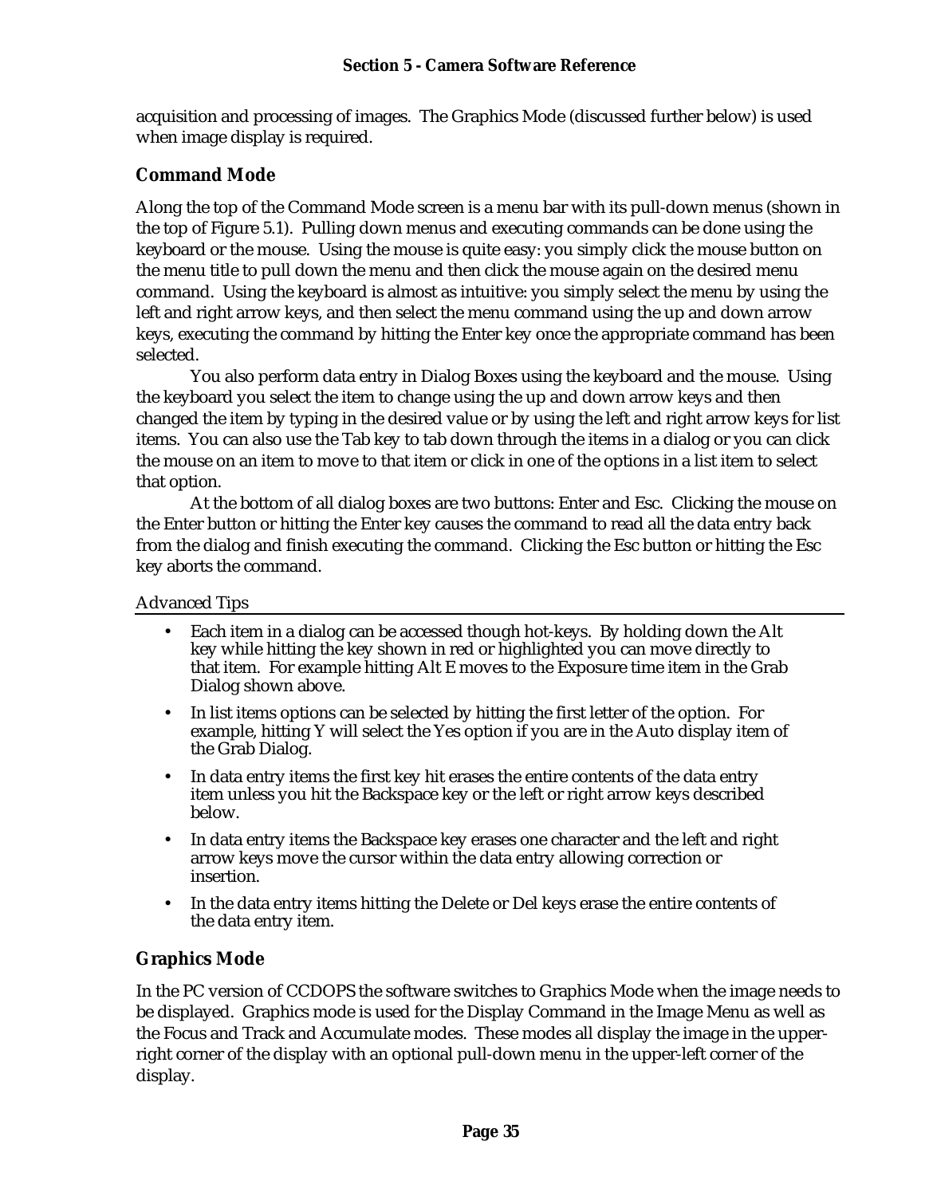acquisition and processing of images. The Graphics Mode (discussed further below) is used when image display is required.

## Command Mode

Along the top of the Command Mode screen is a menu bar with its pull-down menus (shown in the top of Figure 5.1). Pulling down menus and executing commands can be done using the keyboard or the mouse. Using the mouse is quite easy: you simply click the mouse button on the menu title to pull down the menu and then click the mouse again on the desired menu command. Using the keyboard is almost as intuitive: you simply select the menu by using the left and right arrow keys, and then select the menu command using the up and down arrow keys, executing the command by hitting the Enter key once the appropriate command has been selected.

You also perform data entry in Dialog Boxes using the keyboard and the mouse. Using the keyboard you select the item to change using the up and down arrow keys and then changed the item by typing in the desired value or by using the left and right arrow keys for list items. You can also use the Tab key to tab down through the items in a dialog or you can click the mouse on an item to move to that item or click in one of the options in a list item to select that option.

At the bottom of all dialog boxes are two buttons: Enter and Esc. Clicking the mouse on the Enter button or hitting the Enter key causes the command to read all the data entry back from the dialog and finish executing the command. Clicking the Esc button or hitting the Esc key aborts the command.

Advanced Tips

- Each item in a dialog can be accessed though hot-keys. By holding down the Alt key while hitting the key shown in red or highlighted you can move directly to that item. For example hitting Alt E moves to the Exposure time item in the Grab Dialog shown above.
- In list items options can be selected by hitting the first letter of the option. For example, hitting Y will select the Yes option if you are in the Auto display item of the Grab Dialog.
- In data entry items the first key hit erases the entire contents of the data entry item unless you hit the Backspace key or the left or right arrow keys described below.
- In data entry items the Backspace key erases one character and the left and right arrow keys move the cursor within the data entry allowing correction or insertion.
- In the data entry items hitting the Delete or Del keys erase the entire contents of the data entry item.

## Graphics Mode

In the PC version of CCDOPS the software switches to Graphics Mode when the image needs to be displayed. Graphics mode is used for the Display Command in the Image Menu as well as the Focus and Track and Accumulate modes. These modes all display the image in the upper-right corner of the display with an optional pull-down menu in the upper-left corner of the display.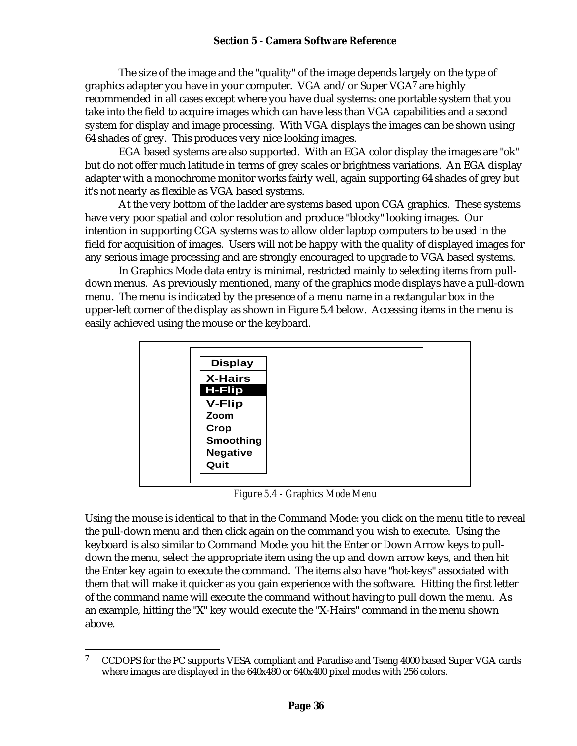The size of the image and the "quality" of the image depends largely on the type of graphics adapter you have in your computer. VGA and/or Super VGA[7] are highly recommended in all cases except where you have dual systems: one portable system that you take into the field to acquire images which can have less than VGA capabilities and a second system for display and image processing. With VGA displays the images can be shown using 64 shades of grey. This produces very nice looking images.

EGA based systems are also supported. With an EGA color display the images are "ok" but do not offer much latitude in terms of grey scales or brightness variations. An EGA display adapter with a monochrome monitor works fairly well, again supporting 64 shades of grey but it's not nearly as flexible as VGA based systems.

At the very bottom of the ladder are systems based upon CGA graphics. These systems have very poor spatial and color resolution and produce "blocky" looking images. Our intention in supporting CGA systems was to allow older laptop computers to be used in the field for acquisition of images. Users will not be happy with the quality of displayed images for any serious image processing and are strongly encouraged to upgrade to VGA based systems.

In Graphics Mode data entry is minimal, restricted mainly to selecting items from pull-down menus. As previously mentioned, many of the graphics mode displays have a pull-down menu. The menu is indicated by the presence of a menu name in a rectangular box in the upper-left corner of the display as shown in Figure 5.4 below. Accessing items in the menu is easily achieved using the mouse or the keyboard.

```
Display
X-Hairs
H-Flip
V-Flip
Zoom
Crop
Smoothing
Negative
Quit
```

*Figure 5.4 - Graphics Mode Menu*

Using the mouse is identical to that in the Command Mode: you click on the menu title to reveal the pull-down menu and then click again on the command you wish to execute. Using the keyboard is also similar to Command Mode: you hit the Enter or Down Arrow keys to pull-down the menu, select the appropriate item using the up and down arrow keys, and then hit the Enter key again to execute the command. The items also have "hot-keys" associated with them that will make it quicker as you gain experience with the software. Hitting the first letter of the command name will execute the command without having to pull down the menu. As an example, hitting the "X" key would execute the "X-Hairs" command in the menu shown above.

---

[7] CCDOPS for the PC supports VESA compliant and Paradise and Tseng 4000 based Super VGA cards where images are displayed in the 640x480 or 640x400 pixel modes with 256 colors.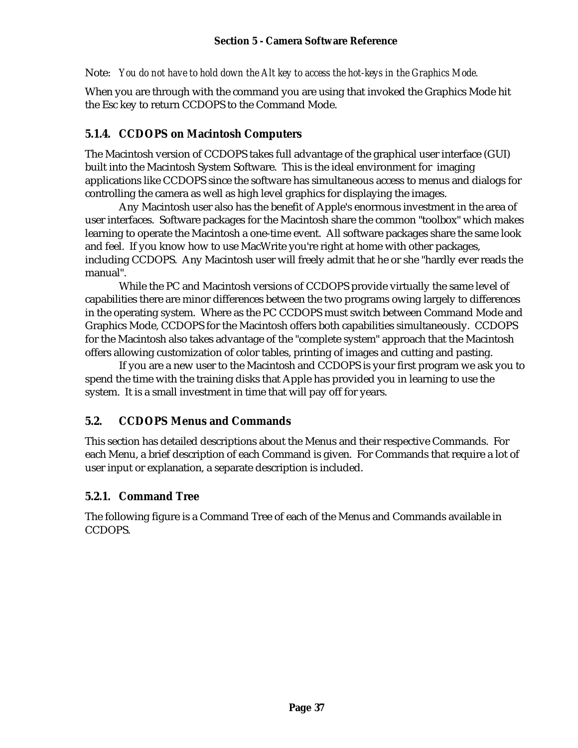Note: *You do not have to hold down the Alt key to access the hot-keys in the Graphics Mode.*

When you are through with the command you are using that invoked the Graphics Mode hit the Esc key to return CCDOPS to the Command Mode.

### 5.1.4. CCDOPS on Macintosh Computers

The Macintosh version of CCDOPS takes full advantage of the graphical user interface (GUI) built into the Macintosh System Software. This is the ideal environment for imaging applications like CCDOPS since the software has simultaneous access to menus and dialogs for controlling the camera as well as high level graphics for displaying the images.

Any Macintosh user also has the benefit of Apple's enormous investment in the area of user interfaces. Software packages for the Macintosh share the common "toolbox" which makes learning to operate the Macintosh a one-time event. All software packages share the same look and feel. If you know how to use MacWrite you're right at home with other packages, including CCDOPS. Any Macintosh user will freely admit that he or she "hardly ever reads the manual".

While the PC and Macintosh versions of CCDOPS provide virtually the same level of capabilities there are minor differences between the two programs owing largely to differences in the operating system. Where as the PC CCDOPS must switch between Command Mode and Graphics Mode, CCDOPS for the Macintosh offers both capabilities simultaneously. CCDOPS for the Macintosh also takes advantage of the "complete system" approach that the Macintosh offers allowing customization of color tables, printing of images and cutting and pasting.

If you are a new user to the Macintosh and CCDOPS is your first program we ask you to spend the time with the training disks that Apple has provided you in learning to use the system. It is a small investment in time that will pay off for years.

## 5.2. CCDOPS Menus and Commands

This section has detailed descriptions about the Menus and their respective Commands. For each Menu, a brief description of each Command is given. For Commands that require a lot of user input or explanation, a separate description is included.

### 5.2.1. Command Tree

The following figure is a Command Tree of each of the Menus and Commands available in CCDOPS.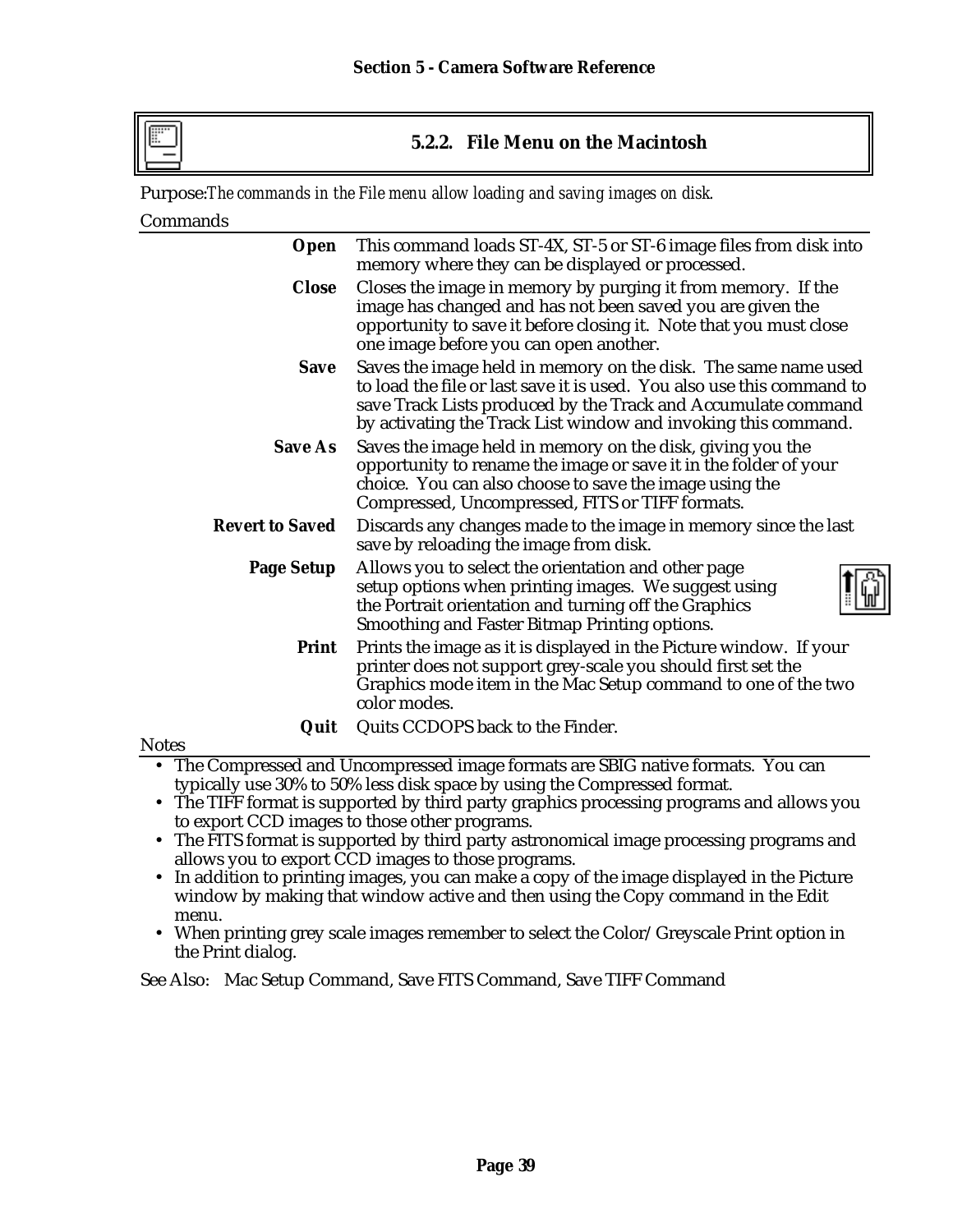### 5.2.2. File Menu on the Macintosh

Purpose: *The commands in the File menu allow loading and saving images on disk.*

Commands

| Command | Description |
|---|---|
| **Open** | This command loads ST-4X, ST-5 or ST-6 image files from disk into memory where they can be displayed or processed. |
| **Close** | Closes the image in memory by purging it from memory. If the image has changed and has not been saved you are given the opportunity to save it before closing it. Note that you must close one image before you can open another. |
| **Save** | Saves the image held in memory on the disk. The same name used to load the file or last save it is used. You also use this command to save Track Lists produced by the Track and Accumulate command by activating the Track List window and invoking this command. |
| **Save As** | Saves the image held in memory on the disk, giving you the opportunity to rename the image or save it in the folder of your choice. You can also choose to save the image using the Compressed, Uncompressed, FITS or TIFF formats. |
| **Revert to Saved** | Discards any changes made to the image in memory since the last save by reloading the image from disk. |
| **Page Setup** | Allows you to select the orientation and other page setup options when printing images. We suggest using the Portrait orientation and turning off the Graphics Smoothing and Faster Bitmap Printing options. |
| **Print** | Prints the image as it is displayed in the Picture window. If your printer does not support grey-scale you should first set the Graphics mode item in the Mac Setup command to one of the two color modes. |
| **Quit** | Quits CCDOPS back to the Finder. |

Notes

- The Compressed and Uncompressed image formats are SBIG native formats. You can typically use 30% to 50% less disk space by using the Compressed format.
- The TIFF format is supported by third party graphics processing programs and allows you to export CCD images to those other programs.
- The FITS format is supported by third party astronomical image processing programs and allows you to export CCD images to those programs.
- In addition to printing images, you can make a copy of the image displayed in the Picture window by making that window active and then using the Copy command in the Edit menu.
- When printing grey scale images remember to select the Color/Greyscale Print option in the Print dialog.

See Also: Mac Setup Command, Save FITS Command, Save TIFF Command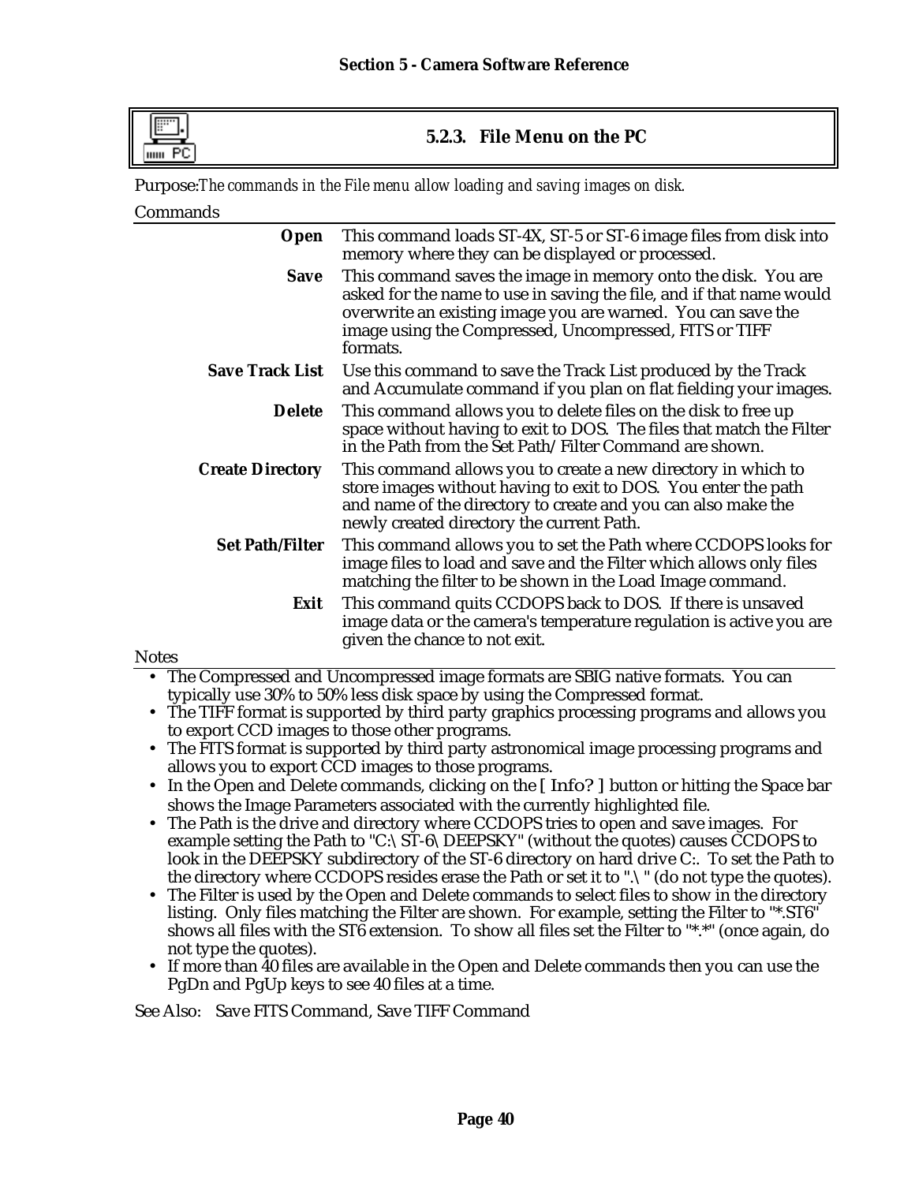### 5.2.3. File Menu on the PC

Purpose: *The commands in the File menu allow loading and saving images on disk.*

Commands

| | |
|---|---|
| **Open** | This command loads ST-4X, ST-5 or ST-6 image files from disk into memory where they can be displayed or processed. |
| **Save** | This command saves the image in memory onto the disk. You are asked for the name to use in saving the file, and if that name would overwrite an existing image you are warned. You can save the image using the Compressed, Uncompressed, FITS or TIFF formats. |
| **Save Track List** | Use this command to save the Track List produced by the Track and Accumulate command if you plan on flat fielding your images. |
| **Delete** | This command allows you to delete files on the disk to free up space without having to exit to DOS. The files that match the Filter in the Path from the Set Path/Filter Command are shown. |
| **Create Directory** | This command allows you to create a new directory in which to store images without having to exit to DOS. You enter the path and name of the directory to create and you can also make the newly created directory the current Path. |
| **Set Path/Filter** | This command allows you to set the Path where CCDOPS looks for image files to load and save and the Filter which allows only files matching the filter to be shown in the Load Image command. |
| **Exit** | This command quits CCDOPS back to DOS. If there is unsaved image data or the camera's temperature regulation is active you are given the chance to not exit. |

Notes

- The Compressed and Uncompressed image formats are SBIG native formats. You can typically use 30% to 50% less disk space by using the Compressed format.
- The TIFF format is supported by third party graphics processing programs and allows you to export CCD images to those other programs.
- The FITS format is supported by third party astronomical image processing programs and allows you to export CCD images to those programs.
- In the Open and Delete commands, clicking on the [ Info? ] button or hitting the Space bar shows the Image Parameters associated with the currently highlighted file.
- The Path is the drive and directory where CCDOPS tries to open and save images. For example setting the Path to "C:\ST-6\DEEPSKY" (without the quotes) causes CCDOPS to look in the DEEPSKY subdirectory of the ST-6 directory on hard drive C:. To set the Path to the directory where CCDOPS resides erase the Path or set it to ".\" (do not type the quotes).
- The Filter is used by the Open and Delete commands to select files to show in the directory listing. Only files matching the Filter are shown. For example, setting the Filter to "*.ST6" shows all files with the ST6 extension. To show all files set the Filter to "*.*" (once again, do not type the quotes).
- If more than 40 files are available in the Open and Delete commands then you can use the PgDn and PgUp keys to see 40 files at a time.

See Also: Save FITS Command, Save TIFF Command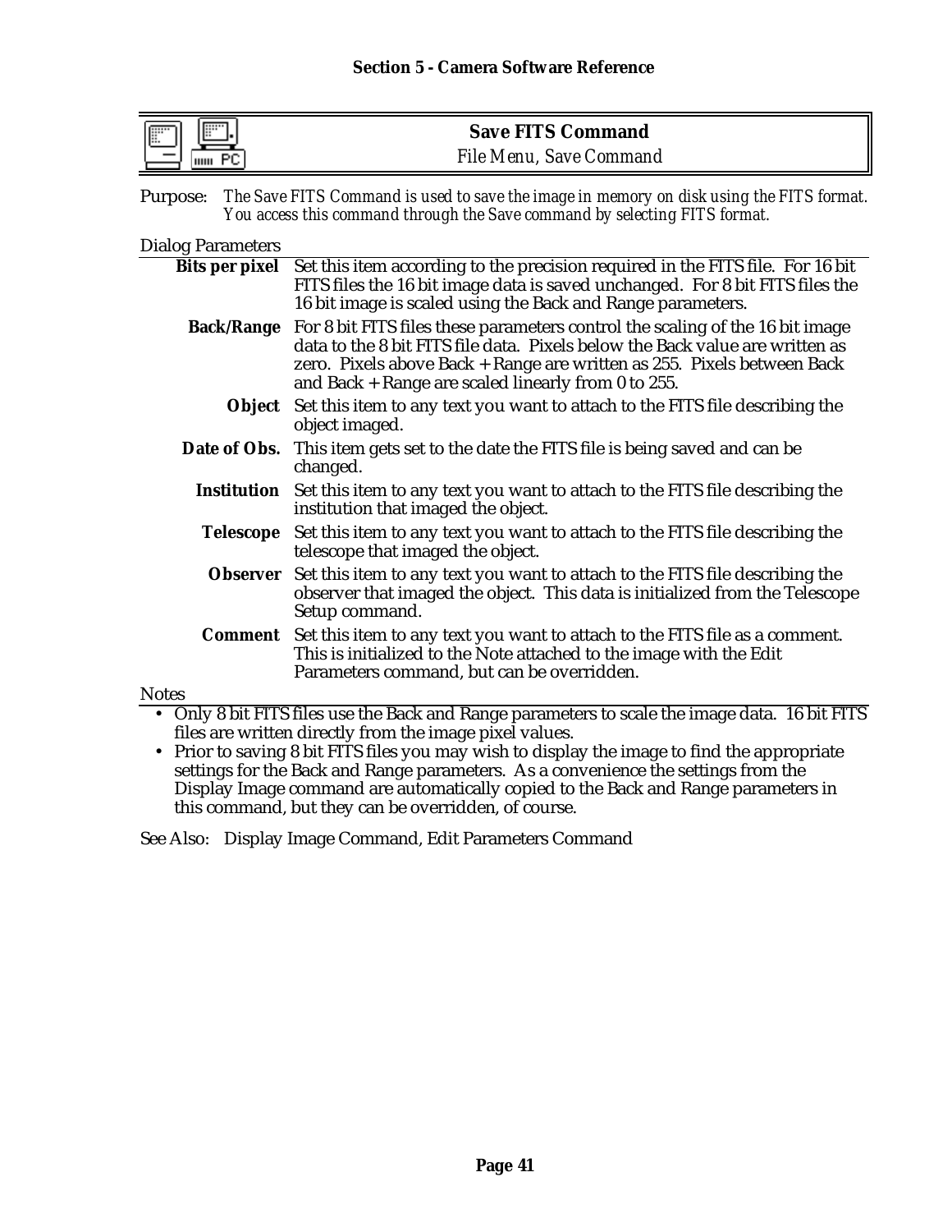## Save FITS Command

*File Menu, Save Command*

Purpose: *The Save FITS Command is used to save the image in memory on disk using the FITS format. You access this command through the Save command by selecting FITS format.*

Dialog Parameters

| | |
|---|---|
| **Bits per pixel** | Set this item according to the precision required in the FITS file. For 16 bit FITS files the 16 bit image data is saved unchanged. For 8 bit FITS files the 16 bit image is scaled using the Back and Range parameters. |
| **Back/Range** | For 8 bit FITS files these parameters control the scaling of the 16 bit image data to the 8 bit FITS file data. Pixels below the Back value are written as zero. Pixels above Back + Range are written as 255. Pixels between Back and Back + Range are scaled linearly from 0 to 255. |
| **Object** | Set this item to any text you want to attach to the FITS file describing the object imaged. |
| **Date of Obs.** | This item gets set to the date the FITS file is being saved and can be changed. |
| **Institution** | Set this item to any text you want to attach to the FITS file describing the institution that imaged the object. |
| **Telescope** | Set this item to any text you want to attach to the FITS file describing the telescope that imaged the object. |
| **Observer** | Set this item to any text you want to attach to the FITS file describing the observer that imaged the object. This data is initialized from the Telescope Setup command. |
| **Comment** | Set this item to any text you want to attach to the FITS file as a comment. This is initialized to the Note attached to the image with the Edit Parameters command, but can be overridden. |

Notes

- Only 8 bit FITS files use the Back and Range parameters to scale the image data. 16 bit FITS files are written directly from the image pixel values.
- Prior to saving 8 bit FITS files you may wish to display the image to find the appropriate settings for the Back and Range parameters. As a convenience the settings from the Display Image command are automatically copied to the Back and Range parameters in this command, but they can be overridden, of course.

See Also: Display Image Command, Edit Parameters Command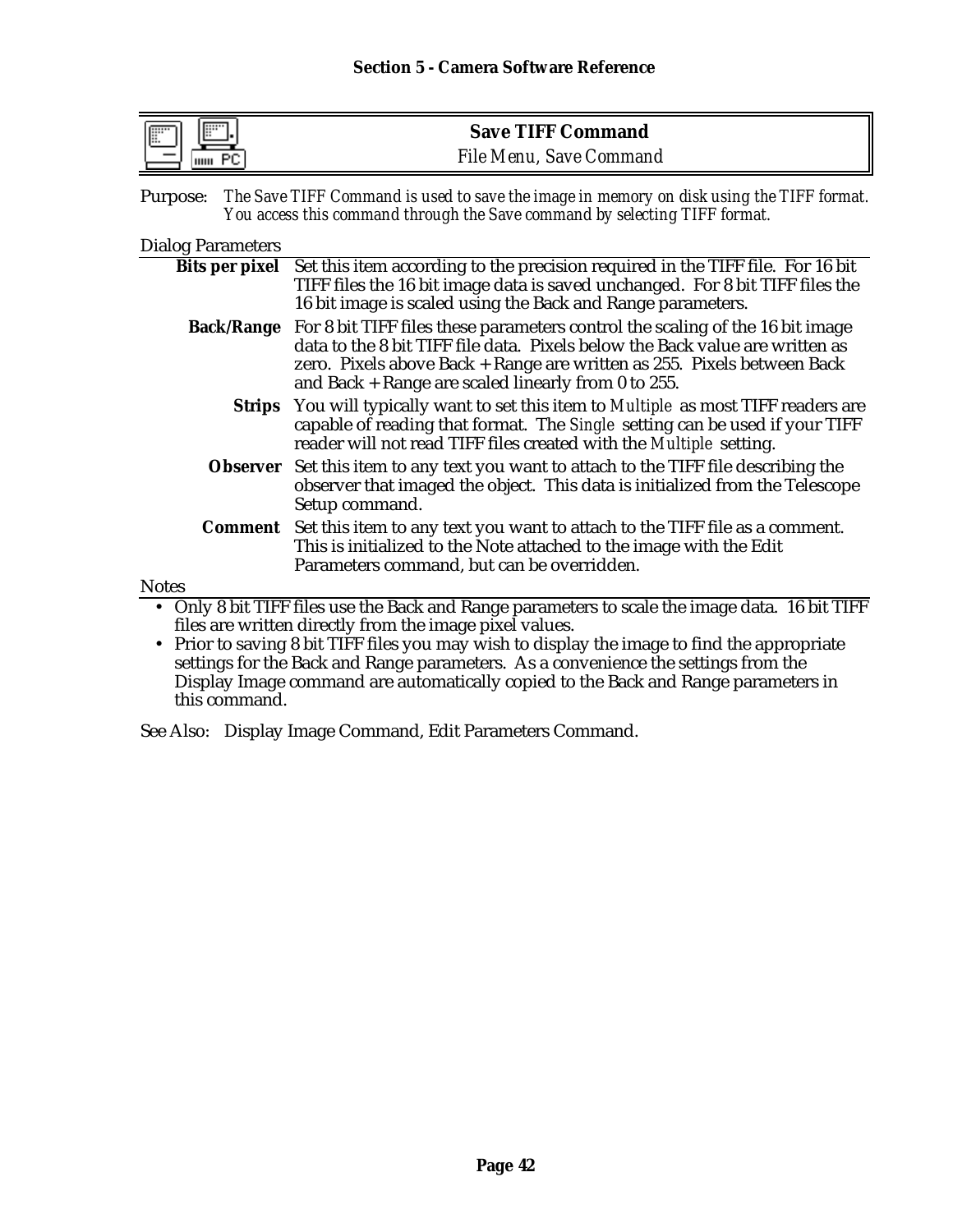## Save TIFF Command

*File Menu, Save Command*

Purpose: *The Save TIFF Command is used to save the image in memory on disk using the TIFF format. You access this command through the Save command by selecting TIFF format.*

Dialog Parameters

| | |
|---|---|
| **Bits per pixel** | Set this item according to the precision required in the TIFF file. For 16 bit TIFF files the 16 bit image data is saved unchanged. For 8 bit TIFF files the 16 bit image is scaled using the Back and Range parameters. |
| **Back/Range** | For 8 bit TIFF files these parameters control the scaling of the 16 bit image data to the 8 bit TIFF file data. Pixels below the Back value are written as zero. Pixels above Back + Range are written as 255. Pixels between Back and Back + Range are scaled linearly from 0 to 255. |
| **Strips** | You will typically want to set this item to *Multiple* as most TIFF readers are capable of reading that format. The *Single* setting can be used if your TIFF reader will not read TIFF files created with the *Multiple* setting. |
| **Observer** | Set this item to any text you want to attach to the TIFF file describing the observer that imaged the object. This data is initialized from the Telescope Setup command. |
| **Comment** | Set this item to any text you want to attach to the TIFF file as a comment. This is initialized to the Note attached to the image with the Edit Parameters command, but can be overridden. |

Notes

- Only 8 bit TIFF files use the Back and Range parameters to scale the image data. 16 bit TIFF files are written directly from the image pixel values.
- Prior to saving 8 bit TIFF files you may wish to display the image to find the appropriate settings for the Back and Range parameters. As a convenience the settings from the Display Image command are automatically copied to the Back and Range parameters in this command.

See Also: Display Image Command, Edit Parameters Command.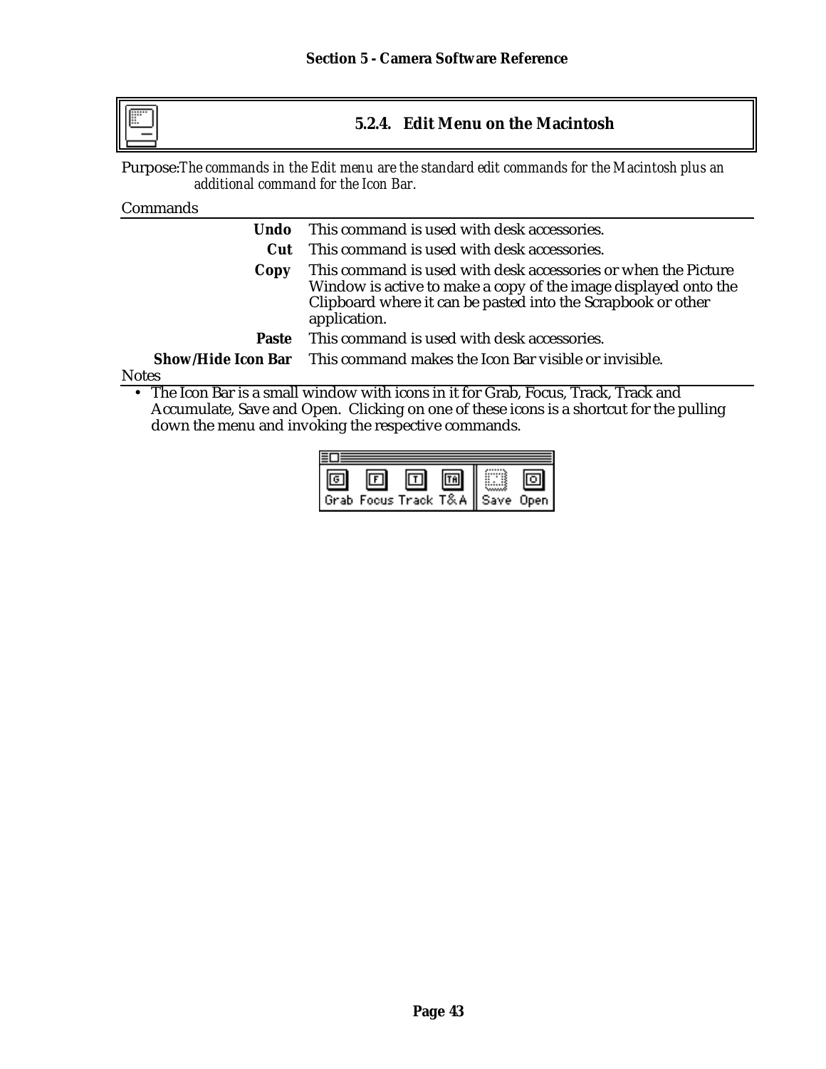## 5.2.4. Edit Menu on the Macintosh

Purpose: *The commands in the Edit menu are the standard edit commands for the Macintosh plus an additional command for the Icon Bar.*

Commands

| | |
|---|---|
| **Undo** | This command is used with desk accessories. |
| **Cut** | This command is used with desk accessories. |
| **Copy** | This command is used with desk accessories or when the Picture Window is active to make a copy of the image displayed onto the Clipboard where it can be pasted into the Scrapbook or other application. |
| **Paste** | This command is used with desk accessories. |
| **Show/Hide Icon Bar** | This command makes the Icon Bar visible or invisible. |

Notes

- The Icon Bar is a small window with icons in it for Grab, Focus, Track, Track and Accumulate, Save and Open. Clicking on one of these icons is a shortcut for the pulling down the menu and invoking the respective commands.

Grab Focus Track T&A Save Open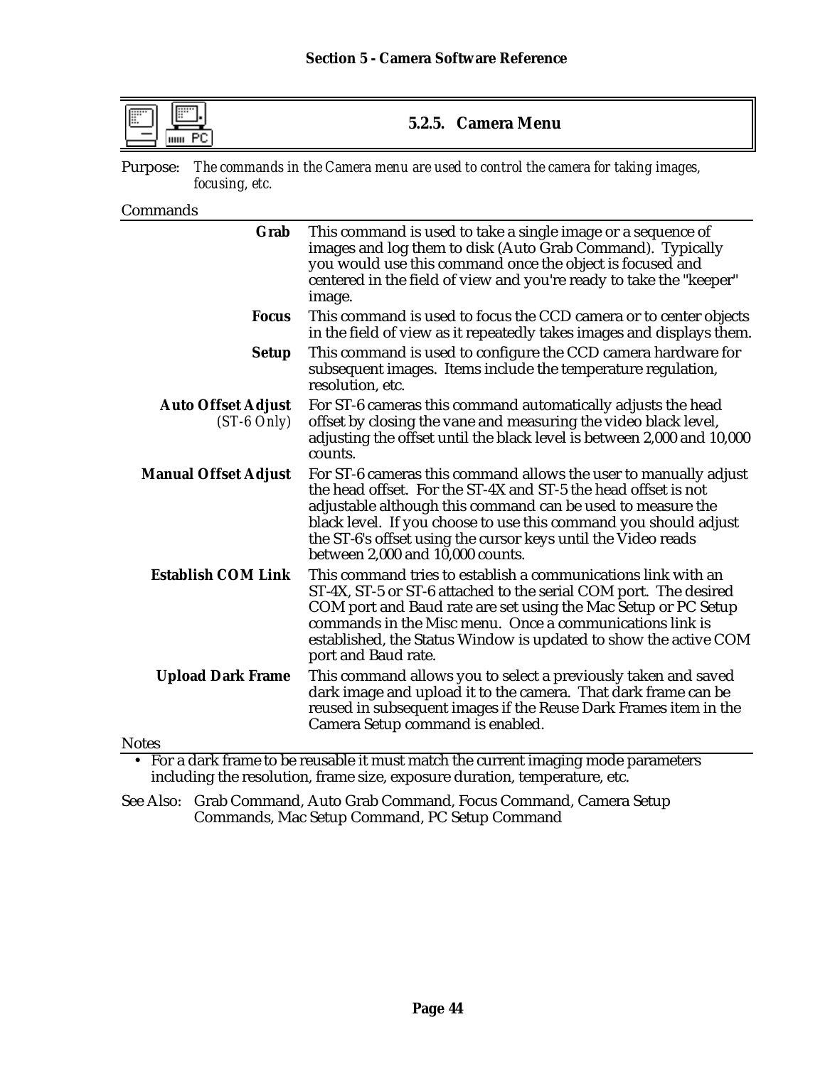## 5.2.5. Camera Menu

Purpose: *The commands in the Camera menu are used to control the camera for taking images, focusing, etc.*

Commands

| Command | Description |
|---|---|
| **Grab** | This command is used to take a single image or a sequence of images and log them to disk (Auto Grab Command). Typically you would use this command once the object is focused and centered in the field of view and you're ready to take the "keeper" image. |
| **Focus** | This command is used to focus the CCD camera or to center objects in the field of view as it repeatedly takes images and displays them. |
| **Setup** | This command is used to configure the CCD camera hardware for subsequent images. Items include the temperature regulation, resolution, etc. |
| **Auto Offset Adjust** *(ST-6 Only)* | For ST-6 cameras this command automatically adjusts the head offset by closing the vane and measuring the video black level, adjusting the offset until the black level is between 2,000 and 10,000 counts. |
| **Manual Offset Adjust** | For ST-6 cameras this command allows the user to manually adjust the head offset. For the ST-4X and ST-5 the head offset is not adjustable although this command can be used to measure the black level. If you choose to use this command you should adjust the ST-6's offset using the cursor keys until the Video reads between 2,000 and 10,000 counts. |
| **Establish COM Link** | This command tries to establish a communications link with an ST-4X, ST-5 or ST-6 attached to the serial COM port. The desired COM port and Baud rate are set using the Mac Setup or PC Setup commands in the Misc menu. Once a communications link is established, the Status Window is updated to show the active COM port and Baud rate. |
| **Upload Dark Frame** | This command allows you to select a previously taken and saved dark image and upload it to the camera. That dark frame can be reused in subsequent images if the Reuse Dark Frames item in the Camera Setup command is enabled. |

Notes

- For a dark frame to be reusable it must match the current imaging mode parameters including the resolution, frame size, exposure duration, temperature, etc.

See Also: Grab Command, Auto Grab Command, Focus Command, Camera Setup Commands, Mac Setup Command, PC Setup Command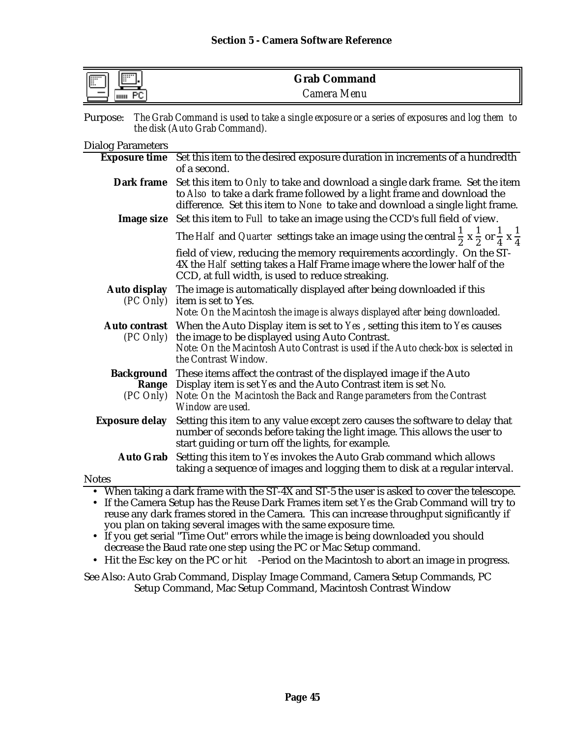## Grab Command

*Camera Menu*

Purpose: *The Grab Command is used to take a single exposure or a series of exposures and log them to the disk (Auto Grab Command).*

Dialog Parameters

| | |
|---|---|
| **Exposure time** | Set this item to the desired exposure duration in increments of a hundredth of a second. |
| **Dark frame** | Set this item to *Only* to take and download a single dark frame. Set the item to *Also* to take a dark frame followed by a light frame and download the difference. Set this item to *None* to take and download a single light frame. |
| **Image size** | Set this item to *Full* to take an image using the CCD's full field of view. The *Half* and *Quarter* settings take an image using the central $\frac{1}{2}$ x $\frac{1}{2}$ or $\frac{1}{4}$ x $\frac{1}{4}$ field of view, reducing the memory requirements accordingly. On the ST-4X the *Half* setting takes a Half Frame image where the lower half of the CCD, at full width, is used to reduce streaking. |
| **Auto display** *(PC Only)* | The image is automatically displayed after being downloaded if this item is set to Yes. *Note: On the Macintosh the image is always displayed after being downloaded.* |
| **Auto contrast** *(PC Only)* | When the Auto Display item is set to *Yes*, setting this item to *Yes* causes the image to be displayed using Auto Contrast. *Note: On the Macintosh Auto Contrast is used if the Auto check-box is selected in the Contrast Window.* |
| **Background Range** *(PC Only)* | These items affect the contrast of the displayed image if the Auto Display item is set *Yes* and the Auto Contrast item is set *No*. *Note: On the Macintosh the Back and Range parameters from the Contrast Window are used.* |
| **Exposure delay** | Setting this item to any value except zero causes the software to delay that number of seconds before taking the light image. This allows the user to start guiding or turn off the lights, for example. |
| **Auto Grab** | Setting this item to *Yes* invokes the Auto Grab command which allows taking a sequence of images and logging them to disk at a regular interval. |

Notes

- When taking a dark frame with the ST-4X and ST-5 the user is asked to cover the telescope.
- If the Camera Setup has the Reuse Dark Frames item set *Yes* the Grab Command will try to reuse any dark frames stored in the Camera. This can increase throughput significantly if you plan on taking several images with the same exposure time.
- If you get serial "Time Out" errors while the image is being downloaded you should decrease the Baud rate one step using the PC or Mac Setup command.
- Hit the Esc key on the PC or hit -Period on the Macintosh to abort an image in progress.

See Also: Auto Grab Command, Display Image Command, Camera Setup Commands, PC Setup Command, Mac Setup Command, Macintosh Contrast Window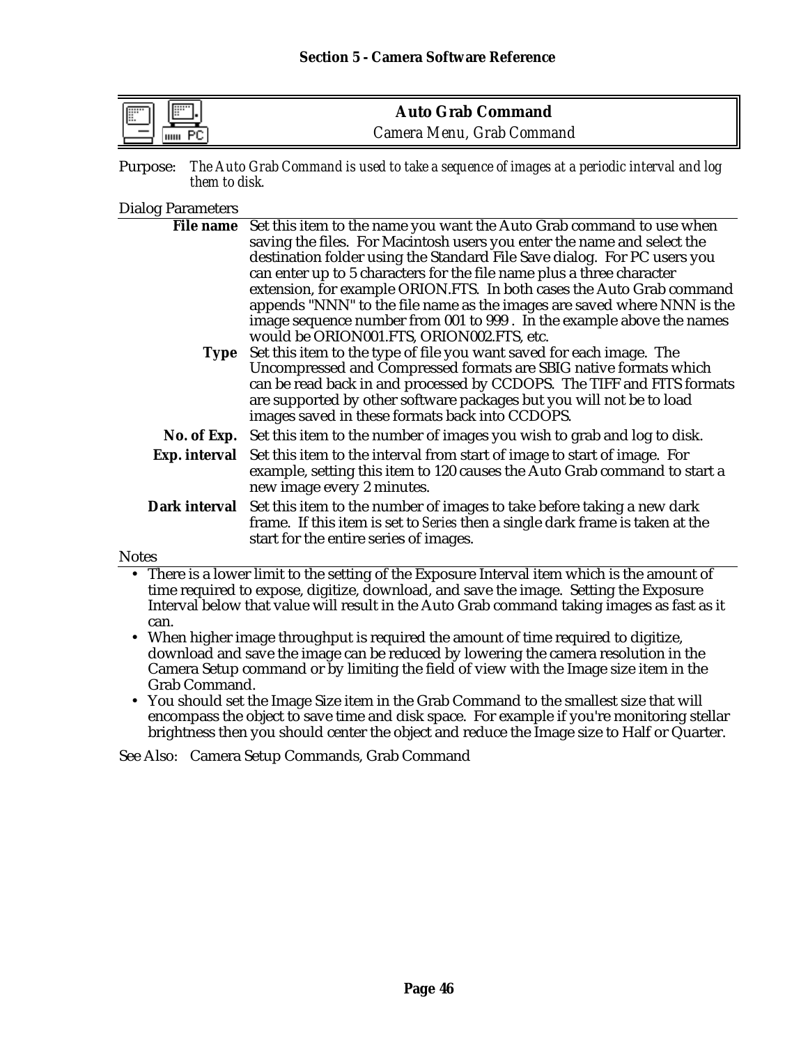## Auto Grab Command

*Camera Menu, Grab Command*

Purpose: *The Auto Grab Command is used to take a sequence of images at a periodic interval and log them to disk.*

Dialog Parameters

**File name** Set this item to the name you want the Auto Grab command to use when saving the files. For Macintosh users you enter the name and select the destination folder using the Standard File Save dialog. For PC users you can enter up to 5 characters for the file name plus a three character extension, for example ORION.FTS. In both cases the Auto Grab command appends "NNN" to the file name as the images are saved where NNN is the image sequence number from 001 to 999 . In the example above the names would be ORION001.FTS, ORION002.FTS, etc.

**Type** Set this item to the type of file you want saved for each image. The Uncompressed and Compressed formats are SBIG native formats which can be read back in and processed by CCDOPS. The TIFF and FITS formats are supported by other software packages but you will not be to load images saved in these formats back into CCDOPS.

**No. of Exp.** Set this item to the number of images you wish to grab and log to disk.

**Exp. interval** Set this item to the interval from start of image to start of image. For example, setting this item to 120 causes the Auto Grab command to start a new image every 2 minutes.

**Dark interval** Set this item to the number of images to take before taking a new dark frame. If this item is set to *Series* then a single dark frame is taken at the start for the entire series of images.

Notes

- There is a lower limit to the setting of the Exposure Interval item which is the amount of time required to expose, digitize, download, and save the image. Setting the Exposure Interval below that value will result in the Auto Grab command taking images as fast as it can.
- When higher image throughput is required the amount of time required to digitize, download and save the image can be reduced by lowering the camera resolution in the Camera Setup command or by limiting the field of view with the Image size item in the Grab Command.
- You should set the Image Size item in the Grab Command to the smallest size that will encompass the object to save time and disk space. For example if you're monitoring stellar brightness then you should center the object and reduce the Image size to Half or Quarter.

See Also: Camera Setup Commands, Grab Command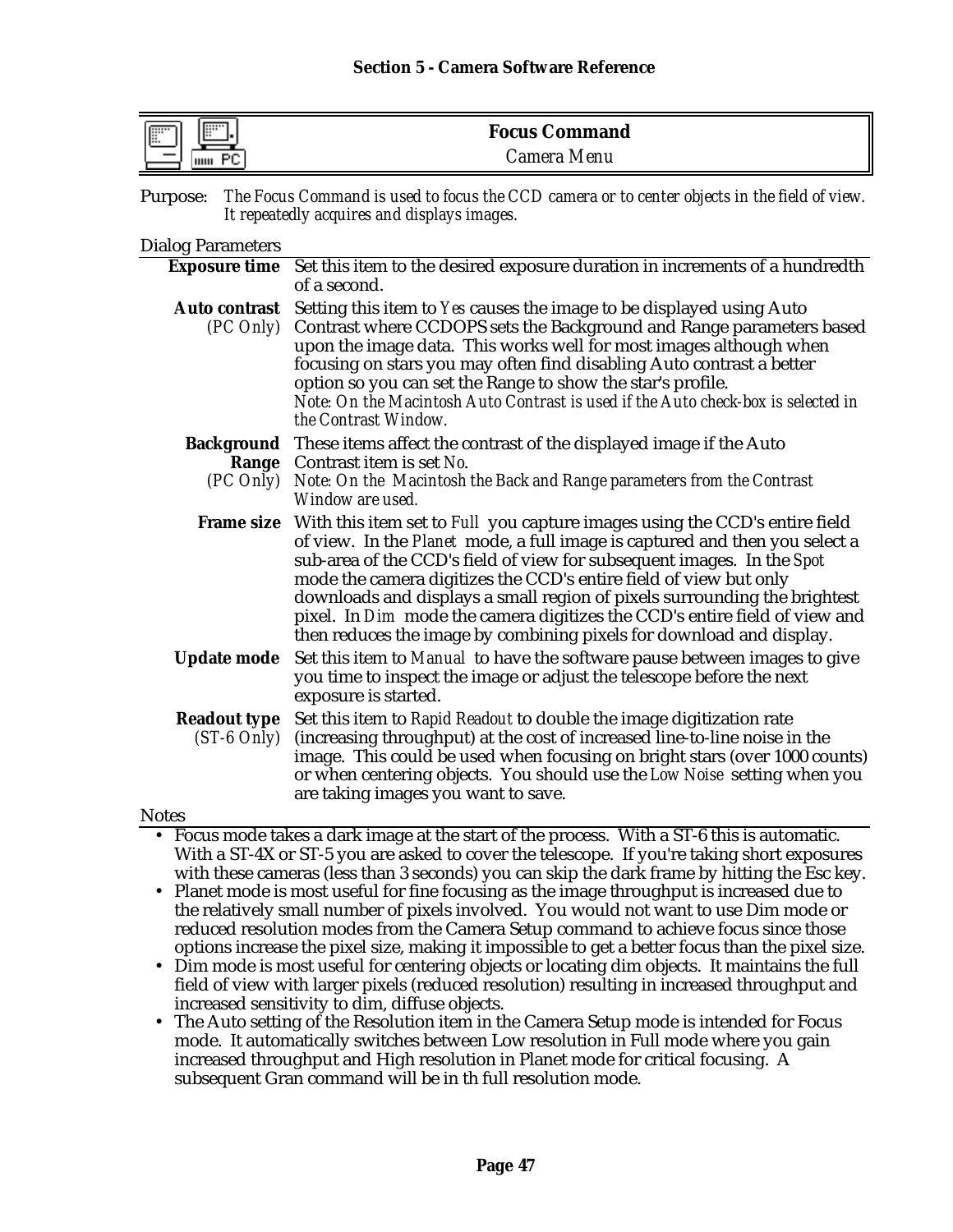## Focus Command

*Camera Menu*

Purpose: *The Focus Command is used to focus the CCD camera or to center objects in the field of view. It repeatedly acquires and displays images.*

Dialog Parameters

**Exposure time** Set this item to the desired exposure duration in increments of a hundredth of a second.

**Auto contrast** *(PC Only)* Setting this item to *Yes* causes the image to be displayed using Auto Contrast where CCDOPS sets the Background and Range parameters based upon the image data. This works well for most images although when focusing on stars you may often find disabling Auto contrast a better option so you can set the Range to show the star's profile.
*Note: On the Macintosh Auto Contrast is used if the Auto check-box is selected in the Contrast Window.*

**Background Range** *(PC Only)* These items affect the contrast of the displayed image if the Auto Contrast item is set *No*.
*Note: On the Macintosh the Back and Range parameters from the Contrast Window are used.*

**Frame size** With this item set to *Full* you capture images using the CCD's entire field of view. In the *Planet* mode, a full image is captured and then you select a sub-area of the CCD's field of view for subsequent images. In the *Spot* mode the camera digitizes the CCD's entire field of view but only downloads and displays a small region of pixels surrounding the brightest pixel. In *Dim* mode the camera digitizes the CCD's entire field of view and then reduces the image by combining pixels for download and display.

**Update mode** Set this item to *Manual* to have the software pause between images to give you time to inspect the image or adjust the telescope before the next exposure is started.

**Readout type** *(ST-6 Only)* Set this item to *Rapid Readout* to double the image digitization rate (increasing throughput) at the cost of increased line-to-line noise in the image. This could be used when focusing on bright stars (over 1000 counts) or when centering objects. You should use the *Low Noise* setting when you are taking images you want to save.

Notes

- Focus mode takes a dark image at the start of the process. With a ST-6 this is automatic. With a ST-4X or ST-5 you are asked to cover the telescope. If you're taking short exposures with these cameras (less than 3 seconds) you can skip the dark frame by hitting the Esc key.
- Planet mode is most useful for fine focusing as the image throughput is increased due to the relatively small number of pixels involved. You would not want to use Dim mode or reduced resolution modes from the Camera Setup command to achieve focus since those options increase the pixel size, making it impossible to get a better focus than the pixel size.
- Dim mode is most useful for centering objects or locating dim objects. It maintains the full field of view with larger pixels (reduced resolution) resulting in increased throughput and increased sensitivity to dim, diffuse objects.
- The Auto setting of the Resolution item in the Camera Setup mode is intended for Focus mode. It automatically switches between Low resolution in Full mode where you gain increased throughput and High resolution in Planet mode for critical focusing. A subsequent Gran command will be in th full resolution mode.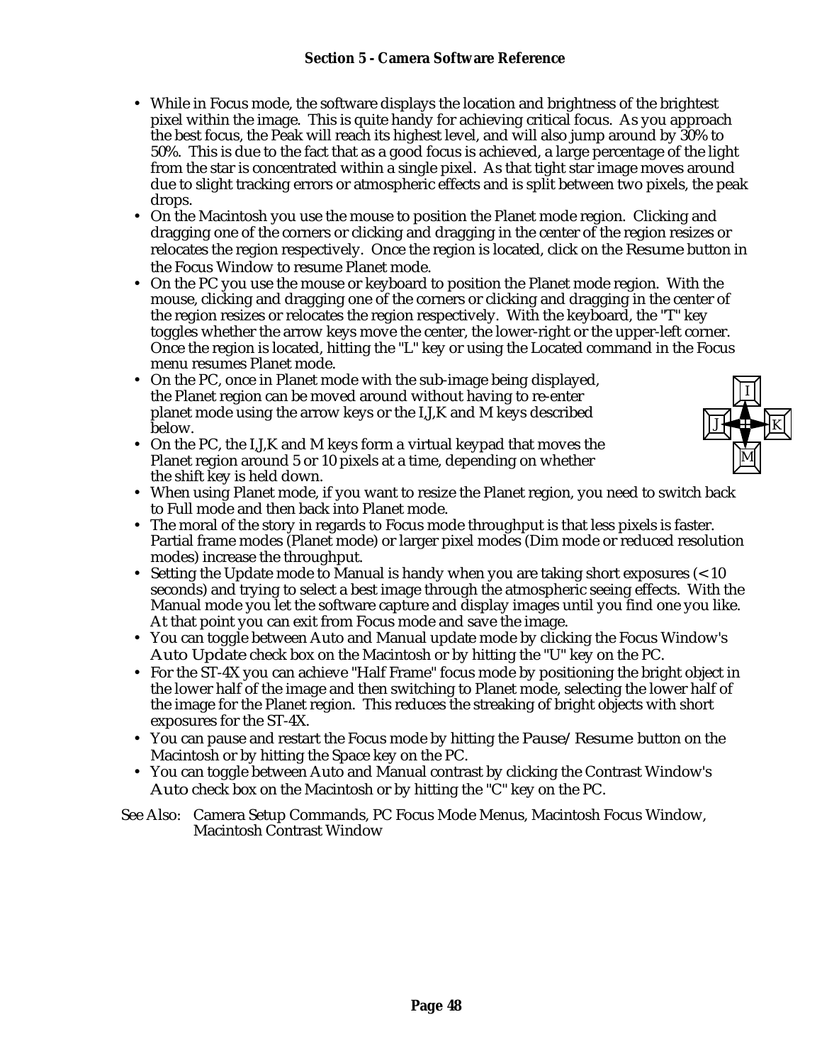- While in Focus mode, the software displays the location and brightness of the brightest pixel within the image. This is quite handy for achieving critical focus. As you approach the best focus, the Peak will reach its highest level, and will also jump around by 30% to 50%. This is due to the fact that as a good focus is achieved, a large percentage of the light from the star is concentrated within a single pixel. As that tight star image moves around due to slight tracking errors or atmospheric effects and is split between two pixels, the peak drops.
- On the Macintosh you use the mouse to position the Planet mode region. Clicking and dragging one of the corners or clicking and dragging in the center of the region resizes or relocates the region respectively. Once the region is located, click on the Resume button in the Focus Window to resume Planet mode.
- On the PC you use the mouse or keyboard to position the Planet mode region. With the mouse, clicking and dragging one of the corners or clicking and dragging in the center of the region resizes or relocates the region respectively. With the keyboard, the "T" key toggles whether the arrow keys move the center, the lower-right or the upper-left corner. Once the region is located, hitting the "L" key or using the Located command in the Focus menu resumes Planet mode.
- On the PC, once in Planet mode with the sub-image being displayed, the Planet region can be moved around without having to re-enter planet mode using the arrow keys or the I,J,K and M keys described below.
- On the PC, the I,J,K and M keys form a virtual keypad that moves the Planet region around 5 or 10 pixels at a time, depending on whether the shift key is held down.
- When using Planet mode, if you want to resize the Planet region, you need to switch back to Full mode and then back into Planet mode.
- The moral of the story in regards to Focus mode throughput is that less pixels is faster. Partial frame modes (Planet mode) or larger pixel modes (Dim mode or reduced resolution modes) increase the throughput.
- Setting the Update mode to Manual is handy when you are taking short exposures (< 10 seconds) and trying to select a best image through the atmospheric seeing effects. With the Manual mode you let the software capture and display images until you find one you like. At that point you can exit from Focus mode and save the image.
- You can toggle between Auto and Manual update mode by clicking the Focus Window's Auto Update check box on the Macintosh or by hitting the "U" key on the PC.
- For the ST-4X you can achieve "Half Frame" focus mode by positioning the bright object in the lower half of the image and then switching to Planet mode, selecting the lower half of the image for the Planet region. This reduces the streaking of bright objects with short exposures for the ST-4X.
- You can pause and restart the Focus mode by hitting the Pause/Resume button on the Macintosh or by hitting the Space key on the PC.
- You can toggle between Auto and Manual contrast by clicking the Contrast Window's Auto check box on the Macintosh or by hitting the "C" key on the PC.

See Also: Camera Setup Commands, PC Focus Mode Menus, Macintosh Focus Window, Macintosh Contrast Window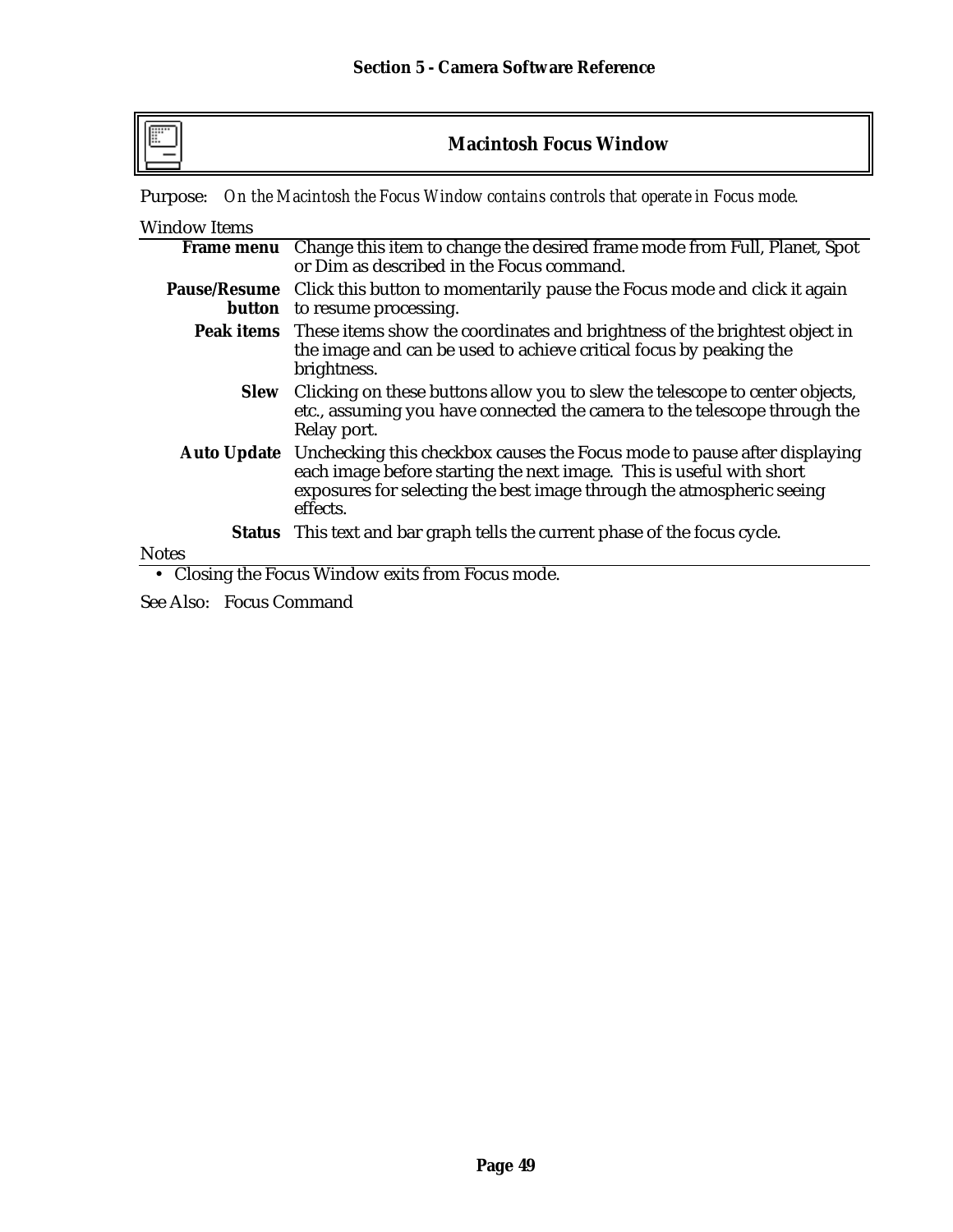## Macintosh Focus Window

Purpose: *On the Macintosh the Focus Window contains controls that operate in Focus mode.*

Window Items

| | |
|---|---|
| **Frame menu** | Change this item to change the desired frame mode from Full, Planet, Spot or Dim as described in the Focus command. |
| **Pause/Resume button** | Click this button to momentarily pause the Focus mode and click it again to resume processing. |
| **Peak items** | These items show the coordinates and brightness of the brightest object in the image and can be used to achieve critical focus by peaking the brightness. |
| **Slew** | Clicking on these buttons allow you to slew the telescope to center objects, etc., assuming you have connected the camera to the telescope through the Relay port. |
| **Auto Update** | Unchecking this checkbox causes the Focus mode to pause after displaying each image before starting the next image. This is useful with short exposures for selecting the best image through the atmospheric seeing effects. |
| **Status** | This text and bar graph tells the current phase of the focus cycle. |

Notes

- Closing the Focus Window exits from Focus mode.

See Also: Focus Command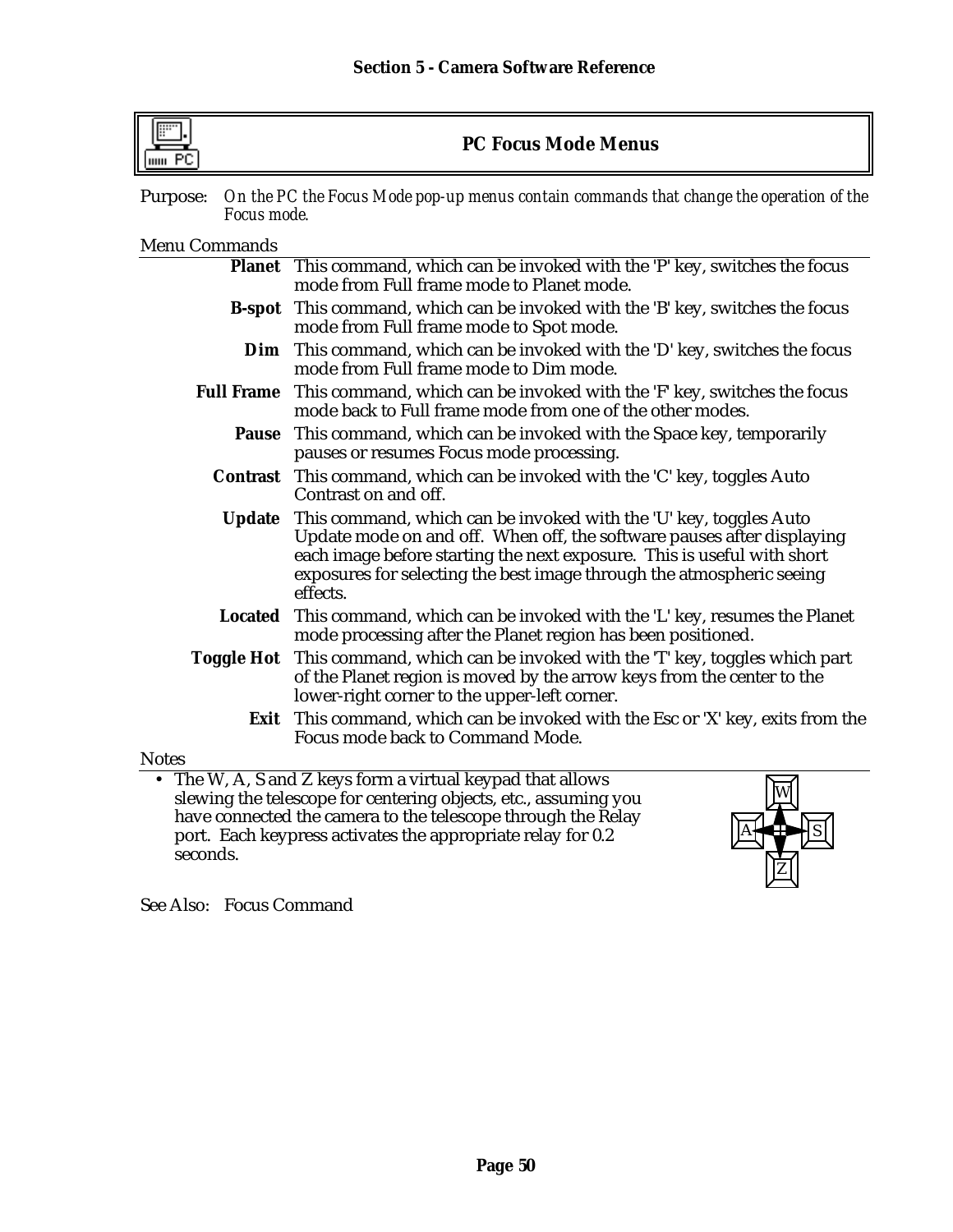## PC Focus Mode Menus

Purpose: *On the PC the Focus Mode pop-up menus contain commands that change the operation of the Focus mode.*

Menu Commands

**Planet** This command, which can be invoked with the 'P' key, switches the focus mode from Full frame mode to Planet mode.

**B-spot** This command, which can be invoked with the 'B' key, switches the focus mode from Full frame mode to Spot mode.

**Dim** This command, which can be invoked with the 'D' key, switches the focus mode from Full frame mode to Dim mode.

**Full Frame** This command, which can be invoked with the 'F' key, switches the focus mode back to Full frame mode from one of the other modes.

**Pause** This command, which can be invoked with the Space key, temporarily pauses or resumes Focus mode processing.

**Contrast** This command, which can be invoked with the 'C' key, toggles Auto Contrast on and off.

**Update** This command, which can be invoked with the 'U' key, toggles Auto Update mode on and off. When off, the software pauses after displaying each image before starting the next exposure. This is useful with short exposures for selecting the best image through the atmospheric seeing effects.

**Located** This command, which can be invoked with the 'L' key, resumes the Planet mode processing after the Planet region has been positioned.

**Toggle Hot** This command, which can be invoked with the 'T' key, toggles which part of the Planet region is moved by the arrow keys from the center to the lower-right corner to the upper-left corner.

**Exit** This command, which can be invoked with the Esc or 'X' key, exits from the Focus mode back to Command Mode.

Notes

- The W, A, S and Z keys form a virtual keypad that allows slewing the telescope for centering objects, etc., assuming you have connected the camera to the telescope through the Relay port. Each keypress activates the appropriate relay for 0.2 seconds.

See Also: Focus Command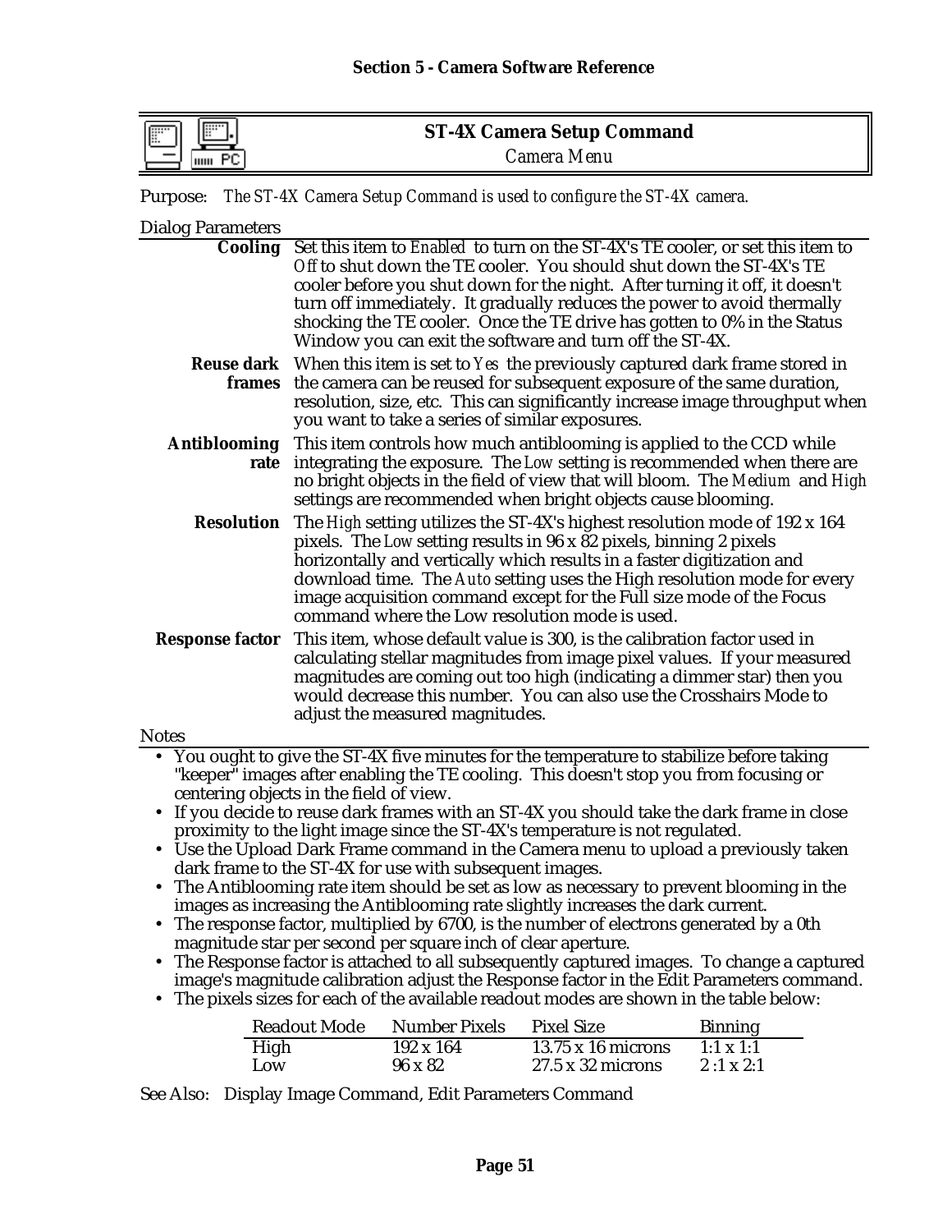## ST-4X Camera Setup Command

*Camera Menu*

Purpose: *The ST-4X Camera Setup Command is used to configure the ST-4X camera.*

Dialog Parameters

| | |
|---|---|
| **Cooling** | Set this item to *Enabled* to turn on the ST-4X's TE cooler, or set this item to *Off* to shut down the TE cooler. You should shut down the ST-4X's TE cooler before you shut down for the night. After turning it off, it doesn't turn off immediately. It gradually reduces the power to avoid thermally shocking the TE cooler. Once the TE drive has gotten to 0% in the Status Window you can exit the software and turn off the ST-4X. |
| **Reuse dark frames** | When this item is set to *Yes* the previously captured dark frame stored in the camera can be reused for subsequent exposure of the same duration, resolution, size, etc. This can significantly increase image throughput when you want to take a series of similar exposures. |
| **Antiblooming rate** | This item controls how much antiblooming is applied to the CCD while integrating the exposure. The *Low* setting is recommended when there are no bright objects in the field of view that will bloom. The *Medium* and *High* settings are recommended when bright objects cause blooming. |
| **Resolution** | The *High* setting utilizes the ST-4X's highest resolution mode of 192 x 164 pixels. The *Low* setting results in 96 x 82 pixels, binning 2 pixels horizontally and vertically which results in a faster digitization and download time. The *Auto* setting uses the High resolution mode for every image acquisition command except for the Full size mode of the Focus command where the Low resolution mode is used. |
| **Response factor** | This item, whose default value is 300, is the calibration factor used in calculating stellar magnitudes from image pixel values. If your measured magnitudes are coming out too high (indicating a dimmer star) then you would decrease this number. You can also use the Crosshairs Mode to adjust the measured magnitudes. |

Notes

- You ought to give the ST-4X five minutes for the temperature to stabilize before taking "keeper" images after enabling the TE cooling. This doesn't stop you from focusing or centering objects in the field of view.
- If you decide to reuse dark frames with an ST-4X you should take the dark frame in close proximity to the light image since the ST-4X's temperature is not regulated.
- Use the Upload Dark Frame command in the Camera menu to upload a previously taken dark frame to the ST-4X for use with subsequent images.
- The Antiblooming rate item should be set as low as necessary to prevent blooming in the images as increasing the Antiblooming rate slightly increases the dark current.
- The response factor, multiplied by 6700, is the number of electrons generated by a 0th magnitude star per second per square inch of clear aperture.
- The Response factor is attached to all subsequently captured images. To change a captured image's magnitude calibration adjust the Response factor in the Edit Parameters command.
- The pixels sizes for each of the available readout modes are shown in the table below:

| Readout Mode | Number Pixels | Pixel Size | Binning |
|---|---|---|---|
| High | 192 x 164 | 13.75 x 16 microns | 1:1 x 1:1 |
| Low | 96 x 82 | 27.5 x 32 microns | 2 :1 x 2:1 |

See Also: Display Image Command, Edit Parameters Command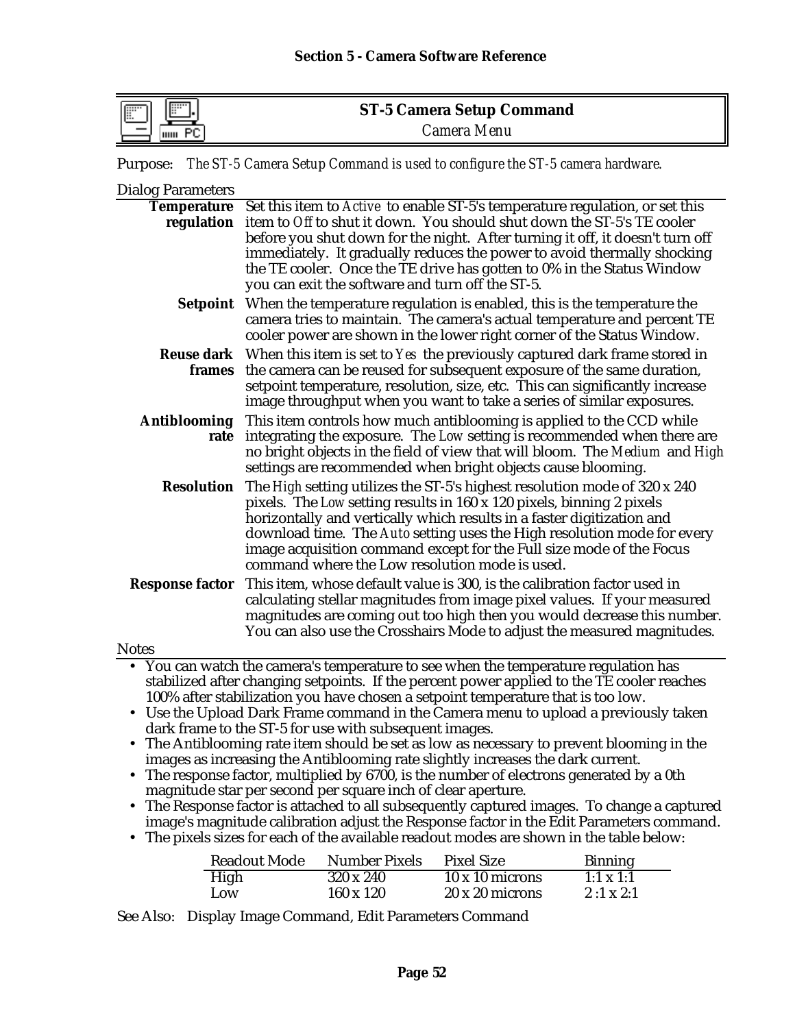## ST-5 Camera Setup Command

*Camera Menu*

Purpose: *The ST-5 Camera Setup Command is used to configure the ST-5 camera hardware.*

Dialog Parameters

**Temperature regulation** Set this item to *Active* to enable ST-5's temperature regulation, or set this item to *Off* to shut it down. You should shut down the ST-5's TE cooler before you shut down for the night. After turning it off, it doesn't turn off immediately. It gradually reduces the power to avoid thermally shocking the TE cooler. Once the TE drive has gotten to 0% in the Status Window you can exit the software and turn off the ST-5.

**Setpoint** When the temperature regulation is enabled, this is the temperature the camera tries to maintain. The camera's actual temperature and percent TE cooler power are shown in the lower right corner of the Status Window.

**Reuse dark frames** When this item is set to *Yes* the previously captured dark frame stored in the camera can be reused for subsequent exposure of the same duration, setpoint temperature, resolution, size, etc. This can significantly increase image throughput when you want to take a series of similar exposures.

**Antiblooming rate** This item controls how much antiblooming is applied to the CCD while integrating the exposure. The *Low* setting is recommended when there are no bright objects in the field of view that will bloom. The *Medium* and *High* settings are recommended when bright objects cause blooming.

**Resolution** The *High* setting utilizes the ST-5's highest resolution mode of 320 x 240 pixels. The *Low* setting results in 160 x 120 pixels, binning 2 pixels horizontally and vertically which results in a faster digitization and download time. The *Auto* setting uses the High resolution mode for every image acquisition command except for the Full size mode of the Focus command where the Low resolution mode is used.

**Response factor** This item, whose default value is 300, is the calibration factor used in calculating stellar magnitudes from image pixel values. If your measured magnitudes are coming out too high then you would decrease this number. You can also use the Crosshairs Mode to adjust the measured magnitudes.

Notes

- You can watch the camera's temperature to see when the temperature regulation has stabilized after changing setpoints. If the percent power applied to the TE cooler reaches 100% after stabilization you have chosen a setpoint temperature that is too low.
- Use the Upload Dark Frame command in the Camera menu to upload a previously taken dark frame to the ST-5 for use with subsequent images.
- The Antiblooming rate item should be set as low as necessary to prevent blooming in the images as increasing the Antiblooming rate slightly increases the dark current.
- The response factor, multiplied by 6700, is the number of electrons generated by a 0th magnitude star per second per square inch of clear aperture.
- The Response factor is attached to all subsequently captured images. To change a captured image's magnitude calibration adjust the Response factor in the Edit Parameters command.
- The pixels sizes for each of the available readout modes are shown in the table below:

| Readout Mode | Number Pixels | Pixel Size | Binning |
|---|---|---|---|
| High | 320 x 240 | 10 x 10 microns | 1:1 x 1:1 |
| Low | 160 x 120 | 20 x 20 microns | 2 :1 x 2:1 |

See Also: Display Image Command, Edit Parameters Command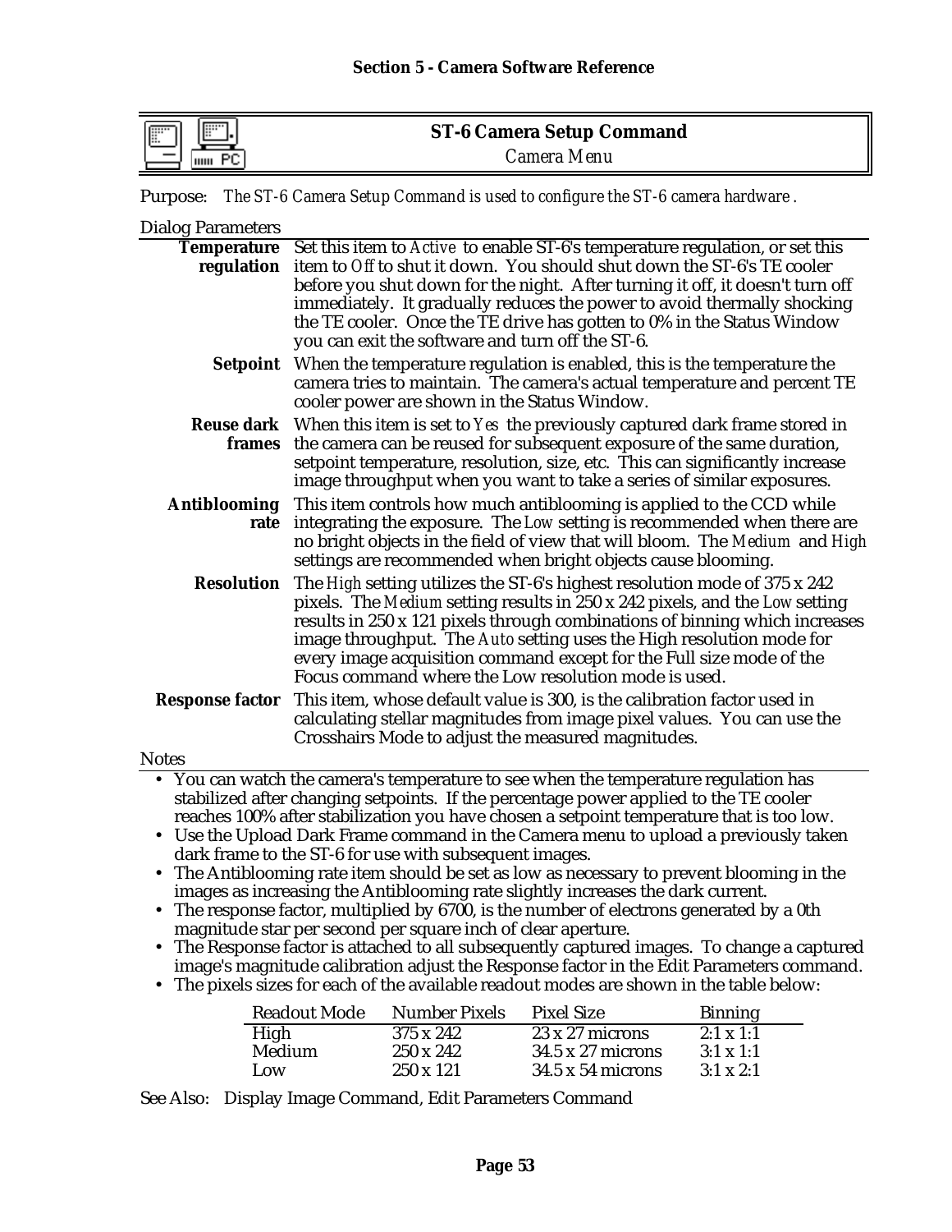## ST-6 Camera Setup Command

*Camera Menu*

Purpose: *The ST-6 Camera Setup Command is used to configure the ST-6 camera hardware .*

Dialog Parameters

**Temperature regulation** Set this item to *Active* to enable ST-6's temperature regulation, or set this item to *Off* to shut it down. You should shut down the ST-6's TE cooler before you shut down for the night. After turning it off, it doesn't turn off immediately. It gradually reduces the power to avoid thermally shocking the TE cooler. Once the TE drive has gotten to 0% in the Status Window you can exit the software and turn off the ST-6.

**Setpoint** When the temperature regulation is enabled, this is the temperature the camera tries to maintain. The camera's actual temperature and percent TE cooler power are shown in the Status Window.

**Reuse dark frames** When this item is set to *Yes* the previously captured dark frame stored in the camera can be reused for subsequent exposure of the same duration, setpoint temperature, resolution, size, etc. This can significantly increase image throughput when you want to take a series of similar exposures.

**Antiblooming rate** This item controls how much antiblooming is applied to the CCD while integrating the exposure. The *Low* setting is recommended when there are no bright objects in the field of view that will bloom. The *Medium* and *High* settings are recommended when bright objects cause blooming.

**Resolution** The *High* setting utilizes the ST-6's highest resolution mode of 375 x 242 pixels. The *Medium* setting results in 250 x 242 pixels, and the *Low* setting results in 250 x 121 pixels through combinations of binning which increases image throughput. The *Auto* setting uses the High resolution mode for every image acquisition command except for the Full size mode of the Focus command where the Low resolution mode is used.

**Response factor** This item, whose default value is 300, is the calibration factor used in calculating stellar magnitudes from image pixel values. You can use the Crosshairs Mode to adjust the measured magnitudes.

Notes

- You can watch the camera's temperature to see when the temperature regulation has stabilized after changing setpoints. If the percentage power applied to the TE cooler reaches 100% after stabilization you have chosen a setpoint temperature that is too low.
- Use the Upload Dark Frame command in the Camera menu to upload a previously taken dark frame to the ST-6 for use with subsequent images.
- The Antiblooming rate item should be set as low as necessary to prevent blooming in the images as increasing the Antiblooming rate slightly increases the dark current.
- The response factor, multiplied by 6700, is the number of electrons generated by a 0th magnitude star per second per square inch of clear aperture.
- The Response factor is attached to all subsequently captured images. To change a captured image's magnitude calibration adjust the Response factor in the Edit Parameters command.
- The pixels sizes for each of the available readout modes are shown in the table below:

| Readout Mode | Number Pixels | Pixel Size | Binning |
|---|---|---|---|
| High | 375 x 242 | 23 x 27 microns | 2:1 x 1:1 |
| Medium | 250 x 242 | 34.5 x 27 microns | 3:1 x 1:1 |
| Low | 250 x 121 | 34.5 x 54 microns | 3:1 x 2:1 |

See Also: Display Image Command, Edit Parameters Command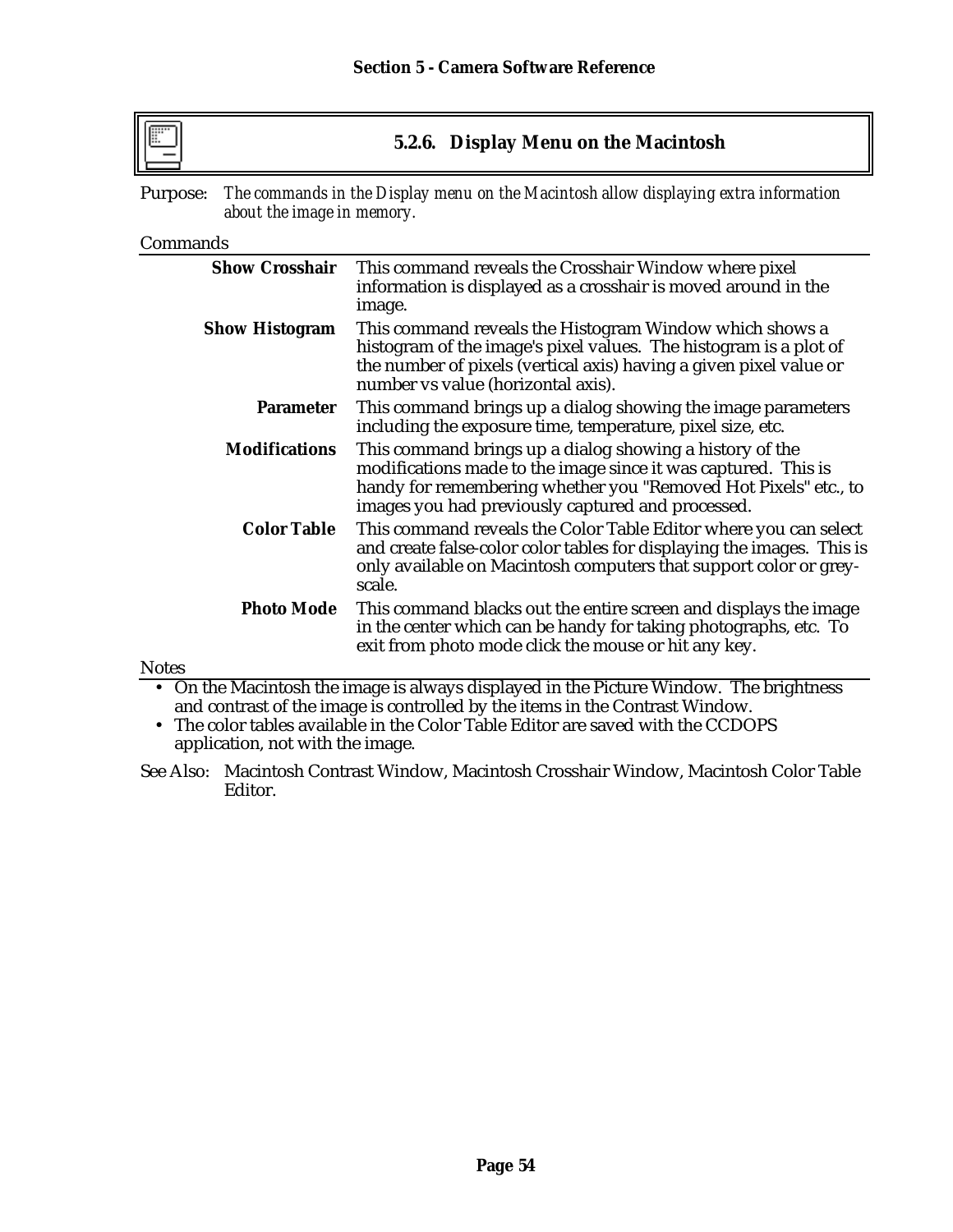## 5.2.6. Display Menu on the Macintosh

Purpose: *The commands in the Display menu on the Macintosh allow displaying extra information about the image in memory.*

Commands

| | |
|---|---|
| **Show Crosshair** | This command reveals the Crosshair Window where pixel information is displayed as a crosshair is moved around in the image. |
| **Show Histogram** | This command reveals the Histogram Window which shows a histogram of the image's pixel values. The histogram is a plot of the number of pixels (vertical axis) having a given pixel value or number vs value (horizontal axis). |
| **Parameter** | This command brings up a dialog showing the image parameters including the exposure time, temperature, pixel size, etc. |
| **Modifications** | This command brings up a dialog showing a history of the modifications made to the image since it was captured. This is handy for remembering whether you "Removed Hot Pixels" etc., to images you had previously captured and processed. |
| **Color Table** | This command reveals the Color Table Editor where you can select and create false-color color tables for displaying the images. This is only available on Macintosh computers that support color or grey-scale. |
| **Photo Mode** | This command blacks out the entire screen and displays the image in the center which can be handy for taking photographs, etc. To exit from photo mode click the mouse or hit any key. |

Notes

- On the Macintosh the image is always displayed in the Picture Window. The brightness and contrast of the image is controlled by the items in the Contrast Window.
- The color tables available in the Color Table Editor are saved with the CCDOPS application, not with the image.

See Also: Macintosh Contrast Window, Macintosh Crosshair Window, Macintosh Color Table Editor.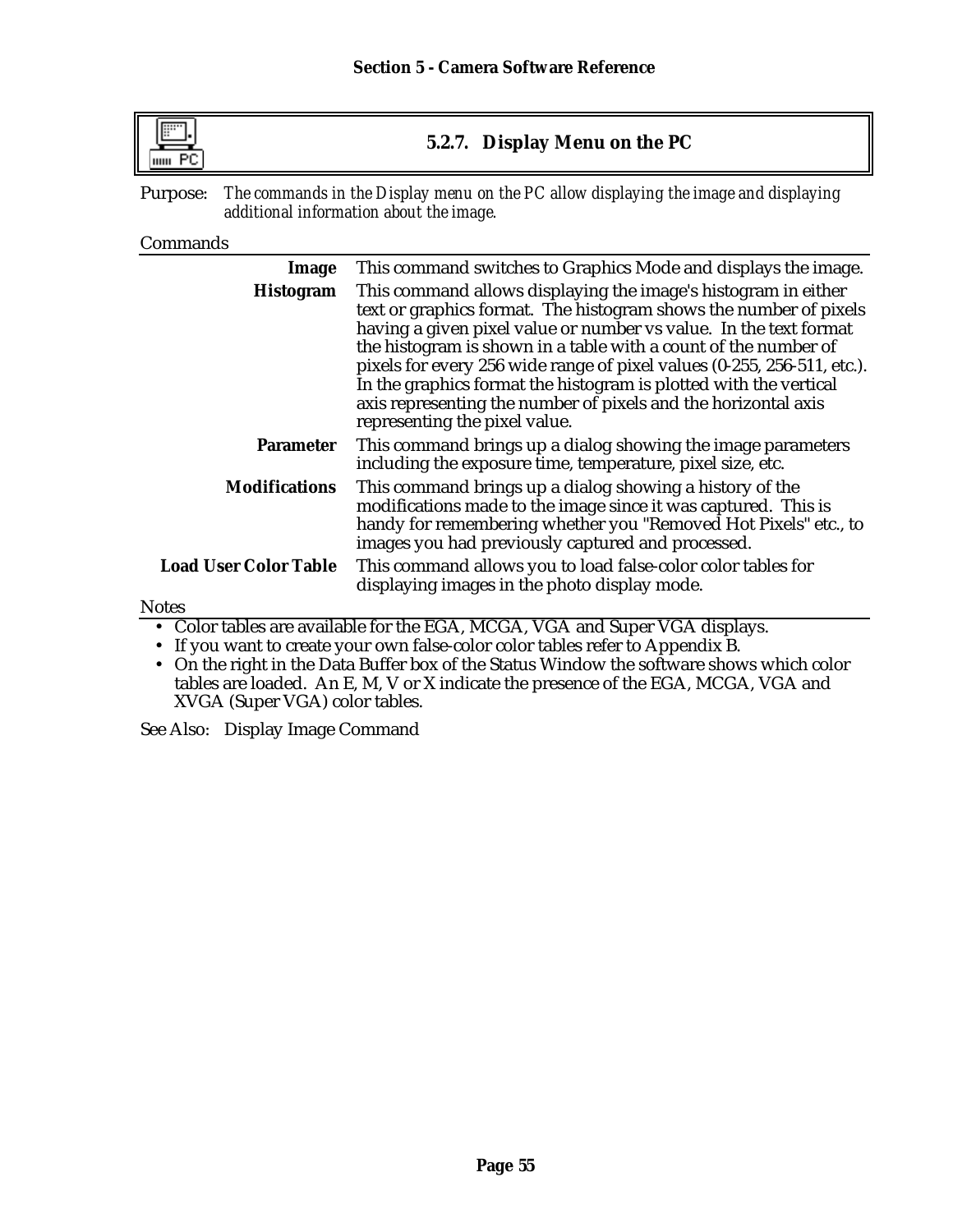## 5.2.7. Display Menu on the PC

Purpose: *The commands in the Display menu on the PC allow displaying the image and displaying additional information about the image.*

Commands

| | |
|---|---|
| **Image** | This command switches to Graphics Mode and displays the image. |
| **Histogram** | This command allows displaying the image's histogram in either text or graphics format. The histogram shows the number of pixels having a given pixel value or number vs value. In the text format the histogram is shown in a table with a count of the number of pixels for every 256 wide range of pixel values (0-255, 256-511, etc.). In the graphics format the histogram is plotted with the vertical axis representing the number of pixels and the horizontal axis representing the pixel value. |
| **Parameter** | This command brings up a dialog showing the image parameters including the exposure time, temperature, pixel size, etc. |
| **Modifications** | This command brings up a dialog showing a history of the modifications made to the image since it was captured. This is handy for remembering whether you "Removed Hot Pixels" etc., to images you had previously captured and processed. |
| **Load User Color Table** | This command allows you to load false-color color tables for displaying images in the photo display mode. |

Notes

- Color tables are available for the EGA, MCGA, VGA and Super VGA displays.
- If you want to create your own false-color color tables refer to Appendix B.
- On the right in the Data Buffer box of the Status Window the software shows which color tables are loaded. An E, M, V or X indicate the presence of the EGA, MCGA, VGA and XVGA (Super VGA) color tables.

See Also: Display Image Command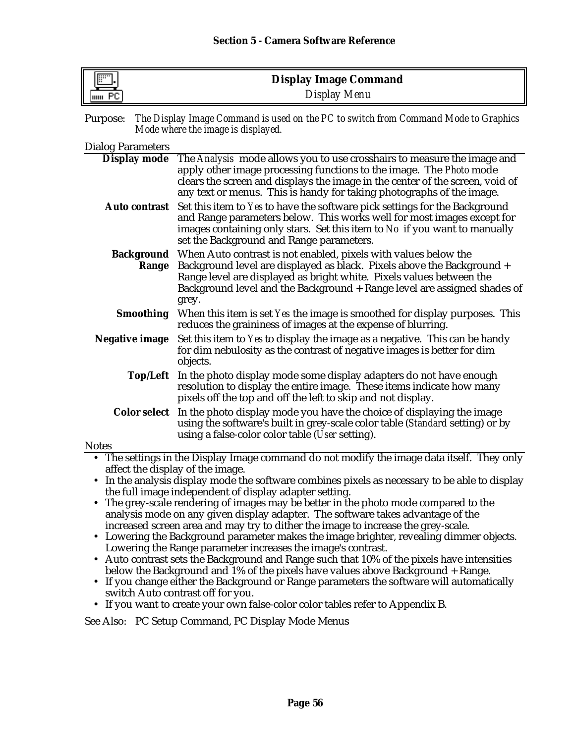## Display Image Command

*Display Menu*

Purpose: *The Display Image Command is used on the PC to switch from Command Mode to Graphics Mode where the image is displayed.*

Dialog Parameters

**Display mode** The *Analysis* mode allows you to use crosshairs to measure the image and apply other image processing functions to the image. The *Photo* mode clears the screen and displays the image in the center of the screen, void of any text or menus. This is handy for taking photographs of the image.

**Auto contrast** Set this item to *Yes* to have the software pick settings for the Background and Range parameters below. This works well for most images except for images containing only stars. Set this item to *No* if you want to manually set the Background and Range parameters.

**Background Range** When Auto contrast is not enabled, pixels with values below the Background level are displayed as black. Pixels above the Background + Range level are displayed as bright white. Pixels values between the Background level and the Background + Range level are assigned shades of grey.

**Smoothing** When this item is set *Yes* the image is smoothed for display purposes. This reduces the graininess of images at the expense of blurring.

**Negative image** Set this item to *Yes* to display the image as a negative. This can be handy for dim nebulosity as the contrast of negative images is better for dim objects.

**Top/Left** In the photo display mode some display adapters do not have enough resolution to display the entire image. These items indicate how many pixels off the top and off the left to skip and not display.

**Color select** In the photo display mode you have the choice of displaying the image using the software's built in grey-scale color table (*Standard* setting) or by using a false-color color table (*User* setting).

Notes

- The settings in the Display Image command do not modify the image data itself. They only affect the display of the image.
- In the analysis display mode the software combines pixels as necessary to be able to display the full image independent of display adapter setting.
- The grey-scale rendering of images may be better in the photo mode compared to the analysis mode on any given display adapter. The software takes advantage of the increased screen area and may try to dither the image to increase the grey-scale.
- Lowering the Background parameter makes the image brighter, revealing dimmer objects. Lowering the Range parameter increases the image's contrast.
- Auto contrast sets the Background and Range such that 10% of the pixels have intensities below the Background and 1% of the pixels have values above Background + Range.
- If you change either the Background or Range parameters the software will automatically switch Auto contrast off for you.
- If you want to create your own false-color color tables refer to Appendix B.

See Also: PC Setup Command, PC Display Mode Menus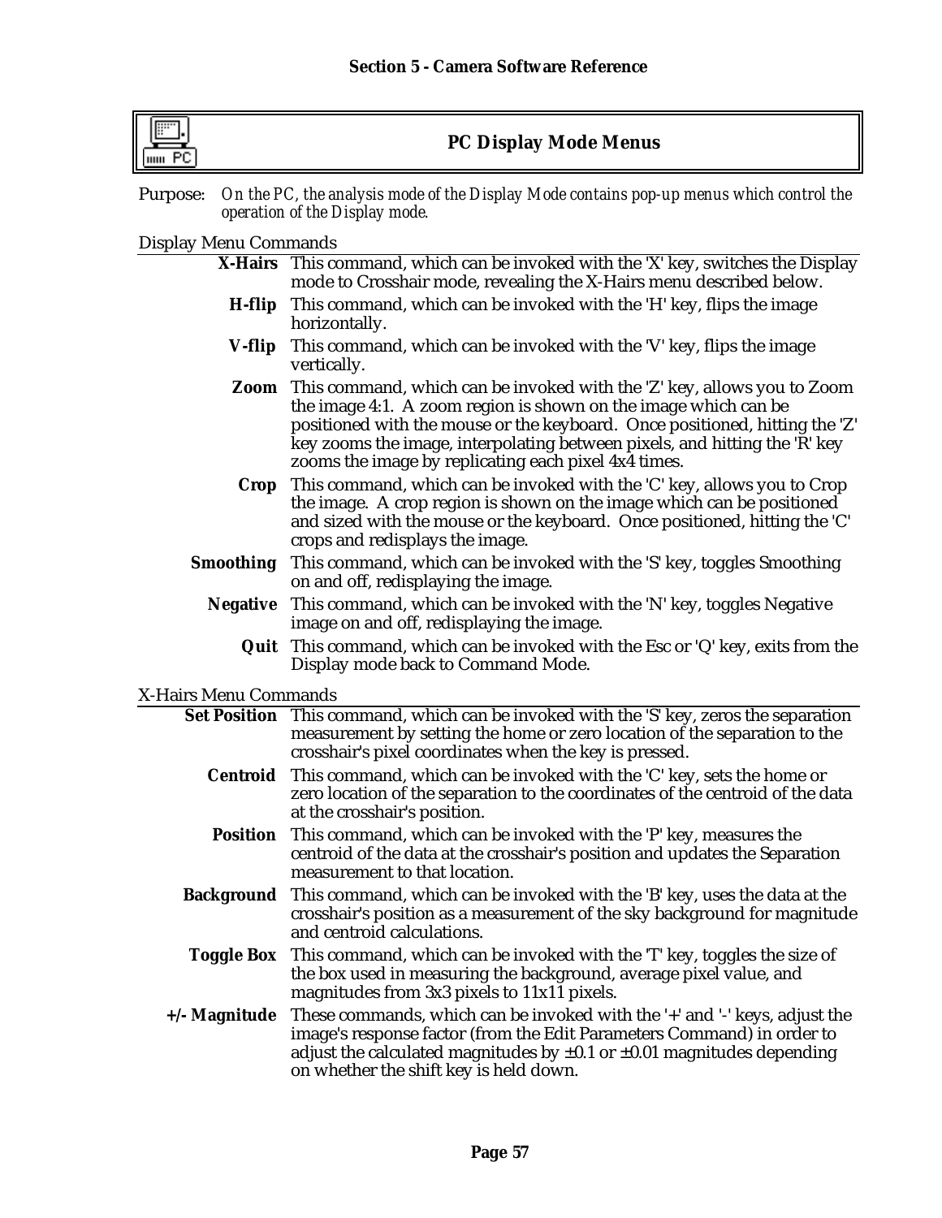## PC Display Mode Menus

Purpose: *On the PC, the analysis mode of the Display Mode contains pop-up menus which control the operation of the Display mode.*

### Display Menu Commands

**X-Hairs** This command, which can be invoked with the 'X' key, switches the Display mode to Crosshair mode, revealing the X-Hairs menu described below.

**H-flip** This command, which can be invoked with the 'H' key, flips the image horizontally.

**V-flip** This command, which can be invoked with the 'V' key, flips the image vertically.

**Zoom** This command, which can be invoked with the 'Z' key, allows you to Zoom the image 4:1. A zoom region is shown on the image which can be positioned with the mouse or the keyboard. Once positioned, hitting the 'Z' key zooms the image, interpolating between pixels, and hitting the 'R' key zooms the image by replicating each pixel 4x4 times.

**Crop** This command, which can be invoked with the 'C' key, allows you to Crop the image. A crop region is shown on the image which can be positioned and sized with the mouse or the keyboard. Once positioned, hitting the 'C' crops and redisplays the image.

**Smoothing** This command, which can be invoked with the 'S' key, toggles Smoothing on and off, redisplaying the image.

**Negative** This command, which can be invoked with the 'N' key, toggles Negative image on and off, redisplaying the image.

**Quit** This command, which can be invoked with the Esc or 'Q' key, exits from the Display mode back to Command Mode.

### X-Hairs Menu Commands

**Set Position** This command, which can be invoked with the 'S' key, zeros the separation measurement by setting the home or zero location of the separation to the crosshair's pixel coordinates when the key is pressed.

**Centroid** This command, which can be invoked with the 'C' key, sets the home or zero location of the separation to the coordinates of the centroid of the data at the crosshair's position.

**Position** This command, which can be invoked with the 'P' key, measures the centroid of the data at the crosshair's position and updates the Separation measurement to that location.

**Background** This command, which can be invoked with the 'B' key, uses the data at the crosshair's position as a measurement of the sky background for magnitude and centroid calculations.

**Toggle Box** This command, which can be invoked with the 'T' key, toggles the size of the box used in measuring the background, average pixel value, and magnitudes from 3x3 pixels to 11x11 pixels.

**+/- Magnitude** These commands, which can be invoked with the '+' and '-' keys, adjust the image's response factor (from the Edit Parameters Command) in order to adjust the calculated magnitudes by ±0.1 or ±0.01 magnitudes depending on whether the shift key is held down.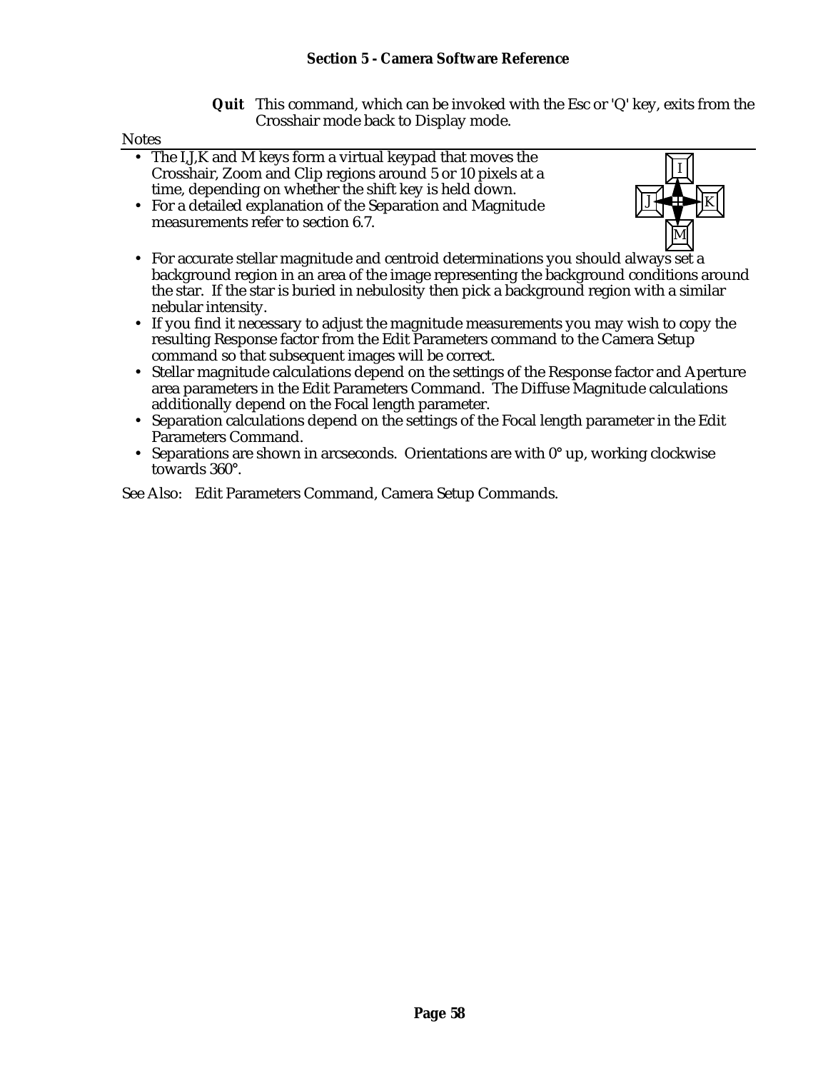**Quit** This command, which can be invoked with the Esc or 'Q' key, exits from the Crosshair mode back to Display mode.

Notes

- The I,J,K and M keys form a virtual keypad that moves the Crosshair, Zoom and Clip regions around 5 or 10 pixels at a time, depending on whether the shift key is held down.
- For a detailed explanation of the Separation and Magnitude measurements refer to section 6.7.
- For accurate stellar magnitude and centroid determinations you should always set a background region in an area of the image representing the background conditions around the star. If the star is buried in nebulosity then pick a background region with a similar nebular intensity.
- If you find it necessary to adjust the magnitude measurements you may wish to copy the resulting Response factor from the Edit Parameters command to the Camera Setup command so that subsequent images will be correct.
- Stellar magnitude calculations depend on the settings of the Response factor and Aperture area parameters in the Edit Parameters Command. The Diffuse Magnitude calculations additionally depend on the Focal length parameter.
- Separation calculations depend on the settings of the Focal length parameter in the Edit Parameters Command.
- Separations are shown in arcseconds. Orientations are with 0° up, working clockwise towards 360°.

See Also: Edit Parameters Command, Camera Setup Commands.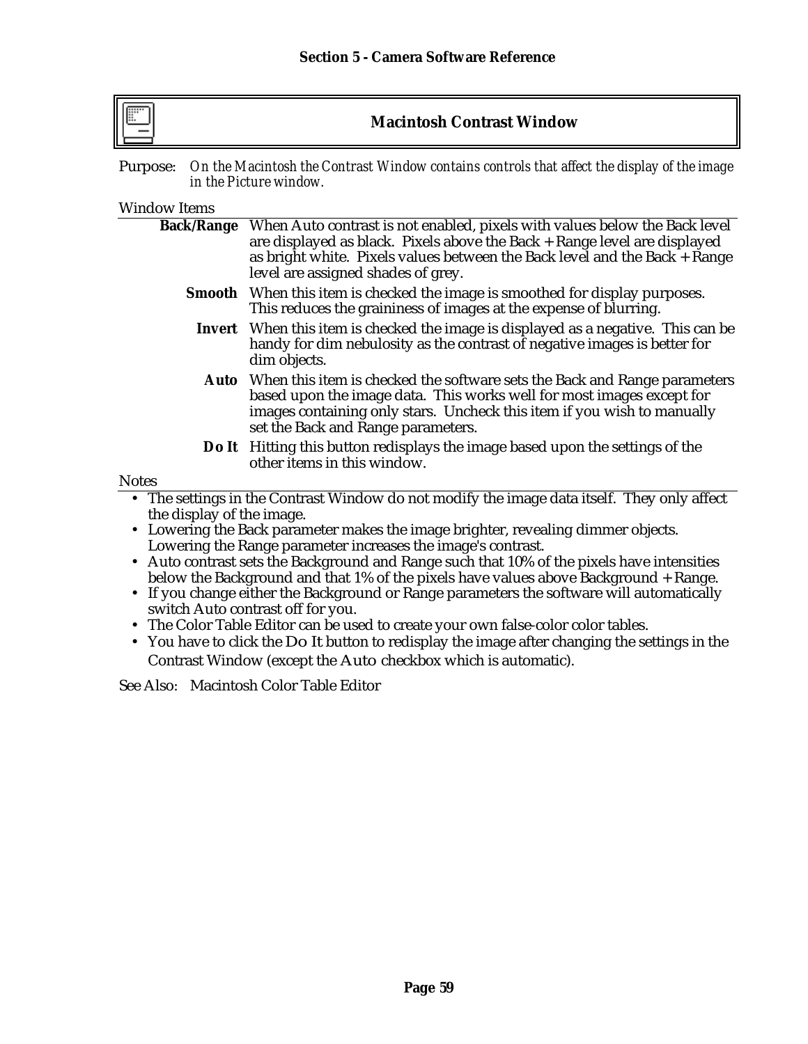## Macintosh Contrast Window

Purpose: *On the Macintosh the Contrast Window contains controls that affect the display of the image in the Picture window.*

Window Items

**Back/Range** When Auto contrast is not enabled, pixels with values below the Back level are displayed as black. Pixels above the Back + Range level are displayed as bright white. Pixels values between the Back level and the Back + Range level are assigned shades of grey.

**Smooth** When this item is checked the image is smoothed for display purposes. This reduces the graininess of images at the expense of blurring.

**Invert** When this item is checked the image is displayed as a negative. This can be handy for dim nebulosity as the contrast of negative images is better for dim objects.

**Auto** When this item is checked the software sets the Back and Range parameters based upon the image data. This works well for most images except for images containing only stars. Uncheck this item if you wish to manually set the Back and Range parameters.

**Do It** Hitting this button redisplays the image based upon the settings of the other items in this window.

Notes

- The settings in the Contrast Window do not modify the image data itself. They only affect the display of the image.
- Lowering the Back parameter makes the image brighter, revealing dimmer objects. Lowering the Range parameter increases the image's contrast.
- Auto contrast sets the Background and Range such that 10% of the pixels have intensities below the Background and that 1% of the pixels have values above Background + Range.
- If you change either the Background or Range parameters the software will automatically switch Auto contrast off for you.
- The Color Table Editor can be used to create your own false-color color tables.
- You have to click the Do It button to redisplay the image after changing the settings in the Contrast Window (except the Auto checkbox which is automatic).

See Also: Macintosh Color Table Editor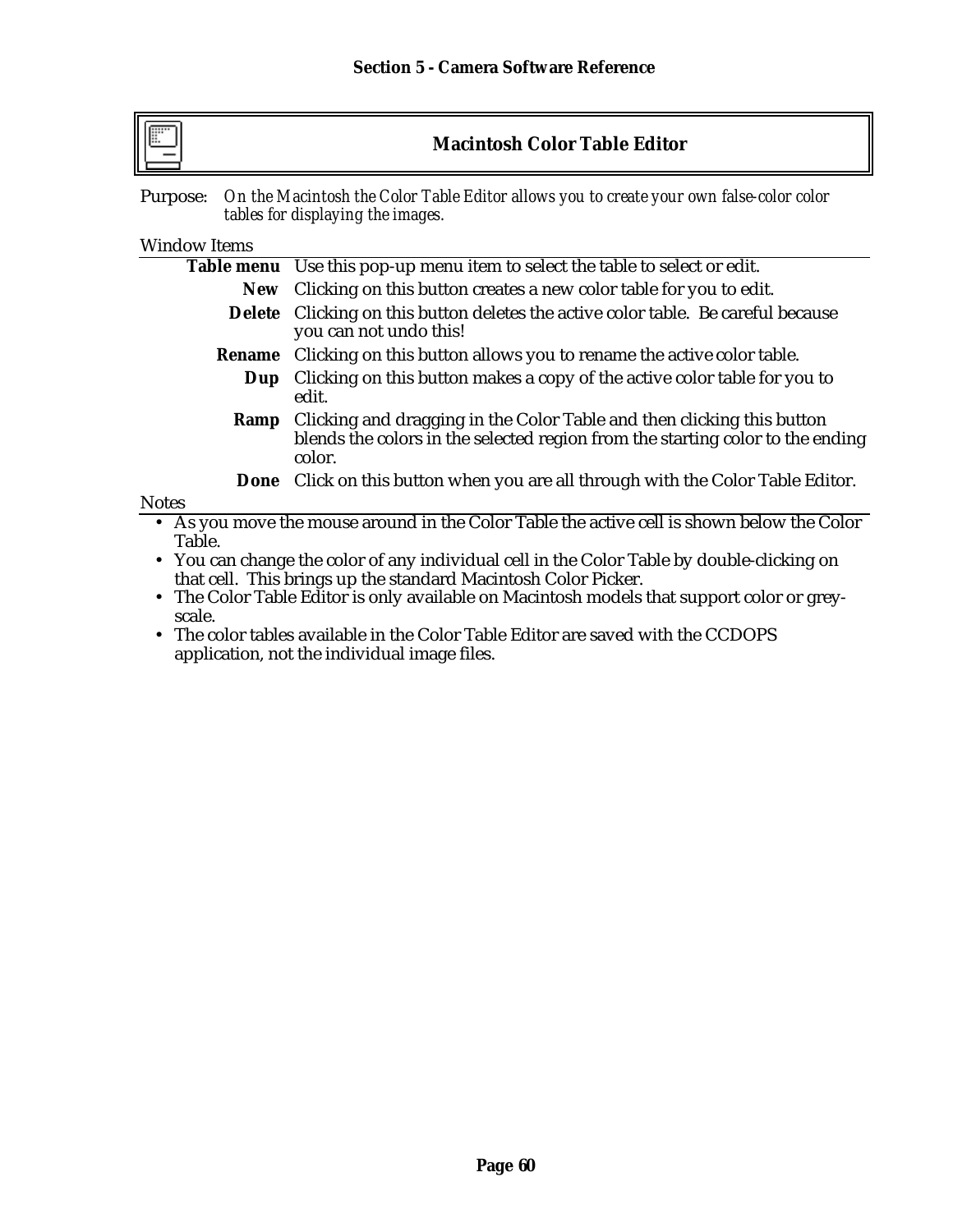## Macintosh Color Table Editor

Purpose: *On the Macintosh the Color Table Editor allows you to create your own false-color color tables for displaying the images.*

### Window Items

| | |
|---|---|
| **Table menu** | Use this pop-up menu item to select the table to select or edit. |
| **New** | Clicking on this button creates a new color table for you to edit. |
| **Delete** | Clicking on this button deletes the active color table. Be careful because you can not undo this! |
| **Rename** | Clicking on this button allows you to rename the active color table. |
| **Dup** | Clicking on this button makes a copy of the active color table for you to edit. |
| **Ramp** | Clicking and dragging in the Color Table and then clicking this button blends the colors in the selected region from the starting color to the ending color. |
| **Done** | Click on this button when you are all through with the Color Table Editor. |

### Notes

- As you move the mouse around in the Color Table the active cell is shown below the Color Table.
- You can change the color of any individual cell in the Color Table by double-clicking on that cell. This brings up the standard Macintosh Color Picker.
- The Color Table Editor is only available on Macintosh models that support color or grey-scale.
- The color tables available in the Color Table Editor are saved with the CCDOPS application, not the individual image files.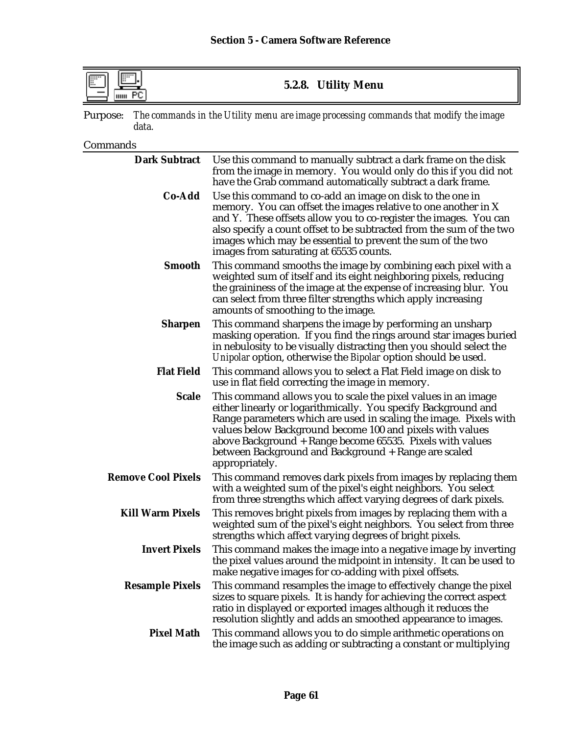### 5.2.8. Utility Menu

Purpose: *The commands in the Utility menu are image processing commands that modify the image data.*

Commands

**Dark Subtract** Use this command to manually subtract a dark frame on the disk from the image in memory. You would only do this if you did not have the Grab command automatically subtract a dark frame.

**Co-Add** Use this command to co-add an image on disk to the one in memory. You can offset the images relative to one another in X and Y. These offsets allow you to co-register the images. You can also specify a count offset to be subtracted from the sum of the two images which may be essential to prevent the sum of the two images from saturating at 65535 counts.

**Smooth** This command smooths the image by combining each pixel with a weighted sum of itself and its eight neighboring pixels, reducing the graininess of the image at the expense of increasing blur. You can select from three filter strengths which apply increasing amounts of smoothing to the image.

**Sharpen** This command sharpens the image by performing an unsharp masking operation. If you find the rings around star images buried in nebulosity to be visually distracting then you should select the *Unipolar* option, otherwise the *Bipolar* option should be used.

**Flat Field** This command allows you to select a Flat Field image on disk to use in flat field correcting the image in memory.

**Scale** This command allows you to scale the pixel values in an image either linearly or logarithmically. You specify Background and Range parameters which are used in scaling the image. Pixels with values below Background become 100 and pixels with values above Background + Range become 65535. Pixels with values between Background and Background + Range are scaled appropriately.

**Remove Cool Pixels** This command removes dark pixels from images by replacing them with a weighted sum of the pixel's eight neighbors. You select from three strengths which affect varying degrees of dark pixels.

**Kill Warm Pixels** This removes bright pixels from images by replacing them with a weighted sum of the pixel's eight neighbors. You select from three strengths which affect varying degrees of bright pixels.

**Invert Pixels** This command makes the image into a negative image by inverting the pixel values around the midpoint in intensity. It can be used to make negative images for co-adding with pixel offsets.

**Resample Pixels** This command resamples the image to effectively change the pixel sizes to square pixels. It is handy for achieving the correct aspect ratio in displayed or exported images although it reduces the resolution slightly and adds an smoothed appearance to images.

**Pixel Math** This command allows you to do simple arithmetic operations on the image such as adding or subtracting a constant or multiplying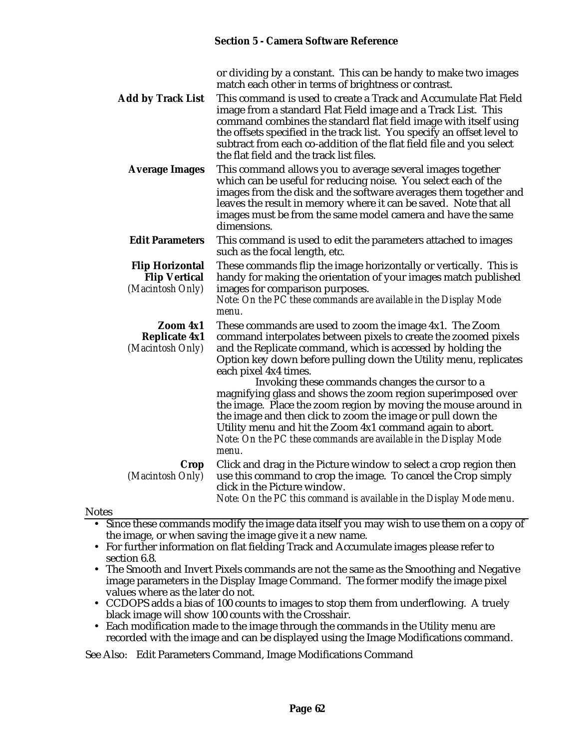or dividing by a constant. This can be handy to make two images match each other in terms of brightness or contrast.

**Add by Track List** This command is used to create a Track and Accumulate Flat Field image from a standard Flat Field image and a Track List. This command combines the standard flat field image with itself using the offsets specified in the track list. You specify an offset level to subtract from each co-addition of the flat field file and you select the flat field and the track list files.

**Average Images** This command allows you to average several images together which can be useful for reducing noise. You select each of the images from the disk and the software averages them together and leaves the result in memory where it can be saved. Note that all images must be from the same model camera and have the same dimensions.

**Edit Parameters** This command is used to edit the parameters attached to images such as the focal length, etc.

**Flip Horizontal**
**Flip Vertical**
*(Macintosh Only)*
These commands flip the image horizontally or vertically. This is handy for making the orientation of your images match published images for comparison purposes.
*Note: On the PC these commands are available in the Display Mode menu.*

**Zoom 4x1**
**Replicate 4x1**
*(Macintosh Only)*
These commands are used to zoom the image 4x1. The Zoom command interpolates between pixels to create the zoomed pixels and the Replicate command, which is accessed by holding the Option key down before pulling down the Utility menu, replicates each pixel 4x4 times.

Invoking these commands changes the cursor to a magnifying glass and shows the zoom region superimposed over the image. Place the zoom region by moving the mouse around in the image and then click to zoom the image or pull down the Utility menu and hit the Zoom 4x1 command again to abort.
*Note: On the PC these commands are available in the Display Mode menu.*

**Crop**
*(Macintosh Only)*
Click and drag in the Picture window to select a crop region then use this command to crop the image. To cancel the Crop simply click in the Picture window.
*Note: On the PC this command is available in the Display Mode menu.*

Notes

- Since these commands modify the image data itself you may wish to use them on a copy of the image, or when saving the image give it a new name.
- For further information on flat fielding Track and Accumulate images please refer to section 6.8.
- The Smooth and Invert Pixels commands are not the same as the Smoothing and Negative image parameters in the Display Image Command. The former modify the image pixel values where as the later do not.
- CCDOPS adds a bias of 100 counts to images to stop them from underflowing. A truely black image will show 100 counts with the Crosshair.
- Each modification made to the image through the commands in the Utility menu are recorded with the image and can be displayed using the Image Modifications command.

See Also: Edit Parameters Command, Image Modifications Command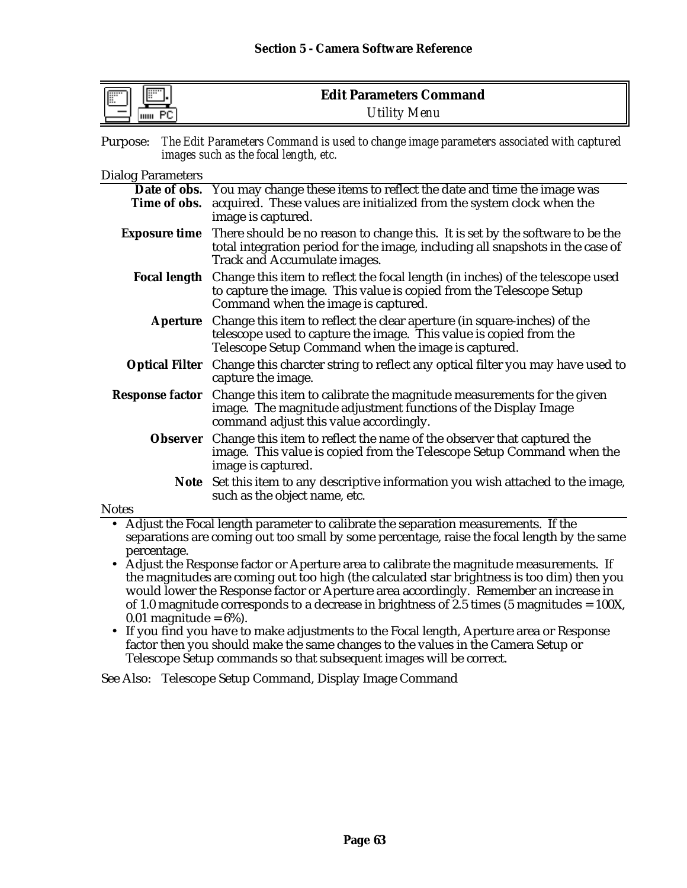## Edit Parameters Command

*Utility Menu*

Purpose: *The Edit Parameters Command is used to change image parameters associated with captured images such as the focal length, etc.*

Dialog Parameters

| | |
|---|---|
| **Date of obs.** **Time of obs.** | You may change these items to reflect the date and time the image was acquired. These values are initialized from the system clock when the image is captured. |
| **Exposure time** | There should be no reason to change this. It is set by the software to be the total integration period for the image, including all snapshots in the case of Track and Accumulate images. |
| **Focal length** | Change this item to reflect the focal length (in inches) of the telescope used to capture the image. This value is copied from the Telescope Setup Command when the image is captured. |
| **Aperture** | Change this item to reflect the clear aperture (in square-inches) of the telescope used to capture the image. This value is copied from the Telescope Setup Command when the image is captured. |
| **Optical Filter** | Change this charcter string to reflect any optical filter you may have used to capture the image. |
| **Response factor** | Change this item to calibrate the magnitude measurements for the given image. The magnitude adjustment functions of the Display Image command adjust this value accordingly. |
| **Observer** | Change this item to reflect the name of the observer that captured the image. This value is copied from the Telescope Setup Command when the image is captured. |
| **Note** | Set this item to any descriptive information you wish attached to the image, such as the object name, etc. |

Notes

- Adjust the Focal length parameter to calibrate the separation measurements. If the separations are coming out too small by some percentage, raise the focal length by the same percentage.
- Adjust the Response factor or Aperture area to calibrate the magnitude measurements. If the magnitudes are coming out too high (the calculated star brightness is too dim) then you would lower the Response factor or Aperture area accordingly. Remember an increase in of 1.0 magnitude corresponds to a decrease in brightness of 2.5 times (5 magnitudes = 100X, 0.01 magnitude = 6%).
- If you find you have to make adjustments to the Focal length, Aperture area or Response factor then you should make the same changes to the values in the Camera Setup or Telescope Setup commands so that subsequent images will be correct.

See Also: Telescope Setup Command, Display Image Command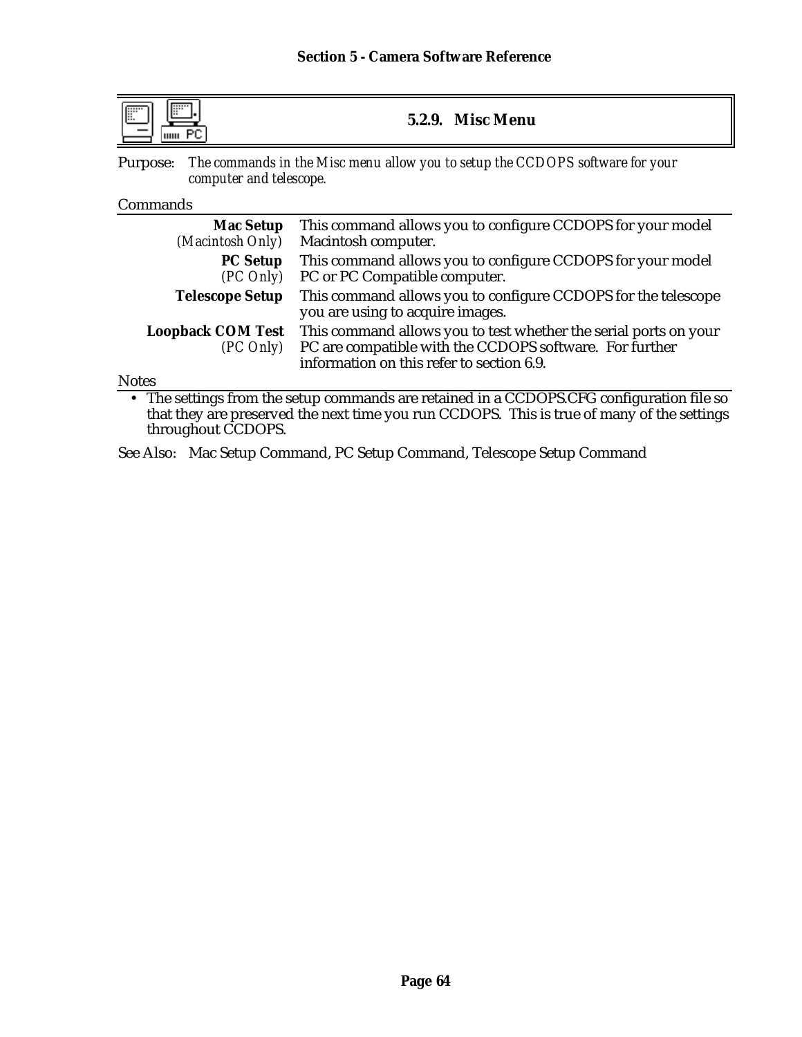### 5.2.9. Misc Menu

Purpose: *The commands in the Misc menu allow you to setup the CCDOPS software for your computer and telescope.*

Commands

| | |
|---|---|
| **Mac Setup** *(Macintosh Only)* | This command allows you to configure CCDOPS for your model Macintosh computer. |
| **PC Setup** *(PC Only)* | This command allows you to configure CCDOPS for your model PC or PC Compatible computer. |
| **Telescope Setup** | This command allows you to configure CCDOPS for the telescope you are using to acquire images. |
| **Loopback COM Test** *(PC Only)* | This command allows you to test whether the serial ports on your PC are compatible with the CCDOPS software. For further information on this refer to section 6.9. |

Notes

- The settings from the setup commands are retained in a CCDOPS.CFG configuration file so that they are preserved the next time you run CCDOPS. This is true of many of the settings throughout CCDOPS.

See Also: Mac Setup Command, PC Setup Command, Telescope Setup Command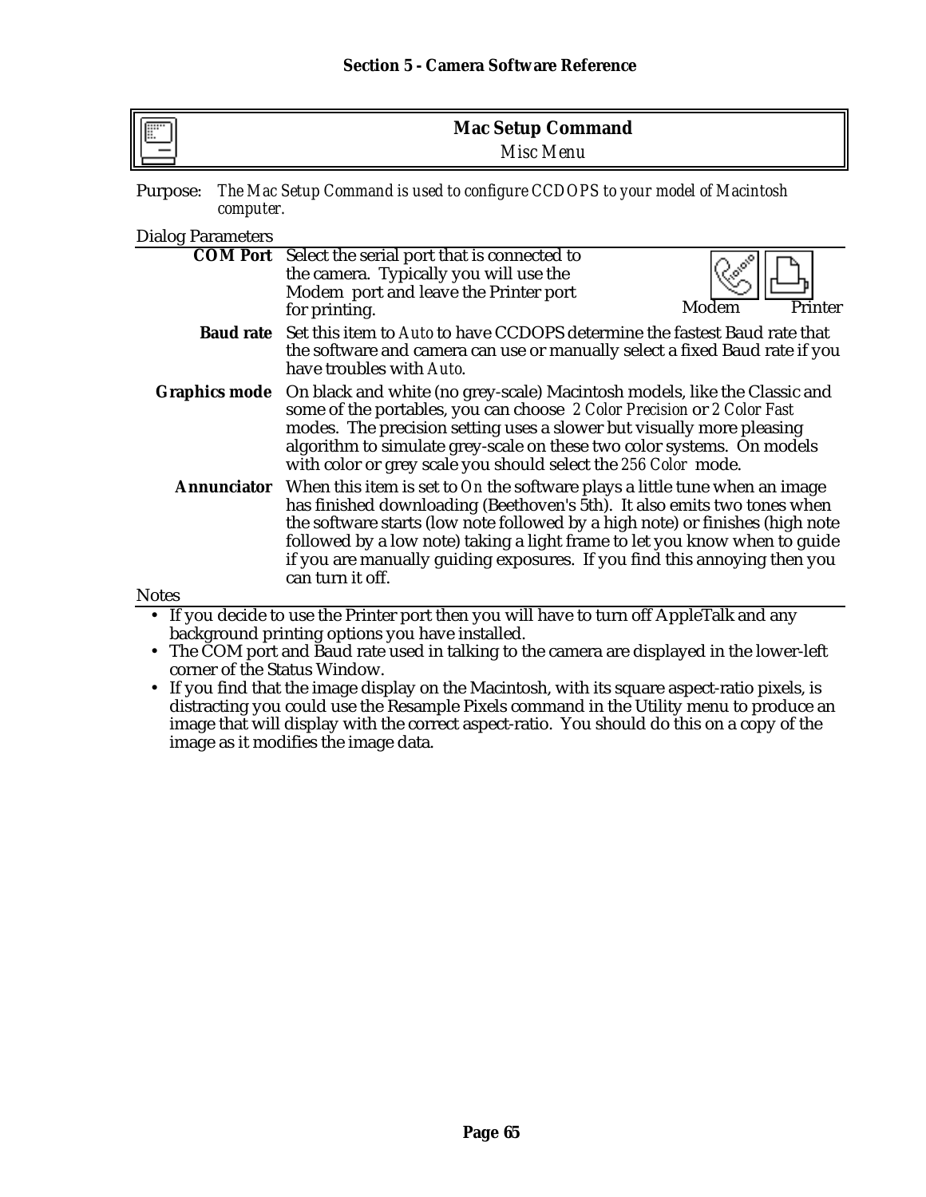## Mac Setup Command

*Misc Menu*

Purpose: *The Mac Setup Command is used to configure CCDOPS to your model of Macintosh computer.*

Dialog Parameters

**COM Port** Select the serial port that is connected to the camera. Typically you will use the Modem port and leave the Printer port for printing.

Modem Printer

**Baud rate** Set this item to *Auto* to have CCDOPS determine the fastest Baud rate that the software and camera can use or manually select a fixed Baud rate if you have troubles with *Auto*.

**Graphics mode** On black and white (no grey-scale) Macintosh models, like the Classic and some of the portables, you can choose *2 Color Precision* or *2 Color Fast* modes. The precision setting uses a slower but visually more pleasing algorithm to simulate grey-scale on these two color systems. On models with color or grey scale you should select the *256 Color* mode.

**Annunciator** When this item is set to *On* the software plays a little tune when an image has finished downloading (Beethoven's 5th). It also emits two tones when the software starts (low note followed by a high note) or finishes (high note followed by a low note) taking a light frame to let you know when to guide if you are manually guiding exposures. If you find this annoying then you can turn it off.

Notes

- If you decide to use the Printer port then you will have to turn off AppleTalk and any background printing options you have installed.
- The COM port and Baud rate used in talking to the camera are displayed in the lower-left corner of the Status Window.
- If you find that the image display on the Macintosh, with its square aspect-ratio pixels, is distracting you could use the Resample Pixels command in the Utility menu to produce an image that will display with the correct aspect-ratio. You should do this on a copy of the image as it modifies the image data.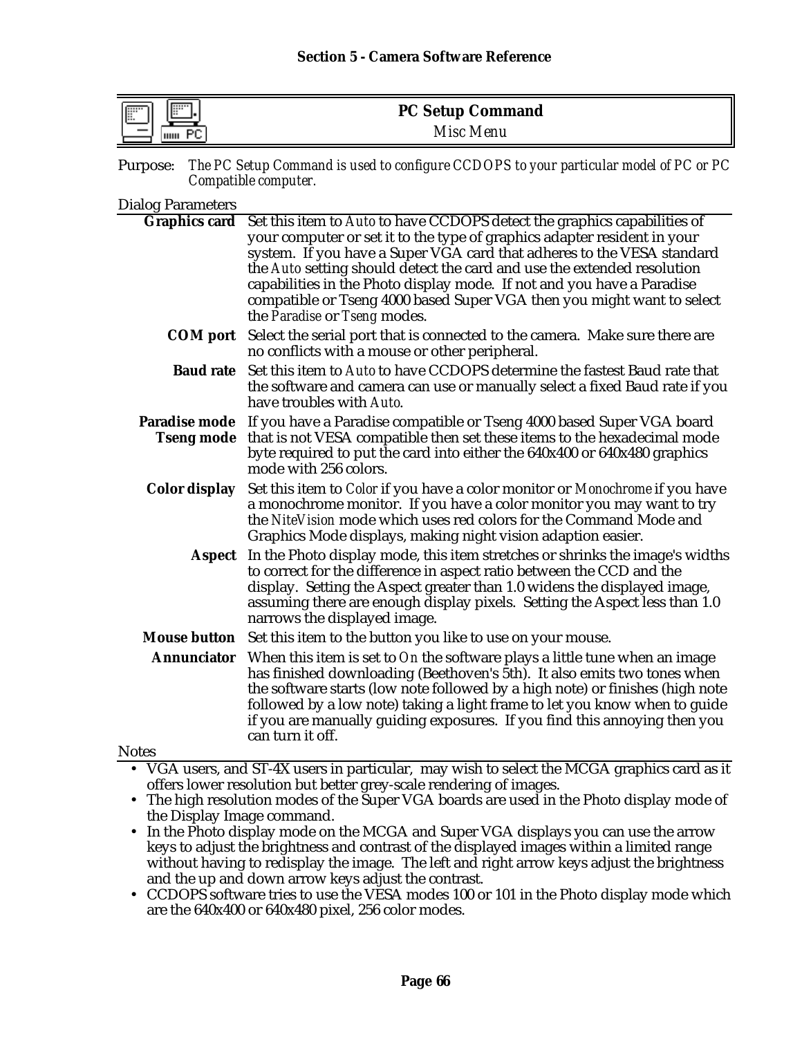## PC Setup Command

*Misc Menu*

Purpose: *The PC Setup Command is used to configure CCDOPS to your particular model of PC or PC Compatible computer.*

Dialog Parameters

**Graphics card** Set this item to *Auto* to have CCDOPS detect the graphics capabilities of your computer or set it to the type of graphics adapter resident in your system. If you have a Super VGA card that adheres to the VESA standard the *Auto* setting should detect the card and use the extended resolution capabilities in the Photo display mode. If not and you have a Paradise compatible or Tseng 4000 based Super VGA then you might want to select the *Paradise* or *Tseng* modes.

**COM port** Select the serial port that is connected to the camera. Make sure there are no conflicts with a mouse or other peripheral.

**Baud rate** Set this item to *Auto* to have CCDOPS determine the fastest Baud rate that the software and camera can use or manually select a fixed Baud rate if you have troubles with *Auto*.

**Paradise mode**
**Tseng mode** If you have a Paradise compatible or Tseng 4000 based Super VGA board that is not VESA compatible then set these items to the hexadecimal mode byte required to put the card into either the 640x400 or 640x480 graphics mode with 256 colors.

**Color display** Set this item to *Color* if you have a color monitor or *Monochrome* if you have a monochrome monitor. If you have a color monitor you may want to try the *NiteVision* mode which uses red colors for the Command Mode and Graphics Mode displays, making night vision adaption easier.

**Aspect** In the Photo display mode, this item stretches or shrinks the image's widths to correct for the difference in aspect ratio between the CCD and the display. Setting the Aspect greater than 1.0 widens the displayed image, assuming there are enough display pixels. Setting the Aspect less than 1.0 narrows the displayed image.

**Mouse button** Set this item to the button you like to use on your mouse.

**Annunciator** When this item is set to *On* the software plays a little tune when an image has finished downloading (Beethoven's 5th). It also emits two tones when the software starts (low note followed by a high note) or finishes (high note followed by a low note) taking a light frame to let you know when to guide if you are manually guiding exposures. If you find this annoying then you can turn it off.

Notes

- VGA users, and ST-4X users in particular, may wish to select the MCGA graphics card as it offers lower resolution but better grey-scale rendering of images.
- The high resolution modes of the Super VGA boards are used in the Photo display mode of the Display Image command.
- In the Photo display mode on the MCGA and Super VGA displays you can use the arrow keys to adjust the brightness and contrast of the displayed images within a limited range without having to redisplay the image. The left and right arrow keys adjust the brightness and the up and down arrow keys adjust the contrast.
- CCDOPS software tries to use the VESA modes 100 or 101 in the Photo display mode which are the 640x400 or 640x480 pixel, 256 color modes.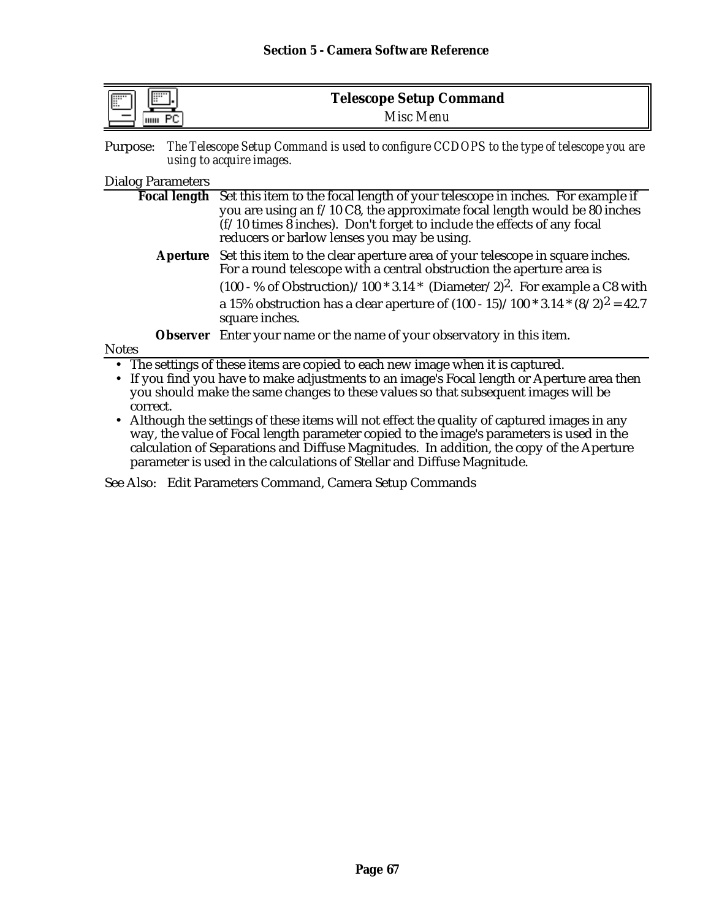## Telescope Setup Command

*Misc Menu*

Purpose: *The Telescope Setup Command is used to configure CCDOPS to the type of telescope you are using to acquire images.*

Dialog Parameters

**Focal length** Set this item to the focal length of your telescope in inches. For example if you are using an f/10 C8, the approximate focal length would be 80 inches (f/10 times 8 inches). Don't forget to include the effects of any focal reducers or barlow lenses you may be using.

**Aperture** Set this item to the clear aperture area of your telescope in square inches. For a round telescope with a central obstruction the aperture area is $(100 - \% \text{ of Obstruction})/100 * 3.14 * (\text{Diameter}/2)^2$. For example a C8 with a 15% obstruction has a clear aperture of $(100 - 15)/100 * 3.14 * (8/2)^2 = 42.7$ square inches.

**Observer** Enter your name or the name of your observatory in this item.

Notes

- The settings of these items are copied to each new image when it is captured.
- If you find you have to make adjustments to an image's Focal length or Aperture area then you should make the same changes to these values so that subsequent images will be correct.
- Although the settings of these items will not effect the quality of captured images in any way, the value of Focal length parameter copied to the image's parameters is used in the calculation of Separations and Diffuse Magnitudes. In addition, the copy of the Aperture parameter is used in the calculations of Stellar and Diffuse Magnitude.

See Also: Edit Parameters Command, Camera Setup Commands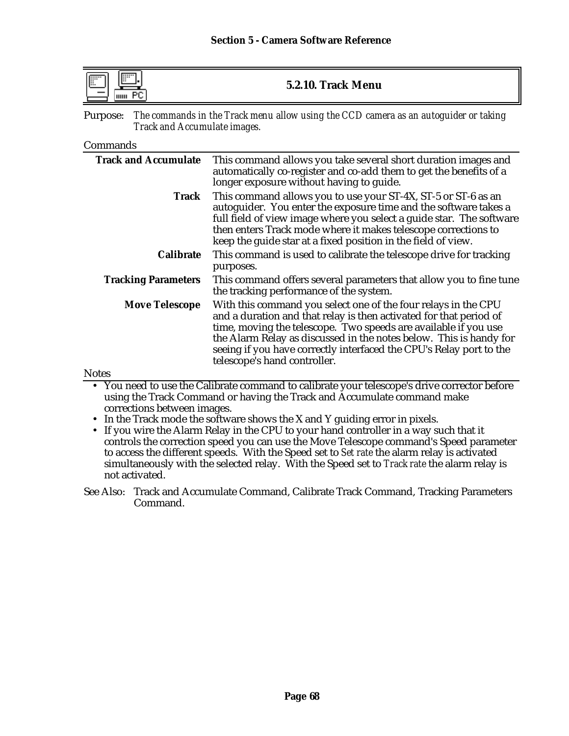## 5.2.10. Track Menu

Purpose: *The commands in the Track menu allow using the CCD camera as an autoguider or taking Track and Accumulate images.*

Commands

| | |
|---|---|
| **Track and Accumulate** | This command allows you take several short duration images and automatically co-register and co-add them to get the benefits of a longer exposure without having to guide. |
| **Track** | This command allows you to use your ST-4X, ST-5 or ST-6 as an autoguider. You enter the exposure time and the software takes a full field of view image where you select a guide star. The software then enters Track mode where it makes telescope corrections to keep the guide star at a fixed position in the field of view. |
| **Calibrate** | This command is used to calibrate the telescope drive for tracking purposes. |
| **Tracking Parameters** | This command offers several parameters that allow you to fine tune the tracking performance of the system. |
| **Move Telescope** | With this command you select one of the four relays in the CPU and a duration and that relay is then activated for that period of time, moving the telescope. Two speeds are available if you use the Alarm Relay as discussed in the notes below. This is handy for seeing if you have correctly interfaced the CPU's Relay port to the telescope's hand controller. |

Notes

- You need to use the Calibrate command to calibrate your telescope's drive corrector before using the Track Command or having the Track and Accumulate command make corrections between images.
- In the Track mode the software shows the X and Y guiding error in pixels.
- If you wire the Alarm Relay in the CPU to your hand controller in a way such that it controls the correction speed you can use the Move Telescope command's Speed parameter to access the different speeds. With the Speed set to *Set rate* the alarm relay is activated simultaneously with the selected relay. With the Speed set to *Track rate* the alarm relay is not activated.

See Also: Track and Accumulate Command, Calibrate Track Command, Tracking Parameters Command.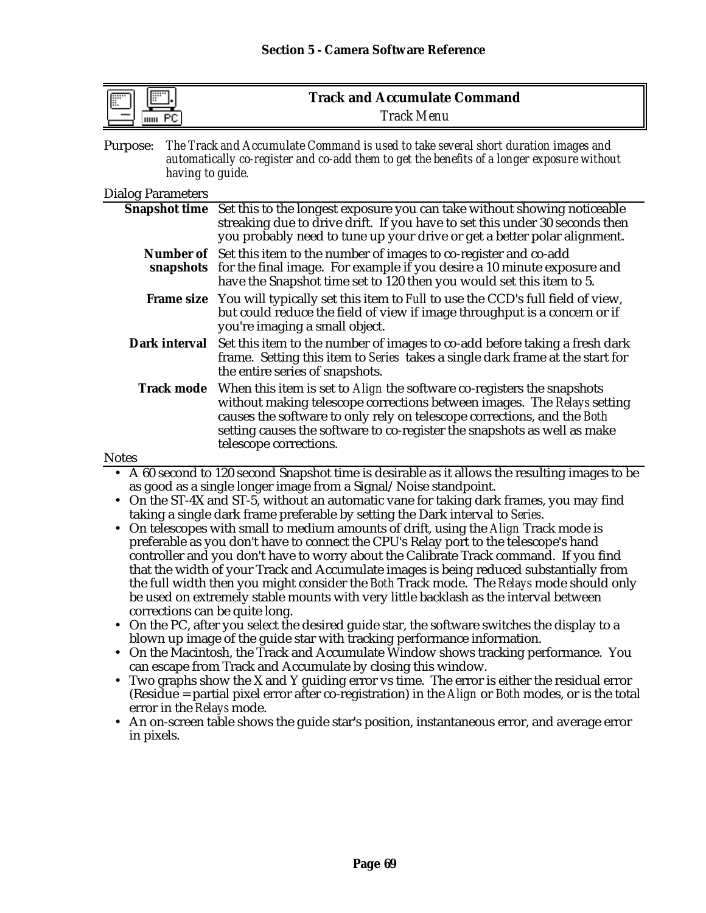## Track and Accumulate Command

*Track Menu*

Purpose: *The Track and Accumulate Command is used to take several short duration images and automatically co-register and co-add them to get the benefits of a longer exposure without having to guide.*

Dialog Parameters

| | |
|---|---|
| **Snapshot time** | Set this to the longest exposure you can take without showing noticeable streaking due to drive drift. If you have to set this under 30 seconds then you probably need to tune up your drive or get a better polar alignment. |
| **Number of snapshots** | Set this item to the number of images to co-register and co-add for the final image. For example if you desire a 10 minute exposure and have the Snapshot time set to 120 then you would set this item to 5. |
| **Frame size** | You will typically set this item to *Full* to use the CCD's full field of view, but could reduce the field of view if image throughput is a concern or if you're imaging a small object. |
| **Dark interval** | Set this item to the number of images to co-add before taking a fresh dark frame. Setting this item to *Series* takes a single dark frame at the start for the entire series of snapshots. |
| **Track mode** | When this item is set to *Align* the software co-registers the snapshots without making telescope corrections between images. The *Relays* setting causes the software to only rely on telescope corrections, and the *Both* setting causes the software to co-register the snapshots as well as make telescope corrections. |

Notes

- A 60 second to 120 second Snapshot time is desirable as it allows the resulting images to be as good as a single longer image from a Signal/Noise standpoint.
- On the ST-4X and ST-5, without an automatic vane for taking dark frames, you may find taking a single dark frame preferable by setting the Dark interval to *Series*.
- On telescopes with small to medium amounts of drift, using the *Align* Track mode is preferable as you don't have to connect the CPU's Relay port to the telescope's hand controller and you don't have to worry about the Calibrate Track command. If you find that the width of your Track and Accumulate images is being reduced substantially from the full width then you might consider the *Both* Track mode. The *Relays* mode should only be used on extremely stable mounts with very little backlash as the interval between corrections can be quite long.
- On the PC, after you select the desired guide star, the software switches the display to a blown up image of the guide star with tracking performance information.
- On the Macintosh, the Track and Accumulate Window shows tracking performance. You can escape from Track and Accumulate by closing this window.
- Two graphs show the X and Y guiding error vs time. The error is either the residual error (Residue = partial pixel error after co-registration) in the *Align* or *Both* modes, or is the total error in the *Relays* mode.
- An on-screen table shows the guide star's position, instantaneous error, and average error in pixels.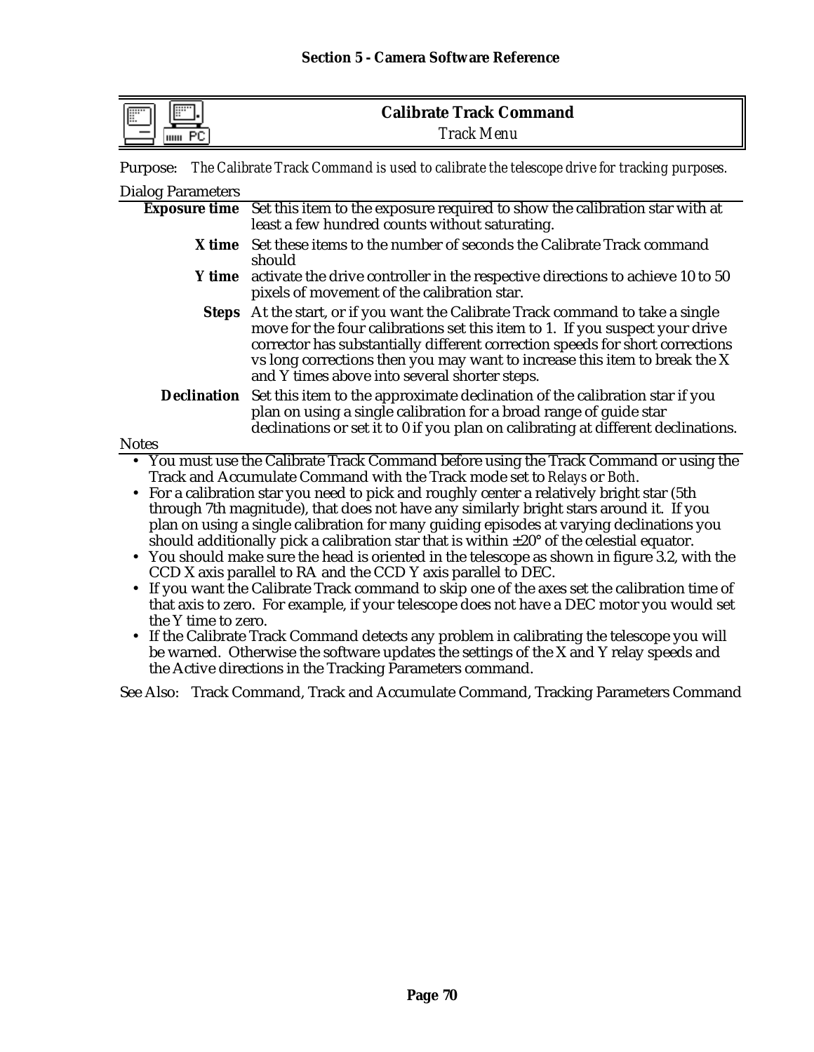## Calibrate Track Command

*Track Menu*

Purpose: *The Calibrate Track Command is used to calibrate the telescope drive for tracking purposes.*

Dialog Parameters

| | |
|---|---|
| **Exposure time** | Set this item to the exposure required to show the calibration star with at least a few hundred counts without saturating. |
| **X time** | Set these items to the number of seconds the Calibrate Track command should |
| **Y time** | activate the drive controller in the respective directions to achieve 10 to 50 pixels of movement of the calibration star. |
| **Steps** | At the start, or if you want the Calibrate Track command to take a single move for the four calibrations set this item to 1. If you suspect your drive corrector has substantially different correction speeds for short corrections vs long corrections then you may want to increase this item to break the X and Y times above into several shorter steps. |
| **Declination** | Set this item to the approximate declination of the calibration star if you plan on using a single calibration for a broad range of guide star declinations or set it to 0 if you plan on calibrating at different declinations. |

Notes

- You must use the Calibrate Track Command before using the Track Command or using the Track and Accumulate Command with the Track mode set to *Relays* or *Both*.
- For a calibration star you need to pick and roughly center a relatively bright star (5th through 7th magnitude), that does not have any similarly bright stars around it. If you plan on using a single calibration for many guiding episodes at varying declinations you should additionally pick a calibration star that is within ±20° of the celestial equator.
- You should make sure the head is oriented in the telescope as shown in figure 3.2, with the CCD X axis parallel to RA and the CCD Y axis parallel to DEC.
- If you want the Calibrate Track command to skip one of the axes set the calibration time of that axis to zero. For example, if your telescope does not have a DEC motor you would set the Y time to zero.
- If the Calibrate Track Command detects any problem in calibrating the telescope you will be warned. Otherwise the software updates the settings of the X and Y relay speeds and the Active directions in the Tracking Parameters command.

See Also: Track Command, Track and Accumulate Command, Tracking Parameters Command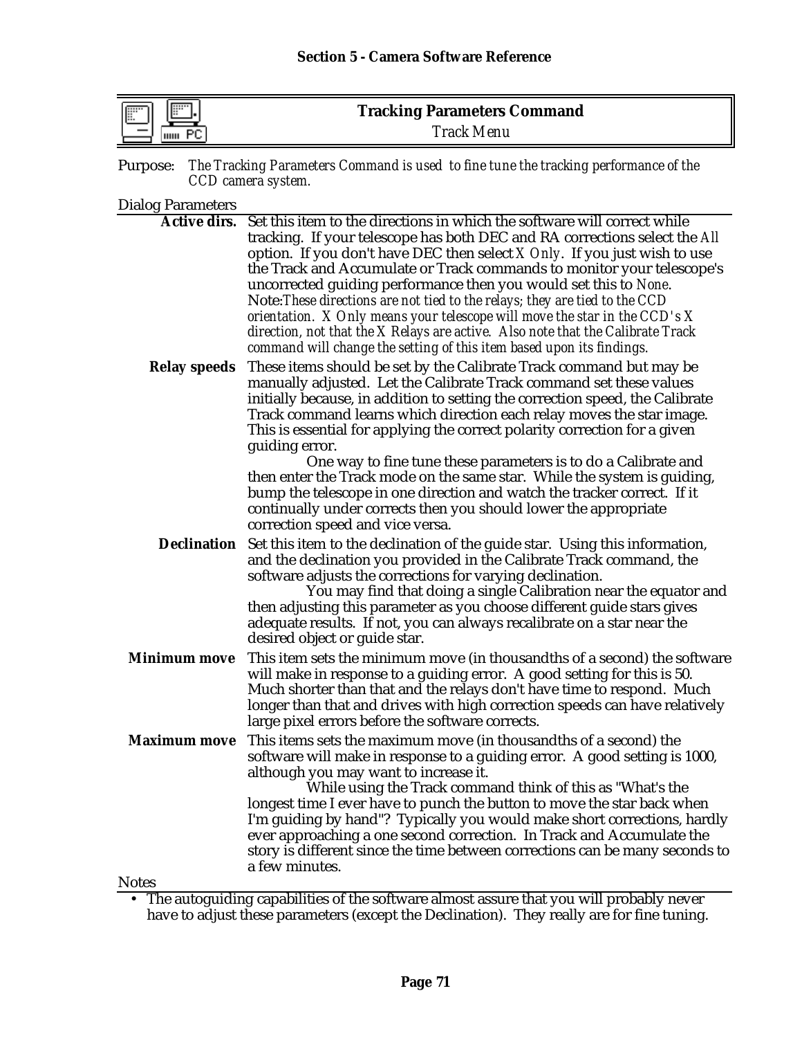## Tracking Parameters Command

*Track Menu*

Purpose: *The Tracking Parameters Command is used to fine tune the tracking performance of the CCD camera system.*

Dialog Parameters

**Active dirs.** Set this item to the directions in which the software will correct while tracking. If your telescope has both DEC and RA corrections select the *All* option. If you don't have DEC then select *X Only*. If you just wish to use the Track and Accumulate or Track commands to monitor your telescope's uncorrected guiding performance then you would set this to *None*. Note:*These directions are not tied to the relays; they are tied to the CCD orientation. X Only means your telescope will move the star in the CCD's X direction, not that the X Relays are active. Also note that the Calibrate Track command will change the setting of this item based upon its findings.*

**Relay speeds** These items should be set by the Calibrate Track command but may be manually adjusted. Let the Calibrate Track command set these values initially because, in addition to setting the correction speed, the Calibrate Track command learns which direction each relay moves the star image. This is essential for applying the correct polarity correction for a given guiding error.

One way to fine tune these parameters is to do a Calibrate and then enter the Track mode on the same star. While the system is guiding, bump the telescope in one direction and watch the tracker correct. If it continually under corrects then you should lower the appropriate correction speed and vice versa.

**Declination** Set this item to the declination of the guide star. Using this information, and the declination you provided in the Calibrate Track command, the software adjusts the corrections for varying declination.

You may find that doing a single Calibration near the equator and then adjusting this parameter as you choose different guide stars gives adequate results. If not, you can always recalibrate on a star near the desired object or guide star.

**Minimum move** This item sets the minimum move (in thousandths of a second) the software will make in response to a guiding error. A good setting for this is 50. Much shorter than that and the relays don't have time to respond. Much longer than that and drives with high correction speeds can have relatively large pixel errors before the software corrects.

**Maximum move** This items sets the maximum move (in thousandths of a second) the software will make in response to a guiding error. A good setting is 1000, although you may want to increase it.

While using the Track command think of this as "What's the longest time I ever have to punch the button to move the star back when I'm guiding by hand"? Typically you would make short corrections, hardly ever approaching a one second correction. In Track and Accumulate the story is different since the time between corrections can be many seconds to a few minutes.

Notes

- The autoguiding capabilities of the software almost assure that you will probably never have to adjust these parameters (except the Declination). They really are for fine tuning.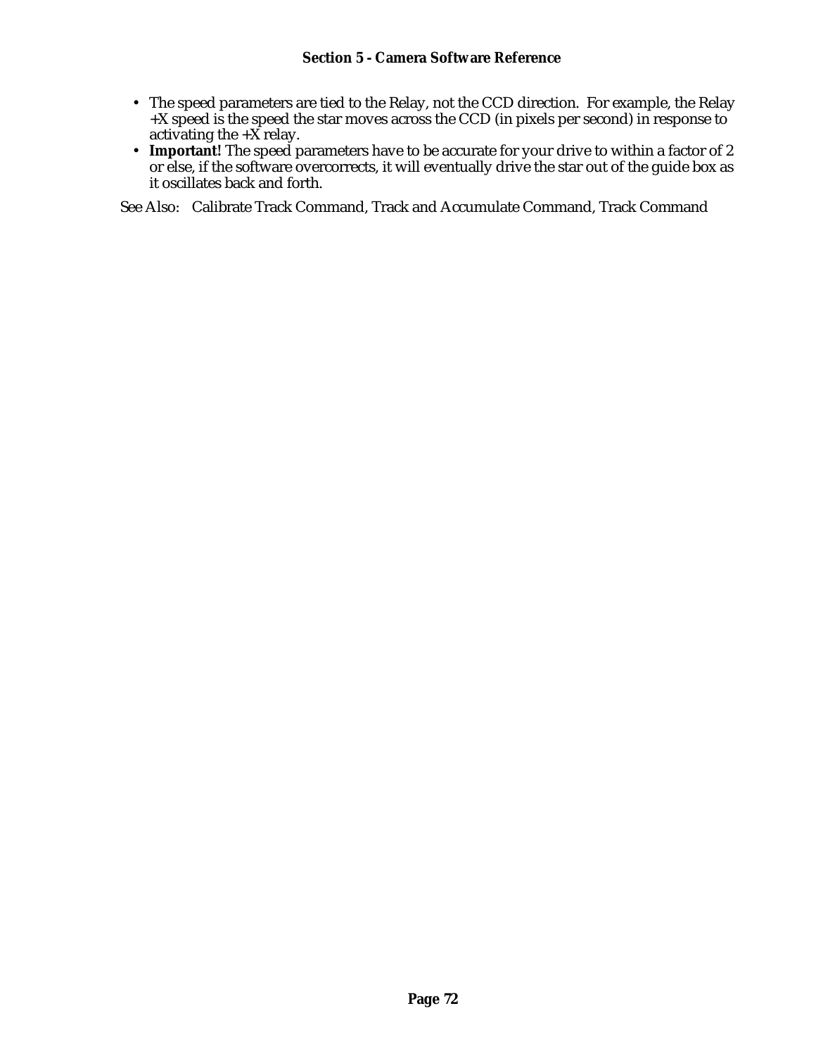- The speed parameters are tied to the Relay, not the CCD direction. For example, the Relay +X speed is the speed the star moves across the CCD (in pixels per second) in response to activating the +X relay.
- **Important!** The speed parameters have to be accurate for your drive to within a factor of 2 or else, if the software overcorrects, it will eventually drive the star out of the guide box as it oscillates back and forth.

See Also: Calibrate Track Command, Track and Accumulate Command, Track Command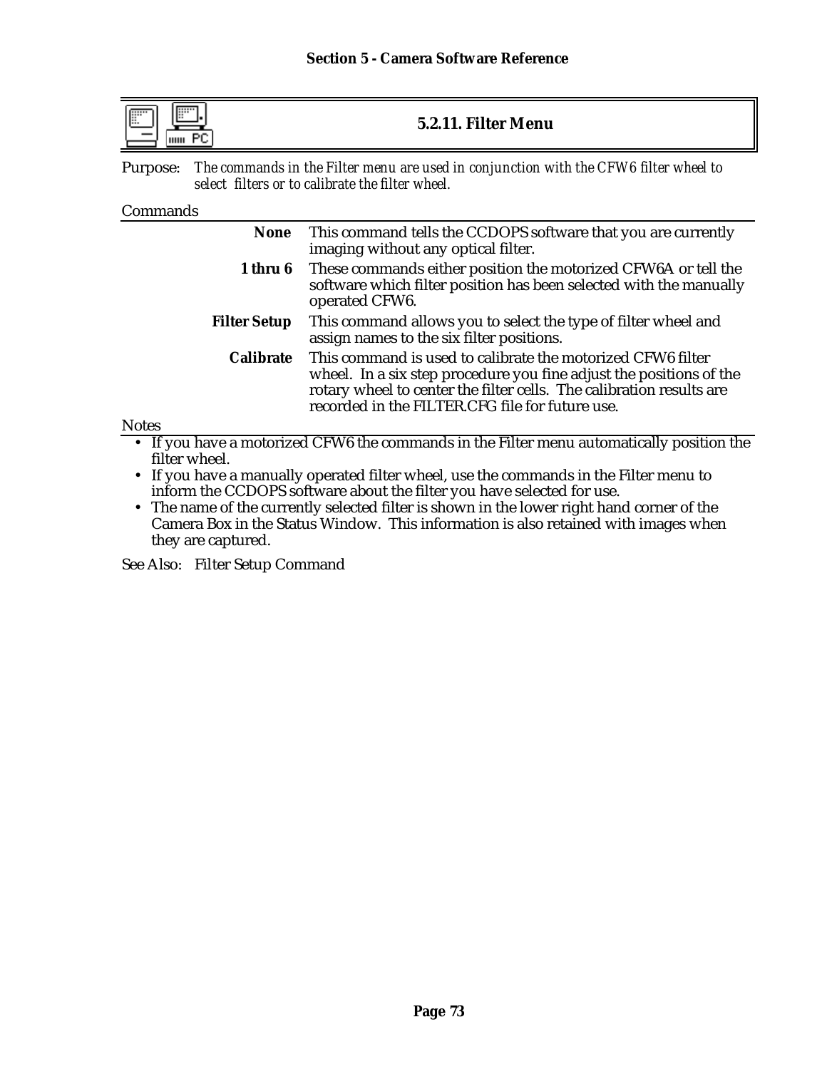## 5.2.11. Filter Menu

Purpose: *The commands in the Filter menu are used in conjunction with the CFW6 filter wheel to select filters or to calibrate the filter wheel.*

Commands

| | |
|---|---|
| **None** | This command tells the CCDOPS software that you are currently imaging without any optical filter. |
| **1 thru 6** | These commands either position the motorized CFW6A or tell the software which filter position has been selected with the manually operated CFW6. |
| **Filter Setup** | This command allows you to select the type of filter wheel and assign names to the six filter positions. |
| **Calibrate** | This command is used to calibrate the motorized CFW6 filter wheel. In a six step procedure you fine adjust the positions of the rotary wheel to center the filter cells. The calibration results are recorded in the FILTER.CFG file for future use. |

Notes

- If you have a motorized CFW6 the commands in the Filter menu automatically position the filter wheel.
- If you have a manually operated filter wheel, use the commands in the Filter menu to inform the CCDOPS software about the filter you have selected for use.
- The name of the currently selected filter is shown in the lower right hand corner of the Camera Box in the Status Window. This information is also retained with images when they are captured.

See Also: Filter Setup Command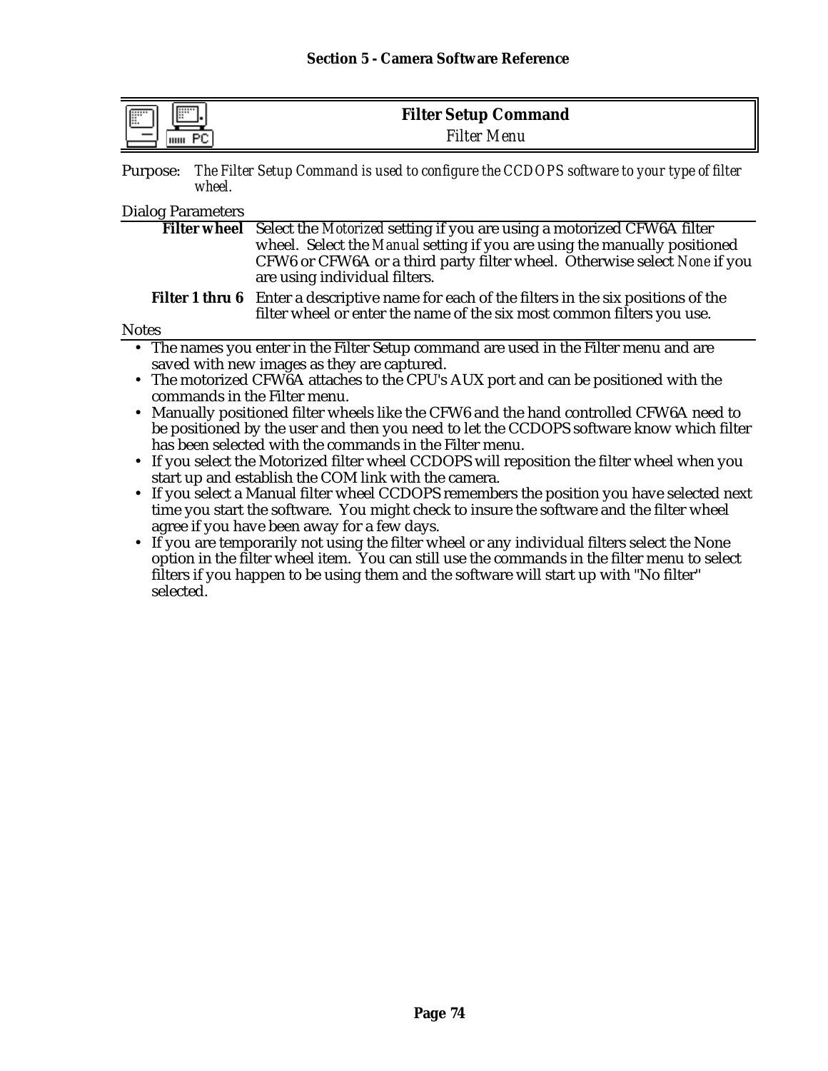## Filter Setup Command

*Filter Menu*

Purpose: *The Filter Setup Command is used to configure the CCDOPS software to your type of filter wheel.*

Dialog Parameters

**Filter wheel** Select the *Motorized* setting if you are using a motorized CFW6A filter wheel. Select the *Manual* setting if you are using the manually positioned CFW6 or CFW6A or a third party filter wheel. Otherwise select *None* if you are using individual filters.

**Filter 1 thru 6** Enter a descriptive name for each of the filters in the six positions of the filter wheel or enter the name of the six most common filters you use.

Notes

- The names you enter in the Filter Setup command are used in the Filter menu and are saved with new images as they are captured.
- The motorized CFW6A attaches to the CPU's AUX port and can be positioned with the commands in the Filter menu.
- Manually positioned filter wheels like the CFW6 and the hand controlled CFW6A need to be positioned by the user and then you need to let the CCDOPS software know which filter has been selected with the commands in the Filter menu.
- If you select the Motorized filter wheel CCDOPS will reposition the filter wheel when you start up and establish the COM link with the camera.
- If you select a Manual filter wheel CCDOPS remembers the position you have selected next time you start the software. You might check to insure the software and the filter wheel agree if you have been away for a few days.
- If you are temporarily not using the filter wheel or any individual filters select the None option in the filter wheel item. You can still use the commands in the filter menu to select filters if you happen to be using them and the software will start up with "No filter" selected.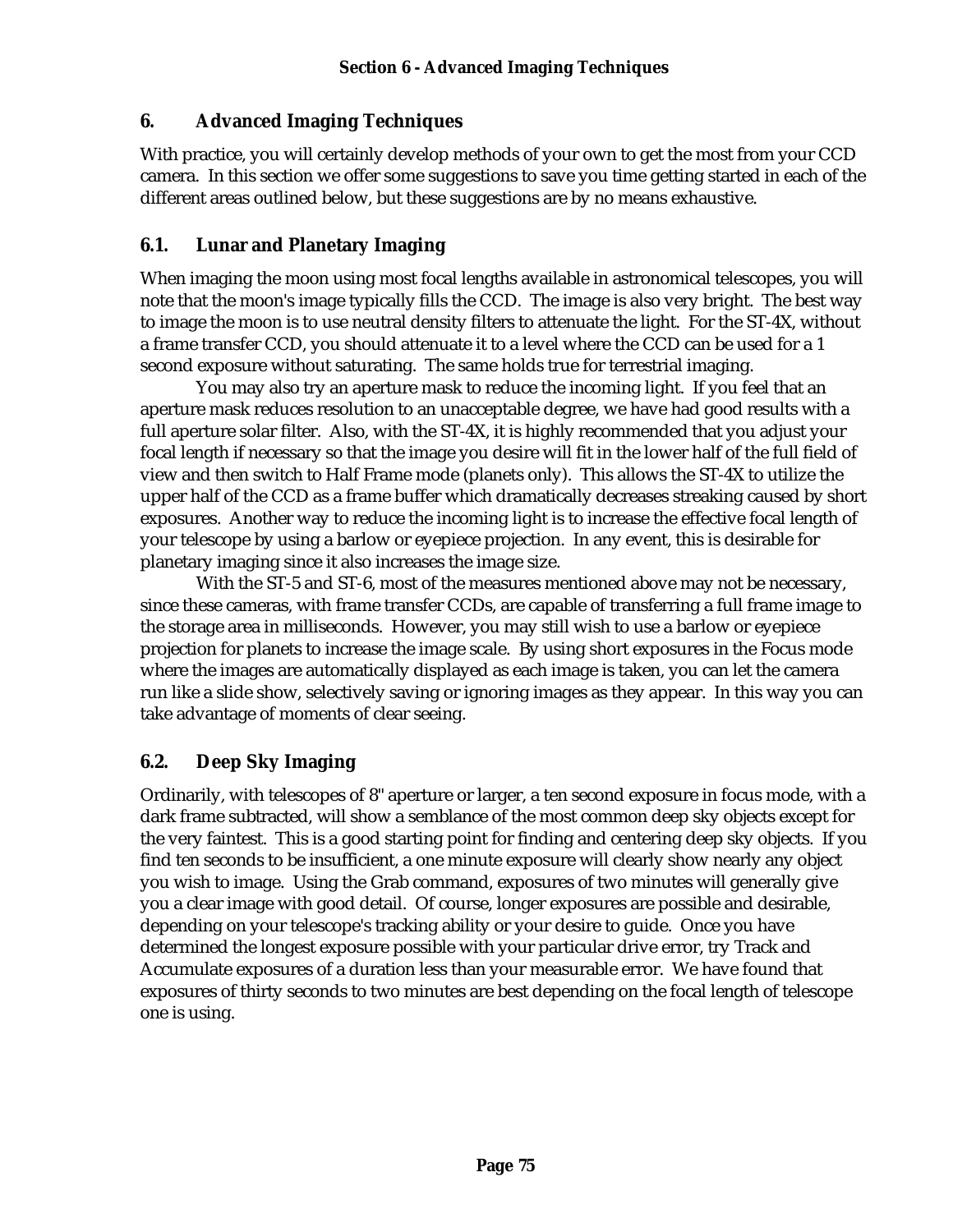# 6. Advanced Imaging Techniques

With practice, you will certainly develop methods of your own to get the most from your CCD camera. In this section we offer some suggestions to save you time getting started in each of the different areas outlined below, but these suggestions are by no means exhaustive.

## 6.1. Lunar and Planetary Imaging

When imaging the moon using most focal lengths available in astronomical telescopes, you will note that the moon's image typically fills the CCD. The image is also very bright. The best way to image the moon is to use neutral density filters to attenuate the light. For the ST-4X, without a frame transfer CCD, you should attenuate it to a level where the CCD can be used for a 1 second exposure without saturating. The same holds true for terrestrial imaging.

You may also try an aperture mask to reduce the incoming light. If you feel that an aperture mask reduces resolution to an unacceptable degree, we have had good results with a full aperture solar filter. Also, with the ST-4X, it is highly recommended that you adjust your focal length if necessary so that the image you desire will fit in the lower half of the full field of view and then switch to Half Frame mode (planets only). This allows the ST-4X to utilize the upper half of the CCD as a frame buffer which dramatically decreases streaking caused by short exposures. Another way to reduce the incoming light is to increase the effective focal length of your telescope by using a barlow or eyepiece projection. In any event, this is desirable for planetary imaging since it also increases the image size.

With the ST-5 and ST-6, most of the measures mentioned above may not be necessary, since these cameras, with frame transfer CCDs, are capable of transferring a full frame image to the storage area in milliseconds. However, you may still wish to use a barlow or eyepiece projection for planets to increase the image scale. By using short exposures in the Focus mode where the images are automatically displayed as each image is taken, you can let the camera run like a slide show, selectively saving or ignoring images as they appear. In this way you can take advantage of moments of clear seeing.

## 6.2. Deep Sky Imaging

Ordinarily, with telescopes of 8" aperture or larger, a ten second exposure in focus mode, with a dark frame subtracted, will show a semblance of the most common deep sky objects except for the very faintest. This is a good starting point for finding and centering deep sky objects. If you find ten seconds to be insufficient, a one minute exposure will clearly show nearly any object you wish to image. Using the Grab command, exposures of two minutes will generally give you a clear image with good detail. Of course, longer exposures are possible and desirable, depending on your telescope's tracking ability or your desire to guide. Once you have determined the longest exposure possible with your particular drive error, try Track and Accumulate exposures of a duration less than your measurable error. We have found that exposures of thirty seconds to two minutes are best depending on the focal length of telescope one is using.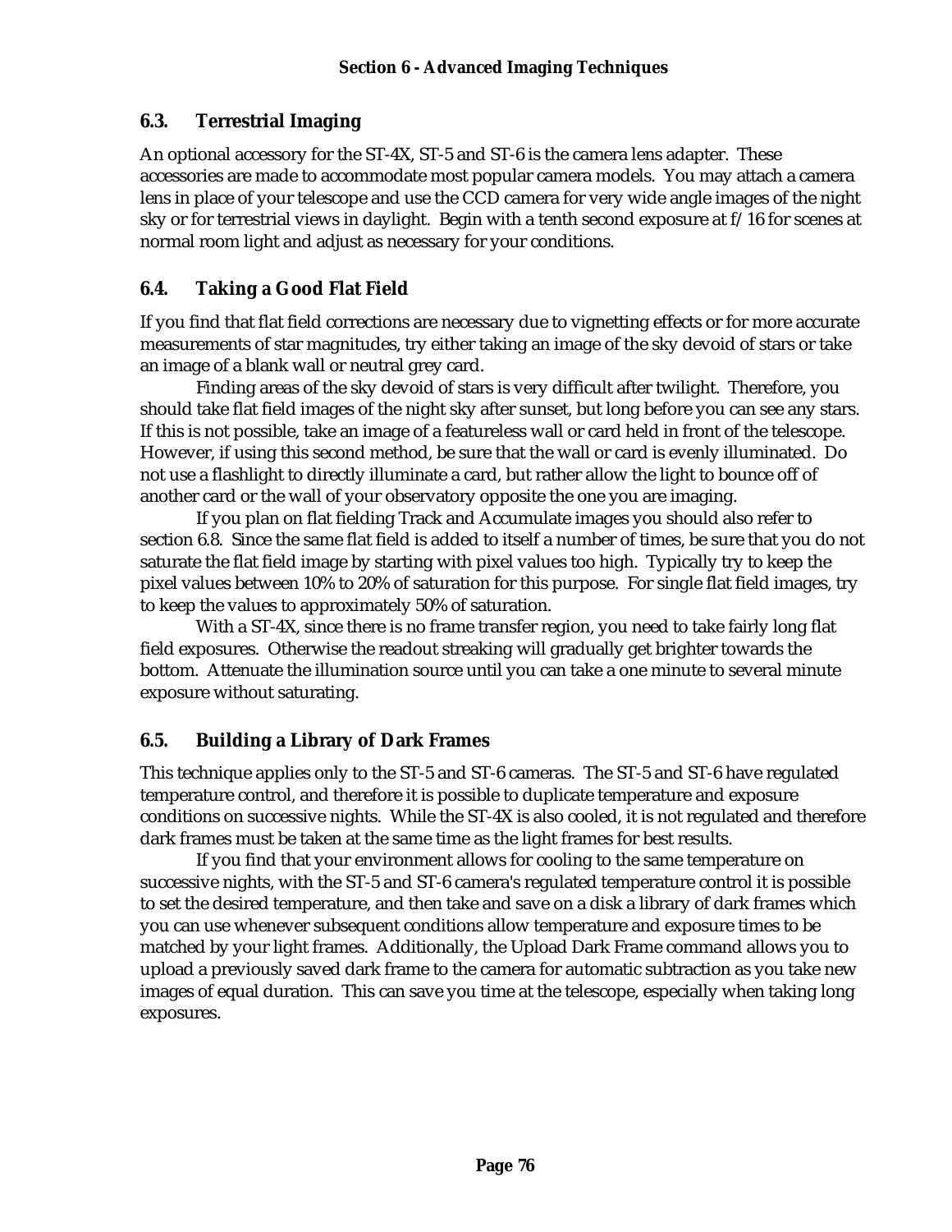## 6.3. Terrestrial Imaging

An optional accessory for the ST-4X, ST-5 and ST-6 is the camera lens adapter. These accessories are made to accommodate most popular camera models. You may attach a camera lens in place of your telescope and use the CCD camera for very wide angle images of the night sky or for terrestrial views in daylight. Begin with a tenth second exposure at f/16 for scenes at normal room light and adjust as necessary for your conditions.

## 6.4. Taking a Good Flat Field

If you find that flat field corrections are necessary due to vignetting effects or for more accurate measurements of star magnitudes, try either taking an image of the sky devoid of stars or take an image of a blank wall or neutral grey card.

Finding areas of the sky devoid of stars is very difficult after twilight. Therefore, you should take flat field images of the night sky after sunset, but long before you can see any stars. If this is not possible, take an image of a featureless wall or card held in front of the telescope. However, if using this second method, be sure that the wall or card is evenly illuminated. Do not use a flashlight to directly illuminate a card, but rather allow the light to bounce off of another card or the wall of your observatory opposite the one you are imaging.

If you plan on flat fielding Track and Accumulate images you should also refer to section 6.8. Since the same flat field is added to itself a number of times, be sure that you do not saturate the flat field image by starting with pixel values too high. Typically try to keep the pixel values between 10% to 20% of saturation for this purpose. For single flat field images, try to keep the values to approximately 50% of saturation.

With a ST-4X, since there is no frame transfer region, you need to take fairly long flat field exposures. Otherwise the readout streaking will gradually get brighter towards the bottom. Attenuate the illumination source until you can take a one minute to several minute exposure without saturating.

## 6.5. Building a Library of Dark Frames

This technique applies only to the ST-5 and ST-6 cameras. The ST-5 and ST-6 have regulated temperature control, and therefore it is possible to duplicate temperature and exposure conditions on successive nights. While the ST-4X is also cooled, it is not regulated and therefore dark frames must be taken at the same time as the light frames for best results.

If you find that your environment allows for cooling to the same temperature on successive nights, with the ST-5 and ST-6 camera's regulated temperature control it is possible to set the desired temperature, and then take and save on a disk a library of dark frames which you can use whenever subsequent conditions allow temperature and exposure times to be matched by your light frames. Additionally, the Upload Dark Frame command allows you to upload a previously saved dark frame to the camera for automatic subtraction as you take new images of equal duration. This can save you time at the telescope, especially when taking long exposures.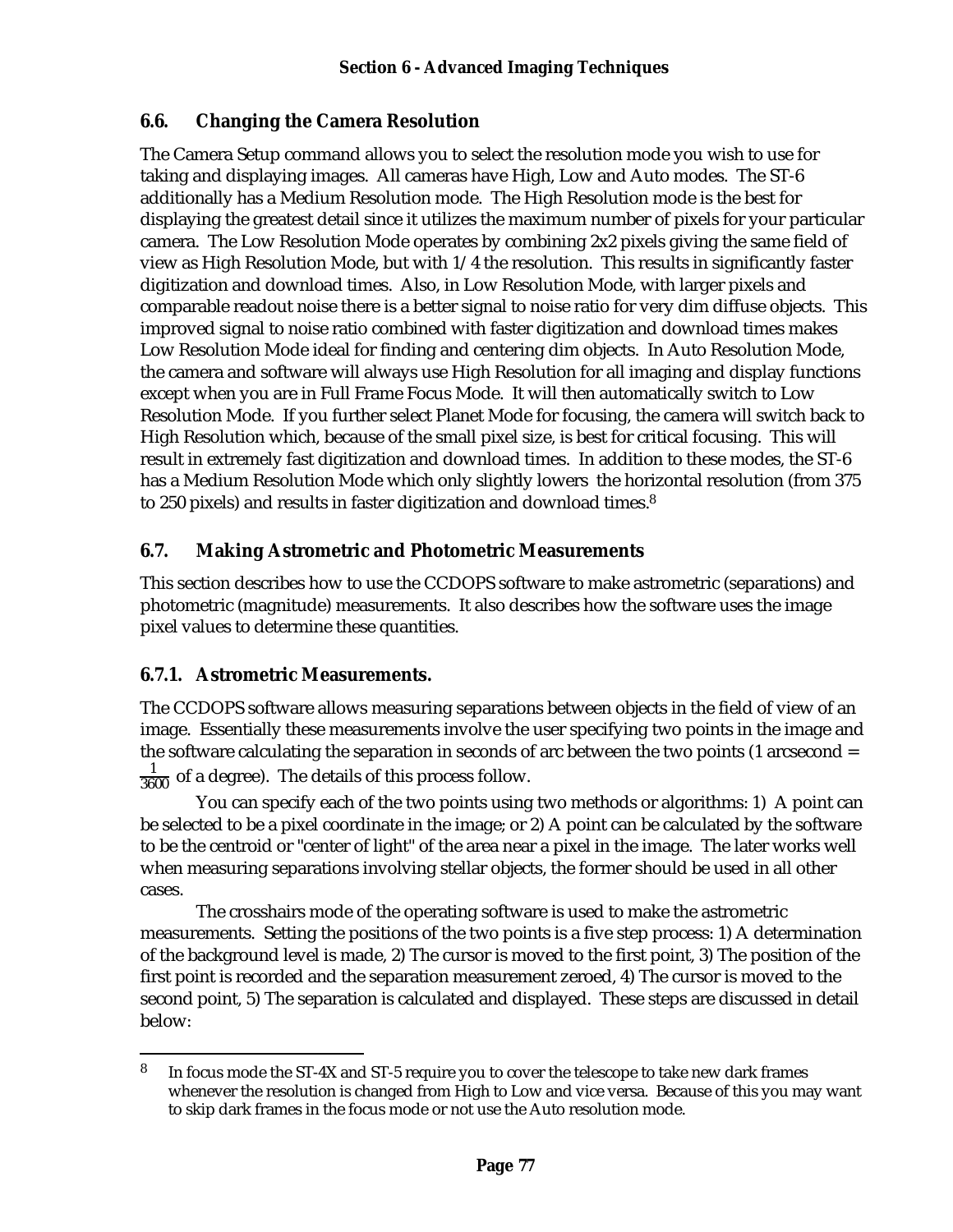## 6.6. Changing the Camera Resolution

The Camera Setup command allows you to select the resolution mode you wish to use for taking and displaying images. All cameras have High, Low and Auto modes. The ST-6 additionally has a Medium Resolution mode. The High Resolution mode is the best for displaying the greatest detail since it utilizes the maximum number of pixels for your particular camera. The Low Resolution Mode operates by combining 2x2 pixels giving the same field of view as High Resolution Mode, but with 1/4 the resolution. This results in significantly faster digitization and download times. Also, in Low Resolution Mode, with larger pixels and comparable readout noise there is a better signal to noise ratio for very dim diffuse objects. This improved signal to noise ratio combined with faster digitization and download times makes Low Resolution Mode ideal for finding and centering dim objects. In Auto Resolution Mode, the camera and software will always use High Resolution for all imaging and display functions except when you are in Full Frame Focus Mode. It will then automatically switch to Low Resolution Mode. If you further select Planet Mode for focusing, the camera will switch back to High Resolution which, because of the small pixel size, is best for critical focusing. This will result in extremely fast digitization and download times. In addition to these modes, the ST-6 has a Medium Resolution Mode which only slightly lowers the horizontal resolution (from 375 to 250 pixels) and results in faster digitization and download times.[8]

## 6.7. Making Astrometric and Photometric Measurements

This section describes how to use the CCDOPS software to make astrometric (separations) and photometric (magnitude) measurements. It also describes how the software uses the image pixel values to determine these quantities.

### 6.7.1. Astrometric Measurements.

The CCDOPS software allows measuring separations between objects in the field of view of an image. Essentially these measurements involve the user specifying two points in the image and the software calculating the separation in seconds of arc between the two points (1 arcsecond = $\frac{1}{3600}$ of a degree). The details of this process follow.

You can specify each of the two points using two methods or algorithms: 1) A point can be selected to be a pixel coordinate in the image; or 2) A point can be calculated by the software to be the centroid or "center of light" of the area near a pixel in the image. The later works well when measuring separations involving stellar objects, the former should be used in all other cases.

The crosshairs mode of the operating software is used to make the astrometric measurements. Setting the positions of the two points is a five step process: 1) A determination of the background level is made, 2) The cursor is moved to the first point, 3) The position of the first point is recorded and the separation measurement zeroed, 4) The cursor is moved to the second point, 5) The separation is calculated and displayed. These steps are discussed in detail below:

---

[8] In focus mode the ST-4X and ST-5 require you to cover the telescope to take new dark frames whenever the resolution is changed from High to Low and vice versa. Because of this you may want to skip dark frames in the focus mode or not use the Auto resolution mode.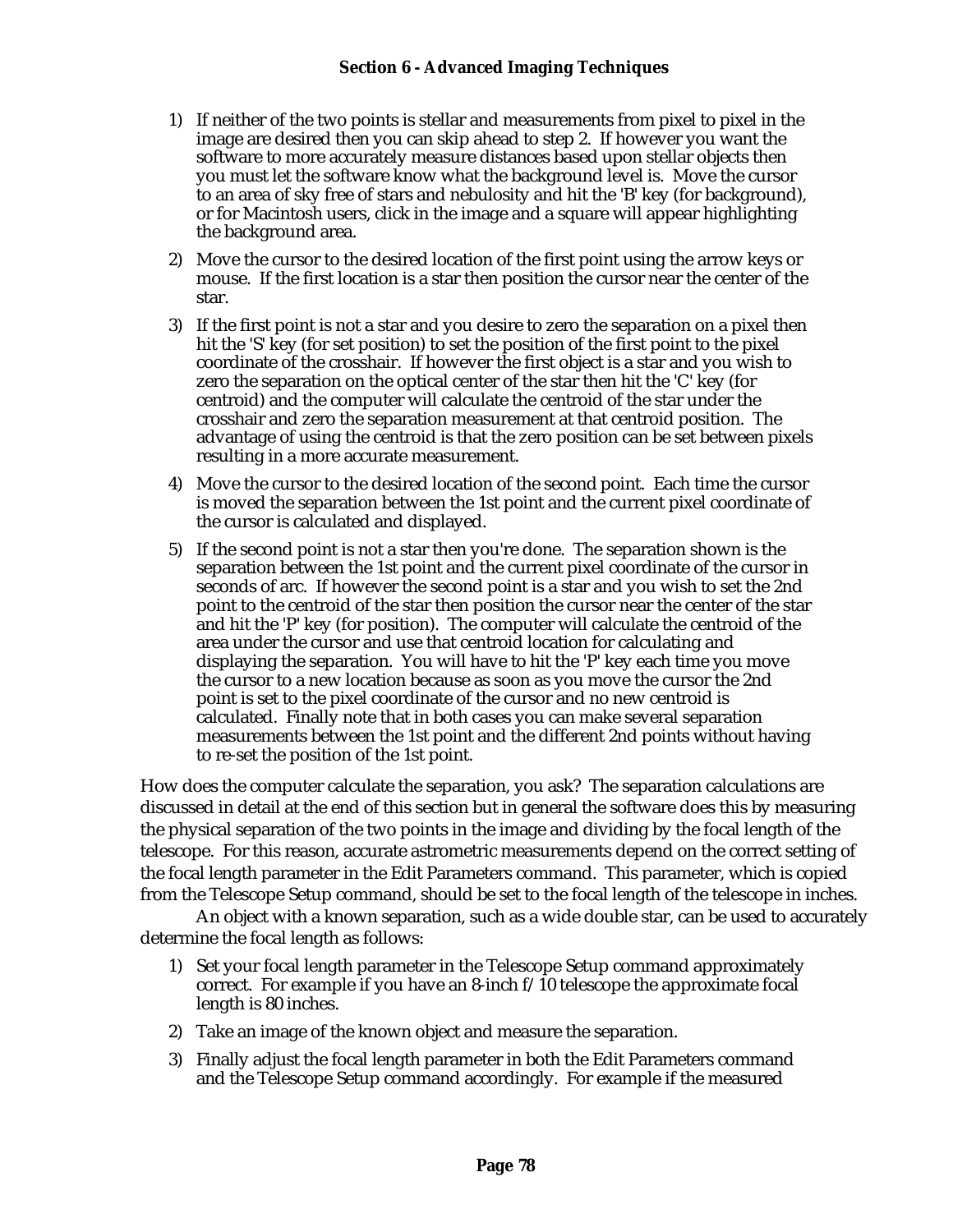1) If neither of the two points is stellar and measurements from pixel to pixel in the image are desired then you can skip ahead to step 2. If however you want the software to more accurately measure distances based upon stellar objects then you must let the software know what the background level is. Move the cursor to an area of sky free of stars and nebulosity and hit the 'B' key (for background), or for Macintosh users, click in the image and a square will appear highlighting the background area.

2) Move the cursor to the desired location of the first point using the arrow keys or mouse. If the first location is a star then position the cursor near the center of the star.

3) If the first point is not a star and you desire to zero the separation on a pixel then hit the 'S' key (for set position) to set the position of the first point to the pixel coordinate of the crosshair. If however the first object is a star and you wish to zero the separation on the optical center of the star then hit the 'C' key (for centroid) and the computer will calculate the centroid of the star under the crosshair and zero the separation measurement at that centroid position. The advantage of using the centroid is that the zero position can be set between pixels resulting in a more accurate measurement.

4) Move the cursor to the desired location of the second point. Each time the cursor is moved the separation between the 1st point and the current pixel coordinate of the cursor is calculated and displayed.

5) If the second point is not a star then you're done. The separation shown is the separation between the 1st point and the current pixel coordinate of the cursor in seconds of arc. If however the second point is a star and you wish to set the 2nd point to the centroid of the star then position the cursor near the center of the star and hit the 'P' key (for position). The computer will calculate the centroid of the area under the cursor and use that centroid location for calculating and displaying the separation. You will have to hit the 'P' key each time you move the cursor to a new location because as soon as you move the cursor the 2nd point is set to the pixel coordinate of the cursor and no new centroid is calculated. Finally note that in both cases you can make several separation measurements between the 1st point and the different 2nd points without having to re-set the position of the 1st point.

How does the computer calculate the separation, you ask? The separation calculations are discussed in detail at the end of this section but in general the software does this by measuring the physical separation of the two points in the image and dividing by the focal length of the telescope. For this reason, accurate astrometric measurements depend on the correct setting of the focal length parameter in the Edit Parameters command. This parameter, which is copied from the Telescope Setup command, should be set to the focal length of the telescope in inches.

An object with a known separation, such as a wide double star, can be used to accurately determine the focal length as follows:

1) Set your focal length parameter in the Telescope Setup command approximately correct. For example if you have an 8-inch f/10 telescope the approximate focal length is 80 inches.

2) Take an image of the known object and measure the separation.

3) Finally adjust the focal length parameter in both the Edit Parameters command and the Telescope Setup command accordingly. For example if the measured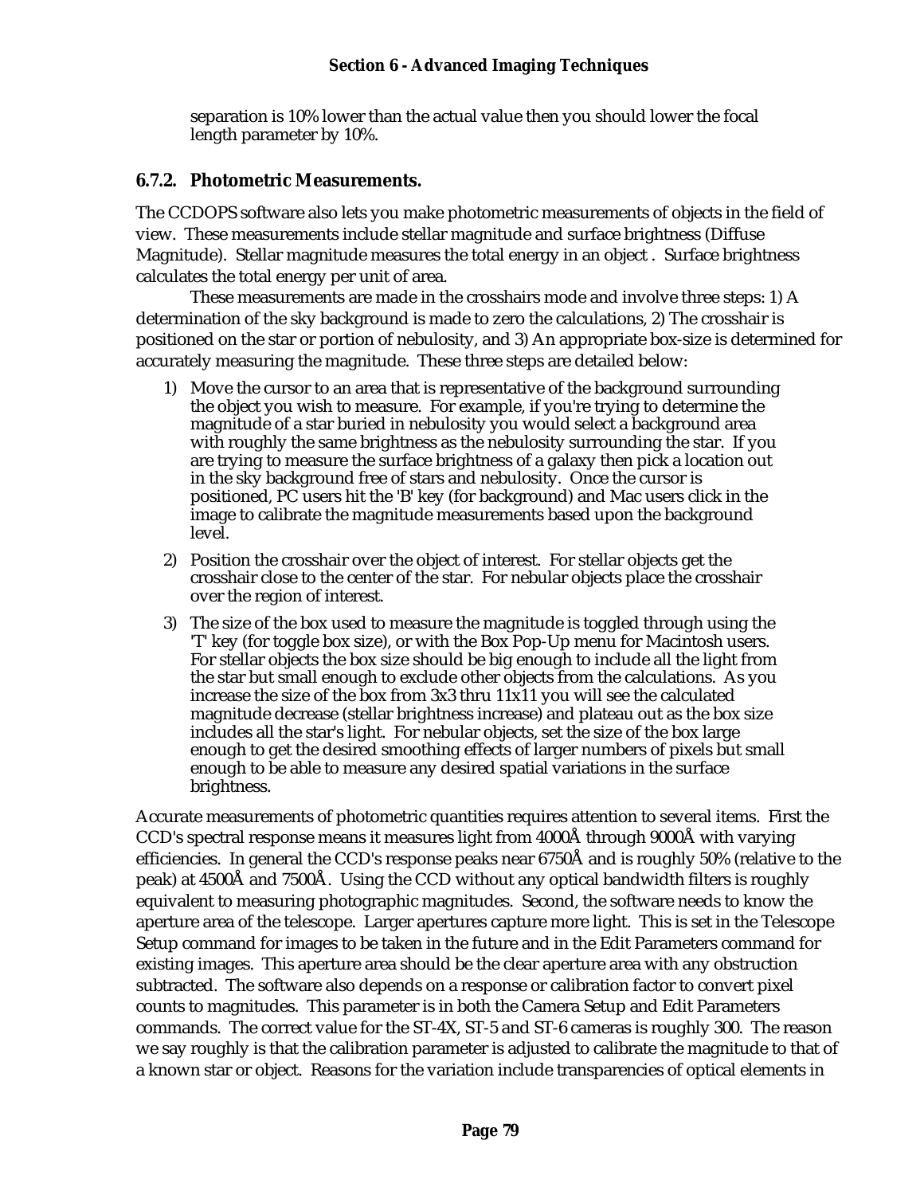separation is 10% lower than the actual value then you should lower the focal length parameter by 10%.

### 6.7.2. Photometric Measurements.

The CCDOPS software also lets you make photometric measurements of objects in the field of view. These measurements include stellar magnitude and surface brightness (Diffuse Magnitude). Stellar magnitude measures the total energy in an object . Surface brightness calculates the total energy per unit of area.

These measurements are made in the crosshairs mode and involve three steps: 1) A determination of the sky background is made to zero the calculations, 2) The crosshair is positioned on the star or portion of nebulosity, and 3) An appropriate box-size is determined for accurately measuring the magnitude. These three steps are detailed below:

1) Move the cursor to an area that is representative of the background surrounding the object you wish to measure. For example, if you're trying to determine the magnitude of a star buried in nebulosity you would select a background area with roughly the same brightness as the nebulosity surrounding the star. If you are trying to measure the surface brightness of a galaxy then pick a location out in the sky background free of stars and nebulosity. Once the cursor is positioned, PC users hit the 'B' key (for background) and Mac users click in the image to calibrate the magnitude measurements based upon the background level.
2) Position the crosshair over the object of interest. For stellar objects get the crosshair close to the center of the star. For nebular objects place the crosshair over the region of interest.
3) The size of the box used to measure the magnitude is toggled through using the 'T' key (for toggle box size), or with the Box Pop-Up menu for Macintosh users. For stellar objects the box size should be big enough to include all the light from the star but small enough to exclude other objects from the calculations. As you increase the size of the box from 3x3 thru 11x11 you will see the calculated magnitude decrease (stellar brightness increase) and plateau out as the box size includes all the star's light. For nebular objects, set the size of the box large enough to get the desired smoothing effects of larger numbers of pixels but small enough to be able to measure any desired spatial variations in the surface brightness.

Accurate measurements of photometric quantities requires attention to several items. First the CCD's spectral response means it measures light from 4000Å through 9000Å with varying efficiencies. In general the CCD's response peaks near 6750Å and is roughly 50% (relative to the peak) at 4500Å and 7500Å. Using the CCD without any optical bandwidth filters is roughly equivalent to measuring photographic magnitudes. Second, the software needs to know the aperture area of the telescope. Larger apertures capture more light. This is set in the Telescope Setup command for images to be taken in the future and in the Edit Parameters command for existing images. This aperture area should be the clear aperture area with any obstruction subtracted. The software also depends on a response or calibration factor to convert pixel counts to magnitudes. This parameter is in both the Camera Setup and Edit Parameters commands. The correct value for the ST-4X, ST-5 and ST-6 cameras is roughly 300. The reason we say roughly is that the calibration parameter is adjusted to calibrate the magnitude to that of a known star or object. Reasons for the variation include transparencies of optical elements in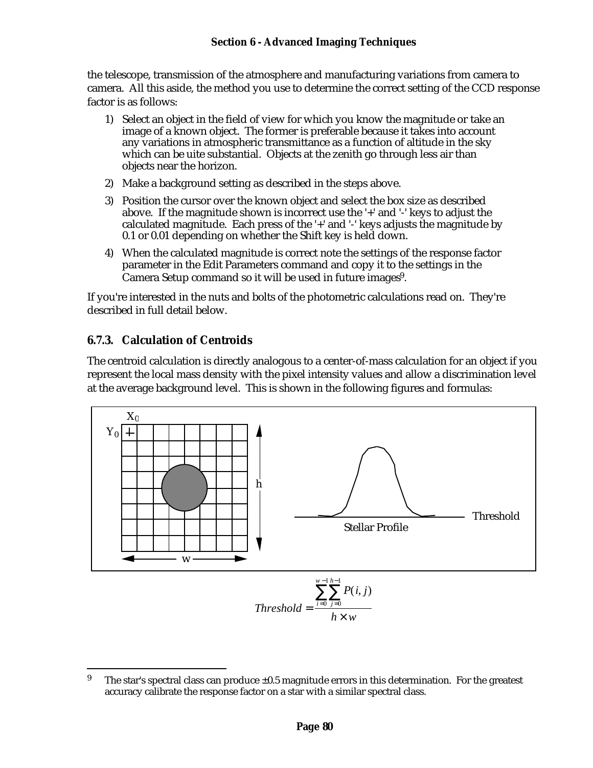the telescope, transmission of the atmosphere and manufacturing variations from camera to camera. All this aside, the method you use to determine the correct setting of the CCD response factor is as follows:

1) Select an object in the field of view for which you know the magnitude or take an image of a known object. The former is preferable because it takes into account any variations in atmospheric transmittance as a function of altitude in the sky which can be uite substantial. Objects at the zenith go through less air than objects near the horizon.
2) Make a background setting as described in the steps above.
3) Position the cursor over the known object and select the box size as described above. If the magnitude shown is incorrect use the '+' and '-' keys to adjust the calculated magnitude. Each press of the '+' and '-' keys adjusts the magnitude by 0.1 or 0.01 depending on whether the Shift key is held down.
4) When the calculated magnitude is correct note the settings of the response factor parameter in the Edit Parameters command and copy it to the settings in the Camera Setup command so it will be used in future images[9].

If you're interested in the nuts and bolts of the photometric calculations read on. They're described in full detail below.

### 6.7.3. Calculation of Centroids

The centroid calculation is directly analogous to a center-of-mass calculation for an object if you represent the local mass density with the pixel intensity values and allow a discrimination level at the average background level. This is shown in the following figures and formulas:

$X_0$ $Y_0$ h w Threshold Stellar Profile

$$Threshold = \frac{\sum_{i=0}^{w-1} \sum_{j=0}^{h-1} P(i,j)}{h \times w}$$

[9] The star's spectral class can produce ±0.5 magnitude errors in this determination. For the greatest accuracy calibrate the response factor on a star with a similar spectral class.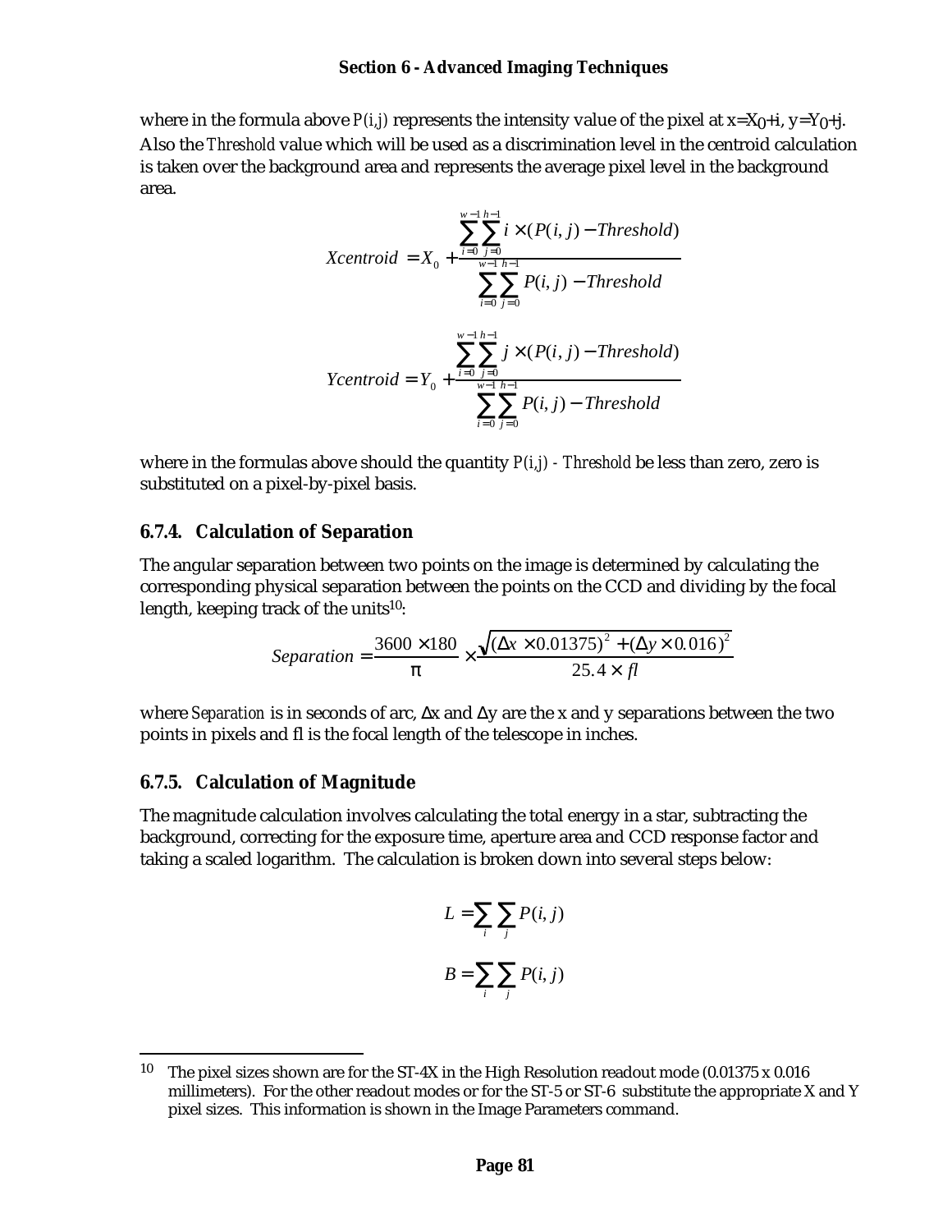where in the formula above *P(i,j)* represents the intensity value of the pixel at $x=X_0+i$, $y=Y_0+j$. Also the *Threshold* value which will be used as a discrimination level in the centroid calculation is taken over the background area and represents the average pixel level in the background area.

$$Xcentroid = X_0 + \frac{\sum_{i=0}^{w-1}\sum_{j=0}^{h-1} i \times (P(i,j) - Threshold)}{\sum_{i=0}^{w-1}\sum_{j=0}^{h-1} P(i,j) - Threshold}$$

$$Ycentroid = Y_0 + \frac{\sum_{i=0}^{w-1}\sum_{j=0}^{h-1} j \times (P(i,j) - Threshold)}{\sum_{i=0}^{w-1}\sum_{j=0}^{h-1} P(i,j) - Threshold}$$

where in the formulas above should the quantity *P(i,j) - Threshold* be less than zero, zero is substituted on a pixel-by-pixel basis.

### 6.7.4. Calculation of Separation

The angular separation between two points on the image is determined by calculating the corresponding physical separation between the points on the CCD and dividing by the focal length, keeping track of the units[10]:

$$Separation = \frac{3600 \times 180}{\pi} \times \frac{\sqrt{(\Delta x \times 0.01375)^2 + (\Delta y \times 0.016)^2}}{25.4 \times fl}$$

where *Separation* is in seconds of arc, $\Delta x$ and $\Delta y$ are the x and y separations between the two points in pixels and fl is the focal length of the telescope in inches.

### 6.7.5. Calculation of Magnitude

The magnitude calculation involves calculating the total energy in a star, subtracting the background, correcting for the exposure time, aperture area and CCD response factor and taking a scaled logarithm. The calculation is broken down into several steps below:

$$L = \sum_i \sum_j P(i,j)$$

$$B = \sum_i \sum_j P(i,j)$$

---

[10] The pixel sizes shown are for the ST-4X in the High Resolution readout mode (0.01375 x 0.016 millimeters). For the other readout modes or for the ST-5 or ST-6 substitute the appropriate X and Y pixel sizes. This information is shown in the Image Parameters command.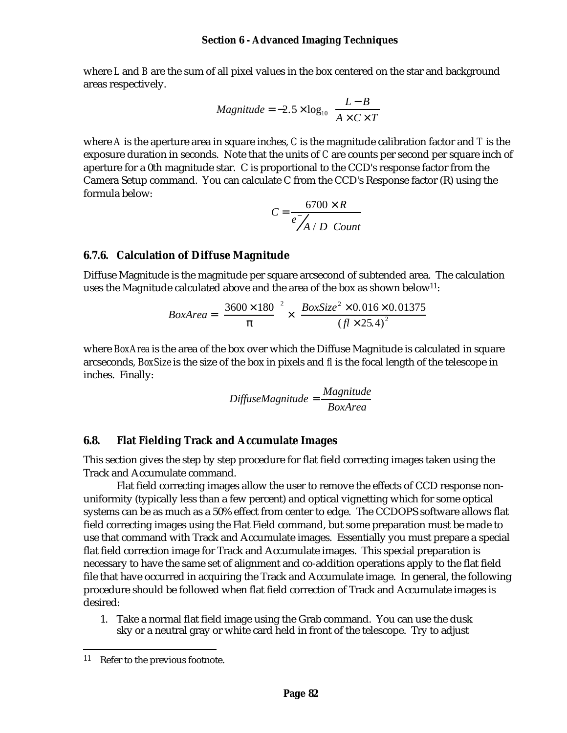where $L$ and $B$ are the sum of all pixel values in the box centered on the star and background areas respectively.

$$Magnitude = -2.5 \times \log_{10} \left( \frac{L - B}{A \times C \times T} \right)$$

where $A$ is the aperture area in square inches, $C$ is the magnitude calibration factor and $T$ is the exposure duration in seconds. Note that the units of $C$ are counts per second per square inch of aperture for a 0th magnitude star. C is proportional to the CCD's response factor from the Camera Setup command. You can calculate C from the CCD's Response factor (R) using the formula below:

$$C = \frac{6700 \times R}{e^- / A/D\ Count}$$

### 6.7.6. Calculation of Diffuse Magnitude

Diffuse Magnitude is the magnitude per square arcsecond of subtended area. The calculation uses the Magnitude calculated above and the area of the box as shown below[11]:

$$BoxArea = \left( \frac{3600 \times 180}{\pi} \right)^2 \times \left( \frac{BoxSize^2 \times 0.016 \times 0.01375}{(fl \times 25.4)^2} \right)$$

where $BoxArea$ is the area of the box over which the Diffuse Magnitude is calculated in square arcseconds, $BoxSize$ is the size of the box in pixels and $fl$ is the focal length of the telescope in inches. Finally:

$$DiffuseMagnitude = \frac{Magnitude}{BoxArea}$$

## 6.8. Flat Fielding Track and Accumulate Images

This section gives the step by step procedure for flat field correcting images taken using the Track and Accumulate command.

Flat field correcting images allow the user to remove the effects of CCD response non-uniformity (typically less than a few percent) and optical vignetting which for some optical systems can be as much as a 50% effect from center to edge. The CCDOPS software allows flat field correcting images using the Flat Field command, but some preparation must be made to use that command with Track and Accumulate images. Essentially you must prepare a special flat field correction image for Track and Accumulate images. This special preparation is necessary to have the same set of alignment and co-addition operations apply to the flat field file that have occurred in acquiring the Track and Accumulate image. In general, the following procedure should be followed when flat field correction of Track and Accumulate images is desired:

1. Take a normal flat field image using the Grab command. You can use the dusk sky or a neutral gray or white card held in front of the telescope. Try to adjust

---

[11] Refer to the previous footnote.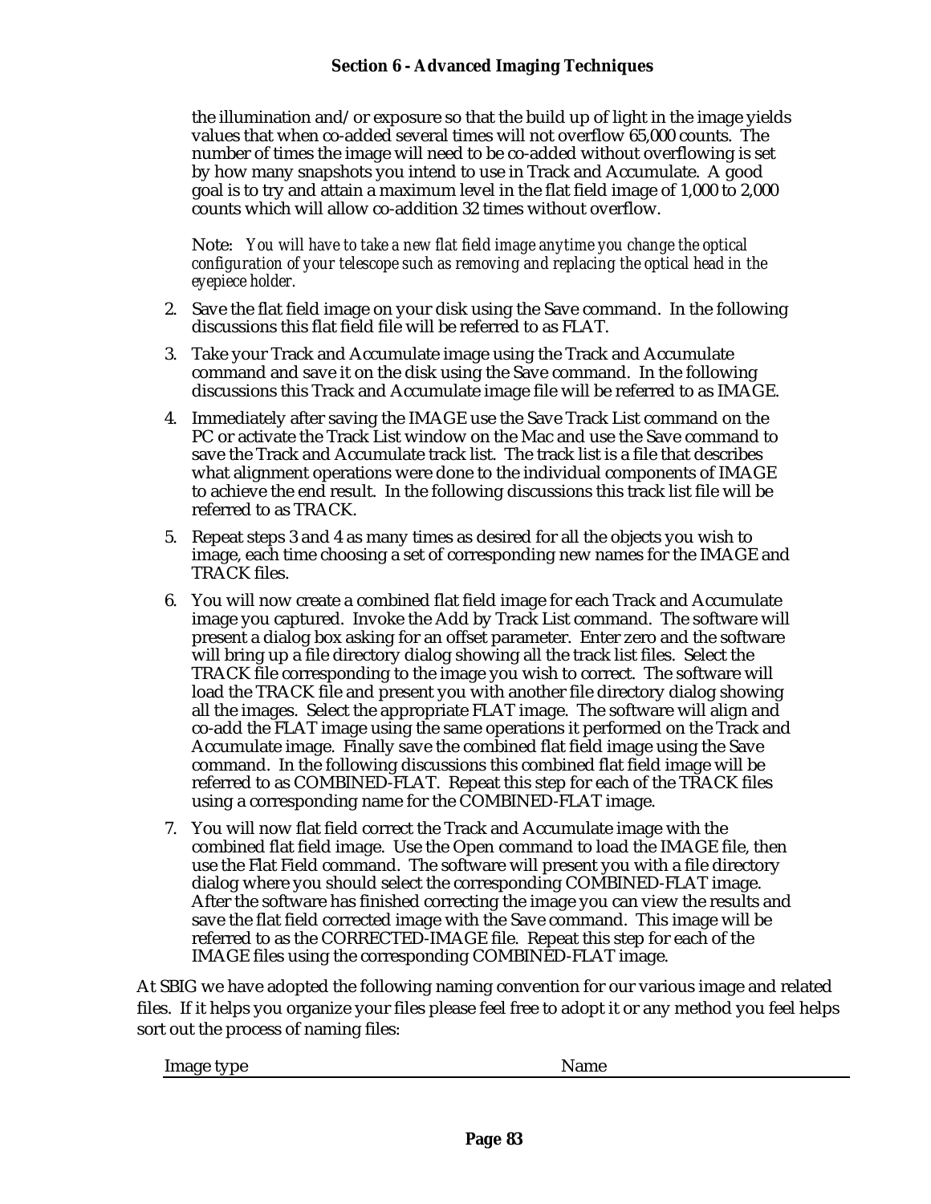the illumination and/or exposure so that the build up of light in the image yields values that when co-added several times will not overflow 65,000 counts. The number of times the image will need to be co-added without overflowing is set by how many snapshots you intend to use in Track and Accumulate. A good goal is to try and attain a maximum level in the flat field image of 1,000 to 2,000 counts which will allow co-addition 32 times without overflow.

Note: *You will have to take a new flat field image anytime you change the optical configuration of your telescope such as removing and replacing the optical head in the eyepiece holder.*

2. Save the flat field image on your disk using the Save command. In the following discussions this flat field file will be referred to as FLAT.
3. Take your Track and Accumulate image using the Track and Accumulate command and save it on the disk using the Save command. In the following discussions this Track and Accumulate image file will be referred to as IMAGE.
4. Immediately after saving the IMAGE use the Save Track List command on the PC or activate the Track List window on the Mac and use the Save command to save the Track and Accumulate track list. The track list is a file that describes what alignment operations were done to the individual components of IMAGE to achieve the end result. In the following discussions this track list file will be referred to as TRACK.
5. Repeat steps 3 and 4 as many times as desired for all the objects you wish to image, each time choosing a set of corresponding new names for the IMAGE and TRACK files.
6. You will now create a combined flat field image for each Track and Accumulate image you captured. Invoke the Add by Track List command. The software will present a dialog box asking for an offset parameter. Enter zero and the software will bring up a file directory dialog showing all the track list files. Select the TRACK file corresponding to the image you wish to correct. The software will load the TRACK file and present you with another file directory dialog showing all the images. Select the appropriate FLAT image. The software will align and co-add the FLAT image using the same operations it performed on the Track and Accumulate image. Finally save the combined flat field image using the Save command. In the following discussions this combined flat field image will be referred to as COMBINED-FLAT. Repeat this step for each of the TRACK files using a corresponding name for the COMBINED-FLAT image.
7. You will now flat field correct the Track and Accumulate image with the combined flat field image. Use the Open command to load the IMAGE file, then use the Flat Field command. The software will present you with a file directory dialog where you should select the corresponding COMBINED-FLAT image. After the software has finished correcting the image you can view the results and save the flat field corrected image with the Save command. This image will be referred to as the CORRECTED-IMAGE file. Repeat this step for each of the IMAGE files using the corresponding COMBINED-FLAT image.

At SBIG we have adopted the following naming convention for our various image and related files. If it helps you organize your files please feel free to adopt it or any method you feel helps sort out the process of naming files:

| Image type | Name |
| --- | --- |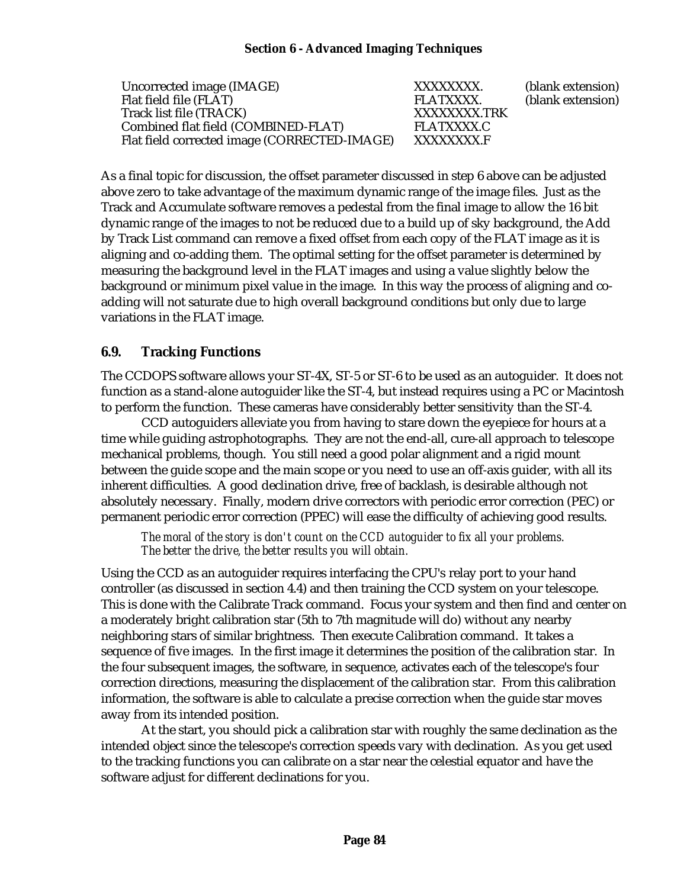| | | |
|---|---|---|
| Uncorrected image (IMAGE) | XXXXXXXX. | (blank extension) |
| Flat field file (FLAT) | FLATXXXX. | (blank extension) |
| Track list file (TRACK) | XXXXXXXX.TRK | |
| Combined flat field (COMBINED-FLAT) | FLATXXXX.C | |
| Flat field corrected image (CORRECTED-IMAGE) | XXXXXXXX.F | |

As a final topic for discussion, the offset parameter discussed in step 6 above can be adjusted above zero to take advantage of the maximum dynamic range of the image files. Just as the Track and Accumulate software removes a pedestal from the final image to allow the 16 bit dynamic range of the images to not be reduced due to a build up of sky background, the Add by Track List command can remove a fixed offset from each copy of the FLAT image as it is aligning and co-adding them. The optimal setting for the offset parameter is determined by measuring the background level in the FLAT images and using a value slightly below the background or minimum pixel value in the image. In this way the process of aligning and co-adding will not saturate due to high overall background conditions but only due to large variations in the FLAT image.

## 6.9. Tracking Functions

The CCDOPS software allows your ST-4X, ST-5 or ST-6 to be used as an autoguider. It does not function as a stand-alone autoguider like the ST-4, but instead requires using a PC or Macintosh to perform the function. These cameras have considerably better sensitivity than the ST-4.

CCD autoguiders alleviate you from having to stare down the eyepiece for hours at a time while guiding astrophotographs. They are not the end-all, cure-all approach to telescope mechanical problems, though. You still need a good polar alignment and a rigid mount between the guide scope and the main scope or you need to use an off-axis guider, with all its inherent difficulties. A good declination drive, free of backlash, is desirable although not absolutely necessary. Finally, modern drive correctors with periodic error correction (PEC) or permanent periodic error correction (PPEC) will ease the difficulty of achieving good results.

*The moral of the story is don't count on the CCD autoguider to fix all your problems. The better the drive, the better results you will obtain.*

Using the CCD as an autoguider requires interfacing the CPU's relay port to your hand controller (as discussed in section 4.4) and then training the CCD system on your telescope. This is done with the Calibrate Track command. Focus your system and then find and center on a moderately bright calibration star (5th to 7th magnitude will do) without any nearby neighboring stars of similar brightness. Then execute Calibration command. It takes a sequence of five images. In the first image it determines the position of the calibration star. In the four subsequent images, the software, in sequence, activates each of the telescope's four correction directions, measuring the displacement of the calibration star. From this calibration information, the software is able to calculate a precise correction when the guide star moves away from its intended position.

At the start, you should pick a calibration star with roughly the same declination as the intended object since the telescope's correction speeds vary with declination. As you get used to the tracking functions you can calibrate on a star near the celestial equator and have the software adjust for different declinations for you.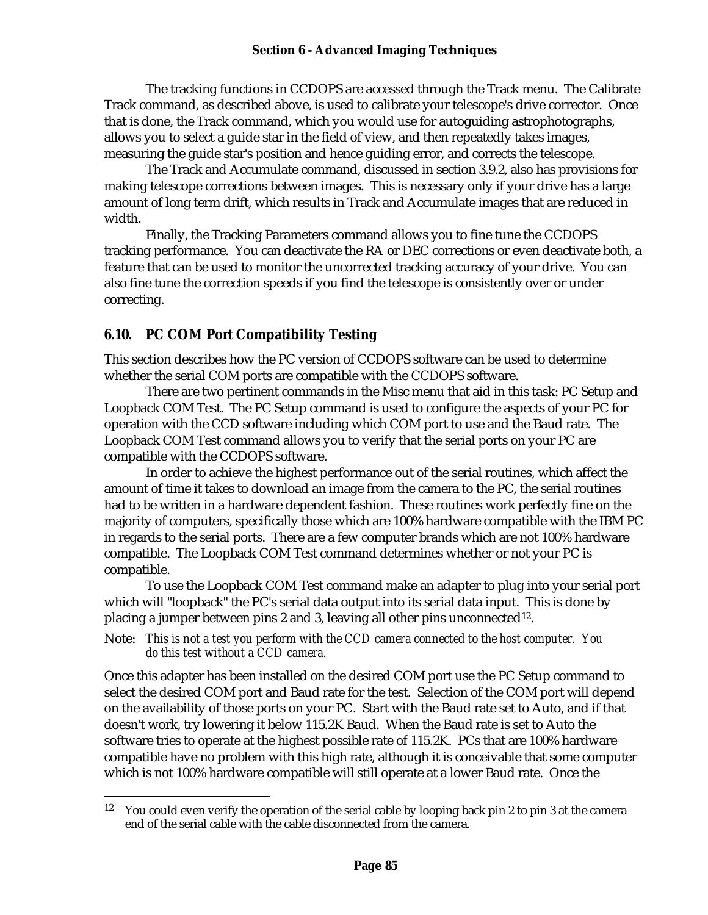The tracking functions in CCDOPS are accessed through the Track menu. The Calibrate Track command, as described above, is used to calibrate your telescope's drive corrector. Once that is done, the Track command, which you would use for autoguiding astrophotographs, allows you to select a guide star in the field of view, and then repeatedly takes images, measuring the guide star's position and hence guiding error, and corrects the telescope.

The Track and Accumulate command, discussed in section 3.9.2, also has provisions for making telescope corrections between images. This is necessary only if your drive has a large amount of long term drift, which results in Track and Accumulate images that are reduced in width.

Finally, the Tracking Parameters command allows you to fine tune the CCDOPS tracking performance. You can deactivate the RA or DEC corrections or even deactivate both, a feature that can be used to monitor the uncorrected tracking accuracy of your drive. You can also fine tune the correction speeds if you find the telescope is consistently over or under correcting.

## 6.10. PC COM Port Compatibility Testing

This section describes how the PC version of CCDOPS software can be used to determine whether the serial COM ports are compatible with the CCDOPS software.

There are two pertinent commands in the Misc menu that aid in this task: PC Setup and Loopback COM Test. The PC Setup command is used to configure the aspects of your PC for operation with the CCD software including which COM port to use and the Baud rate. The Loopback COM Test command allows you to verify that the serial ports on your PC are compatible with the CCDOPS software.

In order to achieve the highest performance out of the serial routines, which affect the amount of time it takes to download an image from the camera to the PC, the serial routines had to be written in a hardware dependent fashion. These routines work perfectly fine on the majority of computers, specifically those which are 100% hardware compatible with the IBM PC in regards to the serial ports. There are a few computer brands which are not 100% hardware compatible. The Loopback COM Test command determines whether or not your PC is compatible.

To use the Loopback COM Test command make an adapter to plug into your serial port which will "loopback" the PC's serial data output into its serial data input. This is done by placing a jumper between pins 2 and 3, leaving all other pins unconnected[12].

Note: *This is not a test you perform with the CCD camera connected to the host computer. You do this test without a CCD camera.*

Once this adapter has been installed on the desired COM port use the PC Setup command to select the desired COM port and Baud rate for the test. Selection of the COM port will depend on the availability of those ports on your PC. Start with the Baud rate set to Auto, and if that doesn't work, try lowering it below 115.2K Baud. When the Baud rate is set to Auto the software tries to operate at the highest possible rate of 115.2K. PCs that are 100% hardware compatible have no problem with this high rate, although it is conceivable that some computer which is not 100% hardware compatible will still operate at a lower Baud rate. Once the

[12] You could even verify the operation of the serial cable by looping back pin 2 to pin 3 at the camera end of the serial cable with the cable disconnected from the camera.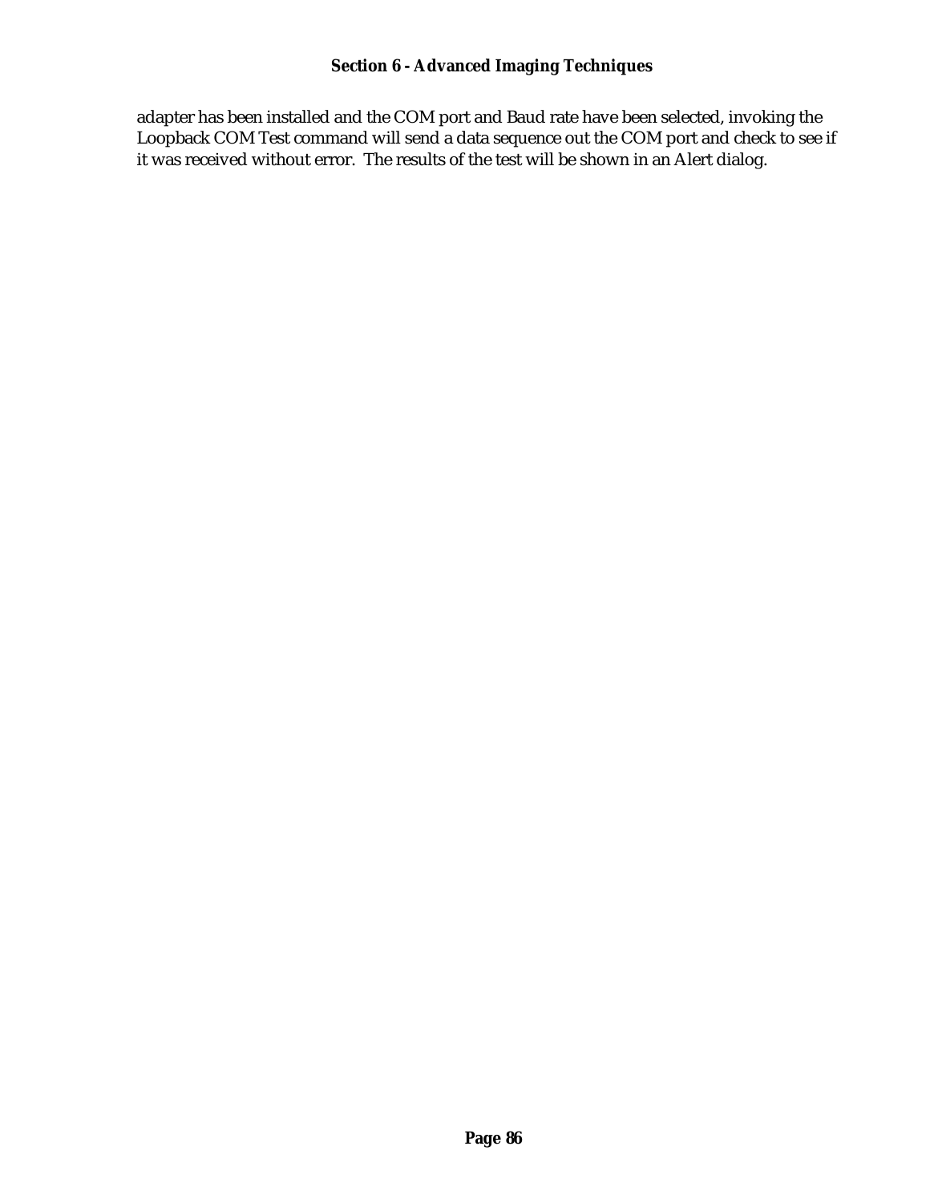adapter has been installed and the COM port and Baud rate have been selected, invoking the Loopback COM Test command will send a data sequence out the COM port and check to see if it was received without error. The results of the test will be shown in an Alert dialog.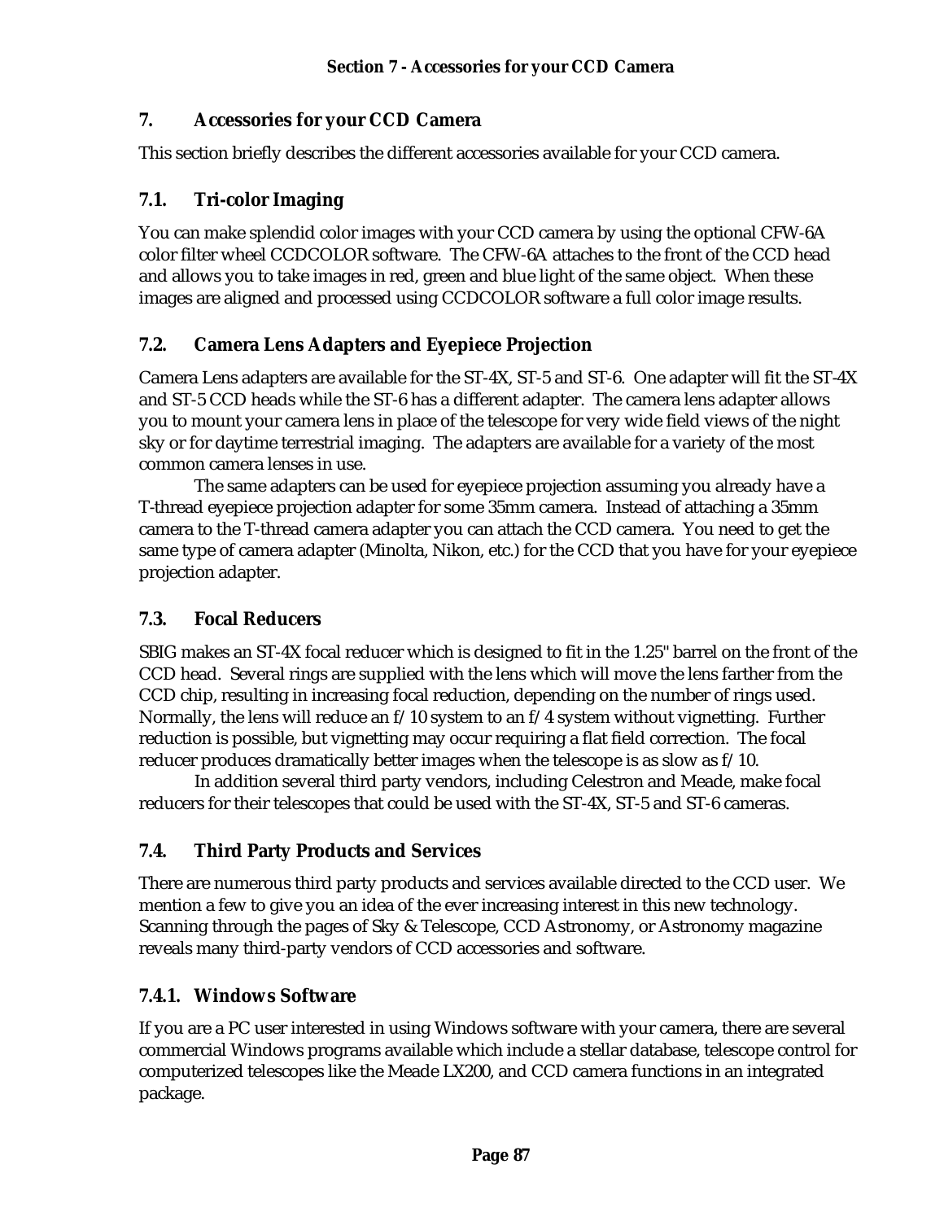# 7. Accessories for your CCD Camera

This section briefly describes the different accessories available for your CCD camera.

## 7.1. Tri-color Imaging

You can make splendid color images with your CCD camera by using the optional CFW-6A color filter wheel CCDCOLOR software. The CFW-6A attaches to the front of the CCD head and allows you to take images in red, green and blue light of the same object. When these images are aligned and processed using CCDCOLOR software a full color image results.

## 7.2. Camera Lens Adapters and Eyepiece Projection

Camera Lens adapters are available for the ST-4X, ST-5 and ST-6. One adapter will fit the ST-4X and ST-5 CCD heads while the ST-6 has a different adapter. The camera lens adapter allows you to mount your camera lens in place of the telescope for very wide field views of the night sky or for daytime terrestrial imaging. The adapters are available for a variety of the most common camera lenses in use.

The same adapters can be used for eyepiece projection assuming you already have a T-thread eyepiece projection adapter for some 35mm camera. Instead of attaching a 35mm camera to the T-thread camera adapter you can attach the CCD camera. You need to get the same type of camera adapter (Minolta, Nikon, etc.) for the CCD that you have for your eyepiece projection adapter.

## 7.3. Focal Reducers

SBIG makes an ST-4X focal reducer which is designed to fit in the 1.25" barrel on the front of the CCD head. Several rings are supplied with the lens which will move the lens farther from the CCD chip, resulting in increasing focal reduction, depending on the number of rings used. Normally, the lens will reduce an f/10 system to an f/4 system without vignetting. Further reduction is possible, but vignetting may occur requiring a flat field correction. The focal reducer produces dramatically better images when the telescope is as slow as f/10.

In addition several third party vendors, including Celestron and Meade, make focal reducers for their telescopes that could be used with the ST-4X, ST-5 and ST-6 cameras.

## 7.4. Third Party Products and Services

There are numerous third party products and services available directed to the CCD user. We mention a few to give you an idea of the ever increasing interest in this new technology. Scanning through the pages of Sky & Telescope, CCD Astronomy, or Astronomy magazine reveals many third-party vendors of CCD accessories and software.

### 7.4.1. Windows Software

If you are a PC user interested in using Windows software with your camera, there are several commercial Windows programs available which include a stellar database, telescope control for computerized telescopes like the Meade LX200, and CCD camera functions in an integrated package.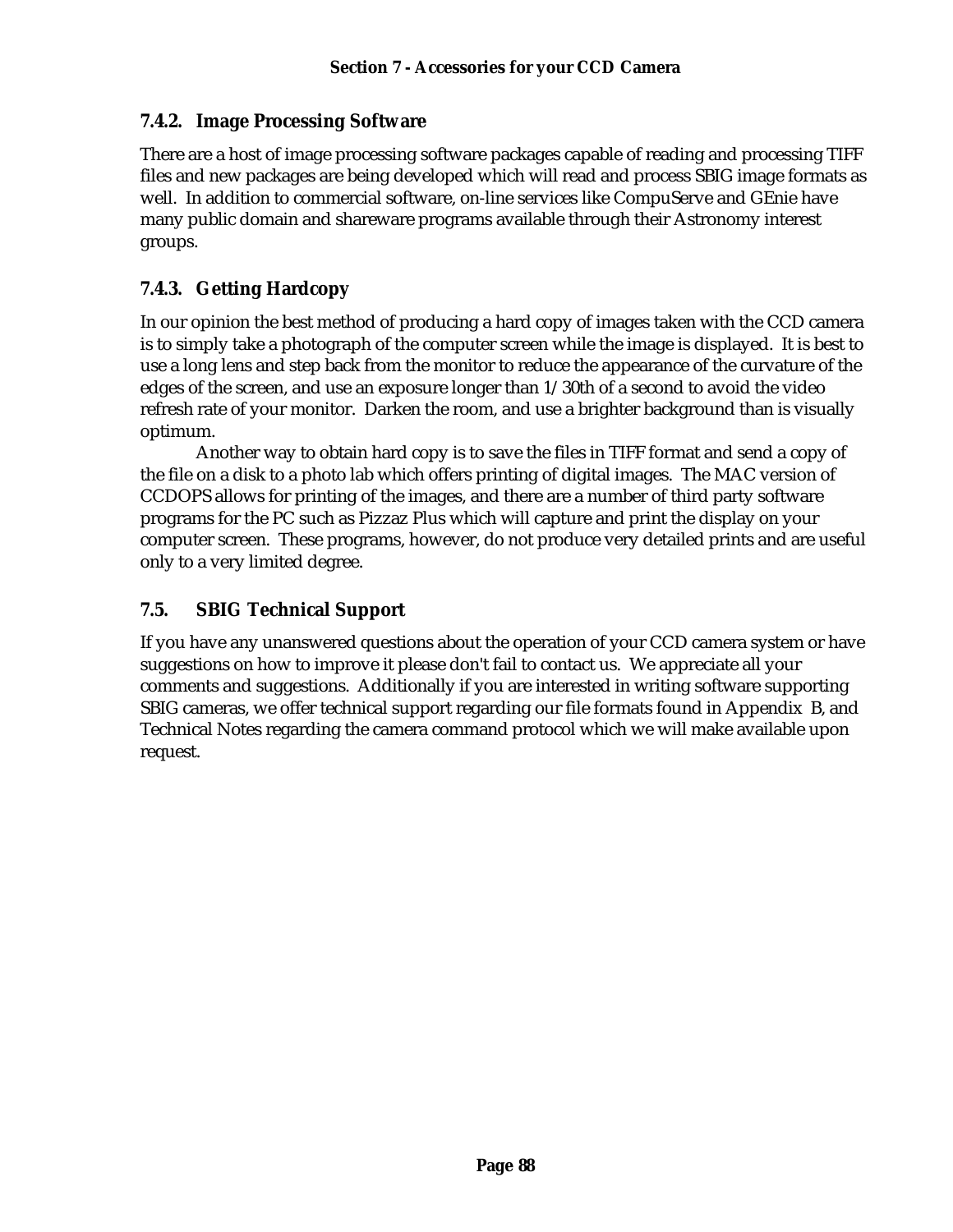### 7.4.2. Image Processing Software

There are a host of image processing software packages capable of reading and processing TIFF files and new packages are being developed which will read and process SBIG image formats as well. In addition to commercial software, on-line services like CompuServe and GEnie have many public domain and shareware programs available through their Astronomy interest groups.

### 7.4.3. Getting Hardcopy

In our opinion the best method of producing a hard copy of images taken with the CCD camera is to simply take a photograph of the computer screen while the image is displayed. It is best to use a long lens and step back from the monitor to reduce the appearance of the curvature of the edges of the screen, and use an exposure longer than 1/30th of a second to avoid the video refresh rate of your monitor. Darken the room, and use a brighter background than is visually optimum.

Another way to obtain hard copy is to save the files in TIFF format and send a copy of the file on a disk to a photo lab which offers printing of digital images. The MAC version of CCDOPS allows for printing of the images, and there are a number of third party software programs for the PC such as Pizzaz Plus which will capture and print the display on your computer screen. These programs, however, do not produce very detailed prints and are useful only to a very limited degree.

## 7.5. SBIG Technical Support

If you have any unanswered questions about the operation of your CCD camera system or have suggestions on how to improve it please don't fail to contact us. We appreciate all your comments and suggestions. Additionally if you are interested in writing software supporting SBIG cameras, we offer technical support regarding our file formats found in Appendix B, and Technical Notes regarding the camera command protocol which we will make available upon request.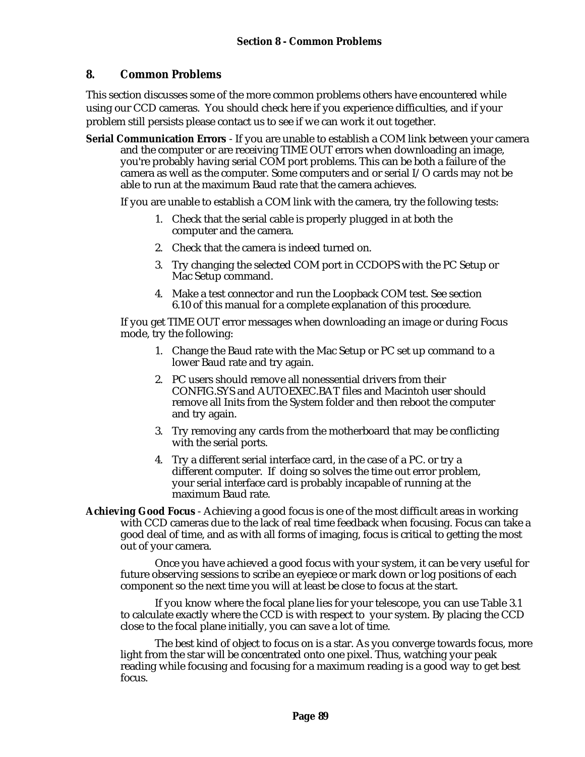# 8. Common Problems

This section discusses some of the more common problems others have encountered while using our CCD cameras. You should check here if you experience difficulties, and if your problem still persists please contact us to see if we can work it out together.

**Serial Communication Errors** - If you are unable to establish a COM link between your camera and the computer or are receiving TIME OUT errors when downloading an image, you're probably having serial COM port problems. This can be both a failure of the camera as well as the computer. Some computers and or serial I/O cards may not be able to run at the maximum Baud rate that the camera achieves.

If you are unable to establish a COM link with the camera, try the following tests:

1. Check that the serial cable is properly plugged in at both the computer and the camera.
2. Check that the camera is indeed turned on.
3. Try changing the selected COM port in CCDOPS with the PC Setup or Mac Setup command.
4. Make a test connector and run the Loopback COM test. See section 6.10 of this manual for a complete explanation of this procedure.

If you get TIME OUT error messages when downloading an image or during Focus mode, try the following:

1. Change the Baud rate with the Mac Setup or PC set up command to a lower Baud rate and try again.
2. PC users should remove all nonessential drivers from their CONFIG.SYS and AUTOEXEC.BAT files and Macintoh user should remove all Inits from the System folder and then reboot the computer and try again.
3. Try removing any cards from the motherboard that may be conflicting with the serial ports.
4. Try a different serial interface card, in the case of a PC. or try a different computer. If doing so solves the time out error problem, your serial interface card is probably incapable of running at the maximum Baud rate.

**Achieving Good Focus** - Achieving a good focus is one of the most difficult areas in working with CCD cameras due to the lack of real time feedback when focusing. Focus can take a good deal of time, and as with all forms of imaging, focus is critical to getting the most out of your camera.

Once you have achieved a good focus with your system, it can be very useful for future observing sessions to scribe an eyepiece or mark down or log positions of each component so the next time you will at least be close to focus at the start.

If you know where the focal plane lies for your telescope, you can use Table 3.1 to calculate exactly where the CCD is with respect to your system. By placing the CCD close to the focal plane initially, you can save a lot of time.

The best kind of object to focus on is a star. As you converge towards focus, more light from the star will be concentrated onto one pixel. Thus, watching your peak reading while focusing and focusing for a maximum reading is a good way to get best focus.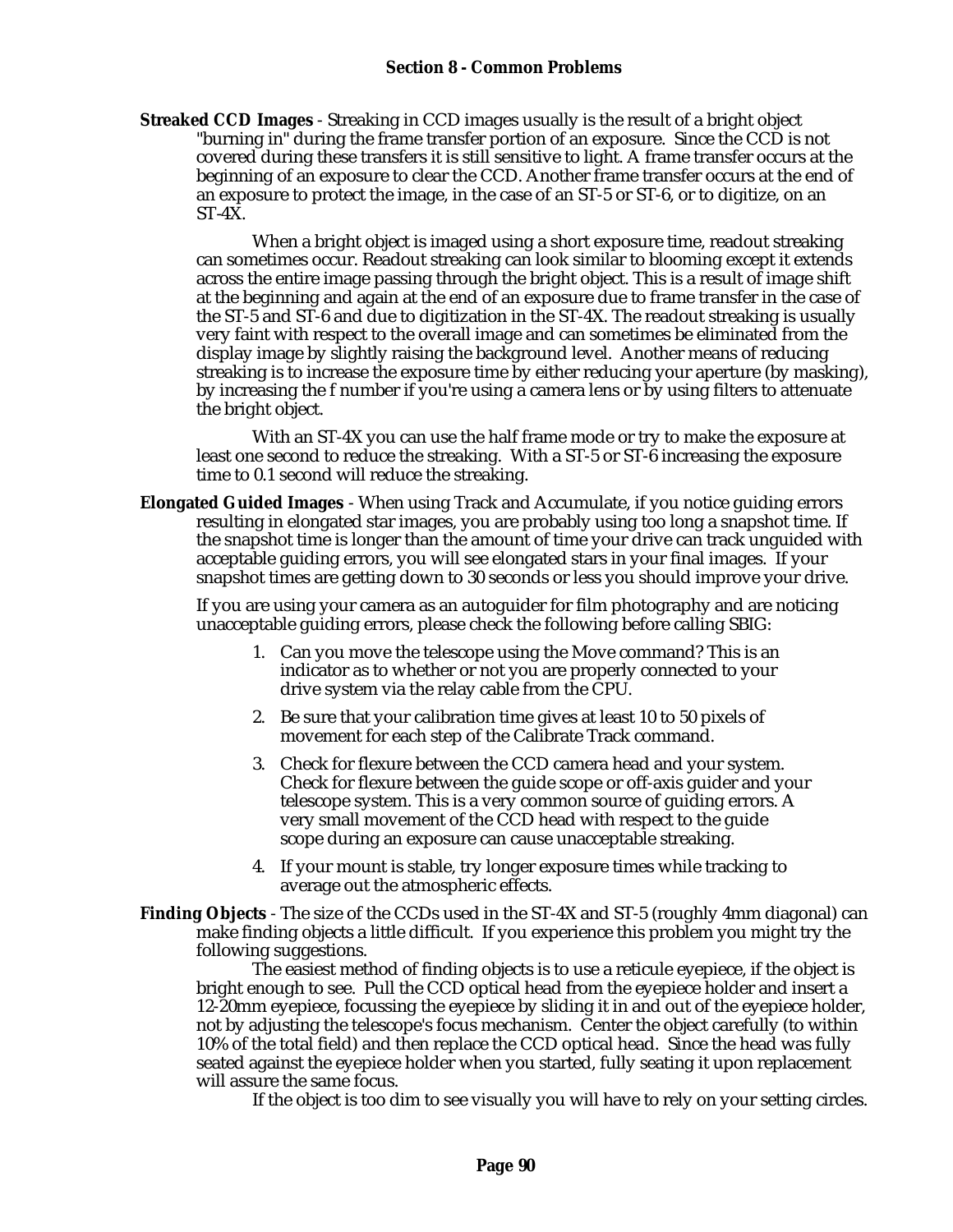**Streaked CCD Images** - Streaking in CCD images usually is the result of a bright object "burning in" during the frame transfer portion of an exposure. Since the CCD is not covered during these transfers it is still sensitive to light. A frame transfer occurs at the beginning of an exposure to clear the CCD. Another frame transfer occurs at the end of an exposure to protect the image, in the case of an ST-5 or ST-6, or to digitize, on an ST-4X.

When a bright object is imaged using a short exposure time, readout streaking can sometimes occur. Readout streaking can look similar to blooming except it extends across the entire image passing through the bright object. This is a result of image shift at the beginning and again at the end of an exposure due to frame transfer in the case of the ST-5 and ST-6 and due to digitization in the ST-4X. The readout streaking is usually very faint with respect to the overall image and can sometimes be eliminated from the display image by slightly raising the background level. Another means of reducing streaking is to increase the exposure time by either reducing your aperture (by masking), by increasing the f number if you're using a camera lens or by using filters to attenuate the bright object.

With an ST-4X you can use the half frame mode or try to make the exposure at least one second to reduce the streaking. With a ST-5 or ST-6 increasing the exposure time to 0.1 second will reduce the streaking.

**Elongated Guided Images** - When using Track and Accumulate, if you notice guiding errors resulting in elongated star images, you are probably using too long a snapshot time. If the snapshot time is longer than the amount of time your drive can track unguided with acceptable guiding errors, you will see elongated stars in your final images. If your snapshot times are getting down to 30 seconds or less you should improve your drive.

If you are using your camera as an autoguider for film photography and are noticing unacceptable guiding errors, please check the following before calling SBIG:

1. Can you move the telescope using the Move command? This is an indicator as to whether or not you are properly connected to your drive system via the relay cable from the CPU.
2. Be sure that your calibration time gives at least 10 to 50 pixels of movement for each step of the Calibrate Track command.
3. Check for flexure between the CCD camera head and your system. Check for flexure between the guide scope or off-axis guider and your telescope system. This is a very common source of guiding errors. A very small movement of the CCD head with respect to the guide scope during an exposure can cause unacceptable streaking.
4. If your mount is stable, try longer exposure times while tracking to average out the atmospheric effects.

**Finding Objects** - The size of the CCDs used in the ST-4X and ST-5 (roughly 4mm diagonal) can make finding objects a little difficult. If you experience this problem you might try the following suggestions.

The easiest method of finding objects is to use a reticule eyepiece, if the object is bright enough to see. Pull the CCD optical head from the eyepiece holder and insert a 12-20mm eyepiece, focussing the eyepiece by sliding it in and out of the eyepiece holder, not by adjusting the telescope's focus mechanism. Center the object carefully (to within 10% of the total field) and then replace the CCD optical head. Since the head was fully seated against the eyepiece holder when you started, fully seating it upon replacement will assure the same focus.

If the object is too dim to see visually you will have to rely on your setting circles.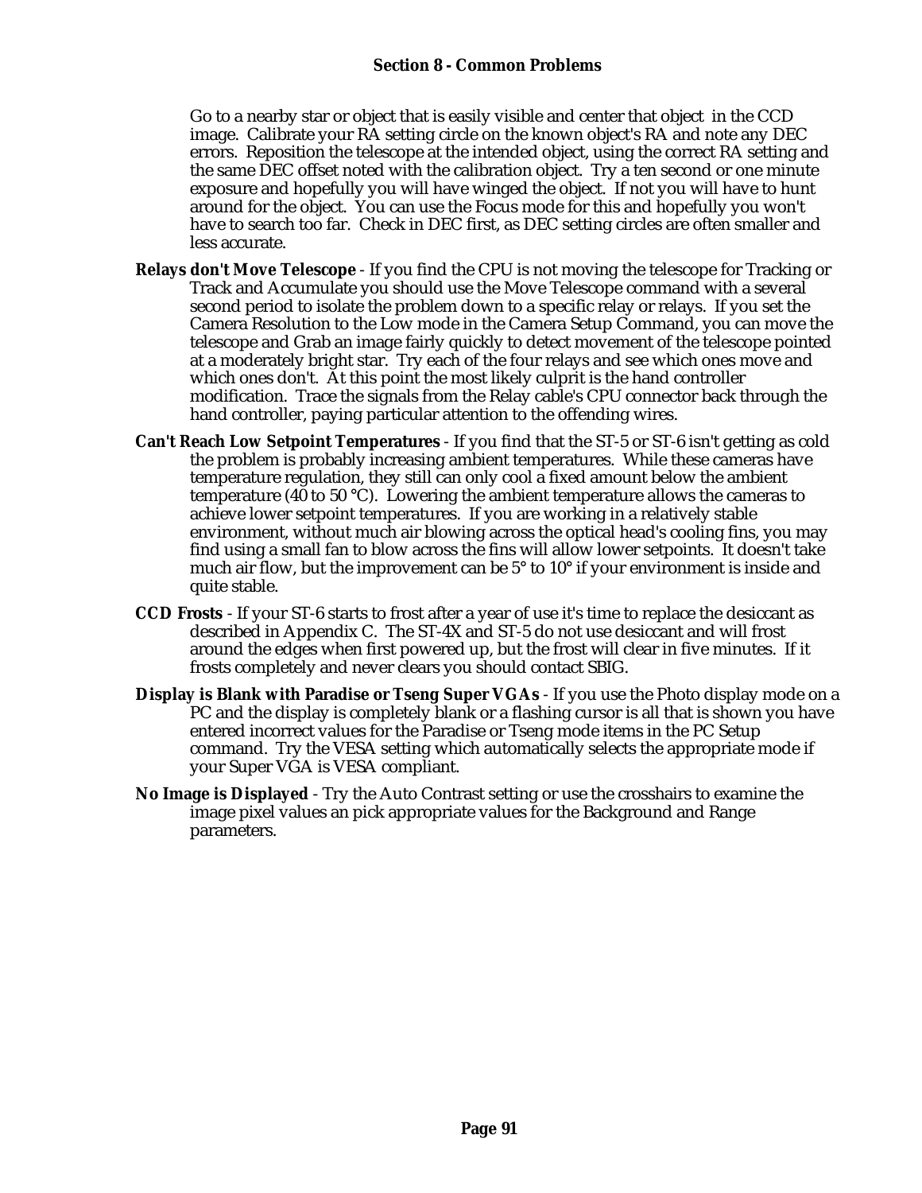Go to a nearby star or object that is easily visible and center that object in the CCD image. Calibrate your RA setting circle on the known object's RA and note any DEC errors. Reposition the telescope at the intended object, using the correct RA setting and the same DEC offset noted with the calibration object. Try a ten second or one minute exposure and hopefully you will have winged the object. If not you will have to hunt around for the object. You can use the Focus mode for this and hopefully you won't have to search too far. Check in DEC first, as DEC setting circles are often smaller and less accurate.

**Relays don't Move Telescope** - If you find the CPU is not moving the telescope for Tracking or Track and Accumulate you should use the Move Telescope command with a several second period to isolate the problem down to a specific relay or relays. If you set the Camera Resolution to the Low mode in the Camera Setup Command, you can move the telescope and Grab an image fairly quickly to detect movement of the telescope pointed at a moderately bright star. Try each of the four relays and see which ones move and which ones don't. At this point the most likely culprit is the hand controller modification. Trace the signals from the Relay cable's CPU connector back through the hand controller, paying particular attention to the offending wires.

**Can't Reach Low Setpoint Temperatures** - If you find that the ST-5 or ST-6 isn't getting as cold the problem is probably increasing ambient temperatures. While these cameras have temperature regulation, they still can only cool a fixed amount below the ambient temperature (40 to 50 °C). Lowering the ambient temperature allows the cameras to achieve lower setpoint temperatures. If you are working in a relatively stable environment, without much air blowing across the optical head's cooling fins, you may find using a small fan to blow across the fins will allow lower setpoints. It doesn't take much air flow, but the improvement can be 5° to 10° if your environment is inside and quite stable.

**CCD Frosts** - If your ST-6 starts to frost after a year of use it's time to replace the desiccant as described in Appendix C. The ST-4X and ST-5 do not use desiccant and will frost around the edges when first powered up, but the frost will clear in five minutes. If it frosts completely and never clears you should contact SBIG.

**Display is Blank with Paradise or Tseng Super VGAs** - If you use the Photo display mode on a PC and the display is completely blank or a flashing cursor is all that is shown you have entered incorrect values for the Paradise or Tseng mode items in the PC Setup command. Try the VESA setting which automatically selects the appropriate mode if your Super VGA is VESA compliant.

**No Image is Displayed** - Try the Auto Contrast setting or use the crosshairs to examine the image pixel values an pick appropriate values for the Background and Range parameters.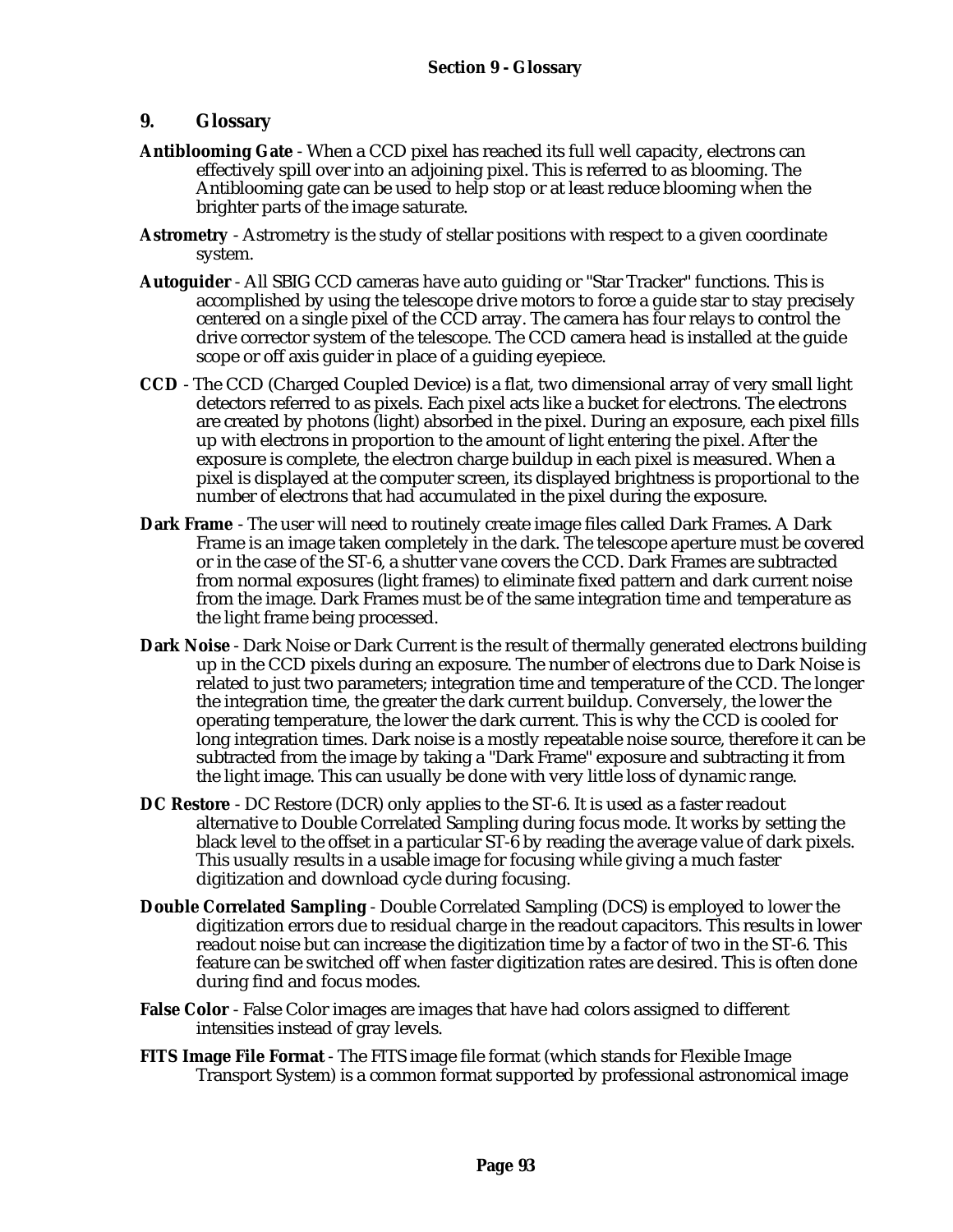# 9. Glossary

**Antiblooming Gate** - When a CCD pixel has reached its full well capacity, electrons can effectively spill over into an adjoining pixel. This is referred to as blooming. The Antiblooming gate can be used to help stop or at least reduce blooming when the brighter parts of the image saturate.

**Astrometry** - Astrometry is the study of stellar positions with respect to a given coordinate system.

**Autoguider** - All SBIG CCD cameras have auto guiding or "Star Tracker" functions. This is accomplished by using the telescope drive motors to force a guide star to stay precisely centered on a single pixel of the CCD array. The camera has four relays to control the drive corrector system of the telescope. The CCD camera head is installed at the guide scope or off axis guider in place of a guiding eyepiece.

**CCD** - The CCD (Charged Coupled Device) is a flat, two dimensional array of very small light detectors referred to as pixels. Each pixel acts like a bucket for electrons. The electrons are created by photons (light) absorbed in the pixel. During an exposure, each pixel fills up with electrons in proportion to the amount of light entering the pixel. After the exposure is complete, the electron charge buildup in each pixel is measured. When a pixel is displayed at the computer screen, its displayed brightness is proportional to the number of electrons that had accumulated in the pixel during the exposure.

**Dark Frame** - The user will need to routinely create image files called Dark Frames. A Dark Frame is an image taken completely in the dark. The telescope aperture must be covered or in the case of the ST-6, a shutter vane covers the CCD. Dark Frames are subtracted from normal exposures (light frames) to eliminate fixed pattern and dark current noise from the image. Dark Frames must be of the same integration time and temperature as the light frame being processed.

**Dark Noise** - Dark Noise or Dark Current is the result of thermally generated electrons building up in the CCD pixels during an exposure. The number of electrons due to Dark Noise is related to just two parameters; integration time and temperature of the CCD. The longer the integration time, the greater the dark current buildup. Conversely, the lower the operating temperature, the lower the dark current. This is why the CCD is cooled for long integration times. Dark noise is a mostly repeatable noise source, therefore it can be subtracted from the image by taking a "Dark Frame" exposure and subtracting it from the light image. This can usually be done with very little loss of dynamic range.

**DC Restore** - DC Restore (DCR) only applies to the ST-6. It is used as a faster readout alternative to Double Correlated Sampling during focus mode. It works by setting the black level to the offset in a particular ST-6 by reading the average value of dark pixels. This usually results in a usable image for focusing while giving a much faster digitization and download cycle during focusing.

**Double Correlated Sampling** - Double Correlated Sampling (DCS) is employed to lower the digitization errors due to residual charge in the readout capacitors. This results in lower readout noise but can increase the digitization time by a factor of two in the ST-6. This feature can be switched off when faster digitization rates are desired. This is often done during find and focus modes.

**False Color** - False Color images are images that have had colors assigned to different intensities instead of gray levels.

**FITS Image File Format** - The FITS image file format (which stands for Flexible Image Transport System) is a common format supported by professional astronomical image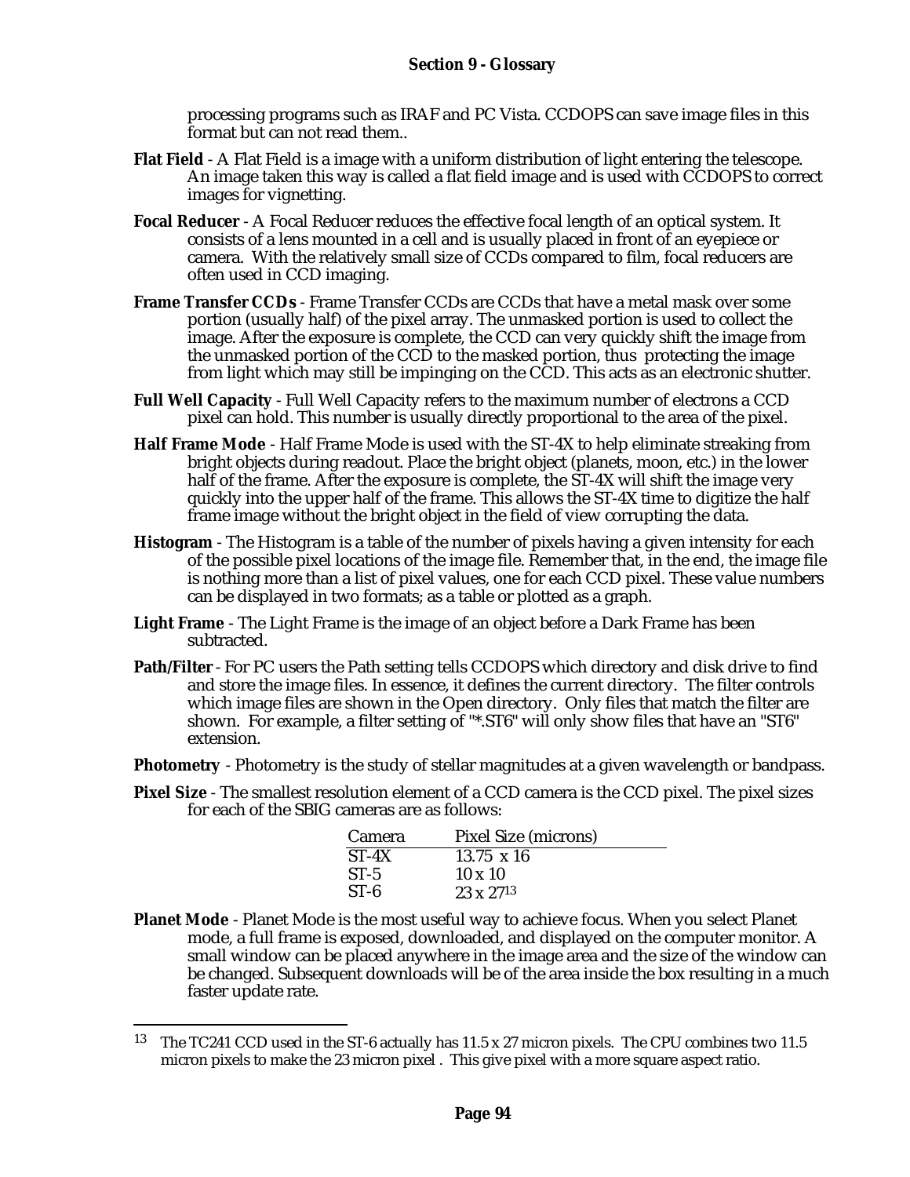processing programs such as IRAF and PC Vista. CCDOPS can save image files in this format but can not read them..

**Flat Field** - A Flat Field is a image with a uniform distribution of light entering the telescope. An image taken this way is called a flat field image and is used with CCDOPS to correct images for vignetting.

**Focal Reducer** - A Focal Reducer reduces the effective focal length of an optical system. It consists of a lens mounted in a cell and is usually placed in front of an eyepiece or camera. With the relatively small size of CCDs compared to film, focal reducers are often used in CCD imaging.

**Frame Transfer CCDs** - Frame Transfer CCDs are CCDs that have a metal mask over some portion (usually half) of the pixel array. The unmasked portion is used to collect the image. After the exposure is complete, the CCD can very quickly shift the image from the unmasked portion of the CCD to the masked portion, thus protecting the image from light which may still be impinging on the CCD. This acts as an electronic shutter.

**Full Well Capacity** - Full Well Capacity refers to the maximum number of electrons a CCD pixel can hold. This number is usually directly proportional to the area of the pixel.

**Half Frame Mode** - Half Frame Mode is used with the ST-4X to help eliminate streaking from bright objects during readout. Place the bright object (planets, moon, etc.) in the lower half of the frame. After the exposure is complete, the ST-4X will shift the image very quickly into the upper half of the frame. This allows the ST-4X time to digitize the half frame image without the bright object in the field of view corrupting the data.

**Histogram** - The Histogram is a table of the number of pixels having a given intensity for each of the possible pixel locations of the image file. Remember that, in the end, the image file is nothing more than a list of pixel values, one for each CCD pixel. These value numbers can be displayed in two formats; as a table or plotted as a graph.

**Light Frame** - The Light Frame is the image of an object before a Dark Frame has been subtracted.

**Path/Filter** - For PC users the Path setting tells CCDOPS which directory and disk drive to find and store the image files. In essence, it defines the current directory. The filter controls which image files are shown in the Open directory. Only files that match the filter are shown. For example, a filter setting of "*.ST6" will only show files that have an "ST6" extension.

**Photometry** - Photometry is the study of stellar magnitudes at a given wavelength or bandpass.

**Pixel Size** - The smallest resolution element of a CCD camera is the CCD pixel. The pixel sizes for each of the SBIG cameras are as follows:

| Camera | Pixel Size (microns) |
|---|---|
| ST-4X | 13.75 x 16 |
| ST-5 | 10 x 10 |
| ST-6 | 23 x 27[13] |

**Planet Mode** - Planet Mode is the most useful way to achieve focus. When you select Planet mode, a full frame is exposed, downloaded, and displayed on the computer monitor. A small window can be placed anywhere in the image area and the size of the window can be changed. Subsequent downloads will be of the area inside the box resulting in a much faster update rate.

---

[13] The TC241 CCD used in the ST-6 actually has 11.5 x 27 micron pixels. The CPU combines two 11.5 micron pixels to make the 23 micron pixel . This give pixel with a more square aspect ratio.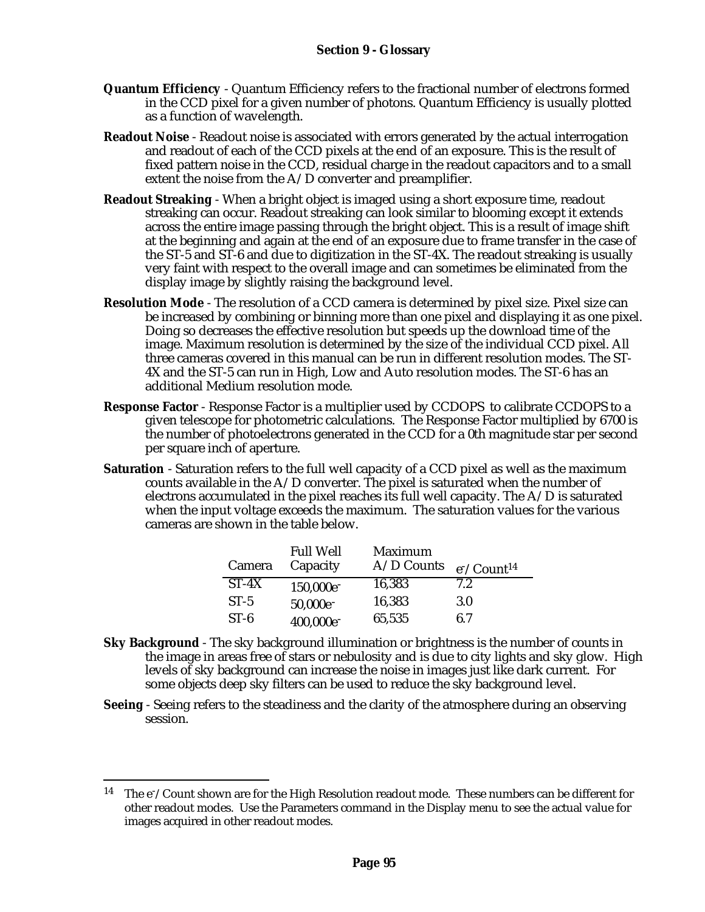## Section 9 - Glossary

**Quantum Efficiency** - Quantum Efficiency refers to the fractional number of electrons formed in the CCD pixel for a given number of photons. Quantum Efficiency is usually plotted as a function of wavelength.

**Readout Noise** - Readout noise is associated with errors generated by the actual interrogation and readout of each of the CCD pixels at the end of an exposure. This is the result of fixed pattern noise in the CCD, residual charge in the readout capacitors and to a small extent the noise from the A/D converter and preamplifier.

**Readout Streaking** - When a bright object is imaged using a short exposure time, readout streaking can occur. Readout streaking can look similar to blooming except it extends across the entire image passing through the bright object. This is a result of image shift at the beginning and again at the end of an exposure due to frame transfer in the case of the ST-5 and ST-6 and due to digitization in the ST-4X. The readout streaking is usually very faint with respect to the overall image and can sometimes be eliminated from the display image by slightly raising the background level.

**Resolution Mode** - The resolution of a CCD camera is determined by pixel size. Pixel size can be increased by combining or binning more than one pixel and displaying it as one pixel. Doing so decreases the effective resolution but speeds up the download time of the image. Maximum resolution is determined by the size of the individual CCD pixel. All three cameras covered in this manual can be run in different resolution modes. The ST-4X and the ST-5 can run in High, Low and Auto resolution modes. The ST-6 has an additional Medium resolution mode.

**Response Factor** - Response Factor is a multiplier used by CCDOPS to calibrate CCDOPS to a given telescope for photometric calculations. The Response Factor multiplied by 6700 is the number of photoelectrons generated in the CCD for a 0th magnitude star per second per square inch of aperture.

**Saturation** - Saturation refers to the full well capacity of a CCD pixel as well as the maximum counts available in the A/D converter. The pixel is saturated when the number of electrons accumulated in the pixel reaches its full well capacity. The A/D is saturated when the input voltage exceeds the maximum. The saturation values for the various cameras are shown in the table below.

| Camera | Full Well Capacity | Maximum A/D Counts | $e^-$/Count[14] |
|---|---|---|---|
| ST-4X | 150,000$e^-$ | 16,383 | 7.2 |
| ST-5 | 50,000$e^-$ | 16,383 | 3.0 |
| ST-6 | 400,000$e^-$ | 65,535 | 6.7 |

**Sky Background** - The sky background illumination or brightness is the number of counts in the image in areas free of stars or nebulosity and is due to city lights and sky glow. High levels of sky background can increase the noise in images just like dark current. For some objects deep sky filters can be used to reduce the sky background level.

**Seeing** - Seeing refers to the steadiness and the clarity of the atmosphere during an observing session.

---

[14] The $e^-$/Count shown are for the High Resolution readout mode. These numbers can be different for other readout modes. Use the Parameters command in the Display menu to see the actual value for images acquired in other readout modes.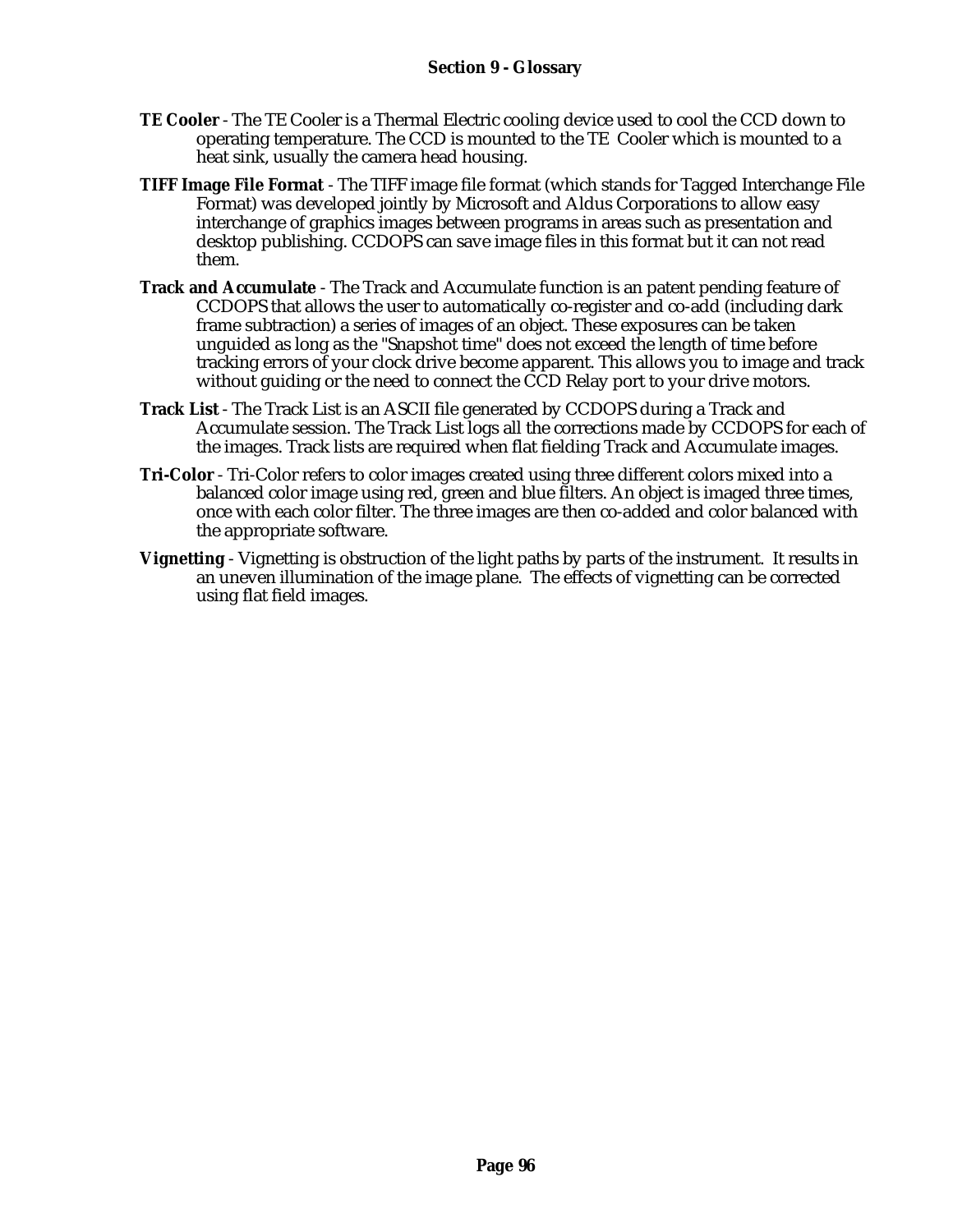**TE Cooler** - The TE Cooler is a Thermal Electric cooling device used to cool the CCD down to operating temperature. The CCD is mounted to the TE Cooler which is mounted to a heat sink, usually the camera head housing.

**TIFF Image File Format** - The TIFF image file format (which stands for Tagged Interchange File Format) was developed jointly by Microsoft and Aldus Corporations to allow easy interchange of graphics images between programs in areas such as presentation and desktop publishing. CCDOPS can save image files in this format but it can not read them.

**Track and Accumulate** - The Track and Accumulate function is an patent pending feature of CCDOPS that allows the user to automatically co-register and co-add (including dark frame subtraction) a series of images of an object. These exposures can be taken unguided as long as the "Snapshot time" does not exceed the length of time before tracking errors of your clock drive become apparent. This allows you to image and track without guiding or the need to connect the CCD Relay port to your drive motors.

**Track List** - The Track List is an ASCII file generated by CCDOPS during a Track and Accumulate session. The Track List logs all the corrections made by CCDOPS for each of the images. Track lists are required when flat fielding Track and Accumulate images.

**Tri-Color** - Tri-Color refers to color images created using three different colors mixed into a balanced color image using red, green and blue filters. An object is imaged three times, once with each color filter. The three images are then co-added and color balanced with the appropriate software.

**Vignetting** - Vignetting is obstruction of the light paths by parts of the instrument. It results in an uneven illumination of the image plane. The effects of vignetting can be corrected using flat field images.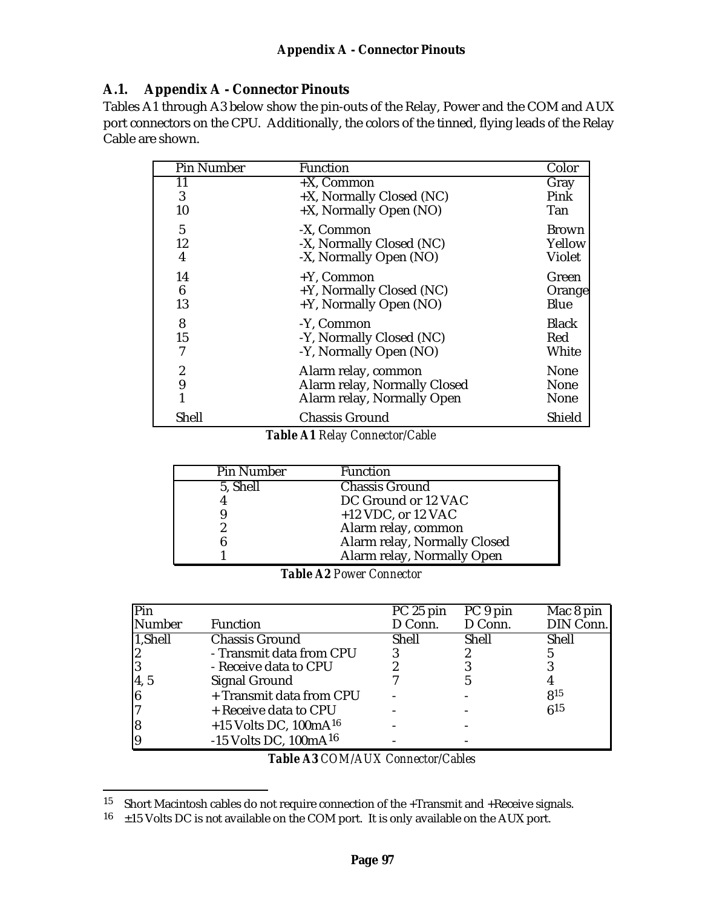## A.1. Appendix A - Connector Pinouts

Tables A1 through A3 below show the pin-outs of the Relay, Power and the COM and AUX port connectors on the CPU. Additionally, the colors of the tinned, flying leads of the Relay Cable are shown.

| Pin Number | Function | Color |
|---|---|---|
| 11 | +X, Common | Gray |
| 3 | +X, Normally Closed (NC) | Pink |
| 10 | +X, Normally Open (NO) | Tan |
| 5 | -X, Common | Brown |
| 12 | -X, Normally Closed (NC) | Yellow |
| 4 | -X, Normally Open (NO) | Violet |
| 14 | +Y, Common | Green |
| 6 | +Y, Normally Closed (NC) | Orange |
| 13 | +Y, Normally Open (NO) | Blue |
| 8 | -Y, Common | Black |
| 15 | -Y, Normally Closed (NC) | Red |
| 7 | -Y, Normally Open (NO) | White |
| 2 | Alarm relay, common | None |
| 9 | Alarm relay, Normally Closed | None |
| 1 | Alarm relay, Normally Open | None |
| Shell | Chassis Ground | Shield |

**Table A1** *Relay Connector/Cable*

| Pin Number | Function |
|---|---|
| 5, Shell | Chassis Ground |
| 4 | DC Ground or 12 VAC |
| 9 | +12 VDC, or 12 VAC |
| 2 | Alarm relay, common |
| 6 | Alarm relay, Normally Closed |
| 1 | Alarm relay, Normally Open |

**Table A2** *Power Connector*

| Pin Number | Function | PC 25 pin D Conn. | PC 9 pin D Conn. | Mac 8 pin DIN Conn. |
|---|---|---|---|---|
| 1,Shell | Chassis Ground | Shell | Shell | Shell |
| 2 | - Transmit data from CPU | 3 | 2 | 5 |
| 3 | - Receive data to CPU | 2 | 3 | 3 |
| 4, 5 | Signal Ground | 7 | 5 | 4 |
| 6 | + Transmit data from CPU | - | - | 8[15] |
| 7 | + Receive data to CPU | - | - | 6[15] |
| 8 | +15 Volts DC, 100mA[16] | - | - | |
| 9 | -15 Volts DC, 100mA[16] | - | - | |

**Table A3** *COM/AUX Connector/Cables*

[15] Short Macintosh cables do not require connection of the +Transmit and +Receive signals.

[16] ±15 Volts DC is not available on the COM port. It is only available on the AUX port.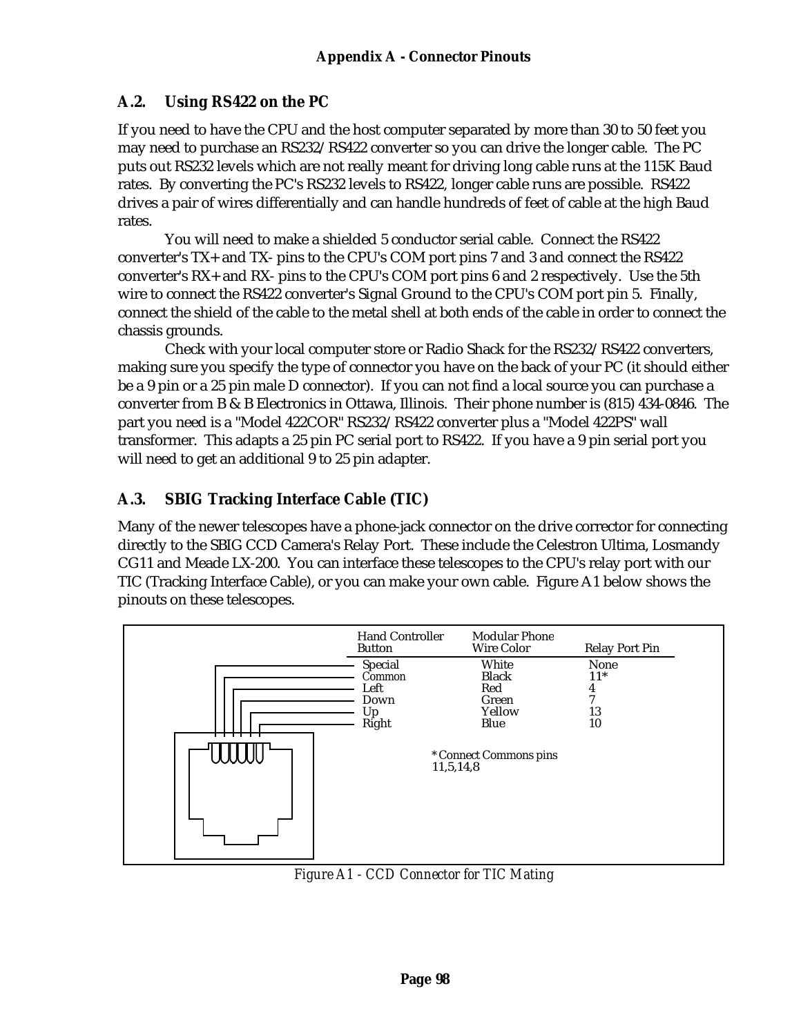## A.2. Using RS422 on the PC

If you need to have the CPU and the host computer separated by more than 30 to 50 feet you may need to purchase an RS232/RS422 converter so you can drive the longer cable. The PC puts out RS232 levels which are not really meant for driving long cable runs at the 115K Baud rates. By converting the PC's RS232 levels to RS422, longer cable runs are possible. RS422 drives a pair of wires differentially and can handle hundreds of feet of cable at the high Baud rates.

You will need to make a shielded 5 conductor serial cable. Connect the RS422 converter's TX+ and TX- pins to the CPU's COM port pins 7 and 3 and connect the RS422 converter's RX+ and RX- pins to the CPU's COM port pins 6 and 2 respectively. Use the 5th wire to connect the RS422 converter's Signal Ground to the CPU's COM port pin 5. Finally, connect the shield of the cable to the metal shell at both ends of the cable in order to connect the chassis grounds.

Check with your local computer store or Radio Shack for the RS232/RS422 converters, making sure you specify the type of connector you have on the back of your PC (it should either be a 9 pin or a 25 pin male D connector). If you can not find a local source you can purchase a converter from B & B Electronics in Ottawa, Illinois. Their phone number is (815) 434-0846. The part you need is a "Model 422COR" RS232/RS422 converter plus a "Model 422PS" wall transformer. This adapts a 25 pin PC serial port to RS422. If you have a 9 pin serial port you will need to get an additional 9 to 25 pin adapter.

## A.3. SBIG Tracking Interface Cable (TIC)

Many of the newer telescopes have a phone-jack connector on the drive corrector for connecting directly to the SBIG CCD Camera's Relay Port. These include the Celestron Ultima, Losmandy CG11 and Meade LX-200. You can interface these telescopes to the CPU's relay port with our TIC (Tracking Interface Cable), or you can make your own cable. Figure A1 below shows the pinouts on these telescopes.

| Hand Controller Button | Modular Phone Wire Color | Relay Port Pin |
|---|---|---|
| Special | White | None |
| Common | Black | 11* |
| Left | Red | 4 |
| Down | Green | 7 |
| Up | Yellow | 13 |
| Right | Blue | 10 |

* Connect Commons pins 11,5,14,8

*Figure A1 - CCD Connector for TIC Mating*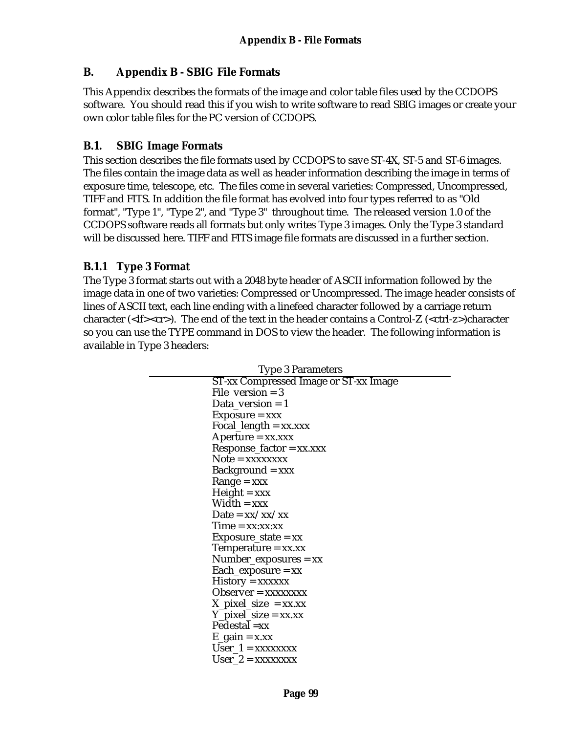# B. Appendix B - SBIG File Formats

This Appendix describes the formats of the image and color table files used by the CCDOPS software. You should read this if you wish to write software to read SBIG images or create your own color table files for the PC version of CCDOPS.

## B.1. SBIG Image Formats

This section describes the file formats used by CCDOPS to save ST-4X, ST-5 and ST-6 images. The files contain the image data as well as header information describing the image in terms of exposure time, telescope, etc. The files come in several varieties: Compressed, Uncompressed, TIFF and FITS. In addition the file format has evolved into four types referred to as "Old format", "Type 1", "Type 2", and "Type 3" throughout time. The released version 1.0 of the CCDOPS software reads all formats but only writes Type 3 images. Only the Type 3 standard will be discussed here. TIFF and FITS image file formats are discussed in a further section.

### B.1.1 Type 3 Format

The Type 3 format starts out with a 2048 byte header of ASCII information followed by the image data in one of two varieties: Compressed or Uncompressed. The image header consists of lines of ASCII text, each line ending with a linefeed character followed by a carriage return character (<lf><cr>). The end of the text in the header contains a Control-Z (<ctrl-z>)character so you can use the TYPE command in DOS to view the header. The following information is available in Type 3 headers:

| Type 3 Parameters |
|---|
| ST-xx Compressed Image or ST-xx Image |
| File_version = 3 |
| Data_version = 1 |
| Exposure = xxx |
| Focal_length = xx.xxx |
| Aperture = xx.xxx |
| Response_factor = xx.xxx |
| Note = xxxxxxxx |
| Background = xxx |
| Range = xxx |
| Height = xxx |
| Width = xxx |
| Date = xx/xx/xx |
| Time = xx:xx:xx |
| Exposure_state = xx |
| Temperature = xx.xx |
| Number_exposures = xx |
| Each_exposure = xx |
| History = xxxxxx |
| Observer = xxxxxxxx |
| X_pixel_size = xx.xx |
| Y_pixel_size = xx.xx |
| Pedestal =xx |
| E_gain = x.xx |
| User_1 = xxxxxxxx |
| User_2 = xxxxxxxx |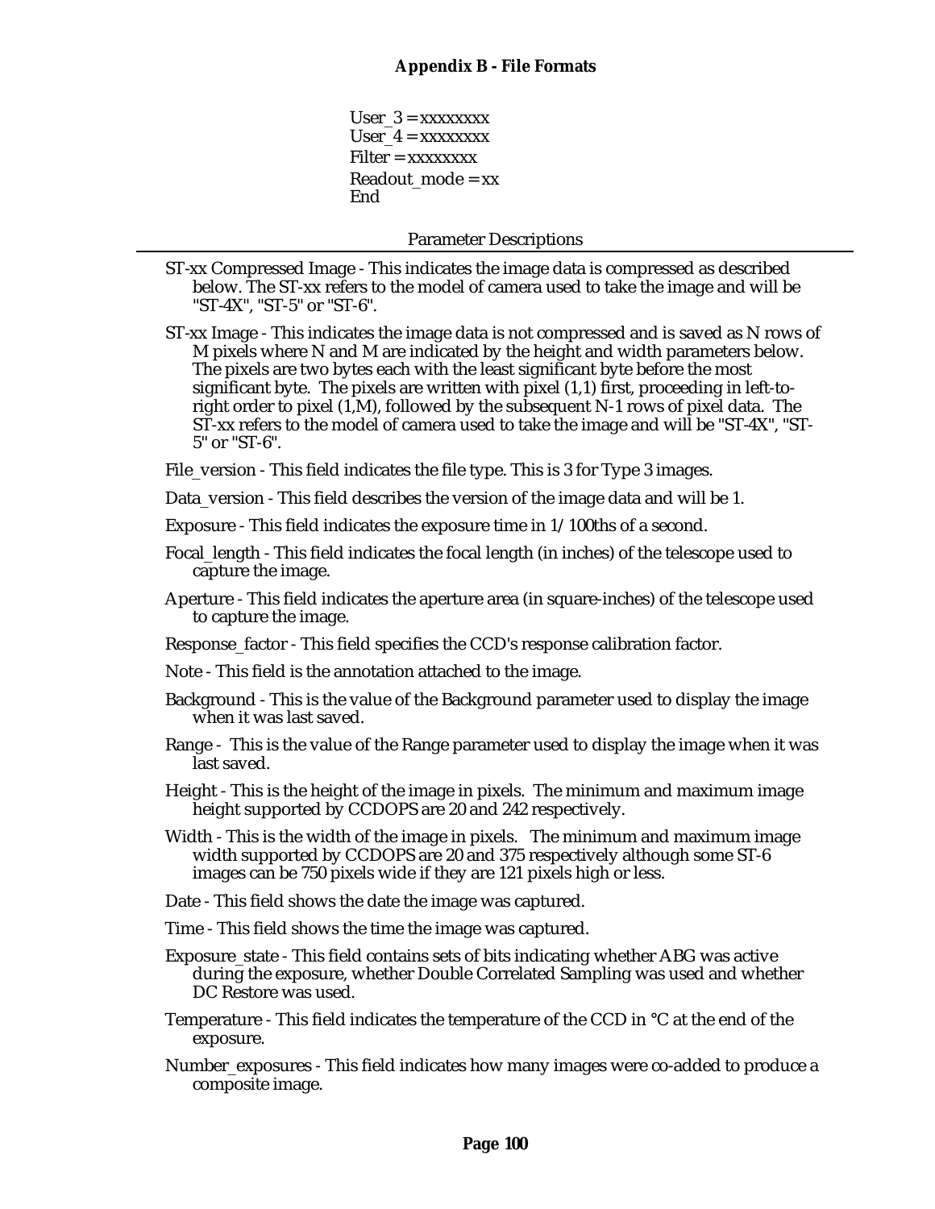```
User_3 = xxxxxxxx
User_4 = xxxxxxxx
Filter = xxxxxxxx
Readout_mode = xx
End
```

Parameter Descriptions

ST-xx Compressed Image - This indicates the image data is compressed as described below. The ST-xx refers to the model of camera used to take the image and will be "ST-4X", "ST-5" or "ST-6".

ST-xx Image - This indicates the image data is not compressed and is saved as N rows of M pixels where N and M are indicated by the height and width parameters below. The pixels are two bytes each with the least significant byte before the most significant byte. The pixels are written with pixel (1,1) first, proceeding in left-to-right order to pixel (1,M), followed by the subsequent N-1 rows of pixel data. The ST-xx refers to the model of camera used to take the image and will be "ST-4X", "ST-5" or "ST-6".

File_version - This field indicates the file type. This is 3 for Type 3 images.

Data_version - This field describes the version of the image data and will be 1.

Exposure - This field indicates the exposure time in 1/100ths of a second.

Focal_length - This field indicates the focal length (in inches) of the telescope used to capture the image.

Aperture - This field indicates the aperture area (in square-inches) of the telescope used to capture the image.

Response_factor - This field specifies the CCD's response calibration factor.

Note - This field is the annotation attached to the image.

Background - This is the value of the Background parameter used to display the image when it was last saved.

Range - This is the value of the Range parameter used to display the image when it was last saved.

Height - This is the height of the image in pixels. The minimum and maximum image height supported by CCDOPS are 20 and 242 respectively.

Width - This is the width of the image in pixels. The minimum and maximum image width supported by CCDOPS are 20 and 375 respectively although some ST-6 images can be 750 pixels wide if they are 121 pixels high or less.

Date - This field shows the date the image was captured.

Time - This field shows the time the image was captured.

Exposure_state - This field contains sets of bits indicating whether ABG was active during the exposure, whether Double Correlated Sampling was used and whether DC Restore was used.

Temperature - This field indicates the temperature of the CCD in °C at the end of the exposure.

Number_exposures - This field indicates how many images were co-added to produce a composite image.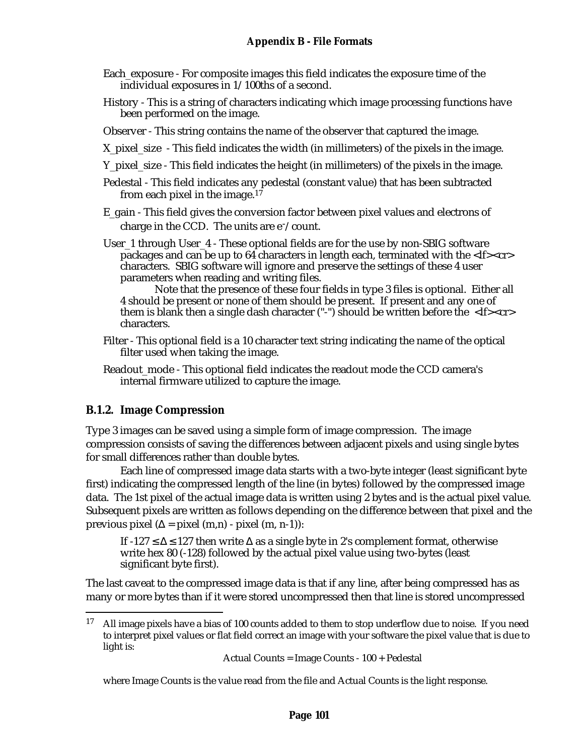Each_exposure - For composite images this field indicates the exposure time of the individual exposures in 1/100ths of a second.

History - This is a string of characters indicating which image processing functions have been performed on the image.

Observer - This string contains the name of the observer that captured the image.

X_pixel_size - This field indicates the width (in millimeters) of the pixels in the image.

Y_pixel_size - This field indicates the height (in millimeters) of the pixels in the image.

Pedestal - This field indicates any pedestal (constant value) that has been subtracted from each pixel in the image.[17]

E_gain - This field gives the conversion factor between pixel values and electrons of charge in the CCD. The units are $e^-$/count.

User_1 through User_4 - These optional fields are for the use by non-SBIG software packages and can be up to 64 characters in length each, terminated with the <lf><cr> characters. SBIG software will ignore and preserve the settings of these 4 user parameters when reading and writing files.

Note that the presence of these four fields in type 3 files is optional. Either all 4 should be present or none of them should be present. If present and any one of them is blank then a single dash character ("-") should be written before the <lf><cr> characters.

Filter - This optional field is a 10 character text string indicating the name of the optical filter used when taking the image.

Readout_mode - This optional field indicates the readout mode the CCD camera's internal firmware utilized to capture the image.

### B.1.2. Image Compression

Type 3 images can be saved using a simple form of image compression. The image compression consists of saving the differences between adjacent pixels and using single bytes for small differences rather than double bytes.

Each line of compressed image data starts with a two-byte integer (least significant byte first) indicating the compressed length of the line (in bytes) followed by the compressed image data. The 1st pixel of the actual image data is written using 2 bytes and is the actual pixel value. Subsequent pixels are written as follows depending on the difference between that pixel and the previous pixel ($\Delta$ = pixel (m,n) - pixel (m, n-1)):

> If $-127 \leq \Delta \leq 127$ then write $\Delta$ as a single byte in 2's complement format, otherwise write hex 80 (-128) followed by the actual pixel value using two-bytes (least significant byte first).

The last caveat to the compressed image data is that if any line, after being compressed has as many or more bytes than if it were stored uncompressed then that line is stored uncompressed

---

[17] All image pixels have a bias of 100 counts added to them to stop underflow due to noise. If you need to interpret pixel values or flat field correct an image with your software the pixel value that is due to light is:

Actual Counts = Image Counts - 100 + Pedestal

where Image Counts is the value read from the file and Actual Counts is the light response.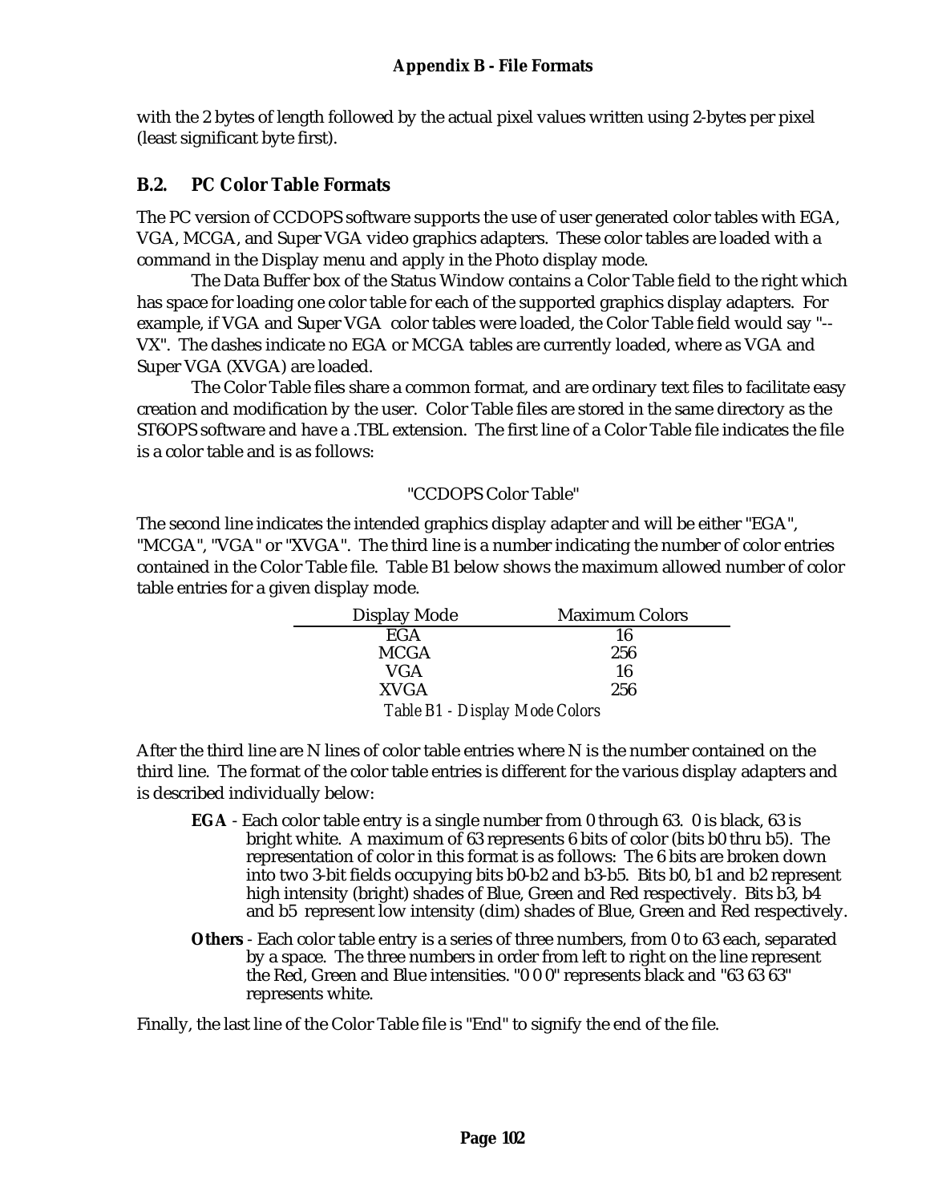with the 2 bytes of length followed by the actual pixel values written using 2-bytes per pixel (least significant byte first).

## B.2. PC Color Table Formats

The PC version of CCDOPS software supports the use of user generated color tables with EGA, VGA, MCGA, and Super VGA video graphics adapters. These color tables are loaded with a command in the Display menu and apply in the Photo display mode.

The Data Buffer box of the Status Window contains a Color Table field to the right which has space for loading one color table for each of the supported graphics display adapters. For example, if VGA and Super VGA color tables were loaded, the Color Table field would say "--VX". The dashes indicate no EGA or MCGA tables are currently loaded, where as VGA and Super VGA (XVGA) are loaded.

The Color Table files share a common format, and are ordinary text files to facilitate easy creation and modification by the user. Color Table files are stored in the same directory as the ST6OPS software and have a .TBL extension. The first line of a Color Table file indicates the file is a color table and is as follows:

"CCDOPS Color Table"

The second line indicates the intended graphics display adapter and will be either "EGA", "MCGA", "VGA" or "XVGA". The third line is a number indicating the number of color entries contained in the Color Table file. Table B1 below shows the maximum allowed number of color table entries for a given display mode.

| Display Mode | Maximum Colors |
|---|---|
| EGA | 16 |
| MCGA | 256 |
| VGA | 16 |
| XVGA | 256 |

*Table B1 - Display Mode Colors*

After the third line are N lines of color table entries where N is the number contained on the third line. The format of the color table entries is different for the various display adapters and is described individually below:

- **EGA** - Each color table entry is a single number from 0 through 63. 0 is black, 63 is bright white. A maximum of 63 represents 6 bits of color (bits b0 thru b5). The representation of color in this format is as follows: The 6 bits are broken down into two 3-bit fields occupying bits b0-b2 and b3-b5. Bits b0, b1 and b2 represent high intensity (bright) shades of Blue, Green and Red respectively. Bits b3, b4 and b5 represent low intensity (dim) shades of Blue, Green and Red respectively.
- **Others** - Each color table entry is a series of three numbers, from 0 to 63 each, separated by a space. The three numbers in order from left to right on the line represent the Red, Green and Blue intensities. "0 0 0" represents black and "63 63 63" represents white.

Finally, the last line of the Color Table file is "End" to signify the end of the file.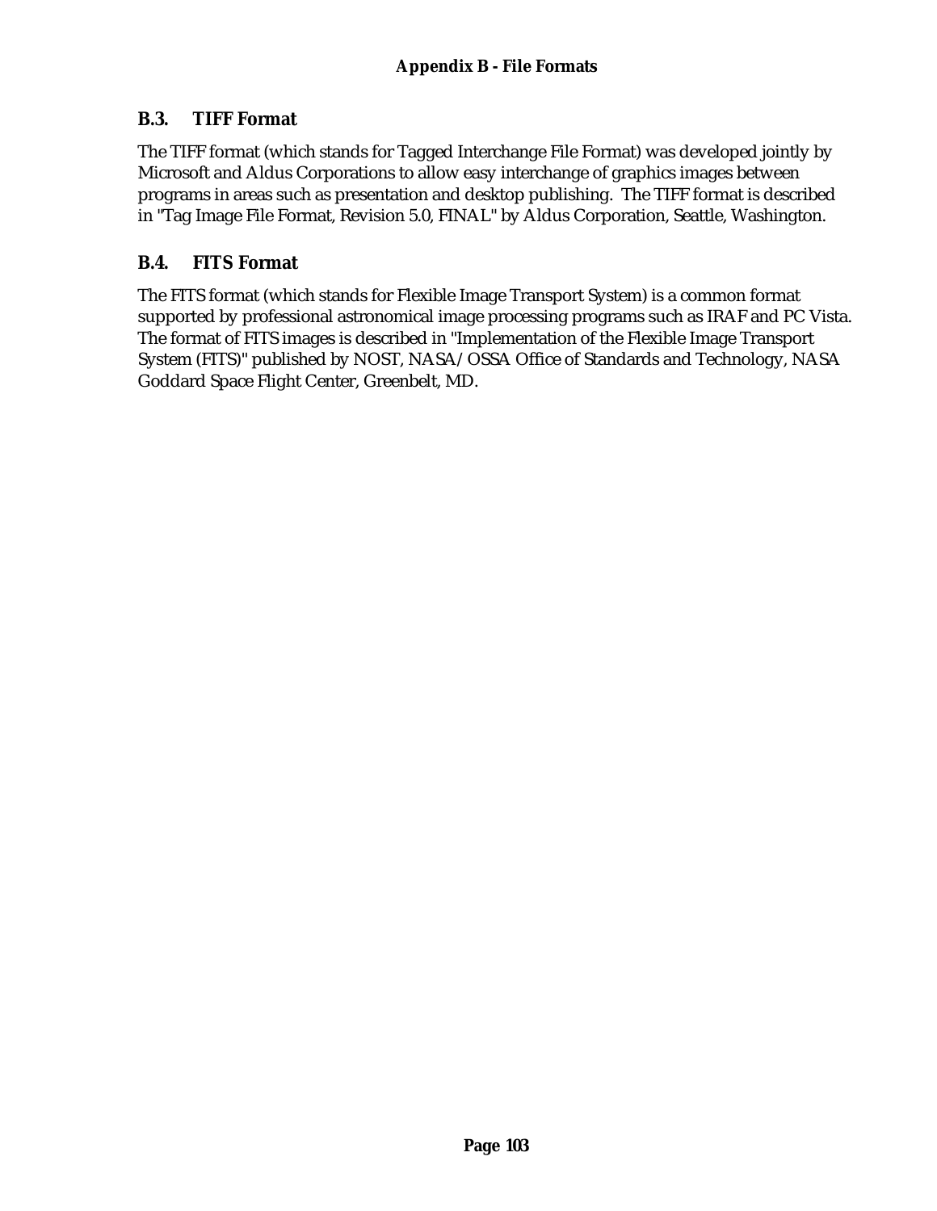## B.3. TIFF Format

The TIFF format (which stands for Tagged Interchange File Format) was developed jointly by Microsoft and Aldus Corporations to allow easy interchange of graphics images between programs in areas such as presentation and desktop publishing. The TIFF format is described in "Tag Image File Format, Revision 5.0, FINAL" by Aldus Corporation, Seattle, Washington.

## B.4. FITS Format

The FITS format (which stands for Flexible Image Transport System) is a common format supported by professional astronomical image processing programs such as IRAF and PC Vista. The format of FITS images is described in "Implementation of the Flexible Image Transport System (FITS)" published by NOST, NASA/OSSA Office of Standards and Technology, NASA Goddard Space Flight Center, Greenbelt, MD.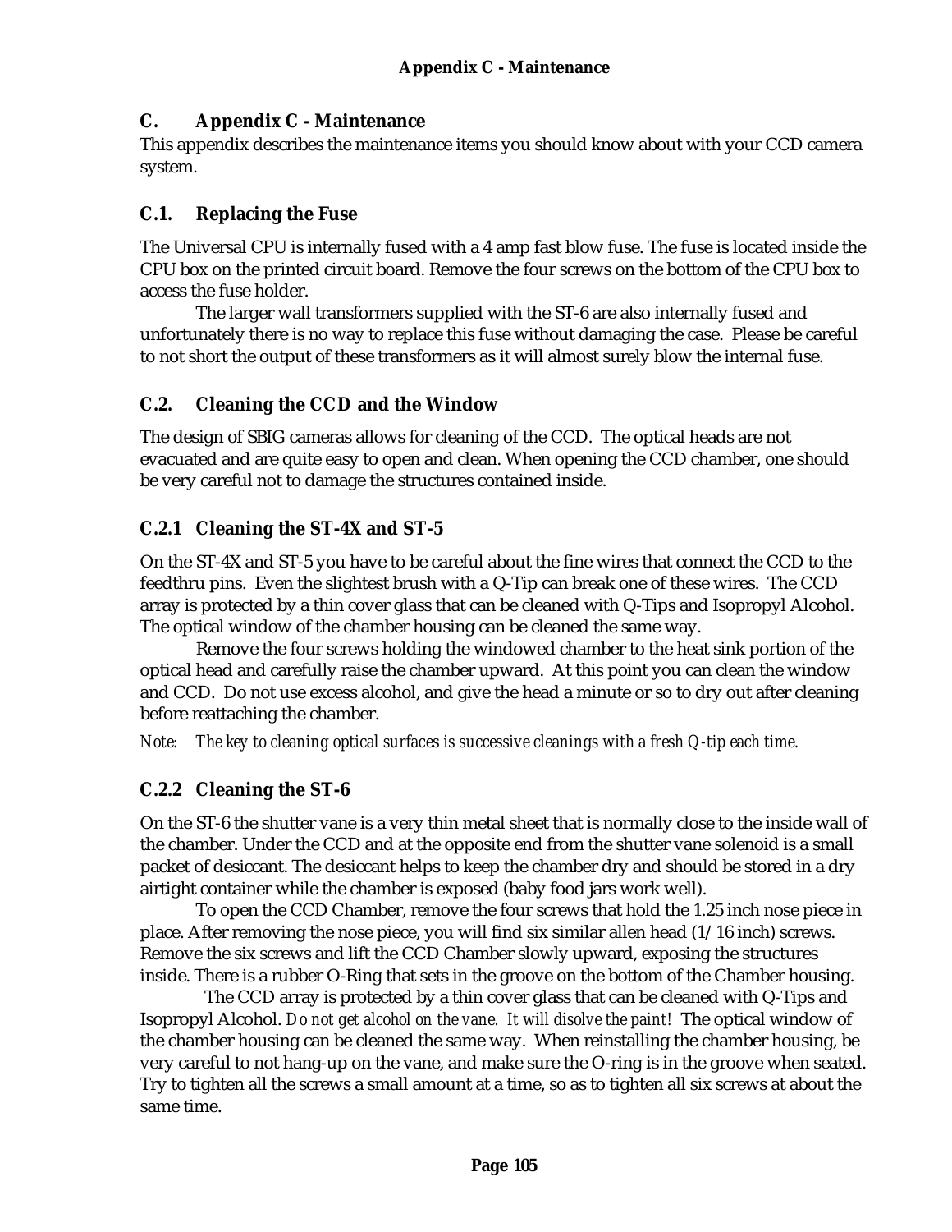# C. Appendix C - Maintenance

This appendix describes the maintenance items you should know about with your CCD camera system.

## C.1. Replacing the Fuse

The Universal CPU is internally fused with a 4 amp fast blow fuse. The fuse is located inside the CPU box on the printed circuit board. Remove the four screws on the bottom of the CPU box to access the fuse holder.

The larger wall transformers supplied with the ST-6 are also internally fused and unfortunately there is no way to replace this fuse without damaging the case. Please be careful to not short the output of these transformers as it will almost surely blow the internal fuse.

## C.2. Cleaning the CCD and the Window

The design of SBIG cameras allows for cleaning of the CCD. The optical heads are not evacuated and are quite easy to open and clean. When opening the CCD chamber, one should be very careful not to damage the structures contained inside.

### C.2.1 Cleaning the ST-4X and ST-5

On the ST-4X and ST-5 you have to be careful about the fine wires that connect the CCD to the feedthru pins. Even the slightest brush with a Q-Tip can break one of these wires. The CCD array is protected by a thin cover glass that can be cleaned with Q-Tips and Isopropyl Alcohol. The optical window of the chamber housing can be cleaned the same way.

Remove the four screws holding the windowed chamber to the heat sink portion of the optical head and carefully raise the chamber upward. At this point you can clean the window and CCD. Do not use excess alcohol, and give the head a minute or so to dry out after cleaning before reattaching the chamber.

*Note: The key to cleaning optical surfaces is successive cleanings with a fresh Q-tip each time.*

### C.2.2 Cleaning the ST-6

On the ST-6 the shutter vane is a very thin metal sheet that is normally close to the inside wall of the chamber. Under the CCD and at the opposite end from the shutter vane solenoid is a small packet of desiccant. The desiccant helps to keep the chamber dry and should be stored in a dry airtight container while the chamber is exposed (baby food jars work well).

To open the CCD Chamber, remove the four screws that hold the 1.25 inch nose piece in place. After removing the nose piece, you will find six similar allen head (1/16 inch) screws. Remove the six screws and lift the CCD Chamber slowly upward, exposing the structures inside. There is a rubber O-Ring that sets in the groove on the bottom of the Chamber housing.

The CCD array is protected by a thin cover glass that can be cleaned with Q-Tips and Isopropyl Alcohol. *Do not get alcohol on the vane. It will disolve the paint!* The optical window of the chamber housing can be cleaned the same way. When reinstalling the chamber housing, be very careful to not hang-up on the vane, and make sure the O-ring is in the groove when seated. Try to tighten all the screws a small amount at a time, so as to tighten all six screws at about the same time.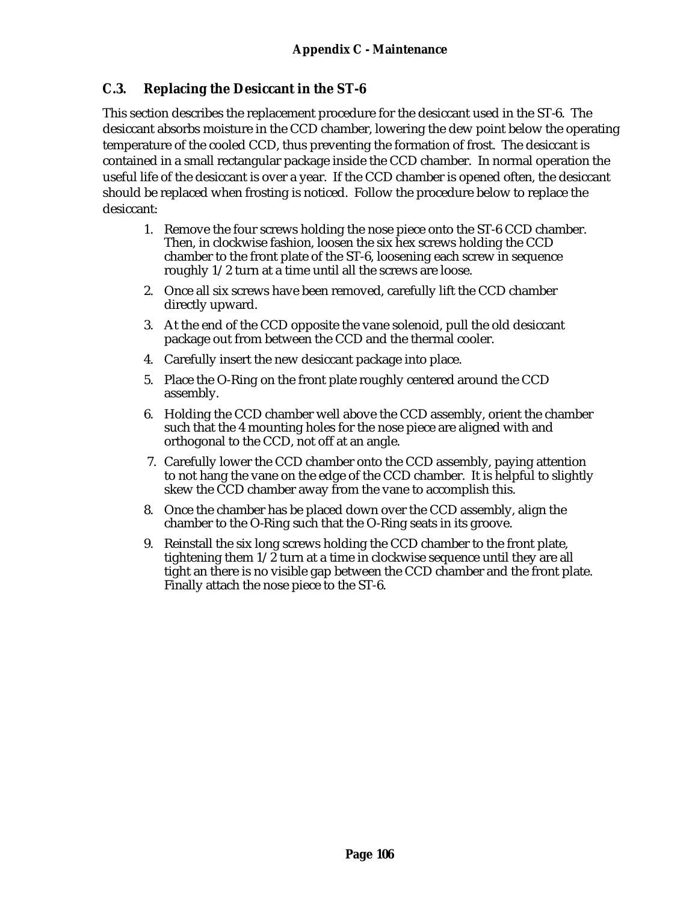## C.3. Replacing the Desiccant in the ST-6

This section describes the replacement procedure for the desiccant used in the ST-6. The desiccant absorbs moisture in the CCD chamber, lowering the dew point below the operating temperature of the cooled CCD, thus preventing the formation of frost. The desiccant is contained in a small rectangular package inside the CCD chamber. In normal operation the useful life of the desiccant is over a year. If the CCD chamber is opened often, the desiccant should be replaced when frosting is noticed. Follow the procedure below to replace the desiccant:

1. Remove the four screws holding the nose piece onto the ST-6 CCD chamber. Then, in clockwise fashion, loosen the six hex screws holding the CCD chamber to the front plate of the ST-6, loosening each screw in sequence roughly 1/2 turn at a time until all the screws are loose.
2. Once all six screws have been removed, carefully lift the CCD chamber directly upward.
3. At the end of the CCD opposite the vane solenoid, pull the old desiccant package out from between the CCD and the thermal cooler.
4. Carefully insert the new desiccant package into place.
5. Place the O-Ring on the front plate roughly centered around the CCD assembly.
6. Holding the CCD chamber well above the CCD assembly, orient the chamber such that the 4 mounting holes for the nose piece are aligned with and orthogonal to the CCD, not off at an angle.
7. Carefully lower the CCD chamber onto the CCD assembly, paying attention to not hang the vane on the edge of the CCD chamber. It is helpful to slightly skew the CCD chamber away from the vane to accomplish this.
8. Once the chamber has be placed down over the CCD assembly, align the chamber to the O-Ring such that the O-Ring seats in its groove.
9. Reinstall the six long screws holding the CCD chamber to the front plate, tightening them 1/2 turn at a time in clockwise sequence until they are all tight an there is no visible gap between the CCD chamber and the front plate. Finally attach the nose piece to the ST-6.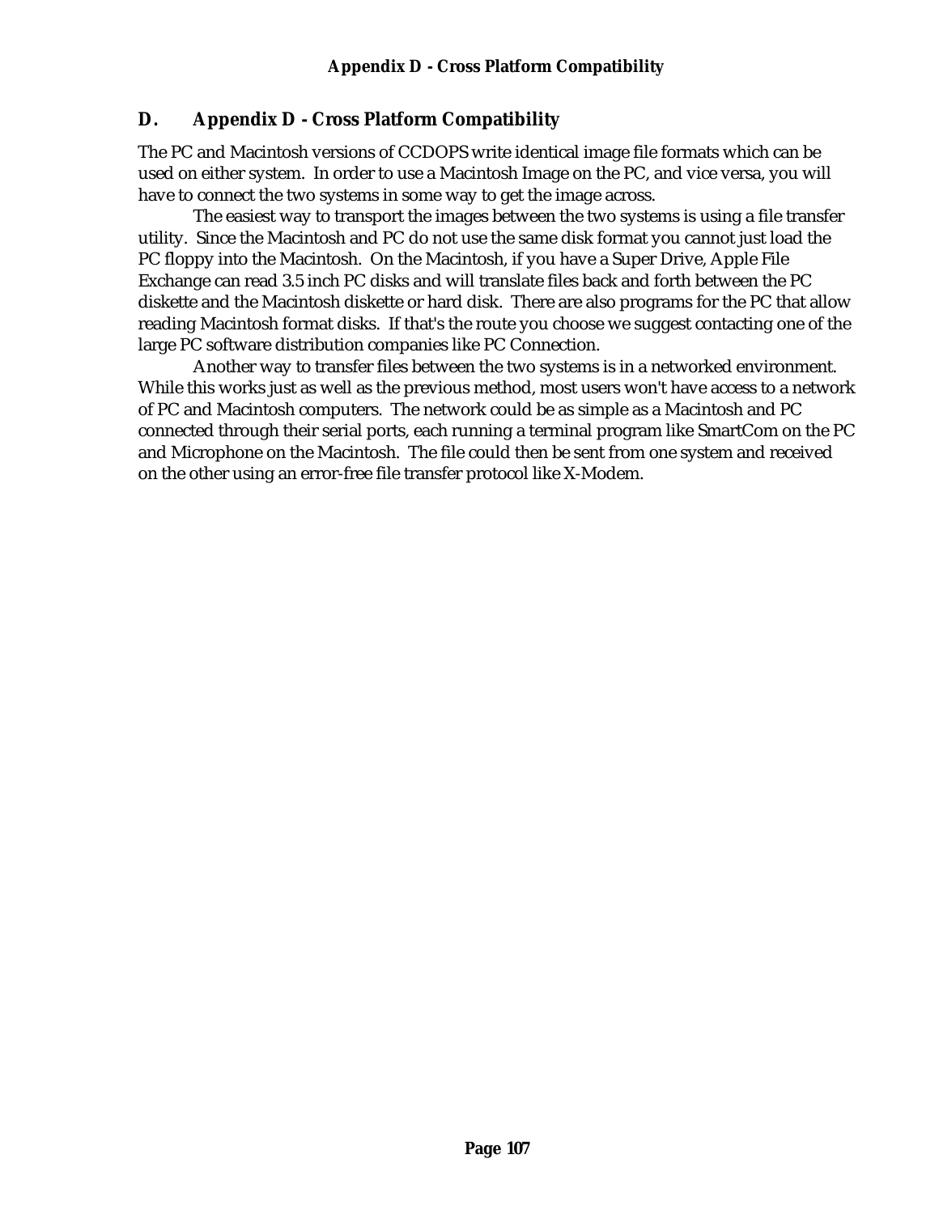# D. Appendix D - Cross Platform Compatibility

The PC and Macintosh versions of CCDOPS write identical image file formats which can be used on either system. In order to use a Macintosh Image on the PC, and vice versa, you will have to connect the two systems in some way to get the image across.

The easiest way to transport the images between the two systems is using a file transfer utility. Since the Macintosh and PC do not use the same disk format you cannot just load the PC floppy into the Macintosh. On the Macintosh, if you have a Super Drive, Apple File Exchange can read 3.5 inch PC disks and will translate files back and forth between the PC diskette and the Macintosh diskette or hard disk. There are also programs for the PC that allow reading Macintosh format disks. If that's the route you choose we suggest contacting one of the large PC software distribution companies like PC Connection.

Another way to transfer files between the two systems is in a networked environment. While this works just as well as the previous method, most users won't have access to a network of PC and Macintosh computers. The network could be as simple as a Macintosh and PC connected through their serial ports, each running a terminal program like SmartCom on the PC and Microphone on the Macintosh. The file could then be sent from one system and received on the other using an error-free file transfer protocol like X-Modem.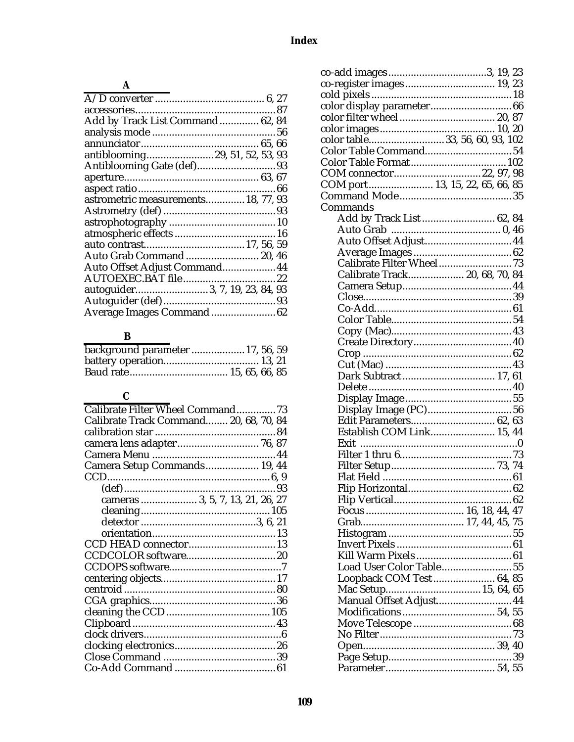# Index

### A

A/D converter ....................................... 6, 27
accessories ................................................. 87
Add by Track List Command ............. 62, 84
analysis mode ........................................... 56
annunciator ......................................... 65, 66
antiblooming ........................ 29, 51, 52, 53, 93
Antiblooming Gate (def) ........................... 93
aperture ............................................... 63, 67
aspect ratio ................................................ 66
astrometric measurements ............. 18, 77, 93
Astrometry (def) ....................................... 93
astrophotography ..................................... 10
atmospheric effects ................................... 16
auto contrast ................................... 17, 56, 59
Auto Grab Command ......................... 20, 46
Auto Offset Adjust Command .................. 44
AUTOEXEC.BAT file ................................ 22
autoguider ......................... 3, 7, 19, 23, 84, 93
Autoguider (def) ....................................... 93
Average Images Command ...................... 62

### B

background parameter .................. 17, 56, 59
battery operation ................................. 13, 21
Baud rate .................................. 15, 65, 66, 85

### C

Calibrate Filter Wheel Command ............. 73
Calibrate Track Command ........ 20, 68, 70, 84
calibration star .......................................... 84
camera lens adapter ............................ 76, 87
Camera Menu ........................................... 44
Camera Setup Commands .................. 19, 44
CCD ........................................................ 6, 9
- (def) ..................................................... 93
- cameras ................... 3, 5, 7, 13, 21, 26, 27
- cleaning ............................................. 105
- detector ........................................ 3, 6, 21
- orientation ........................................... 13

CCD HEAD connector .............................. 13
CCDCOLOR software ............................... 20
CCDOPS software ....................................... 7
centering objects ........................................ 17
centroid ..................................................... 80
CGA graphics ............................................ 36
cleaning the CCD .................................... 105
Clipboard .................................................. 43
clock drivers ................................................ 6
clocking electronics ................................... 26
Close Command ....................................... 39
Co-Add Command ................................... 61
co-add images .................................. 3, 19, 23
co-register images ............................... 19, 23
cold pixels ................................................. 18
color display parameter ............................ 66
color filter wheel ................................. 20, 87
color images ........................................ 10, 20
color table .......................... 33, 56, 60, 93, 102
Color Table Command .............................. 54
Color Table Format .................................. 102
COM connector .............................. 22, 97, 98
COM port ...................... 13, 15, 22, 65, 66, 85
Command Mode ........................................ 35
Commands
- Add by Track List .......................... 62, 84
- Auto Grab ...................................... 0, 46
- Auto Offset Adjust .............................. 44
- Average Images .................................. 62
- Calibrate Filter Wheel ......................... 73
- Calibrate Track ................... 20, 68, 70, 84
- Camera Setup ...................................... 44
- Close .................................................... 39
- Co-Add ................................................ 61
- Color Table .......................................... 54
- Copy (Mac) .......................................... 43
- Create Directory .................................. 40
- Crop .................................................... 62
- Cut (Mac) ............................................ 43
- Dark Subtract ................................ 17, 61
- Delete .................................................. 40
- Display Image ..................................... 55
- Display Image (PC) ............................. 56
- Edit Parameters ............................ 62, 63
- Establish COM Link ....................... 15, 44
- Exit ....................................................... 0
- Filter 1 thru 6 ...................................... 73
- Filter Setup .................................... 73, 74
- Flat Field ............................................. 61
- Flip Horizontal .................................... 62
- Flip Vertical ........................................ 62
- Focus .................................. 16, 18, 44, 47
- Grab .................................... 17, 44, 45, 75
- Histogram ........................................... 55
- Invert Pixels ........................................ 61
- Kill Warm Pixels ................................. 61
- Load User Color Table ........................ 55
- Loopback COM Test ...................... 64, 85
- Mac Setup ................................ 15, 64, 65
- Manual Offset Adjust .......................... 44
- Modifications ................................ 54, 55
- Move Telescope .................................. 68
- No Filter .............................................. 73
- Open ............................................. 39, 40
- Page Setup ........................................... 39
- Parameter ...................................... 54, 55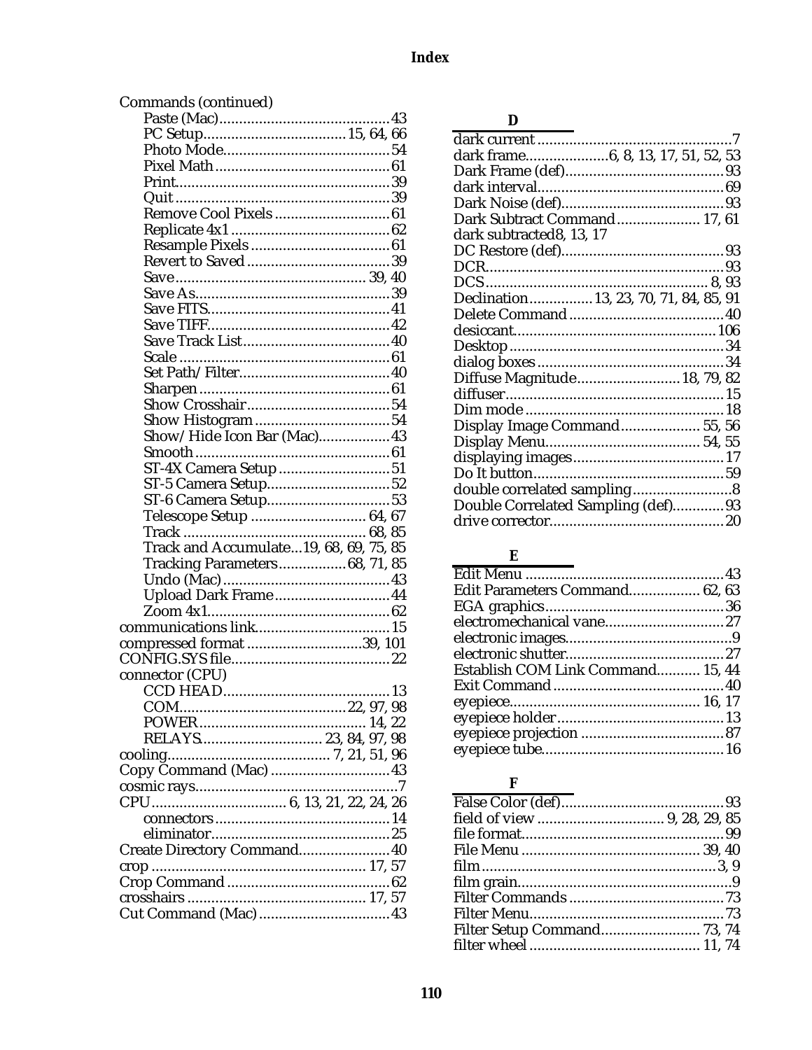## Index

Commands (continued)
- Paste (Mac)...........................................43
- PC Setup....................................15, 64, 66
- Photo Mode...........................................54
- Pixel Math............................................61
- Print......................................................39
- Quit.......................................................39
- Remove Cool Pixels.............................61
- Replicate 4x1........................................62
- Resample Pixels...................................61
- Revert to Saved....................................39
- Save................................................39, 40
- Save As.................................................39
- Save FITS..............................................41
- Save TIFF..............................................42
- Save Track List.....................................40
- Scale......................................................61
- Set Path/Filter......................................40
- Sharpen.................................................61
- Show Crosshair.....................................54
- Show Histogram...................................54
- Show/Hide Icon Bar (Mac)..................43
- Smooth..................................................61
- ST-4X Camera Setup............................51
- ST-5 Camera Setup...............................52
- ST-6 Camera Setup...............................53
- Telescope Setup............................64, 67
- Track...............................................68, 85
- Track and Accumulate...19, 68, 69, 75, 85
- Tracking Parameters.................68, 71, 85
- Undo (Mac)...........................................43
- Upload Dark Frame.............................44
- Zoom 4x1..............................................62

communications link..................................15
compressed format.............................39, 101
CONFIG.SYS file.........................................22
connector (CPU)
- CCD HEAD..........................................13
- COM...........................................22, 97, 98
- POWER...........................................14, 22
- RELAYS...............................23, 84, 97, 98

cooling.........................................7, 21, 51, 96
Copy Command (Mac)..............................43
cosmic rays...................................................7
CPU..................................6, 13, 21, 22, 24, 26
- connectors............................................14
- eliminator.............................................25

Create Directory Command.......................40
crop.......................................................17, 57
Crop Command.........................................62
crosshairs.............................................17, 57
Cut Command (Mac).................................43

### D

dark current.................................................7
dark frame.....................6, 8, 13, 17, 51, 52, 53
Dark Frame (def)........................................93
dark interval...............................................69
Dark Noise (def).........................................93
Dark Subtract Command.....................17, 61
dark subtracted8, 13, 17
DC Restore (def)..........................................93
DCR..............................................................93
DCS...........................................................8, 93
Declination................13, 23, 70, 71, 84, 85, 91
Delete Command.......................................40
desiccant...................................................106
Desktop......................................................34
dialog boxes...............................................34
Diffuse Magnitude...........................18, 79, 82
diffuser.......................................................15
Dim mode..................................................18
Display Image Command....................55, 56
Display Menu........................................54, 55
displaying images......................................17
Do It button................................................59
double correlated sampling.........................8
Double Correlated Sampling (def).............93
drive corrector............................................20

### E

Edit Menu..................................................43
Edit Parameters Command..................62, 63
EGA graphics.............................................36
electromechanical vane..............................27
electronic images..........................................9
electronic shutter........................................27
Establish COM Link Command...........15, 44
Exit Command...........................................40
eyepiece..................................................16, 17
eyepiece holder..........................................13
eyepiece projection....................................87
eyepiece tube..............................................16

### F

False Color (def).........................................93
field of view...............................9, 28, 29, 85
file format...................................................99
File Menu...............................................39, 40
film.............................................................3, 9
film grain......................................................9
Filter Commands.......................................73
Filter Menu.................................................73
Filter Setup Command.........................73, 74
filter wheel...........................................11, 74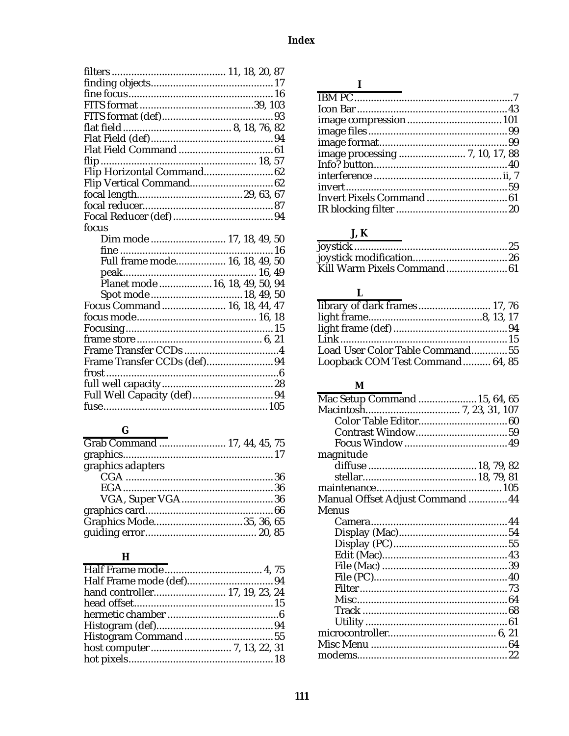# Index

filters ......................................... 11, 18, 20, 87
finding objects ......................................... 17
fine focus ......................................... 16
FITS format ......................................... 39, 103
FITS format (def) ......................................... 93
flat field ......................................... 8, 18, 76, 82
Flat Field (def) ......................................... 94
Flat Field Command ......................................... 61
flip ......................................... 18, 57
Flip Horizontal Command ......................................... 62
Flip Vertical Command ......................................... 62
focal length ......................................... 29, 63, 67
focal reducer ......................................... 87
Focal Reducer (def) ......................................... 94
focus
- Dim mode ......................................... 17, 18, 49, 50
- fine ......................................... 16
- Full frame mode ......................................... 16, 18, 49, 50
- peak ......................................... 16, 49
- Planet mode ......................................... 16, 18, 49, 50, 94
- Spot mode ......................................... 18, 49, 50

Focus Command ......................................... 16, 18, 44, 47
focus mode ......................................... 16, 18
Focusing ......................................... 15
frame store ......................................... 6, 21
Frame Transfer CCDs ......................................... 4
Frame Transfer CCDs (def) ......................................... 94
frost ......................................... 6
full well capacity ......................................... 28
Full Well Capacity (def) ......................................... 94
fuse ......................................... 105

## G

Grab Command ......................................... 17, 44, 45, 75
graphics ......................................... 17
graphics adapters
- CGA ......................................... 36
- EGA ......................................... 36
- VGA, Super VGA ......................................... 36

graphics card ......................................... 66
Graphics Mode ......................................... 35, 36, 65
guiding error ......................................... 20, 85

## H

Half Frame mode ......................................... 4, 75
Half Frame mode (def) ......................................... 94
hand controller ......................................... 17, 19, 23, 24
head offset ......................................... 15
hermetic chamber ......................................... 6
Histogram (def) ......................................... 94
Histogram Command ......................................... 55
host computer ......................................... 7, 13, 22, 31
hot pixels ......................................... 18

## I

IBM PC ......................................... 7
Icon Bar ......................................... 43
image compression ......................................... 101
image files ......................................... 99
image format ......................................... 99
image processing ......................................... 7, 10, 17, 88
Info? button ......................................... 40
interference ......................................... ii, 7
invert ......................................... 59
Invert Pixels Command ......................................... 61
IR blocking filter ......................................... 20

## J, K

joystick ......................................... 25
joystick modification ......................................... 26
Kill Warm Pixels Command ......................................... 61

## L

library of dark frames ......................................... 17, 76
light frame ......................................... 8, 13, 17
light frame (def) ......................................... 94
Link ......................................... 15
Load User Color Table Command ......................................... 55
Loopback COM Test Command ......................................... 64, 85

## M

Mac Setup Command ......................................... 15, 64, 65
Macintosh ......................................... 7, 23, 31, 107
- Color Table Editor ......................................... 60
- Contrast Window ......................................... 59
- Focus Window ......................................... 49

magnitude
- diffuse ......................................... 18, 79, 82
- stellar ......................................... 18, 79, 81

maintenance ......................................... 105
Manual Offset Adjust Command ......................................... 44
Menus
- Camera ......................................... 44
- Display (Mac) ......................................... 54
- Display (PC) ......................................... 55
- Edit (Mac) ......................................... 43
- File (Mac) ......................................... 39
- File (PC) ......................................... 40
- Filter ......................................... 73
- Misc ......................................... 64
- Track ......................................... 68
- Utility ......................................... 61

microcontroller ......................................... 6, 21
Misc Menu ......................................... 64
modems ......................................... 22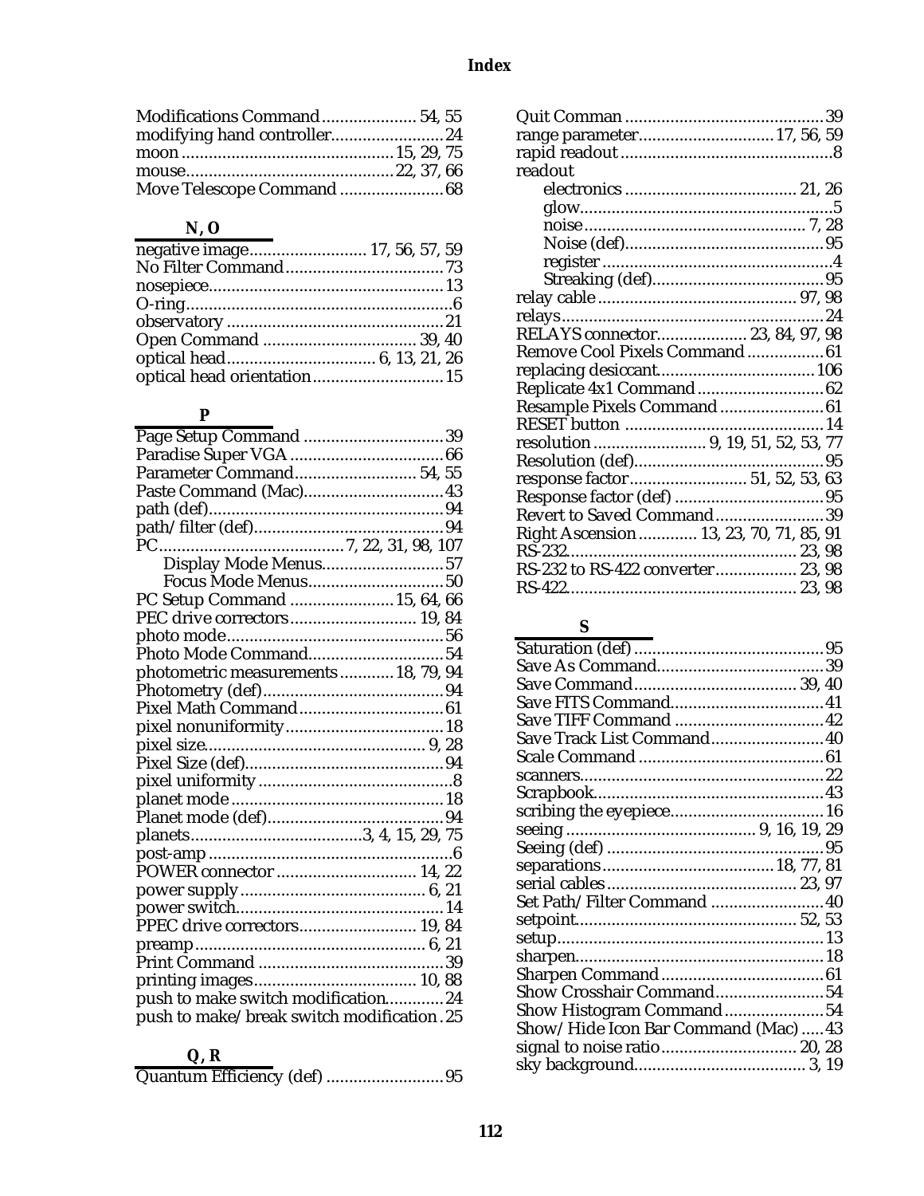# Index

Modifications Command.....................54, 55
modifying hand controller.........................24
moon...............................................15, 29, 75
mouse..............................................22, 37, 66
Move Telescope Command.......................68

### N, O

negative image..........................17, 56, 57, 59
No Filter Command...................................73
nosepiece...................................................13
O-ring...........................................................6
observatory................................................21
Open Command..................................39, 40
optical head.................................6, 13, 21, 26
optical head orientation.............................15

### P

Page Setup Command...............................39
Paradise Super VGA..................................66
Parameter Command...........................54, 55
Paste Command (Mac)...............................43
path (def)....................................................94
path/filter (def)..........................................94
PC.........................................7, 22, 31, 98, 107
- Display Mode Menus...........................57
- Focus Mode Menus..............................50

PC Setup Command.......................15, 64, 66
PEC drive correctors............................19, 84
photo mode................................................56
Photo Mode Command..............................54
photometric measurements............18, 79, 94
Photometry (def)........................................94
Pixel Math Command................................61
pixel nonuniformity...................................18
pixel size................................................9, 28
Pixel Size (def)...........................................94
pixel uniformity...........................................8
planet mode...............................................18
Planet mode (def).......................................94
planets......................................3, 4, 15, 29, 75
post-amp.......................................................6
POWER connector...............................14, 22
power supply..........................................6, 21
power switch..............................................14
PPEC drive correctors..........................19, 84
preamp...................................................6, 21
Print Command..........................................39
printing images....................................10, 88
push to make switch modification............24
push to make/break switch modification.25

### Q, R

Quantum Efficiency (def)..........................95
Quit Comman............................................39
range parameter.............................17, 56, 59
rapid readout...............................................8
readout
- electronics.......................................21, 26
- glow........................................................5
- noise.................................................7, 28
- Noise (def)............................................95
- register....................................................4
- Streaking (def).......................................95

relay cable............................................97, 98
relays..........................................................24
RELAYS connector....................23, 84, 97, 98
Remove Cool Pixels Command.................61
replacing desiccant...................................106
Replicate 4x1 Command............................62
Resample Pixels Command.......................61
RESET button............................................14
resolution.........................9, 19, 51, 52, 53, 77
Resolution (def)..........................................95
response factor..........................51, 52, 53, 63
Response factor (def).................................95
Revert to Saved Command........................39
Right Ascension.............13, 23, 70, 71, 85, 91
RS-232...................................................23, 98
RS-232 to RS-422 converter..................23, 98
RS-422...................................................23, 98

### S

Saturation (def)..........................................95
Save As Command.....................................39
Save Command....................................39, 40
Save FITS Command..................................41
Save TIFF Command..................................42
Save Track List Command.........................40
Scale Command..........................................61
scanners......................................................22
Scrapbook...................................................43
scribing the eyepiece..................................16
seeing..........................................9, 16, 19, 29
Seeing (def)................................................95
separations.....................................18, 77, 81
serial cables.........................................23, 97
Set Path/Filter Command..........................40
setpoint...................................................52, 53
setup...........................................................13
sharpen.......................................................18
Sharpen Command....................................61
Show Crosshair Command........................54
Show Histogram Command......................54
Show/Hide Icon Bar Command (Mac).....43
signal to noise ratio..............................20, 28
sky background.....................................3, 19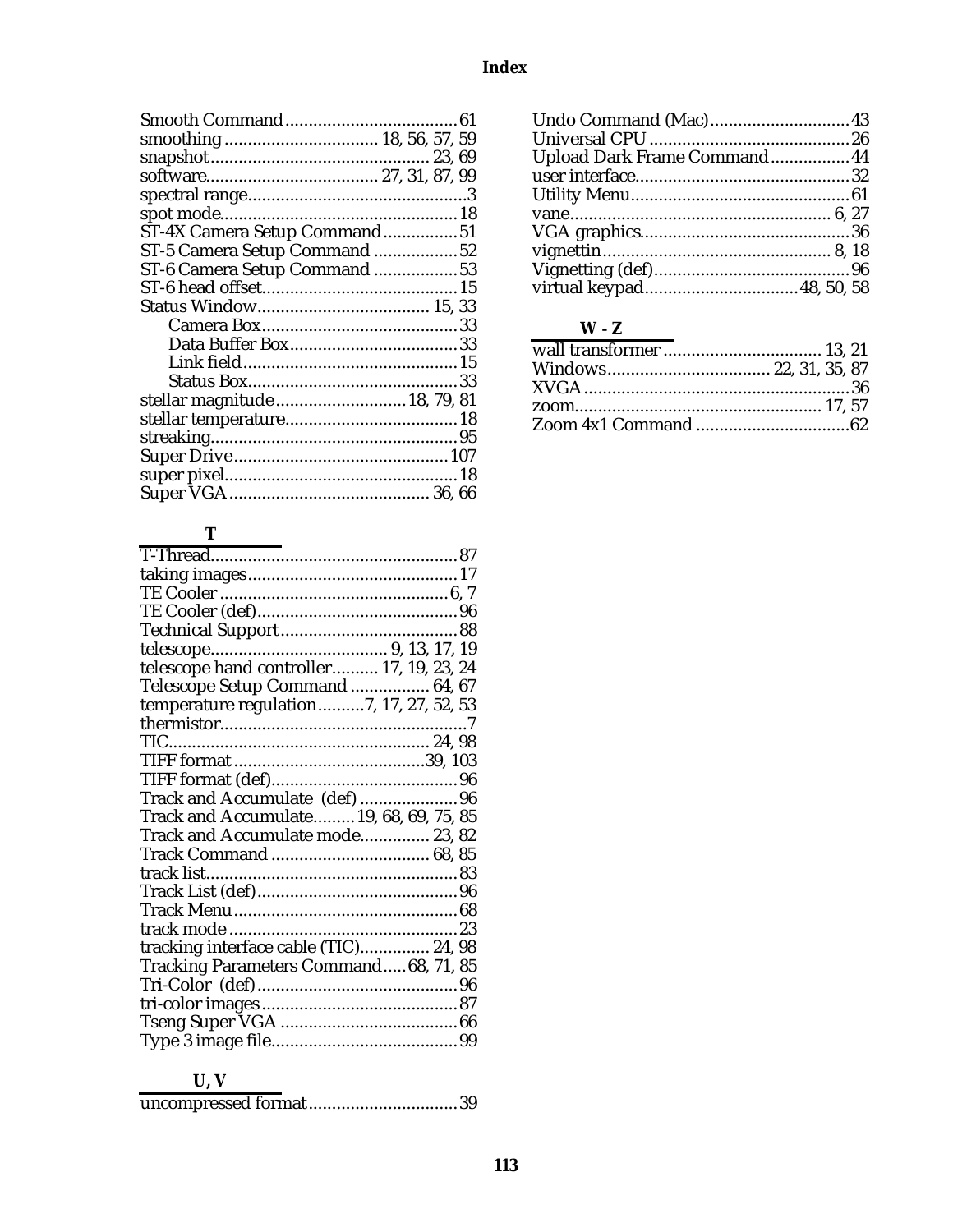# Index

Smooth Command....................................61
smoothing.................................18, 56, 57, 59
snapshot..............................................23, 69
software....................................27, 31, 87, 99
spectral range..............................................3
spot mode..................................................18
ST-4X Camera Setup Command................51
ST-5 Camera Setup Command..................52
ST-6 Camera Setup Command..................53
ST-6 head offset..........................................15
Status Window.....................................15, 33
  Camera Box..........................................33
  Data Buffer Box....................................33
  Link field..............................................15
  Status Box.............................................33
stellar magnitude...........................18, 79, 81
stellar temperature.....................................18
streaking....................................................95
Super Drive.............................................107
super pixel..................................................18
Super VGA..........................................36, 66

## T

T-Thread....................................................87
taking images.............................................17
TE Cooler................................................6, 7
TE Cooler (def)...........................................96
Technical Support......................................88
telescope.....................................9, 13, 17, 19
telescope hand controller..........17, 19, 23, 24
Telescope Setup Command.................64, 67
temperature regulation..........7, 17, 27, 52, 53
thermistor....................................................7
TIC........................................................24, 98
TIFF format.........................................39, 103
TIFF format (def)........................................96
Track and Accumulate (def).....................96
Track and Accumulate.........19, 68, 69, 75, 85
Track and Accumulate mode...............23, 82
Track Command..................................68, 85
track list......................................................83
Track List (def)...........................................96
Track Menu................................................68
track mode.................................................23
tracking interface cable (TIC)...............24, 98
Tracking Parameters Command.....68, 71, 85
Tri-Color (def)...........................................96
tri-color images..........................................87
Tseng Super VGA......................................66
Type 3 image file........................................99

## U, V

uncompressed format................................39
Undo Command (Mac).............................43
Universal CPU...........................................26
Upload Dark Frame Command................44
user interface.............................................32
Utility Menu..............................................61
vane......................................................6, 27
VGA graphics............................................36
vignettin...............................................8, 18
Vignetting (def)..........................................96
virtual keypad.................................48, 50, 58

## W - Z

wall transformer..................................13, 21
Windows..................................22, 31, 35, 87
XVGA........................................................36
zoom.....................................................17, 57
Zoom 4x1 Command.................................62